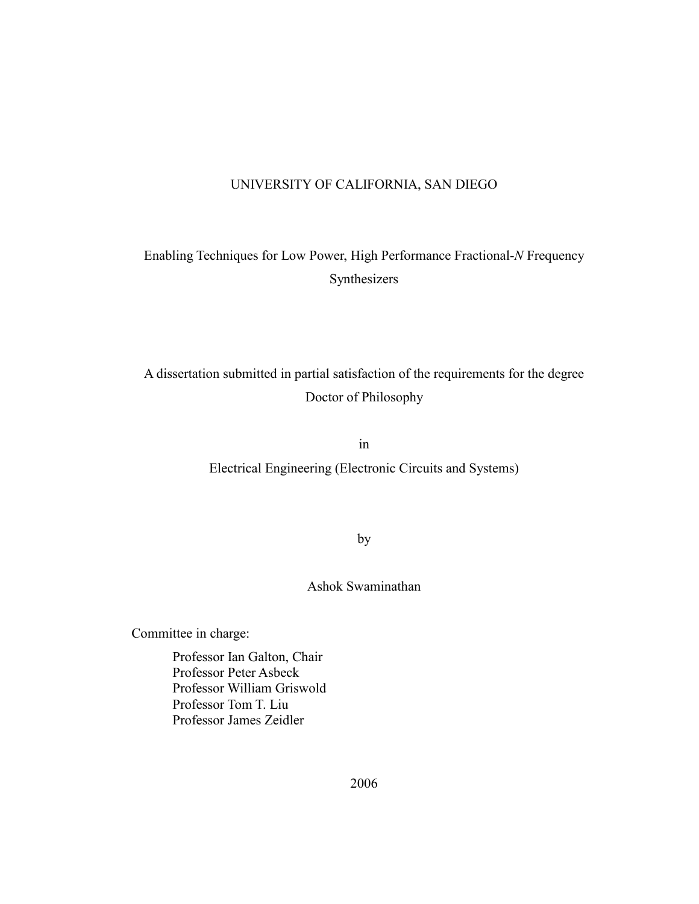UNIVERSITY OF CALIFORNIA, SAN DIEGO

# Enabling Techniques for Low Power, High Performance Fractional-*N* Frequency Synthesizers

A dissertation submitted in partial satisfaction of the requirements for the degree
Doctor of Philosophy

in

Electrical Engineering (Electronic Circuits and Systems)

by

Ashok Swaminathan

Committee in charge:

Professor Ian Galton, Chair
Professor Peter Asbeck
Professor William Griswold
Professor Tom T. Liu
Professor James Zeidler

2006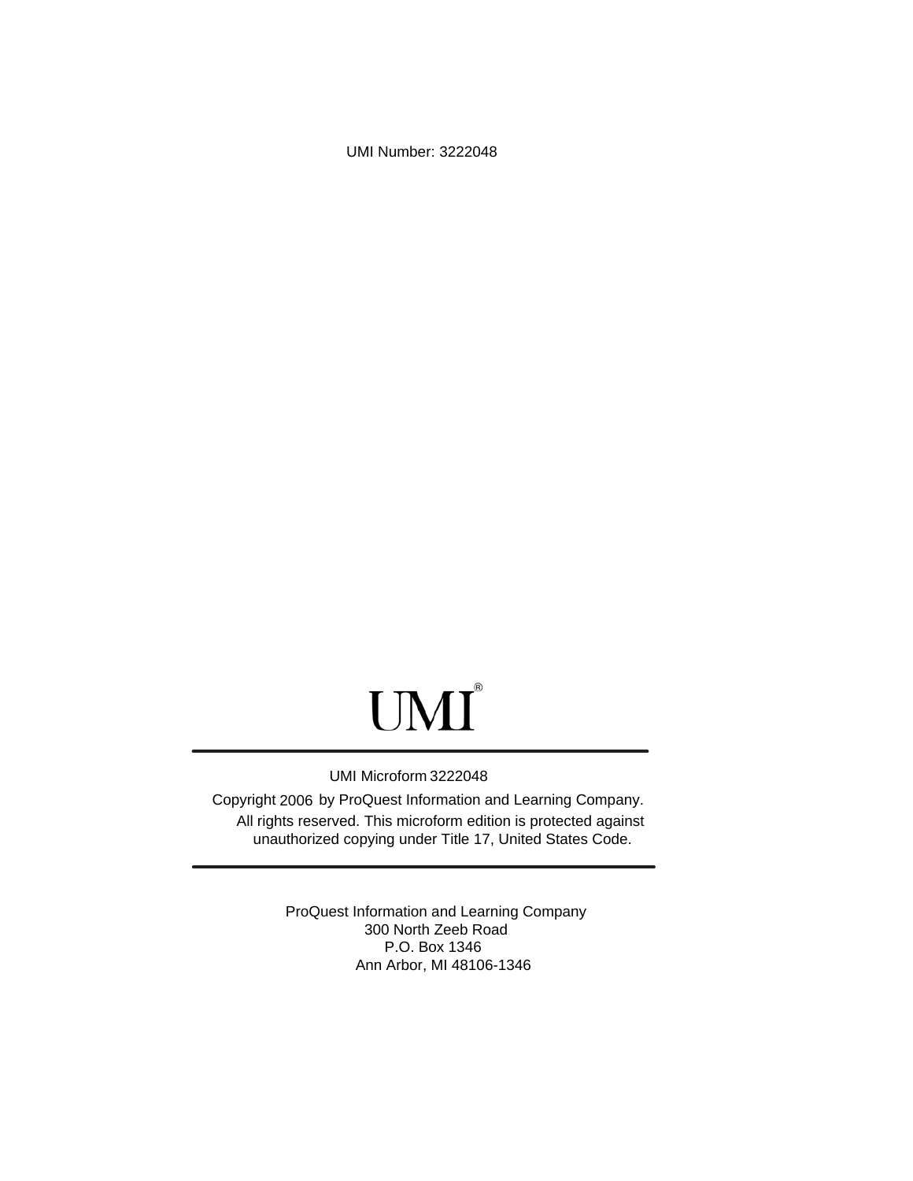UMI Number: 3222048

UMI®

---

UMI Microform 3222048

Copyright 2006 by ProQuest Information and Learning Company.
All rights reserved. This microform edition is protected against
unauthorized copying under Title 17, United States Code.

---

ProQuest Information and Learning Company
300 North Zeeb Road
P.O. Box 1346
Ann Arbor, MI 48106-1346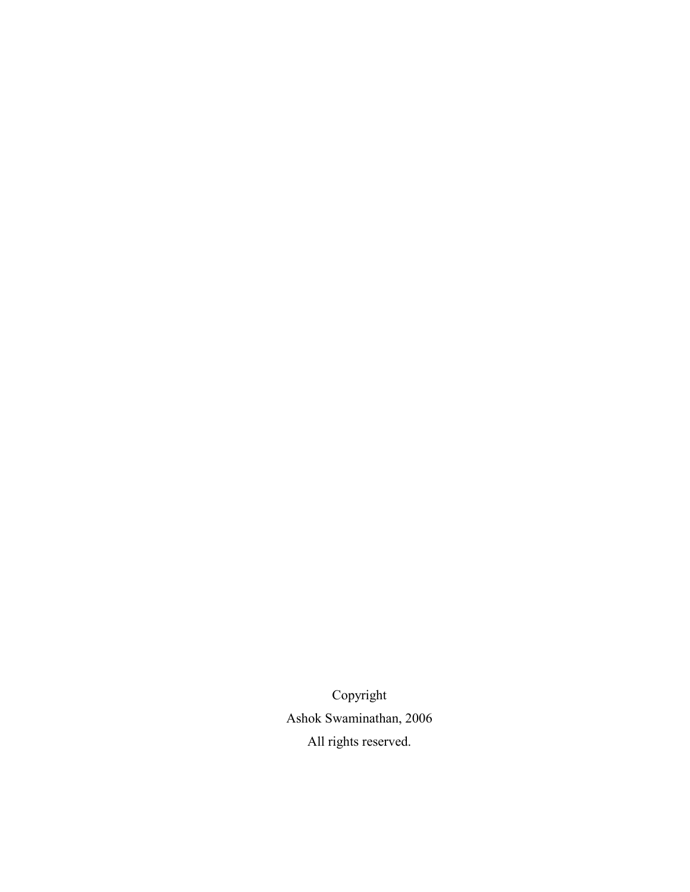Copyright

Ashok Swaminathan, 2006

All rights reserved.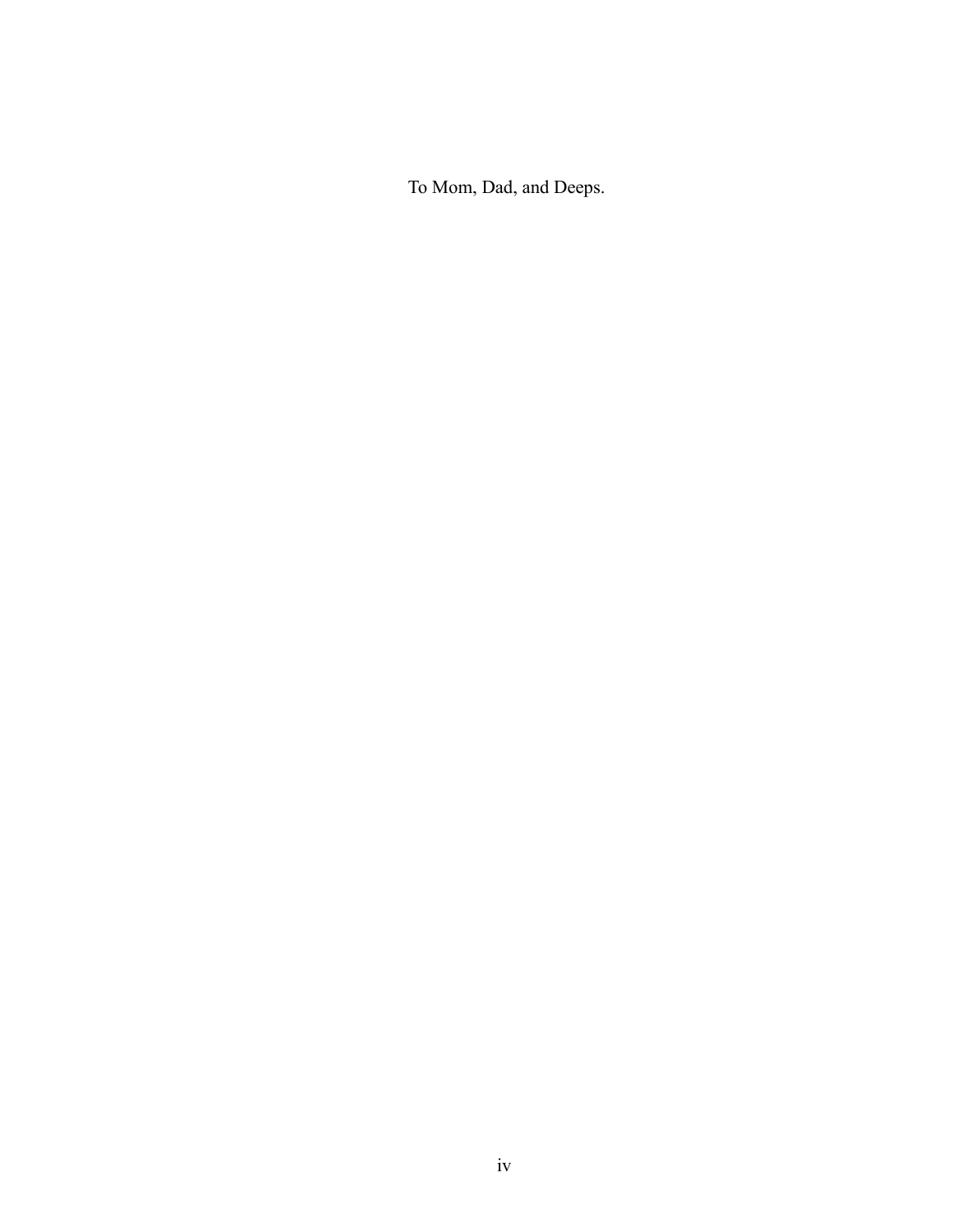To Mom, Dad, and Deeps.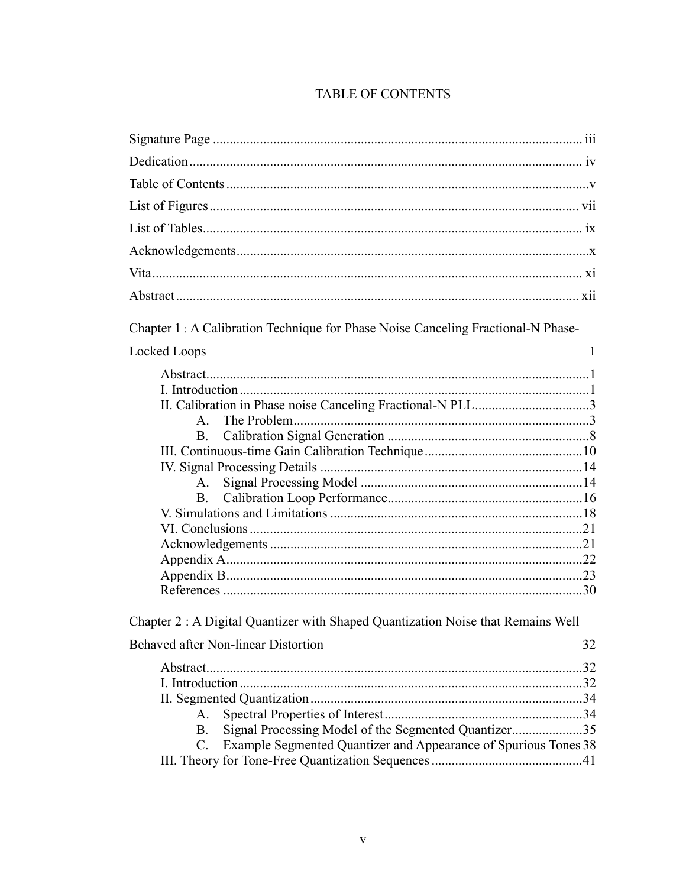# TABLE OF CONTENTS

Signature Page ............................................................ iii

Dedication ............................................................ iv

Table of Contents ............................................................ v

List of Figures ............................................................ vii

List of Tables ............................................................ ix

Acknowledgements ............................................................ x

Vita ............................................................ xi

Abstract ............................................................ xii

Chapter 1 : A Calibration Technique for Phase Noise Canceling Fractional-N Phase-Locked Loops 1

- Abstract ............................................................ 1
- I. Introduction ............................................................ 1
- II. Calibration in Phase noise Canceling Fractional-N PLL ............................................................ 3
  - A. The Problem ............................................................ 3
  - B. Calibration Signal Generation ............................................................ 8
- III. Continuous-time Gain Calibration Technique ............................................................ 10
- IV. Signal Processing Details ............................................................ 14
  - A. Signal Processing Model ............................................................ 14
  - B. Calibration Loop Performance ............................................................ 16
- V. Simulations and Limitations ............................................................ 18
- VI. Conclusions ............................................................ 21
- Acknowledgements ............................................................ 21
- Appendix A ............................................................ 22
- Appendix B ............................................................ 23
- References ............................................................ 30

Chapter 2 : A Digital Quantizer with Shaped Quantization Noise that Remains Well Behaved after Non-linear Distortion 32

- Abstract ............................................................ 32
- I. Introduction ............................................................ 32
- II. Segmented Quantization ............................................................ 34
  - A. Spectral Properties of Interest ............................................................ 34
  - B. Signal Processing Model of the Segmented Quantizer ............................................................ 35
  - C. Example Segmented Quantizer and Appearance of Spurious Tones 38
- III. Theory for Tone-Free Quantization Sequences ............................................................ 41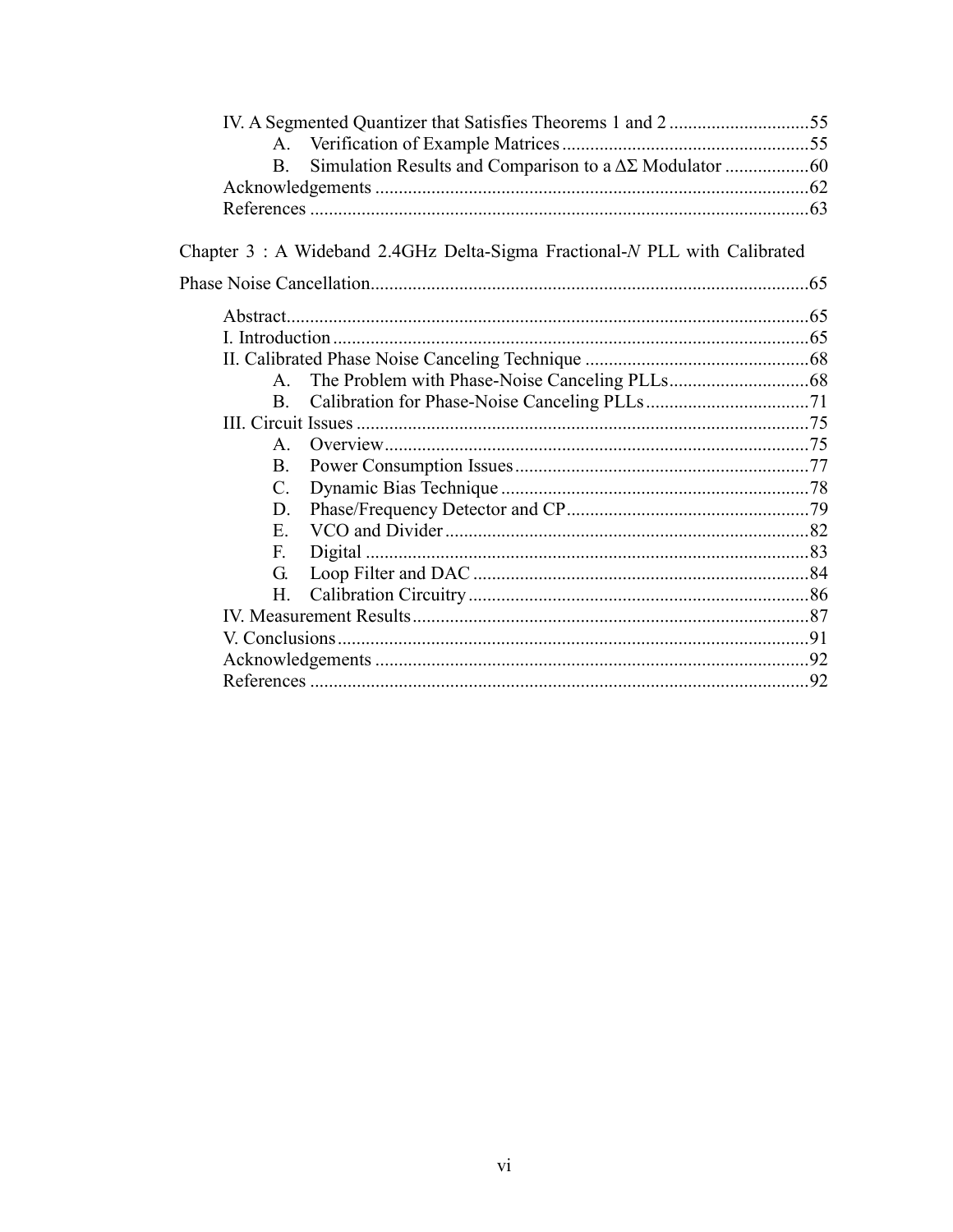IV. A Segmented Quantizer that Satisfies Theorems 1 and 2 ............................. 55

- A. Verification of Example Matrices ..................................................... 55
- B. Simulation Results and Comparison to a $\Delta\Sigma$ Modulator .................. 60

Acknowledgements ............................................................................................ 62

References .......................................................................................................... 63

Chapter 3 : A Wideband 2.4GHz Delta-Sigma Fractional-*N* PLL with Calibrated Phase Noise Cancellation ............................................................................................. 65

Abstract ............................................................................................................... 65

I. Introduction ...................................................................................................... 65

II. Calibrated Phase Noise Canceling Technique ................................................ 68

- A. The Problem with Phase-Noise Canceling PLLs .............................. 68
- B. Calibration for Phase-Noise Canceling PLLs ................................... 71

III. Circuit Issues ................................................................................................. 75

- A. Overview ........................................................................................... 75
- B. Power Consumption Issues ............................................................... 77
- C. Dynamic Bias Technique .................................................................. 78
- D. Phase/Frequency Detector and CP .................................................... 79
- E. VCO and Divider .............................................................................. 82
- F. Digital ............................................................................................... 83
- G. Loop Filter and DAC ........................................................................ 84
- H. Calibration Circuitry ......................................................................... 86

IV. Measurement Results ..................................................................................... 87

V. Conclusions ..................................................................................................... 91

Acknowledgements ............................................................................................ 92

References .......................................................................................................... 92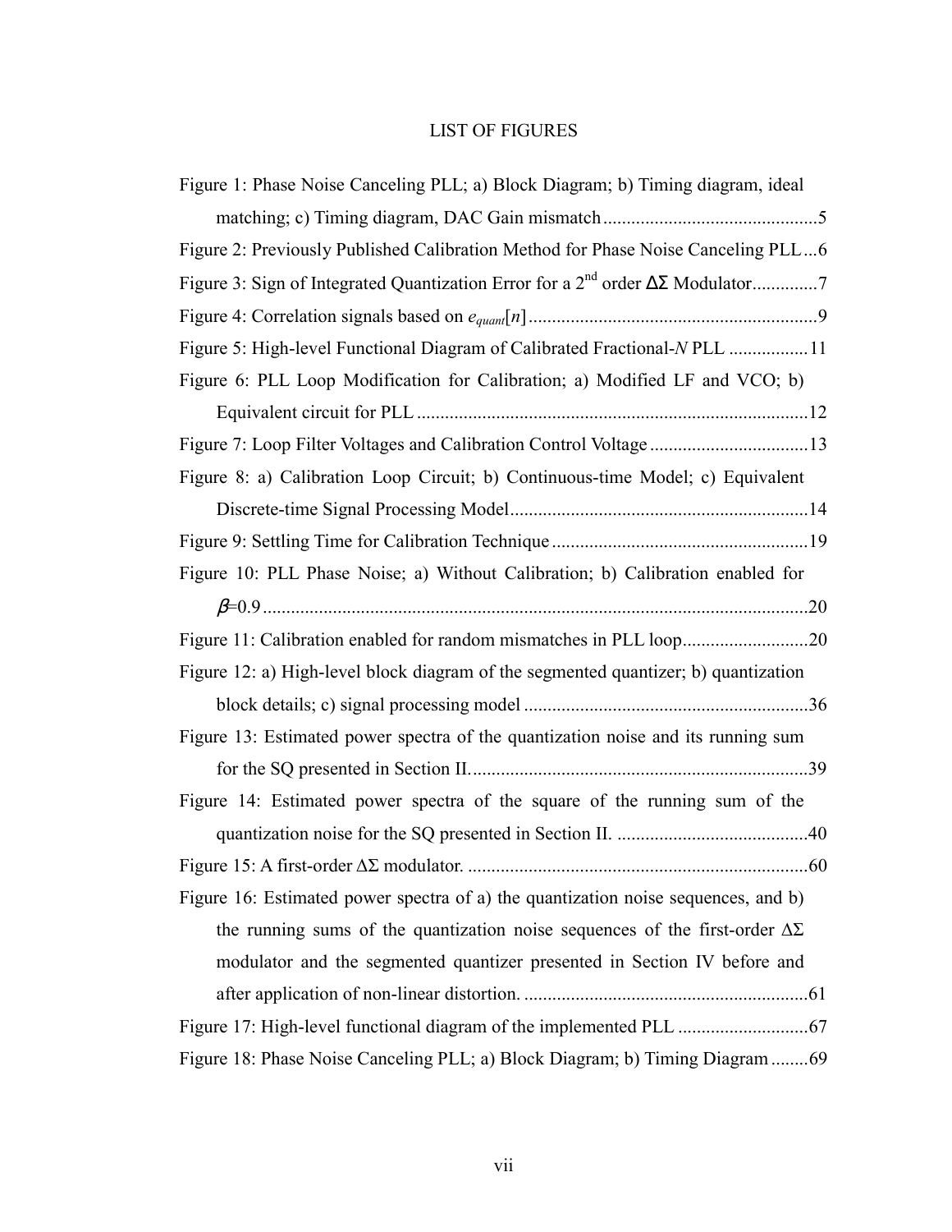# LIST OF FIGURES

Figure 1: Phase Noise Canceling PLL; a) Block Diagram; b) Timing diagram, ideal matching; c) Timing diagram, DAC Gain mismatch ............................................5

Figure 2: Previously Published Calibration Method for Phase Noise Canceling PLL ...6

Figure 3: Sign of Integrated Quantization Error for a 2nd order ΔΣ Modulator.............7

Figure 4: Correlation signals based on $e_{quant}[n]$ ............................................................9

Figure 5: High-level Functional Diagram of Calibrated Fractional-*N* PLL ................11

Figure 6: PLL Loop Modification for Calibration; a) Modified LF and VCO; b) Equivalent circuit for PLL ...................................................................................12

Figure 7: Loop Filter Voltages and Calibration Control Voltage .................................13

Figure 8: a) Calibration Loop Circuit; b) Continuous-time Model; c) Equivalent Discrete-time Signal Processing Model...............................................................14

Figure 9: Settling Time for Calibration Technique ......................................................19

Figure 10: PLL Phase Noise; a) Without Calibration; b) Calibration enabled for $\beta$=0.9 ...................................................................................................................20

Figure 11: Calibration enabled for random mismatches in PLL loop..........................20

Figure 12: a) High-level block diagram of the segmented quantizer; b) quantization block details; c) signal processing model ............................................................36

Figure 13: Estimated power spectra of the quantization noise and its running sum for the SQ presented in Section II.........................................................................39

Figure 14: Estimated power spectra of the square of the running sum of the quantization noise for the SQ presented in Section II. .........................................40

Figure 15: A first-order ΔΣ modulator. .........................................................................60

Figure 16: Estimated power spectra of a) the quantization noise sequences, and b) the running sums of the quantization noise sequences of the first-order ΔΣ modulator and the segmented quantizer presented in Section IV before and after application of non-linear distortion. ............................................................61

Figure 17: High-level functional diagram of the implemented PLL ............................67

Figure 18: Phase Noise Canceling PLL; a) Block Diagram; b) Timing Diagram ........69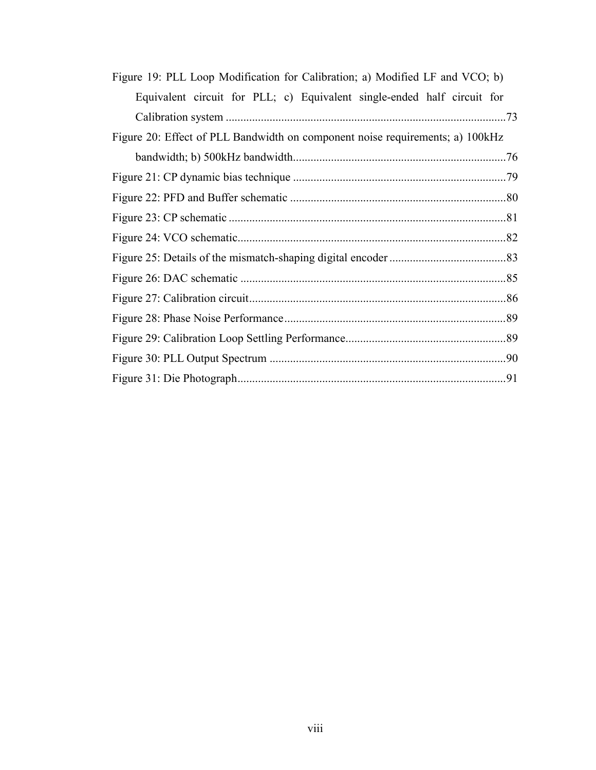Figure 19: PLL Loop Modification for Calibration; a) Modified LF and VCO; b) Equivalent circuit for PLL; c) Equivalent single-ended half circuit for Calibration system ............................................................................................... 73

Figure 20: Effect of PLL Bandwidth on component noise requirements; a) 100kHz bandwidth; b) 500kHz bandwidth ......................................................................... 76

Figure 21: CP dynamic bias technique ......................................................................... 79

Figure 22: PFD and Buffer schematic .......................................................................... 80

Figure 23: CP schematic ............................................................................................... 81

Figure 24: VCO schematic ............................................................................................ 82

Figure 25: Details of the mismatch-shaping digital encoder ........................................ 83

Figure 26: DAC schematic ........................................................................................... 85

Figure 27: Calibration circuit ........................................................................................ 86

Figure 28: Phase Noise Performance ............................................................................ 89

Figure 29: Calibration Loop Settling Performance ....................................................... 89

Figure 30: PLL Output Spectrum ................................................................................. 90

Figure 31: Die Photograph ............................................................................................ 91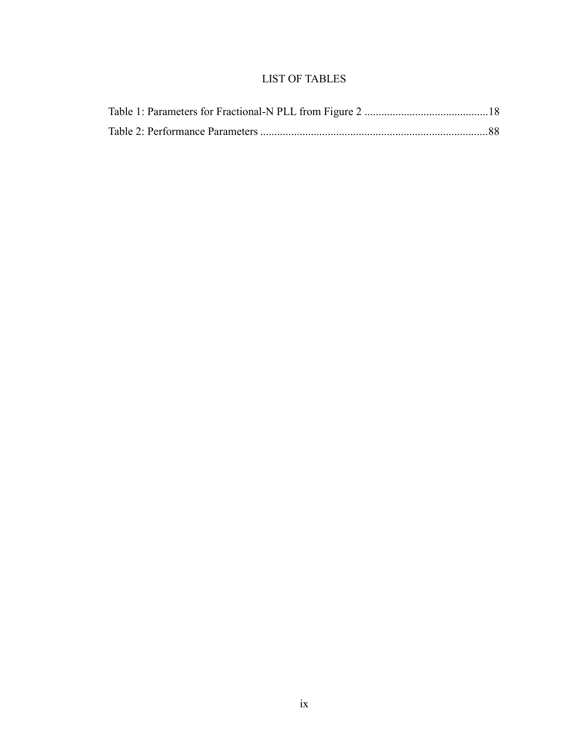# LIST OF TABLES

Table 1: Parameters for Fractional-N PLL from Figure 2 ............................................18

Table 2: Performance Parameters .................................................................................88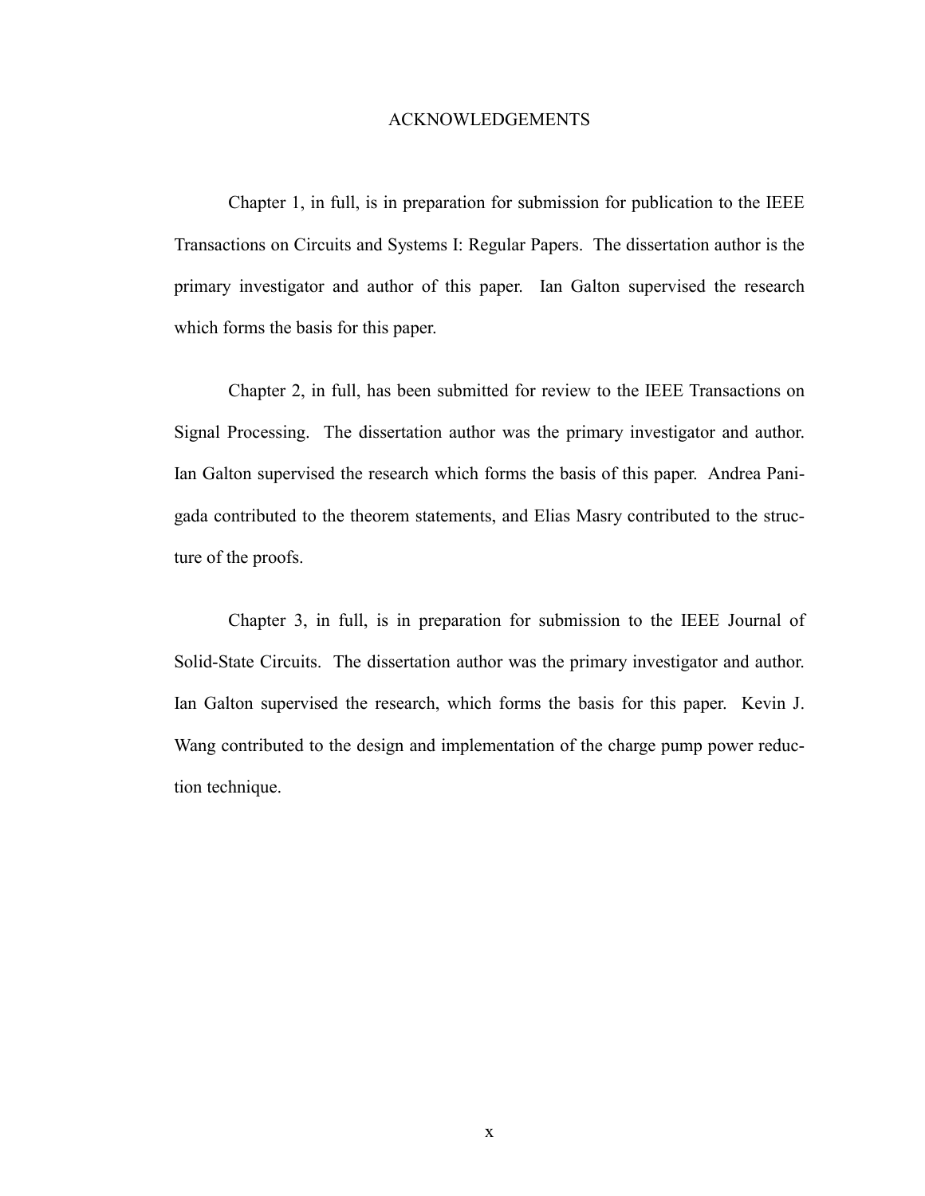# ACKNOWLEDGEMENTS

Chapter 1, in full, is in preparation for submission for publication to the IEEE Transactions on Circuits and Systems I: Regular Papers. The dissertation author is the primary investigator and author of this paper. Ian Galton supervised the research which forms the basis for this paper.

Chapter 2, in full, has been submitted for review to the IEEE Transactions on Signal Processing. The dissertation author was the primary investigator and author. Ian Galton supervised the research which forms the basis of this paper. Andrea Panigada contributed to the theorem statements, and Elias Masry contributed to the structure of the proofs.

Chapter 3, in full, is in preparation for submission to the IEEE Journal of Solid-State Circuits. The dissertation author was the primary investigator and author. Ian Galton supervised the research, which forms the basis for this paper. Kevin J. Wang contributed to the design and implementation of the charge pump power reduction technique.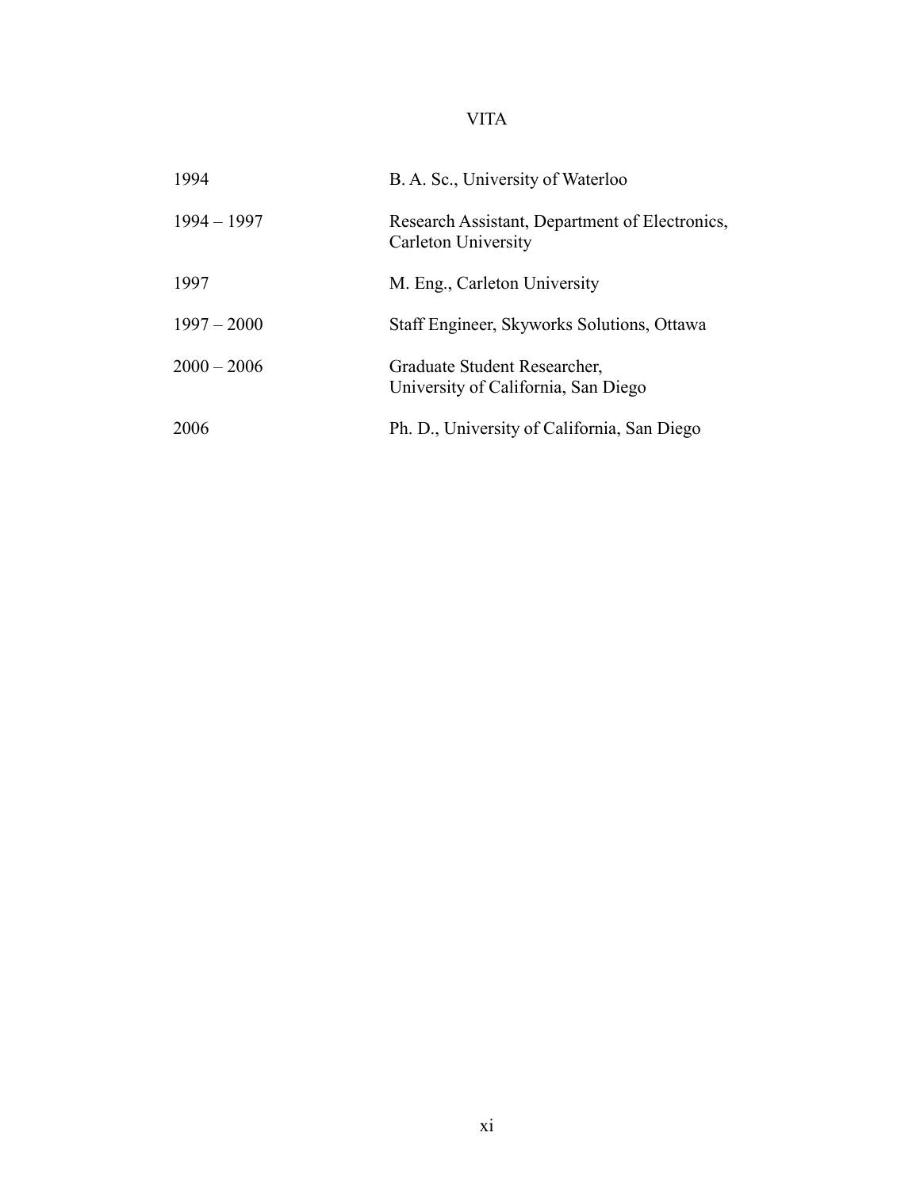# VITA

| | |
|---|---|
| 1994 | B. A. Sc., University of Waterloo |
| 1994 – 1997 | Research Assistant, Department of Electronics, Carleton University |
| 1997 | M. Eng., Carleton University |
| 1997 – 2000 | Staff Engineer, Skyworks Solutions, Ottawa |
| 2000 – 2006 | Graduate Student Researcher, University of California, San Diego |
| 2006 | Ph. D., University of California, San Diego |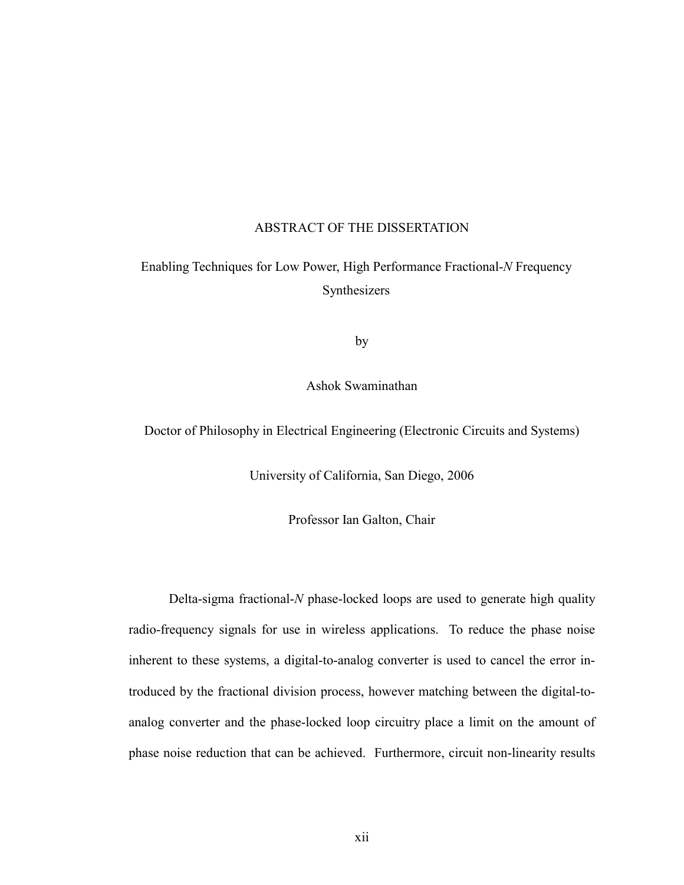# ABSTRACT OF THE DISSERTATION

## Enabling Techniques for Low Power, High Performance Fractional-*N* Frequency Synthesizers

by

Ashok Swaminathan

Doctor of Philosophy in Electrical Engineering (Electronic Circuits and Systems)

University of California, San Diego, 2006

Professor Ian Galton, Chair

Delta-sigma fractional-*N* phase-locked loops are used to generate high quality radio-frequency signals for use in wireless applications. To reduce the phase noise inherent to these systems, a digital-to-analog converter is used to cancel the error introduced by the fractional division process, however matching between the digital-to-analog converter and the phase-locked loop circuitry place a limit on the amount of phase noise reduction that can be achieved. Furthermore, circuit non-linearity results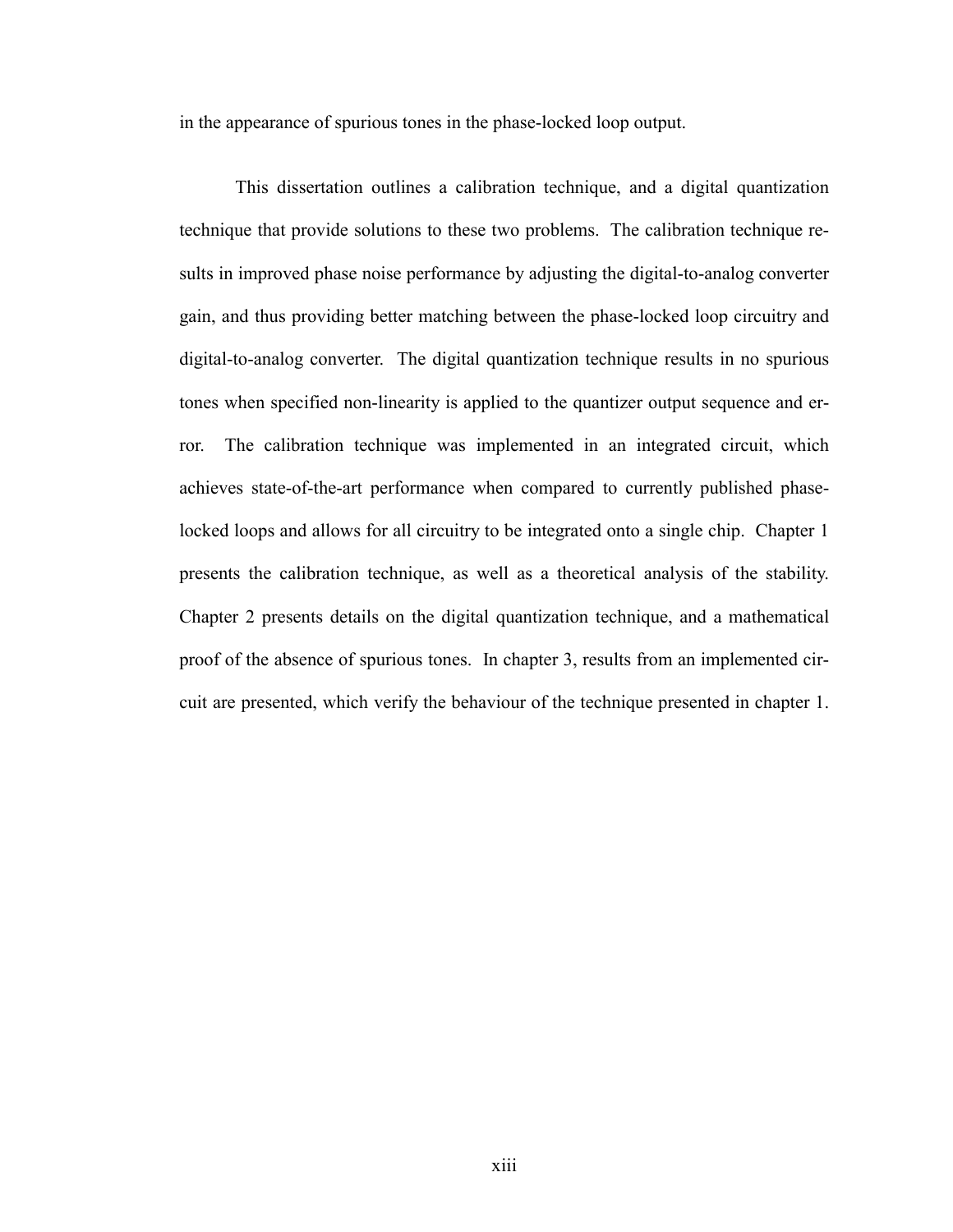in the appearance of spurious tones in the phase-locked loop output.

This dissertation outlines a calibration technique, and a digital quantization technique that provide solutions to these two problems. The calibration technique results in improved phase noise performance by adjusting the digital-to-analog converter gain, and thus providing better matching between the phase-locked loop circuitry and digital-to-analog converter. The digital quantization technique results in no spurious tones when specified non-linearity is applied to the quantizer output sequence and error. The calibration technique was implemented in an integrated circuit, which achieves state-of-the-art performance when compared to currently published phase-locked loops and allows for all circuitry to be integrated onto a single chip. Chapter 1 presents the calibration technique, as well as a theoretical analysis of the stability. Chapter 2 presents details on the digital quantization technique, and a mathematical proof of the absence of spurious tones. In chapter 3, results from an implemented circuit are presented, which verify the behaviour of the technique presented in chapter 1.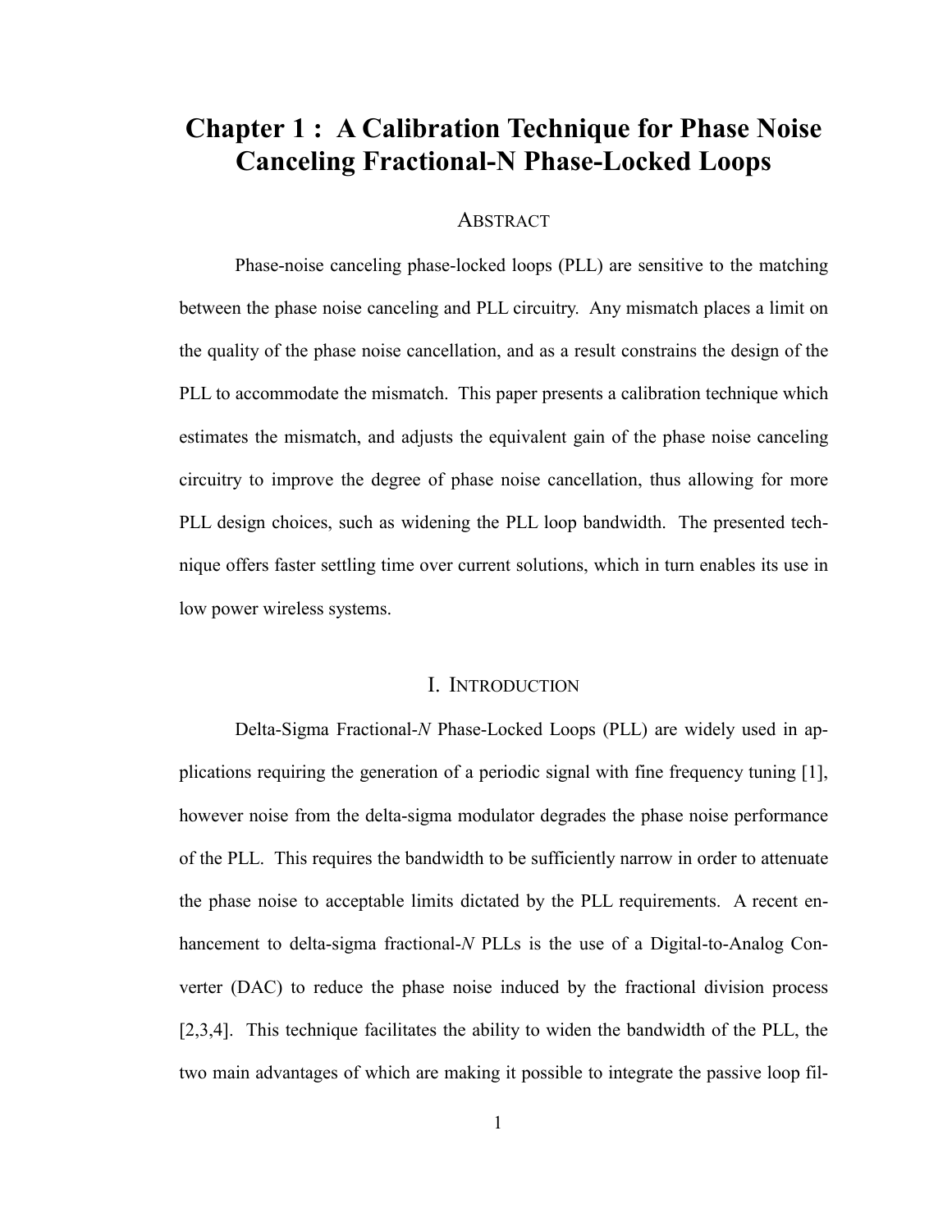# Chapter 1 : A Calibration Technique for Phase Noise Canceling Fractional-N Phase-Locked Loops

## ABSTRACT

Phase-noise canceling phase-locked loops (PLL) are sensitive to the matching between the phase noise canceling and PLL circuitry. Any mismatch places a limit on the quality of the phase noise cancellation, and as a result constrains the design of the PLL to accommodate the mismatch. This paper presents a calibration technique which estimates the mismatch, and adjusts the equivalent gain of the phase noise canceling circuitry to improve the degree of phase noise cancellation, thus allowing for more PLL design choices, such as widening the PLL loop bandwidth. The presented technique offers faster settling time over current solutions, which in turn enables its use in low power wireless systems.

## I. INTRODUCTION

Delta-Sigma Fractional-*N* Phase-Locked Loops (PLL) are widely used in applications requiring the generation of a periodic signal with fine frequency tuning [1], however noise from the delta-sigma modulator degrades the phase noise performance of the PLL. This requires the bandwidth to be sufficiently narrow in order to attenuate the phase noise to acceptable limits dictated by the PLL requirements. A recent enhancement to delta-sigma fractional-*N* PLLs is the use of a Digital-to-Analog Converter (DAC) to reduce the phase noise induced by the fractional division process [2,3,4]. This technique facilitates the ability to widen the bandwidth of the PLL, the two main advantages of which are making it possible to integrate the passive loop fil-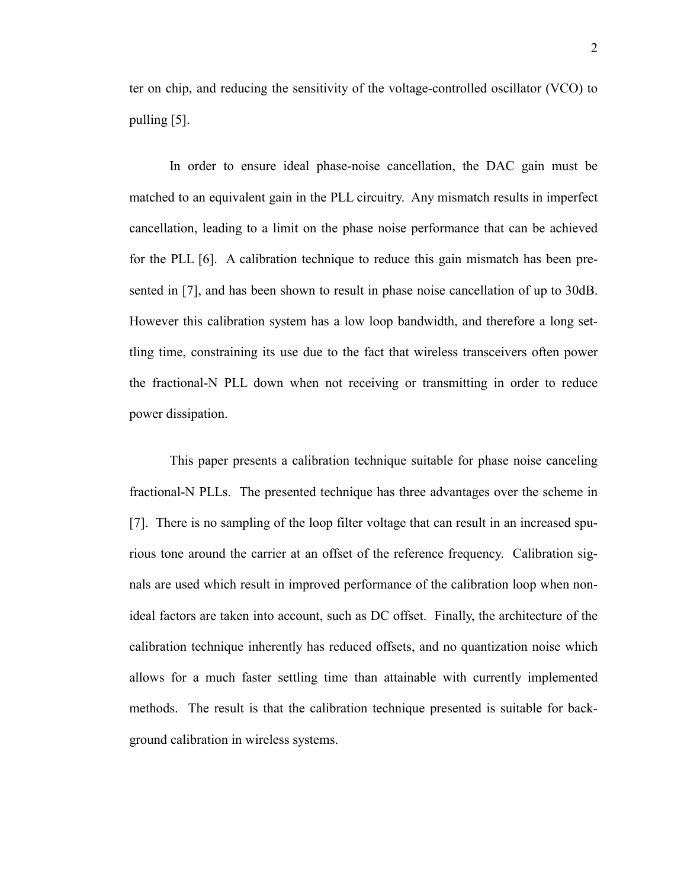ter on chip, and reducing the sensitivity of the voltage-controlled oscillator (VCO) to pulling [5].

In order to ensure ideal phase-noise cancellation, the DAC gain must be matched to an equivalent gain in the PLL circuitry. Any mismatch results in imperfect cancellation, leading to a limit on the phase noise performance that can be achieved for the PLL [6]. A calibration technique to reduce this gain mismatch has been presented in [7], and has been shown to result in phase noise cancellation of up to 30dB. However this calibration system has a low loop bandwidth, and therefore a long settling time, constraining its use due to the fact that wireless transceivers often power the fractional-N PLL down when not receiving or transmitting in order to reduce power dissipation.

This paper presents a calibration technique suitable for phase noise canceling fractional-N PLLs. The presented technique has three advantages over the scheme in [7]. There is no sampling of the loop filter voltage that can result in an increased spurious tone around the carrier at an offset of the reference frequency. Calibration signals are used which result in improved performance of the calibration loop when non-ideal factors are taken into account, such as DC offset. Finally, the architecture of the calibration technique inherently has reduced offsets, and no quantization noise which allows for a much faster settling time than attainable with currently implemented methods. The result is that the calibration technique presented is suitable for background calibration in wireless systems.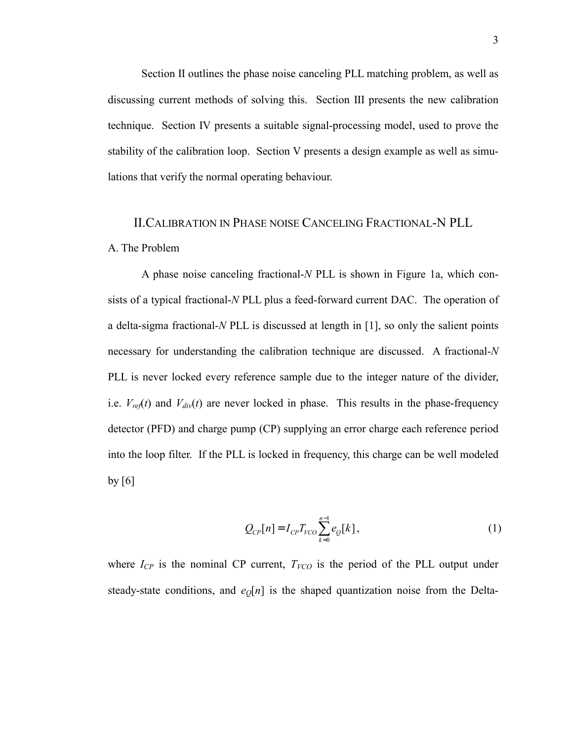Section II outlines the phase noise canceling PLL matching problem, as well as discussing current methods of solving this. Section III presents the new calibration technique. Section IV presents a suitable signal-processing model, used to prove the stability of the calibration loop. Section V presents a design example as well as simulations that verify the normal operating behaviour.

## II. CALIBRATION IN PHASE NOISE CANCELING FRACTIONAL-N PLL

### A. The Problem

A phase noise canceling fractional-*N* PLL is shown in Figure 1a, which consists of a typical fractional-*N* PLL plus a feed-forward current DAC. The operation of a delta-sigma fractional-*N* PLL is discussed at length in [1], so only the salient points necessary for understanding the calibration technique are discussed. A fractional-*N* PLL is never locked every reference sample due to the integer nature of the divider, i.e. $V_{ref}(t)$ and $V_{div}(t)$ are never locked in phase. This results in the phase-frequency detector (PFD) and charge pump (CP) supplying an error charge each reference period into the loop filter. If the PLL is locked in frequency, this charge can be well modeled by [6]

$$Q_{CP}[n] = I_{CP} T_{VCO} \sum_{k=0}^{n-1} e_Q[k], \tag{1}$$

where $I_{CP}$ is the nominal CP current, $T_{VCO}$ is the period of the PLL output under steady-state conditions, and $e_Q[n]$ is the shaped quantization noise from the Delta-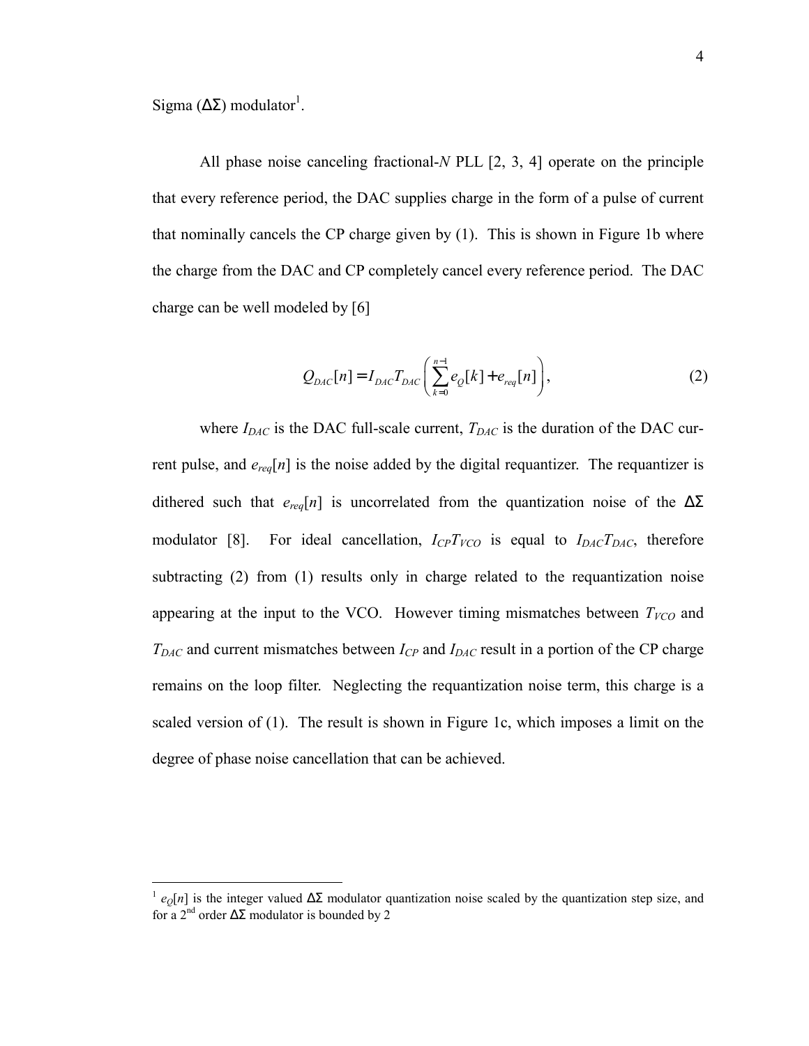Sigma (ΔΣ) modulator[1].

All phase noise canceling fractional-*N* PLL [2, 3, 4] operate on the principle that every reference period, the DAC supplies charge in the form of a pulse of current that nominally cancels the CP charge given by (1). This is shown in Figure 1b where the charge from the DAC and CP completely cancel every reference period. The DAC charge can be well modeled by [6]

$$Q_{DAC}[n] = I_{DAC}T_{DAC}\left(\sum_{k=0}^{n-1} e_Q[k] + e_{req}[n]\right), \tag{2}$$

where $I_{DAC}$ is the DAC full-scale current, $T_{DAC}$ is the duration of the DAC current pulse, and $e_{req}[n]$ is the noise added by the digital requantizer. The requantizer is dithered such that $e_{req}[n]$ is uncorrelated from the quantization noise of the ΔΣ modulator [8]. For ideal cancellation, $I_{CP}T_{VCO}$ is equal to $I_{DAC}T_{DAC}$, therefore subtracting (2) from (1) results only in charge related to the requantization noise appearing at the input to the VCO. However timing mismatches between $T_{VCO}$ and $T_{DAC}$ and current mismatches between $I_{CP}$ and $I_{DAC}$ result in a portion of the CP charge remains on the loop filter. Neglecting the requantization noise term, this charge is a scaled version of (1). The result is shown in Figure 1c, which imposes a limit on the degree of phase noise cancellation that can be achieved.

---

[1] $e_Q[n]$ is the integer valued ΔΣ modulator quantization noise scaled by the quantization step size, and for a 2nd order ΔΣ modulator is bounded by 2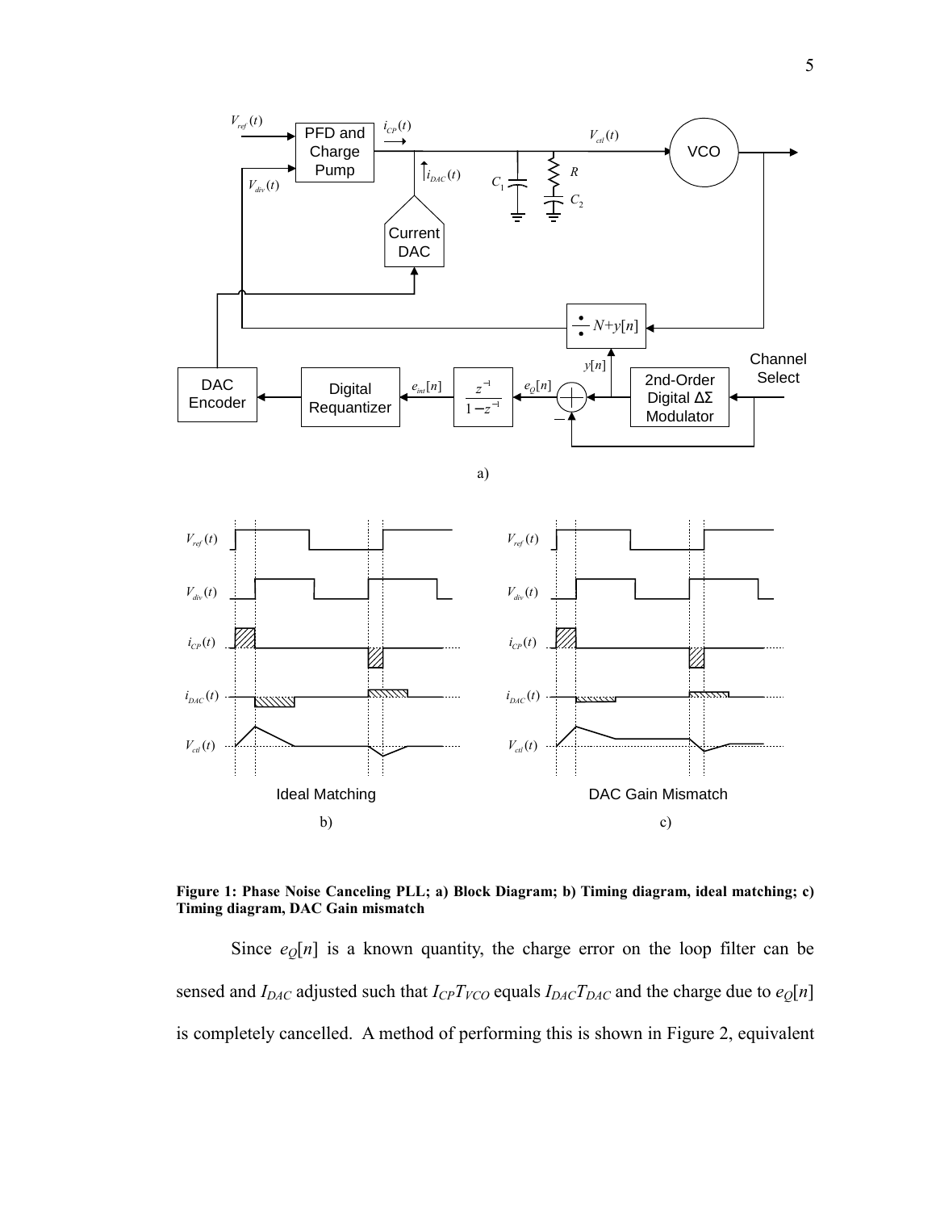**Figure 1: Phase Noise Canceling PLL; a) Block Diagram; b) Timing diagram, ideal matching; c) Timing diagram, DAC Gain mismatch**

Since $e_Q[n]$ is a known quantity, the charge error on the loop filter can be sensed and $I_{DAC}$ adjusted such that $I_{CP}T_{VCO}$ equals $I_{DAC}T_{DAC}$ and the charge due to $e_Q[n]$ is completely cancelled. A method of performing this is shown in Figure 2, equivalent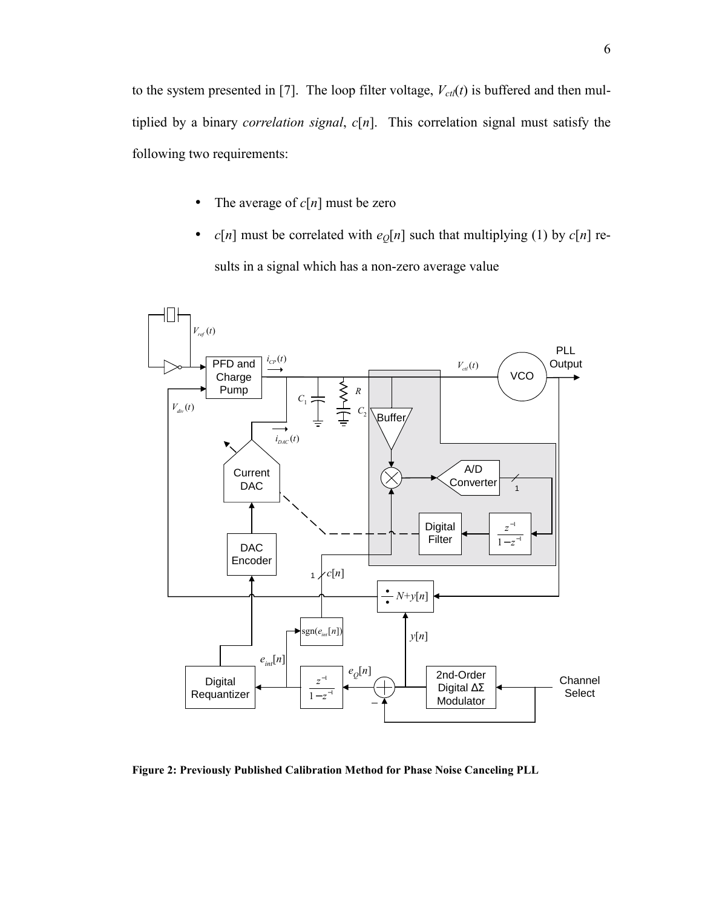to the system presented in [7]. The loop filter voltage, $V_{ctl}(t)$ is buffered and then multiplied by a binary *correlation signal*, $c[n]$. This correlation signal must satisfy the following two requirements:

- The average of $c[n]$ must be zero
- $c[n]$ must be correlated with $e_Q[n]$ such that multiplying (1) by $c[n]$ results in a signal which has a non-zero average value

**Figure 2: Previously Published Calibration Method for Phase Noise Canceling PLL**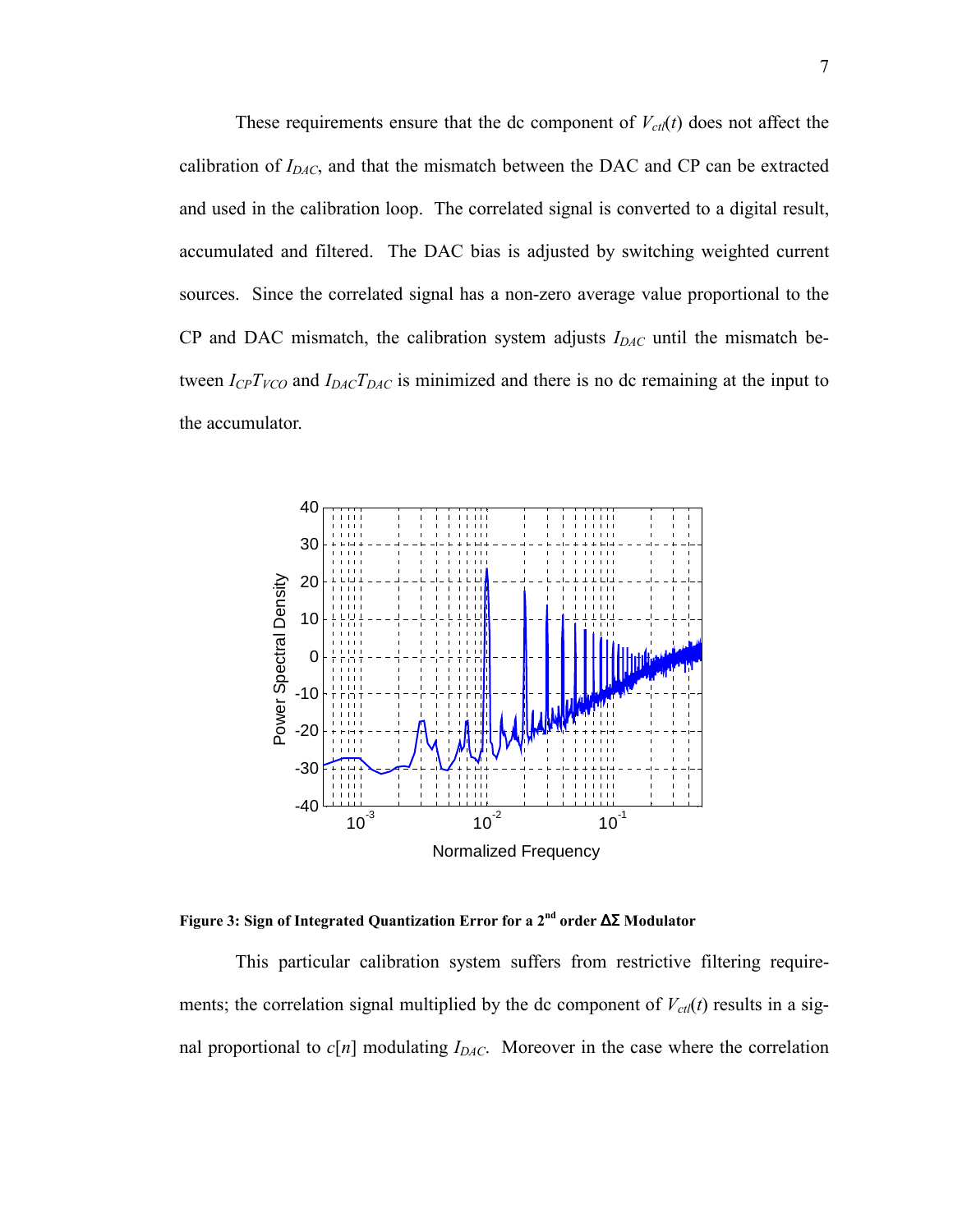These requirements ensure that the dc component of $V_{ctl}(t)$ does not affect the calibration of $I_{DAC}$, and that the mismatch between the DAC and CP can be extracted and used in the calibration loop. The correlated signal is converted to a digital result, accumulated and filtered. The DAC bias is adjusted by switching weighted current sources. Since the correlated signal has a non-zero average value proportional to the CP and DAC mismatch, the calibration system adjusts $I_{DAC}$ until the mismatch between $I_{CP}T_{VCO}$ and $I_{DAC}T_{DAC}$ is minimized and there is no dc remaining at the input to the accumulator.

**Figure 3: Sign of Integrated Quantization Error for a 2nd order ΔΣ Modulator**

This particular calibration system suffers from restrictive filtering requirements; the correlation signal multiplied by the dc component of $V_{ctl}(t)$ results in a signal proportional to $c[n]$ modulating $I_{DAC}$. Moreover in the case where the correlation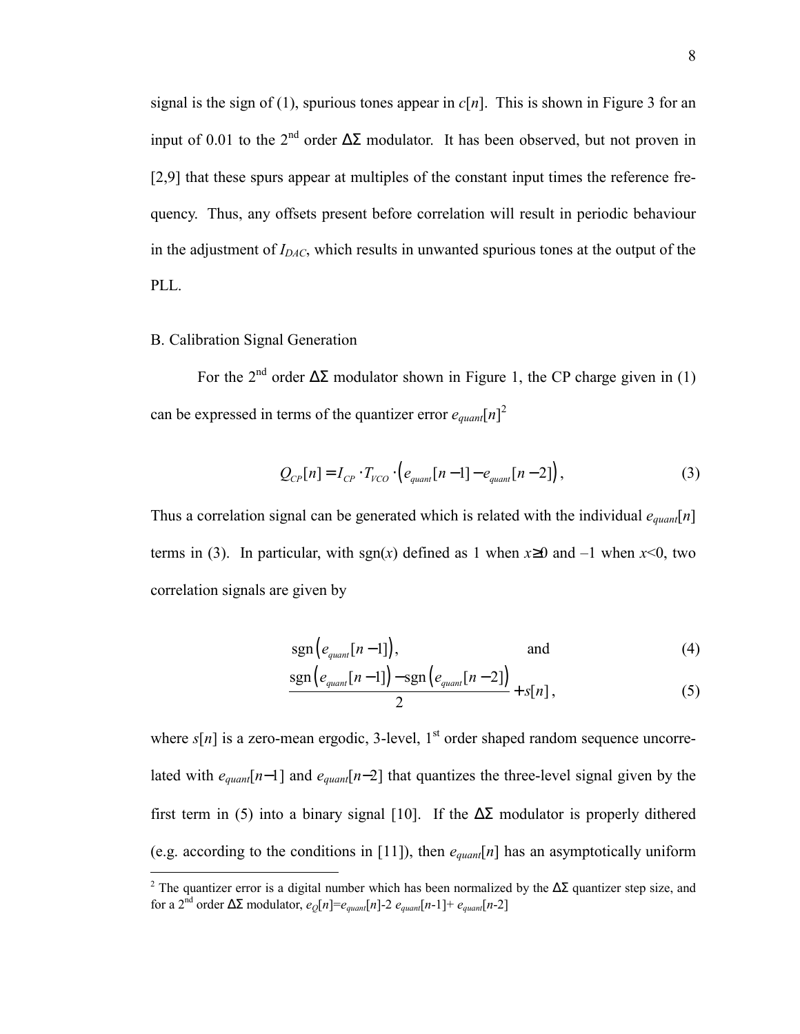signal is the sign of (1), spurious tones appear in $c[n]$. This is shown in Figure 3 for an input of 0.01 to the 2nd order ΔΣ modulator. It has been observed, but not proven in [2,9] that these spurs appear at multiples of the constant input times the reference frequency. Thus, any offsets present before correlation will result in periodic behaviour in the adjustment of $I_{DAC}$, which results in unwanted spurious tones at the output of the PLL.

B. Calibration Signal Generation

For the 2nd order ΔΣ modulator shown in Figure 1, the CP charge given in (1) can be expressed in terms of the quantizer error $e_{quant}[n]$[2]

$$Q_{CP}[n] = I_{CP} \cdot T_{VCO} \cdot \left( e_{quant}[n-1] - e_{quant}[n-2] \right), \tag{3}$$

Thus a correlation signal can be generated which is related with the individual $e_{quant}[n]$ terms in (3). In particular, with $\operatorname{sgn}(x)$ defined as 1 when $x \geq 0$ and –1 when $x<0$, two correlation signals are given by

$$\operatorname{sgn}\left( e_{quant}[n-1] \right), \qquad \text{and} \tag{4}$$

$$\frac{\operatorname{sgn}\left( e_{quant}[n-1] \right) - \operatorname{sgn}\left( e_{quant}[n-2] \right)}{2} + s[n], \tag{5}$$

where $s[n]$ is a zero-mean ergodic, 3-level, 1st order shaped random sequence uncorrelated with $e_{quant}[n-1]$ and $e_{quant}[n-2]$ that quantizes the three-level signal given by the first term in (5) into a binary signal [10]. If the ΔΣ modulator is properly dithered (e.g. according to the conditions in [11]), then $e_{quant}[n]$ has an asymptotically uniform

[2] The quantizer error is a digital number which has been normalized by the ΔΣ quantizer step size, and for a 2nd order ΔΣ modulator, $e_Q[n]=e_{quant}[n]-2\, e_{quant}[n-1]+ e_{quant}[n-2]$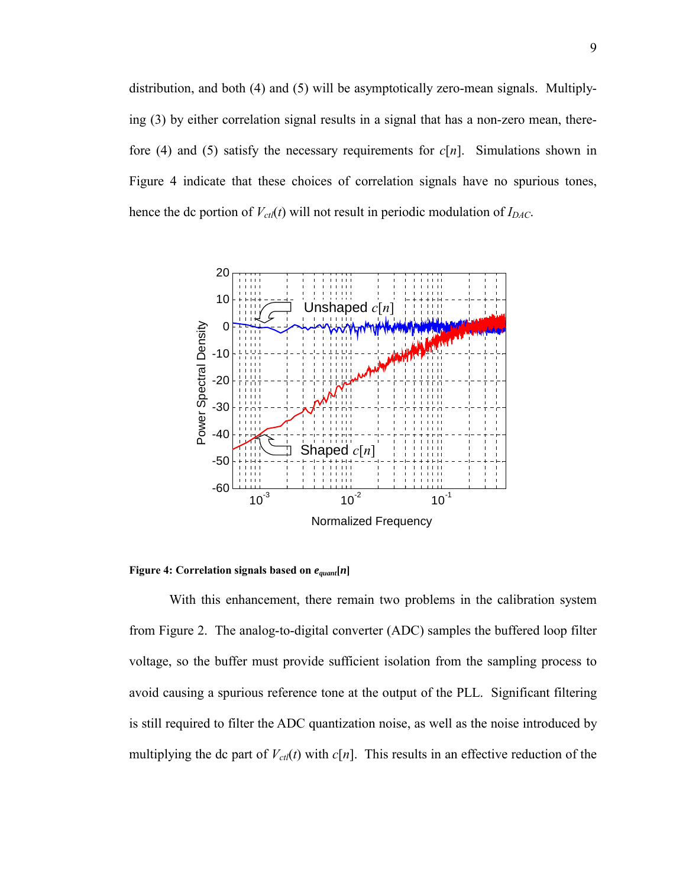distribution, and both (4) and (5) will be asymptotically zero-mean signals. Multiplying (3) by either correlation signal results in a signal that has a non-zero mean, therefore (4) and (5) satisfy the necessary requirements for $c[n]$. Simulations shown in Figure 4 indicate that these choices of correlation signals have no spurious tones, hence the dc portion of $V_{ctl}(t)$ will not result in periodic modulation of $I_{DAC}$.

**Figure 4: Correlation signals based on $e_{quant}[n]$**

With this enhancement, there remain two problems in the calibration system from Figure 2. The analog-to-digital converter (ADC) samples the buffered loop filter voltage, so the buffer must provide sufficient isolation from the sampling process to avoid causing a spurious reference tone at the output of the PLL. Significant filtering is still required to filter the ADC quantization noise, as well as the noise introduced by multiplying the dc part of $V_{ctl}(t)$ with $c[n]$. This results in an effective reduction of the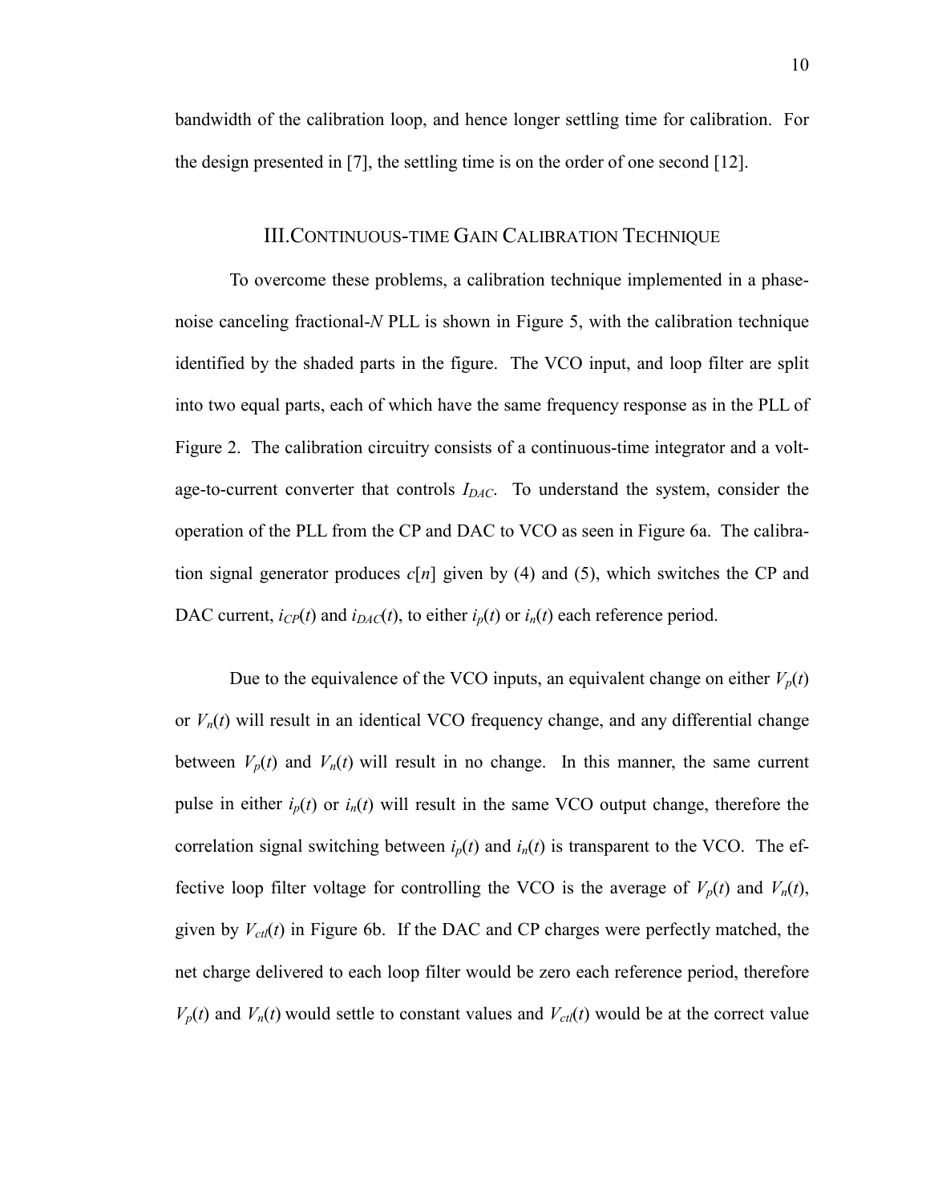bandwidth of the calibration loop, and hence longer settling time for calibration. For the design presented in [7], the settling time is on the order of one second [12].

## III. CONTINUOUS-TIME GAIN CALIBRATION TECHNIQUE

To overcome these problems, a calibration technique implemented in a phase-noise canceling fractional-*N* PLL is shown in Figure 5, with the calibration technique identified by the shaded parts in the figure. The VCO input, and loop filter are split into two equal parts, each of which have the same frequency response as in the PLL of Figure 2. The calibration circuitry consists of a continuous-time integrator and a voltage-to-current converter that controls $I_{DAC}$. To understand the system, consider the operation of the PLL from the CP and DAC to VCO as seen in Figure 6a. The calibration signal generator produces $c[n]$ given by (4) and (5), which switches the CP and DAC current, $i_{CP}(t)$ and $i_{DAC}(t)$, to either $i_p(t)$ or $i_n(t)$ each reference period.

Due to the equivalence of the VCO inputs, an equivalent change on either $V_p(t)$ or $V_n(t)$ will result in an identical VCO frequency change, and any differential change between $V_p(t)$ and $V_n(t)$ will result in no change. In this manner, the same current pulse in either $i_p(t)$ or $i_n(t)$ will result in the same VCO output change, therefore the correlation signal switching between $i_p(t)$ and $i_n(t)$ is transparent to the VCO. The effective loop filter voltage for controlling the VCO is the average of $V_p(t)$ and $V_n(t)$, given by $V_{ctl}(t)$ in Figure 6b. If the DAC and CP charges were perfectly matched, the net charge delivered to each loop filter would be zero each reference period, therefore $V_p(t)$ and $V_n(t)$ would settle to constant values and $V_{ctl}(t)$ would be at the correct value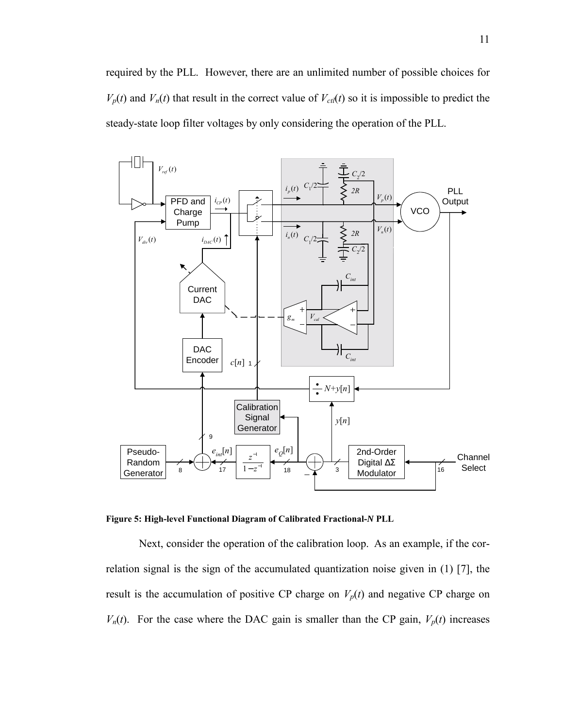required by the PLL. However, there are an unlimited number of possible choices for $V_p(t)$ and $V_n(t)$ that result in the correct value of $V_{ctl}(t)$ so it is impossible to predict the steady-state loop filter voltages by only considering the operation of the PLL.

**Figure 5: High-level Functional Diagram of Calibrated Fractional-*N* PLL**

Next, consider the operation of the calibration loop. As an example, if the correlation signal is the sign of the accumulated quantization noise given in (1) [7], the result is the accumulation of positive CP charge on $V_p(t)$ and negative CP charge on $V_n(t)$. For the case where the DAC gain is smaller than the CP gain, $V_p(t)$ increases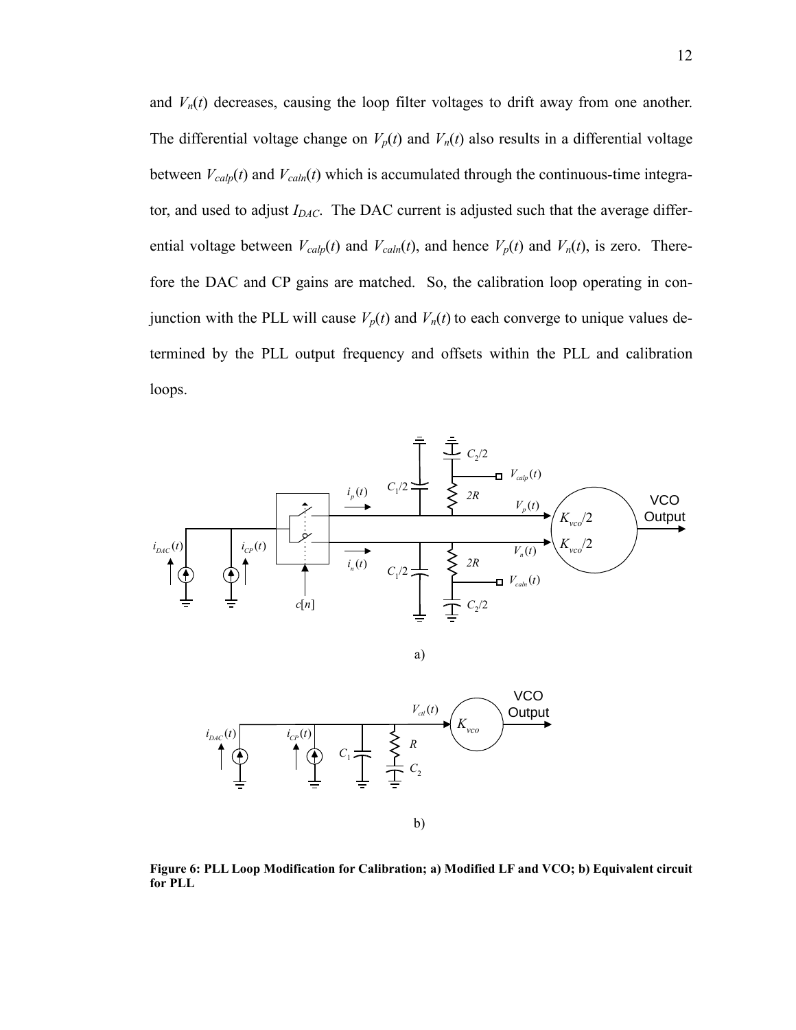and $V_n(t)$ decreases, causing the loop filter voltages to drift away from one another. The differential voltage change on $V_p(t)$ and $V_n(t)$ also results in a differential voltage between $V_{calp}(t)$ and $V_{caln}(t)$ which is accumulated through the continuous-time integrator, and used to adjust $I_{DAC}$. The DAC current is adjusted such that the average differential voltage between $V_{calp}(t)$ and $V_{caln}(t)$, and hence $V_p(t)$ and $V_n(t)$, is zero. Therefore the DAC and CP gains are matched. So, the calibration loop operating in conjunction with the PLL will cause $V_p(t)$ and $V_n(t)$ to each converge to unique values determined by the PLL output frequency and offsets within the PLL and calibration loops.

**Figure 6: PLL Loop Modification for Calibration; a) Modified LF and VCO; b) Equivalent circuit for PLL**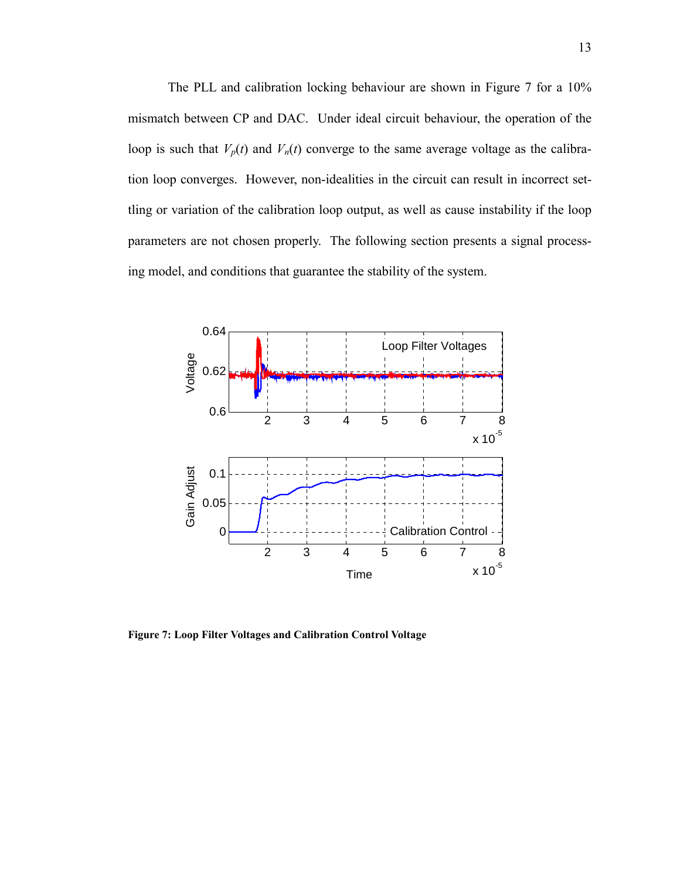The PLL and calibration locking behaviour are shown in Figure 7 for a 10% mismatch between CP and DAC. Under ideal circuit behaviour, the operation of the loop is such that $V_p(t)$ and $V_n(t)$ converge to the same average voltage as the calibration loop converges. However, non-idealities in the circuit can result in incorrect settling or variation of the calibration loop output, as well as cause instability if the loop parameters are not chosen properly. The following section presents a signal processing model, and conditions that guarantee the stability of the system.

**Figure 7: Loop Filter Voltages and Calibration Control Voltage**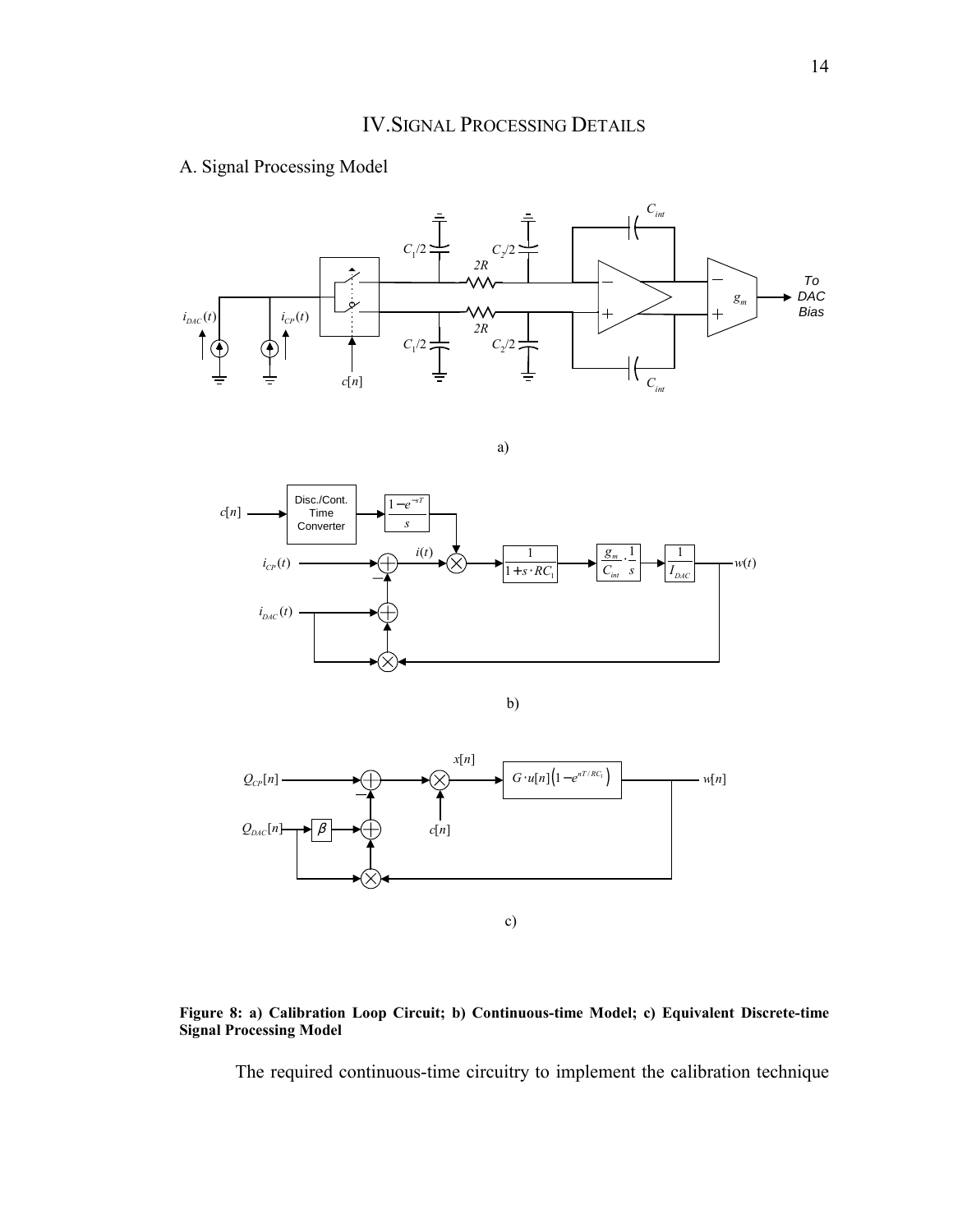# IV. Signal Processing Details

## A. Signal Processing Model

**Figure 8: a) Calibration Loop Circuit; b) Continuous-time Model; c) Equivalent Discrete-time Signal Processing Model**

The required continuous-time circuitry to implement the calibration technique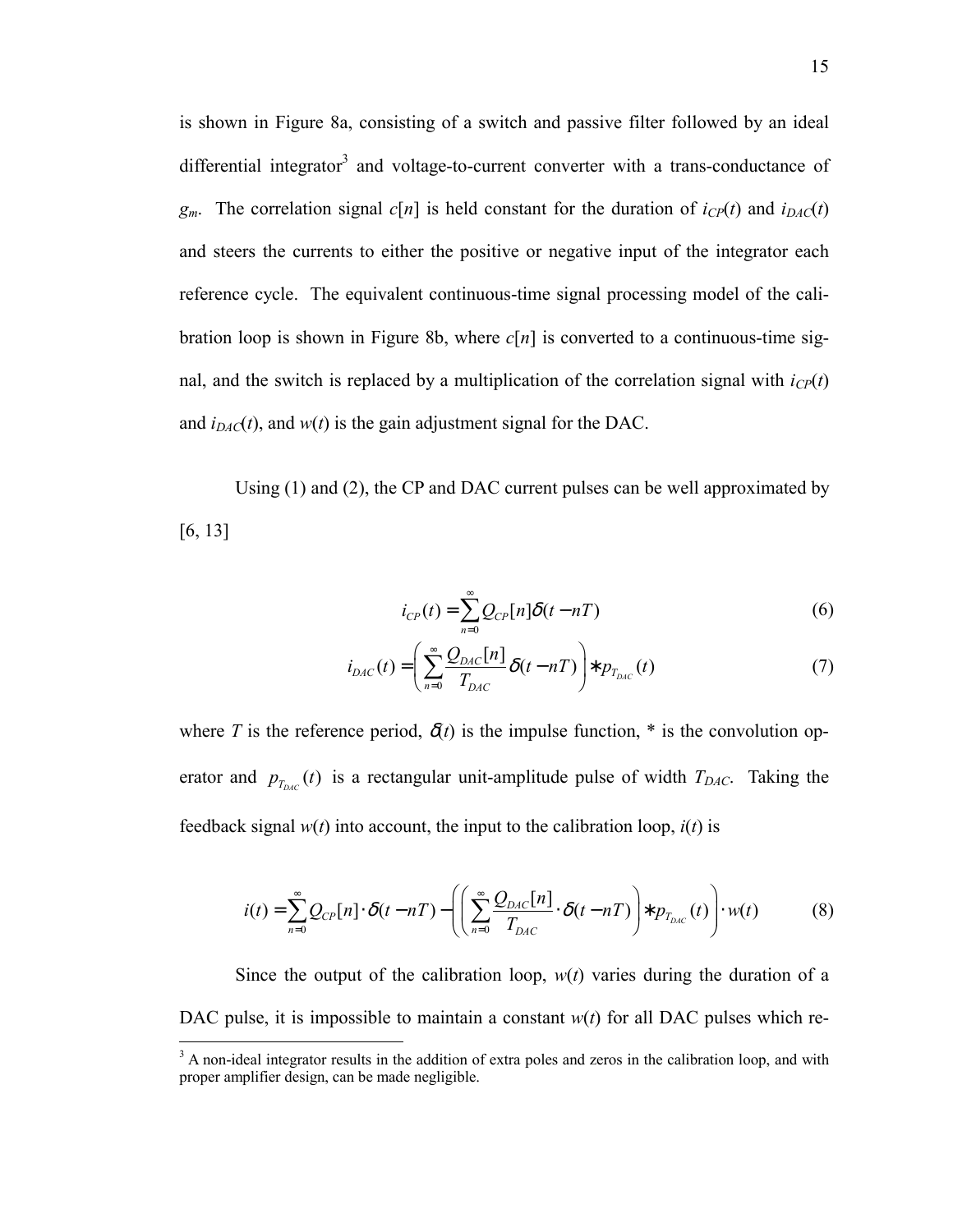is shown in Figure 8a, consisting of a switch and passive filter followed by an ideal differential integrator[3] and voltage-to-current converter with a trans-conductance of $g_m$. The correlation signal $c[n]$ is held constant for the duration of $i_{CP}(t)$ and $i_{DAC}(t)$ and steers the currents to either the positive or negative input of the integrator each reference cycle. The equivalent continuous-time signal processing model of the calibration loop is shown in Figure 8b, where $c[n]$ is converted to a continuous-time signal, and the switch is replaced by a multiplication of the correlation signal with $i_{CP}(t)$ and $i_{DAC}(t)$, and $w(t)$ is the gain adjustment signal for the DAC.

Using (1) and (2), the CP and DAC current pulses can be well approximated by [6, 13]

$$i_{CP}(t) = \sum_{n=0}^{\infty} Q_{CP}[n]\delta(t - nT) \tag{6}$$

$$i_{DAC}(t) = \left( \sum_{n=0}^{\infty} \frac{Q_{DAC}[n]}{T_{DAC}} \delta(t - nT) \right) * p_{T_{DAC}}(t) \tag{7}$$

where $T$ is the reference period, $\delta(t)$ is the impulse function, * is the convolution operator and $p_{T_{DAC}}(t)$ is a rectangular unit-amplitude pulse of width $T_{DAC}$. Taking the feedback signal $w(t)$ into account, the input to the calibration loop, $i(t)$ is

$$i(t) = \sum_{n=0}^{\infty} Q_{CP}[n] \cdot \delta(t - nT) - \left( \left( \sum_{n=0}^{\infty} \frac{Q_{DAC}[n]}{T_{DAC}} \cdot \delta(t - nT) \right) * p_{T_{DAC}}(t) \right) \cdot w(t) \tag{8}$$

Since the output of the calibration loop, $w(t)$ varies during the duration of a DAC pulse, it is impossible to maintain a constant $w(t)$ for all DAC pulses which re-

[3] A non-ideal integrator results in the addition of extra poles and zeros in the calibration loop, and with proper amplifier design, can be made negligible.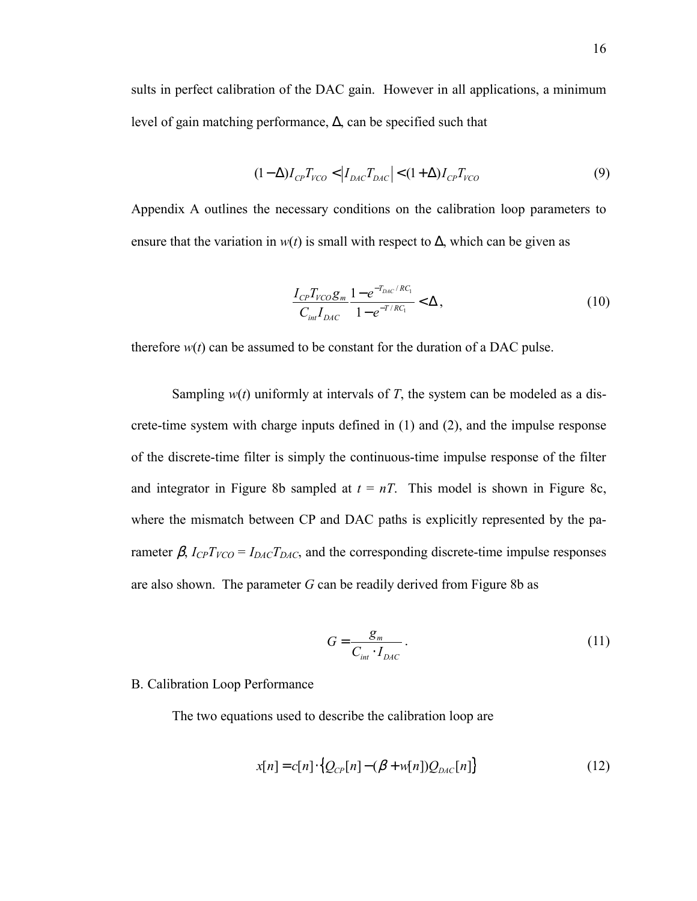sults in perfect calibration of the DAC gain. However in all applications, a minimum level of gain matching performance, $\Delta$, can be specified such that

$$(1-\Delta)I_{CP}T_{VCO} < \left|I_{DAC}T_{DAC}\right| < (1+\Delta)I_{CP}T_{VCO} \tag{9}$$

Appendix A outlines the necessary conditions on the calibration loop parameters to ensure that the variation in $w(t)$ is small with respect to $\Delta$, which can be given as

$$\frac{I_{CP}T_{VCO}g_m}{C_{int}I_{DAC}} \frac{1-e^{-T_{DAC}/RC_1}}{1-e^{-T/RC_1}} < \Delta, \tag{10}$$

therefore $w(t)$ can be assumed to be constant for the duration of a DAC pulse.

Sampling $w(t)$ uniformly at intervals of $T$, the system can be modeled as a discrete-time system with charge inputs defined in (1) and (2), and the impulse response of the discrete-time filter is simply the continuous-time impulse response of the filter and integrator in Figure 8b sampled at $t = nT$. This model is shown in Figure 8c, where the mismatch between CP and DAC paths is explicitly represented by the parameter $\beta$, $I_{CP}T_{VCO} = I_{DAC}T_{DAC}$, and the corresponding discrete-time impulse responses are also shown. The parameter $G$ can be readily derived from Figure 8b as

$$G = \frac{g_m}{C_{int} \cdot I_{DAC}}. \tag{11}$$

B. Calibration Loop Performance

The two equations used to describe the calibration loop are

$$x[n] = c[n] \cdot \left\{Q_{CP}[n] - (\beta + w[n])Q_{DAC}[n]\right\} \tag{12}$$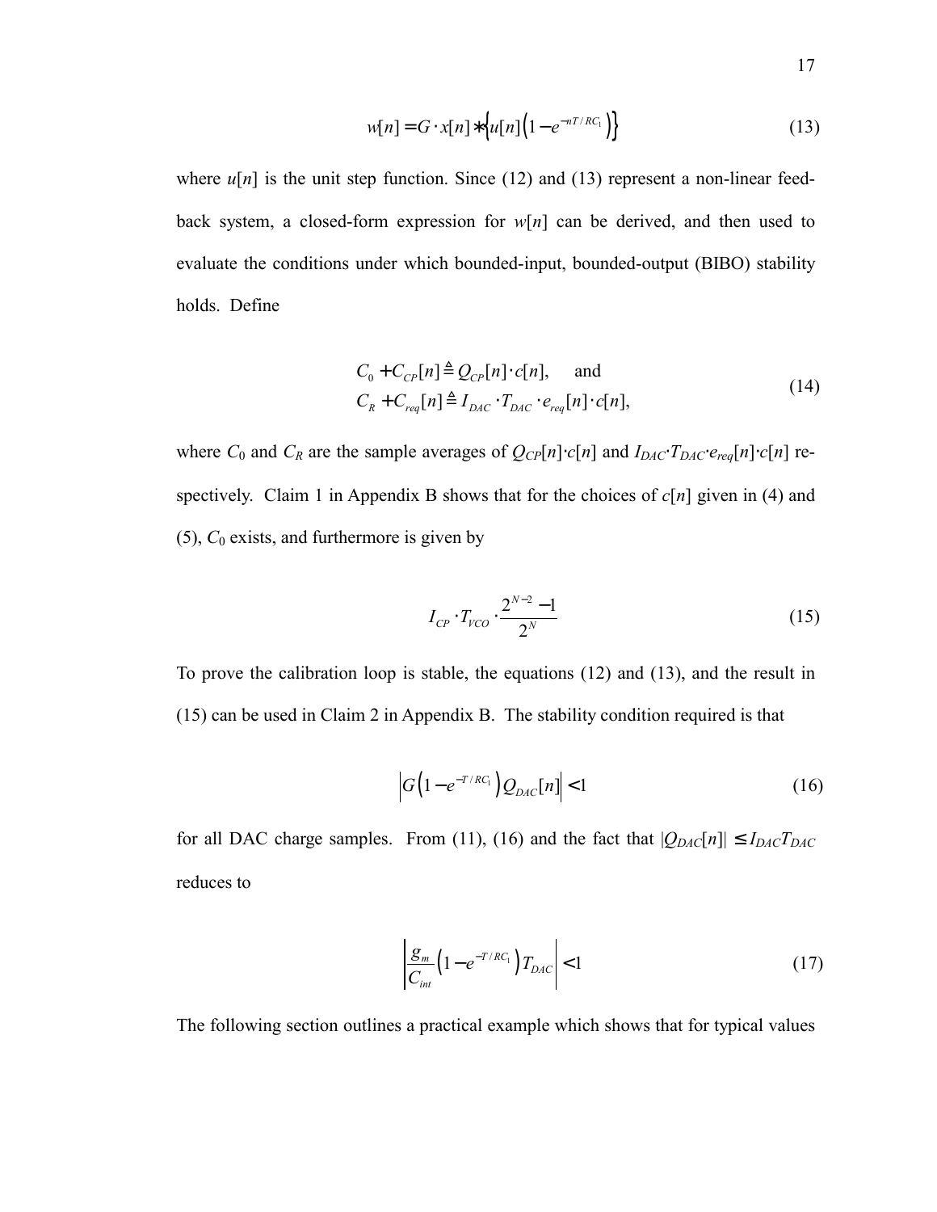$$w[n] = G \cdot x[n] * \left\{ u[n]\left(1 - e^{-nT/RC_1}\right) \right\} \tag{13}$$

where $u[n]$ is the unit step function. Since (12) and (13) represent a non-linear feedback system, a closed-form expression for $w[n]$ can be derived, and then used to evaluate the conditions under which bounded-input, bounded-output (BIBO) stability holds. Define

$$\begin{aligned} C_0 + C_{CP}[n] &\triangleq Q_{CP}[n] \cdot c[n], \quad \text{ and} \\ C_R + C_{req}[n] &\triangleq I_{DAC} \cdot T_{DAC} \cdot e_{req}[n] \cdot c[n], \end{aligned} \tag{14}$$

where $C_0$ and $C_R$ are the sample averages of $Q_{CP}[n] \cdot c[n]$ and $I_{DAC} \cdot T_{DAC} \cdot e_{req}[n] \cdot c[n]$ respectively. Claim 1 in Appendix B shows that for the choices of $c[n]$ given in (4) and (5), $C_0$ exists, and furthermore is given by

$$I_{CP} \cdot T_{VCO} \cdot \frac{2^{N-2} - 1}{2^N} \tag{15}$$

To prove the calibration loop is stable, the equations (12) and (13), and the result in (15) can be used in Claim 2 in Appendix B. The stability condition required is that

$$\left| G\left(1 - e^{-T/RC_1}\right) Q_{DAC}[n] \right| < 1 \tag{16}$$

for all DAC charge samples. From (11), (16) and the fact that $|Q_{DAC}[n]| \le I_{DAC} T_{DAC}$ reduces to

$$\left| \frac{g_m}{C_{int}}\left(1 - e^{-T/RC_1}\right) T_{DAC} \right| < 1 \tag{17}$$

The following section outlines a practical example which shows that for typical values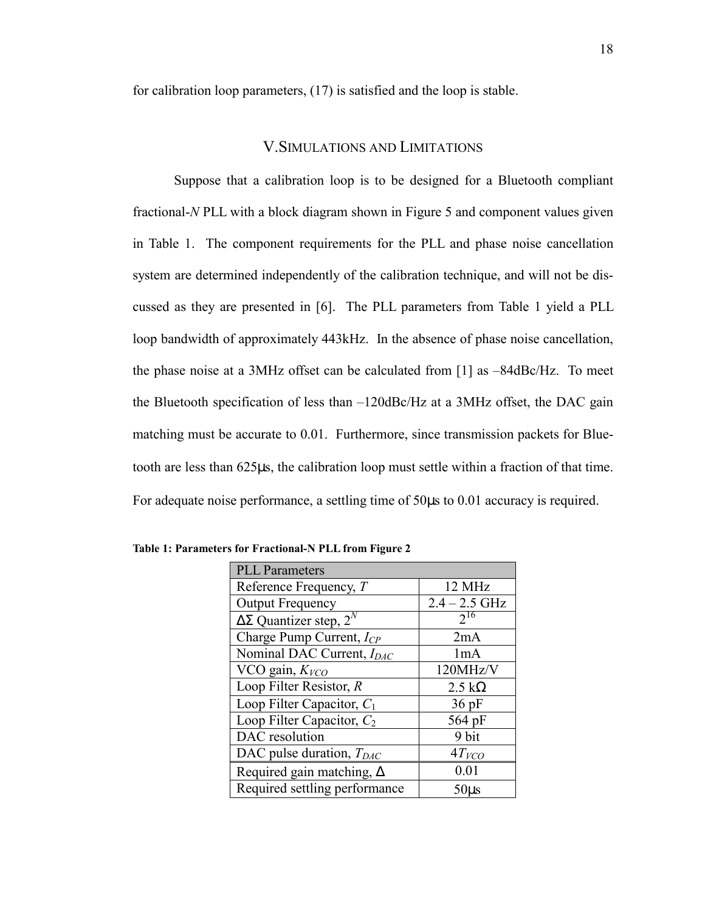for calibration loop parameters, (17) is satisfied and the loop is stable.

## V. Simulations and Limitations

Suppose that a calibration loop is to be designed for a Bluetooth compliant fractional-$N$ PLL with a block diagram shown in Figure 5 and component values given in Table 1. The component requirements for the PLL and phase noise cancellation system are determined independently of the calibration technique, and will not be discussed as they are presented in [6]. The PLL parameters from Table 1 yield a PLL loop bandwidth of approximately 443kHz. In the absence of phase noise cancellation, the phase noise at a 3MHz offset can be calculated from [1] as –84dBc/Hz. To meet the Bluetooth specification of less than –120dBc/Hz at a 3MHz offset, the DAC gain matching must be accurate to 0.01. Furthermore, since transmission packets for Bluetooth are less than 625μs, the calibration loop must settle within a fraction of that time. For adequate noise performance, a settling time of 50μs to 0.01 accuracy is required.

**Table 1: Parameters for Fractional-N PLL from Figure 2**

| PLL Parameters | |
|---|---|
| Reference Frequency, $T$ | 12 MHz |
| Output Frequency | 2.4 – 2.5 GHz |
| ΔΣ Quantizer step, $2^N$ | $2^{16}$ |
| Charge Pump Current, $I_{CP}$ | 2mA |
| Nominal DAC Current, $I_{DAC}$ | 1mA |
| VCO gain, $K_{VCO}$ | 120MHz/V |
| Loop Filter Resistor, $R$ | 2.5 kΩ |
| Loop Filter Capacitor, $C_1$ | 36 pF |
| Loop Filter Capacitor, $C_2$ | 564 pF |
| DAC resolution | 9 bit |
| DAC pulse duration, $T_{DAC}$ | $4T_{VCO}$ |
| Required gain matching, Δ | 0.01 |
| Required settling performance | 50μs |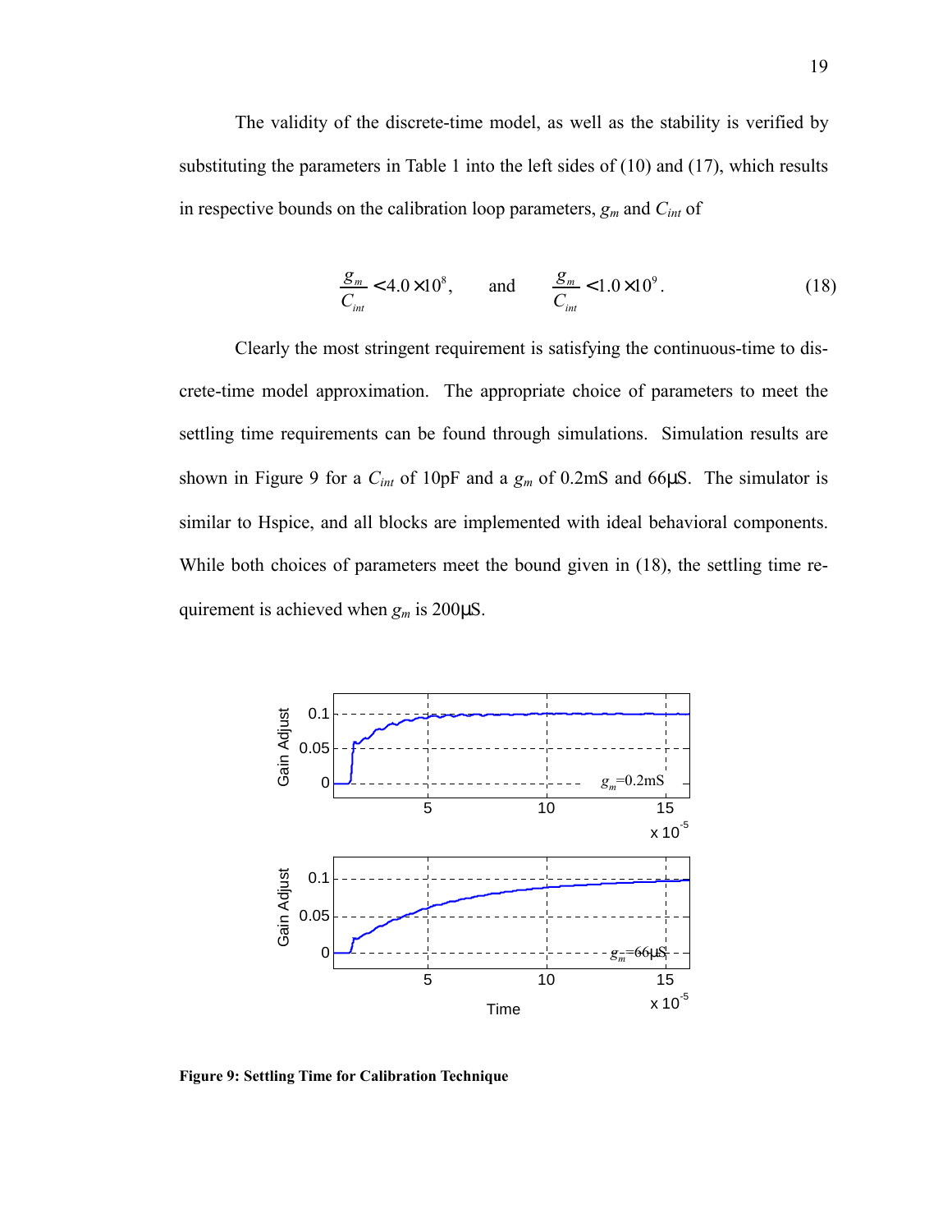The validity of the discrete-time model, as well as the stability is verified by substituting the parameters in Table 1 into the left sides of (10) and (17), which results in respective bounds on the calibration loop parameters, $g_m$ and $C_{int}$ of

$$\frac{g_m}{C_{int}} < 4.0 \times 10^8, \qquad \text{and} \qquad \frac{g_m}{C_{int}} < 1.0 \times 10^9. \tag{18}$$

Clearly the most stringent requirement is satisfying the continuous-time to discrete-time model approximation. The appropriate choice of parameters to meet the settling time requirements can be found through simulations. Simulation results are shown in Figure 9 for a $C_{int}$ of 10pF and a $g_m$ of 0.2mS and 66μS. The simulator is similar to Hspice, and all blocks are implemented with ideal behavioral components. While both choices of parameters meet the bound given in (18), the settling time requirement is achieved when $g_m$ is 200μS.

**Figure 9: Settling Time for Calibration Technique**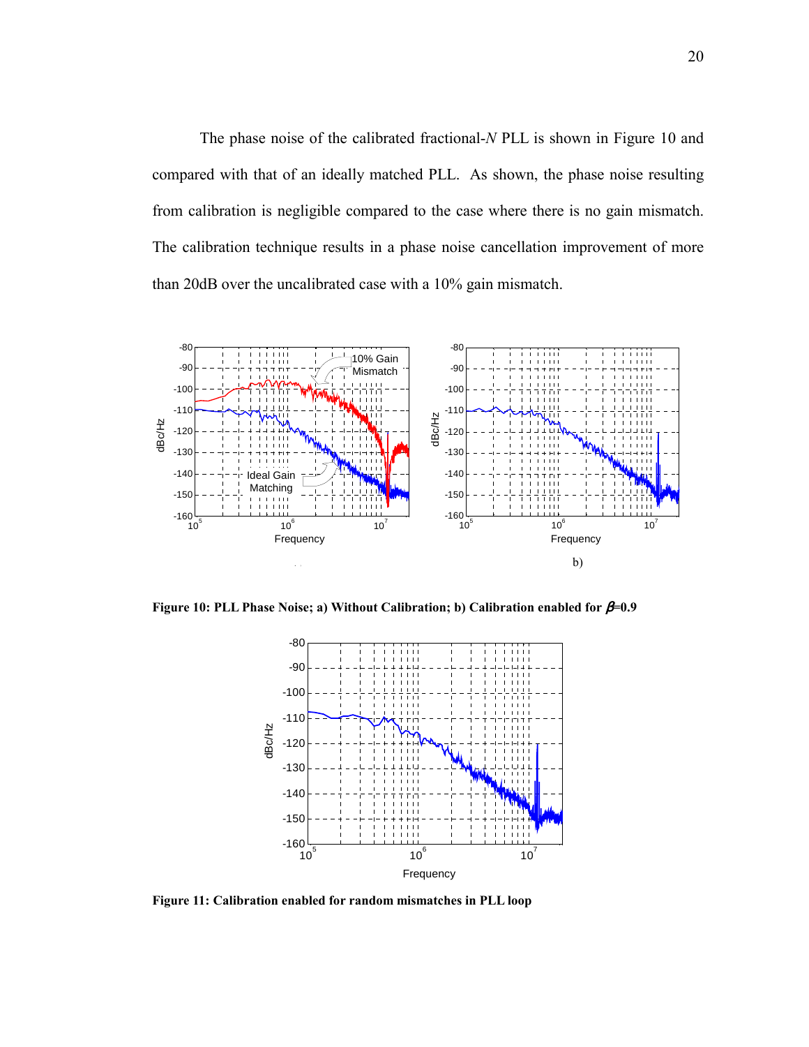The phase noise of the calibrated fractional-*N* PLL is shown in Figure 10 and compared with that of an ideally matched PLL. As shown, the phase noise resulting from calibration is negligible compared to the case where there is no gain mismatch. The calibration technique results in a phase noise cancellation improvement of more than 20dB over the uncalibrated case with a 10% gain mismatch.

**Figure 10: PLL Phase Noise; a) Without Calibration; b) Calibration enabled for $\beta$=0.9**

**Figure 11: Calibration enabled for random mismatches in PLL loop**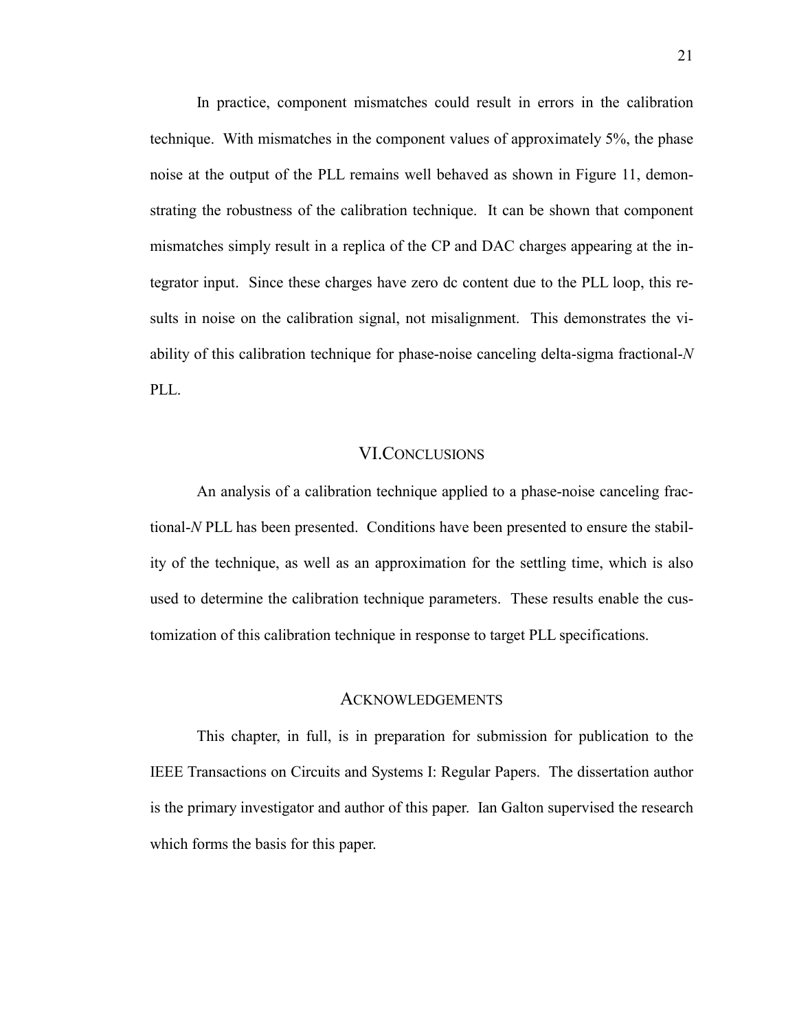In practice, component mismatches could result in errors in the calibration technique. With mismatches in the component values of approximately 5%, the phase noise at the output of the PLL remains well behaved as shown in Figure 11, demonstrating the robustness of the calibration technique. It can be shown that component mismatches simply result in a replica of the CP and DAC charges appearing at the integrator input. Since these charges have zero dc content due to the PLL loop, this results in noise on the calibration signal, not misalignment. This demonstrates the viability of this calibration technique for phase-noise canceling delta-sigma fractional-*N* PLL.

## VI. Conclusions

An analysis of a calibration technique applied to a phase-noise canceling fractional-*N* PLL has been presented. Conditions have been presented to ensure the stability of the technique, as well as an approximation for the settling time, which is also used to determine the calibration technique parameters. These results enable the customization of this calibration technique in response to target PLL specifications.

## Acknowledgements

This chapter, in full, is in preparation for submission for publication to the IEEE Transactions on Circuits and Systems I: Regular Papers. The dissertation author is the primary investigator and author of this paper. Ian Galton supervised the research which forms the basis for this paper.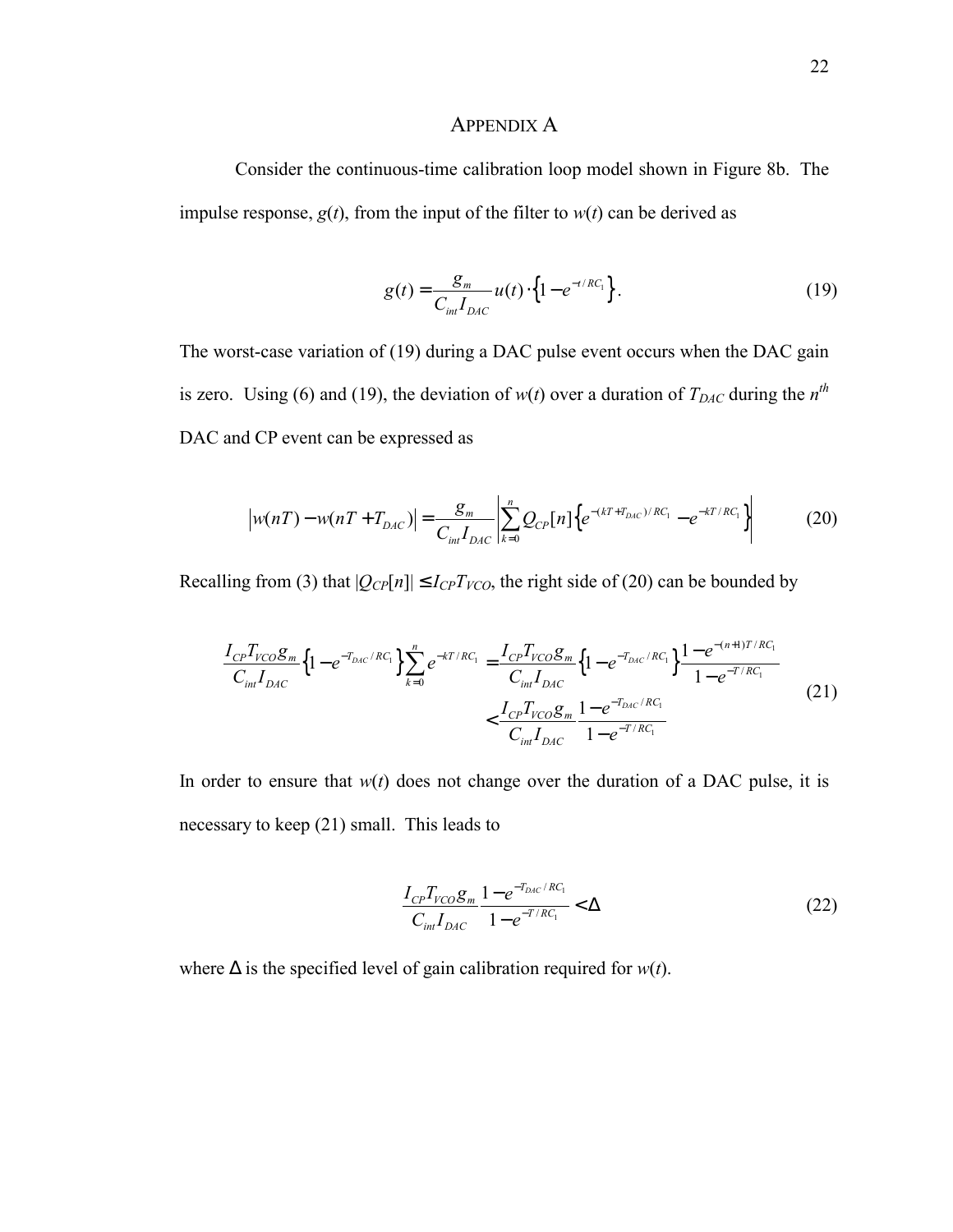# Appendix A

Consider the continuous-time calibration loop model shown in Figure 8b. The impulse response, $g(t)$, from the input of the filter to $w(t)$ can be derived as

$$g(t) = \frac{g_m}{C_{int} I_{DAC}} u(t) \cdot \left\{ 1 - e^{-t/RC_1} \right\}. \tag{19}$$

The worst-case variation of (19) during a DAC pulse event occurs when the DAC gain is zero. Using (6) and (19), the deviation of $w(t)$ over a duration of $T_{DAC}$ during the $n^{th}$ DAC and CP event can be expressed as

$$\left| w(nT) - w(nT + T_{DAC}) \right| = \frac{g_m}{C_{int} I_{DAC}} \left| \sum_{k=0}^{n} Q_{CP}[n] \left\{ e^{-(kT + T_{DAC})/RC_1} - e^{-kT/RC_1} \right\} \right| \tag{20}$$

Recalling from (3) that $|Q_{CP}[n]| \leq I_{CP} T_{VCO}$, the right side of (20) can be bounded by

$$\begin{aligned} \frac{I_{CP} T_{VCO} g_m}{C_{int} I_{DAC}} \left\{ 1 - e^{-T_{DAC}/RC_1} \right\} \sum_{k=0}^{n} e^{-kT/RC_1} &= \frac{I_{CP} T_{VCO} g_m}{C_{int} I_{DAC}} \left\{ 1 - e^{-T_{DAC}/RC_1} \right\} \frac{1 - e^{-(n+1)T/RC_1}}{1 - e^{-T/RC_1}} \\ &< \frac{I_{CP} T_{VCO} g_m}{C_{int} I_{DAC}} \frac{1 - e^{-T_{DAC}/RC_1}}{1 - e^{-T/RC_1}} \end{aligned} \tag{21}$$

In order to ensure that $w(t)$ does not change over the duration of a DAC pulse, it is necessary to keep (21) small. This leads to

$$\frac{I_{CP} T_{VCO} g_m}{C_{int} I_{DAC}} \frac{1 - e^{-T_{DAC}/RC_1}}{1 - e^{-T/RC_1}} < \Delta \tag{22}$$

where $\Delta$ is the specified level of gain calibration required for $w(t)$.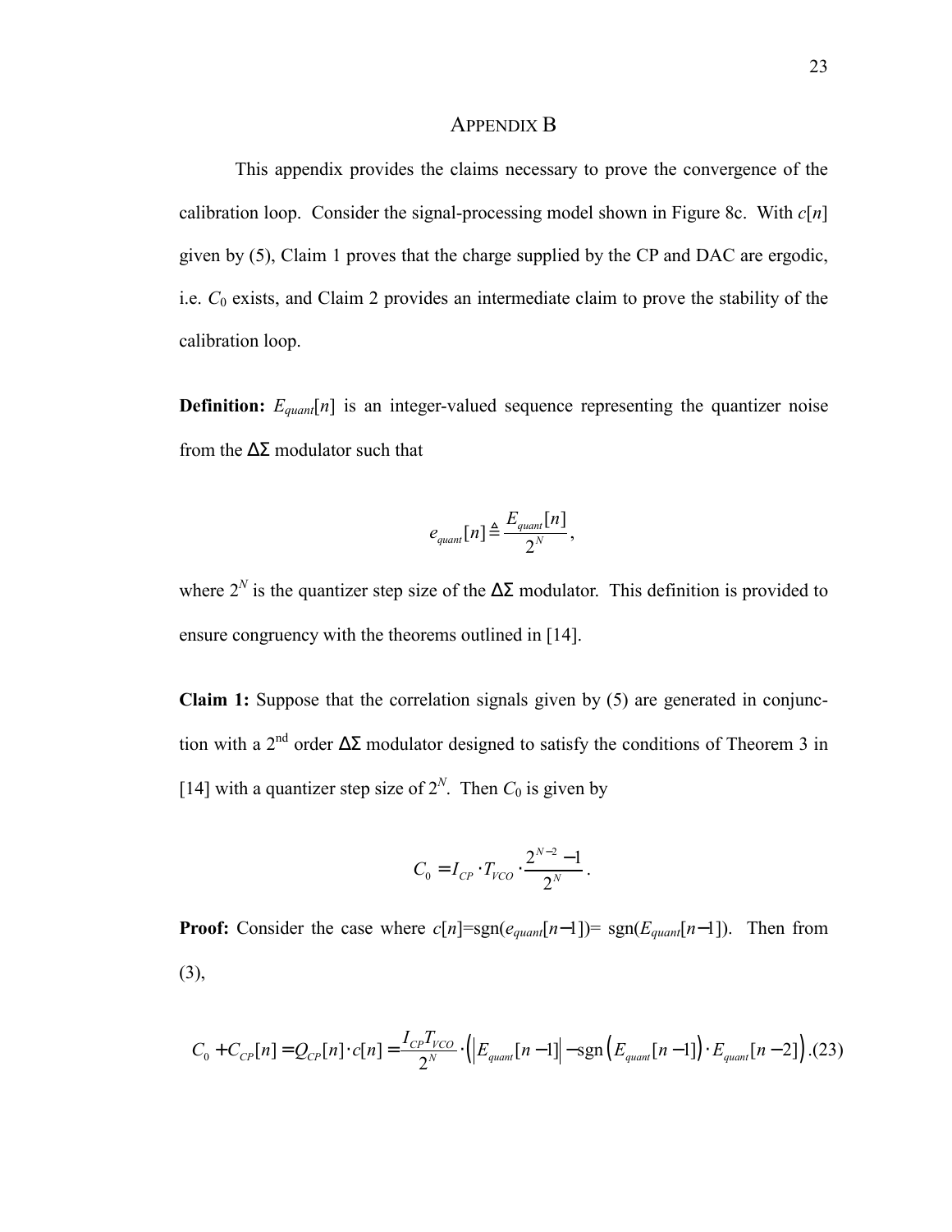## Appendix B

This appendix provides the claims necessary to prove the convergence of the calibration loop. Consider the signal-processing model shown in Figure 8c. With $c[n]$ given by (5), Claim 1 proves that the charge supplied by the CP and DAC are ergodic, i.e. $C_0$ exists, and Claim 2 provides an intermediate claim to prove the stability of the calibration loop.

**Definition:** $E_{quant}[n]$ is an integer-valued sequence representing the quantizer noise from the ΔΣ modulator such that

$$e_{quant}[n] \triangleq \frac{E_{quant}[n]}{2^N},$$

where $2^N$ is the quantizer step size of the ΔΣ modulator. This definition is provided to ensure congruency with the theorems outlined in [14].

**Claim 1:** Suppose that the correlation signals given by (5) are generated in conjunction with a 2nd order ΔΣ modulator designed to satisfy the conditions of Theorem 3 in [14] with a quantizer step size of $2^N$. Then $C_0$ is given by

$$C_0 = I_{CP} \cdot T_{VCO} \cdot \frac{2^{N-2} - 1}{2^N}.$$

**Proof:** Consider the case where $c[n]=\text{sgn}(e_{quant}[n-1])= \text{sgn}(E_{quant}[n-1])$. Then from (3),

$$C_0 + C_{CP}[n] = Q_{CP}[n] \cdot c[n] = \frac{I_{CP}T_{VCO}}{2^N} \cdot \left( \left| E_{quant}[n-1] \right| - \text{sgn}\left( E_{quant}[n-1] \right) \cdot E_{quant}[n-2] \right). \quad (23)$$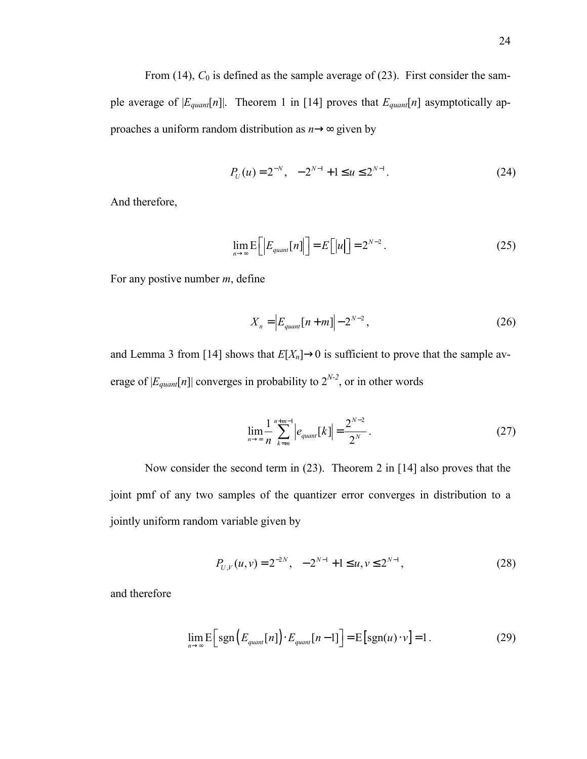From (14), $C_0$ is defined as the sample average of (23). First consider the sample average of $|E_{quant}[n]|$. Theorem 1 in [14] proves that $E_{quant}[n]$ asymptotically approaches a uniform random distribution as $n \to \infty$ given by

$$P_U(u) = 2^{-N}, \quad -2^{N-1} + 1 \leq u \leq 2^{N-1}. \tag{24}$$

And therefore,

$$\lim_{n \to \infty} \mathrm{E}\left[ \left| E_{quant}[n] \right| \right] = E\left[ |u| \right] = 2^{N-2}. \tag{25}$$

For any postive number $m$, define

$$X_n = \left| E_{quant}[n+m] \right| - 2^{N-2}, \tag{26}$$

and Lemma 3 from [14] shows that $E[X_n] \to 0$ is sufficient to prove that the sample average of $|E_{quant}[n]|$ converges in probability to $2^{N-2}$, or in other words

$$\lim_{n \to \infty} \frac{1}{n} \sum_{k=m}^{n+m-1} \left| e_{quant}[k] \right| = \frac{2^{N-2}}{2^N}. \tag{27}$$

Now consider the second term in (23). Theorem 2 in [14] also proves that the joint pmf of any two samples of the quantizer error converges in distribution to a jointly uniform random variable given by

$$P_{U,V}(u,v) = 2^{-2N}, \quad -2^{N-1} + 1 \leq u, v \leq 2^{N-1}, \tag{28}$$

and therefore

$$\lim_{n \to \infty} \mathrm{E}\left[ \mathrm{sgn}\left( E_{quant}[n] \right) \cdot E_{quant}[n-1] \right] = \mathrm{E}\left[ \mathrm{sgn}(u) \cdot v \right] = 1. \tag{29}$$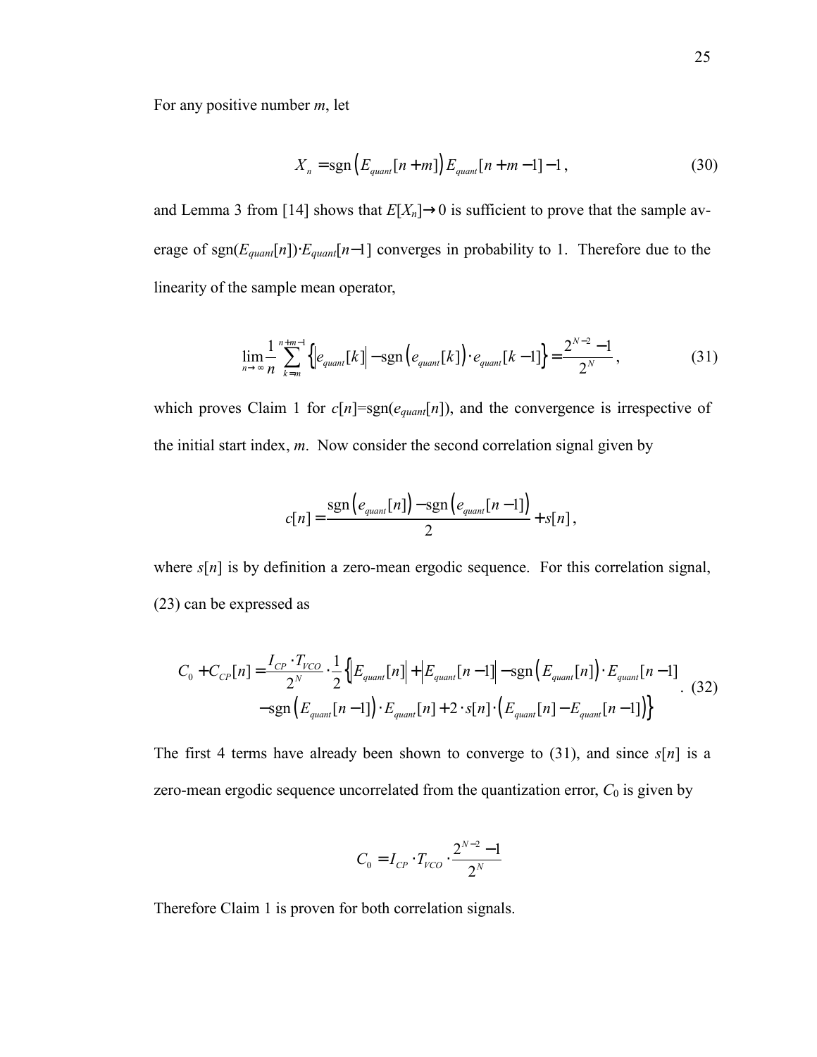For any positive number $m$, let

$$X_n = \text{sgn}\left(E_{quant}[n+m]\right) E_{quant}[n+m-1] - 1, \tag{30}$$

and Lemma 3 from [14] shows that $E[X_n] \to 0$ is sufficient to prove that the sample average of $\text{sgn}(E_{quant}[n]) \cdot E_{quant}[n-1]$ converges in probability to 1. Therefore due to the linearity of the sample mean operator,

$$\lim_{n\to\infty} \frac{1}{n} \sum_{k=m}^{n+m-1} \left\{ \left|e_{quant}[k]\right| - \text{sgn}\left(e_{quant}[k]\right) \cdot e_{quant}[k-1] \right\} = \frac{2^{N-2}-1}{2^N}, \tag{31}$$

which proves Claim 1 for $c[n]=\text{sgn}(e_{quant}[n])$, and the convergence is irrespective of the initial start index, $m$. Now consider the second correlation signal given by

$$c[n] = \frac{\text{sgn}\left(e_{quant}[n]\right) - \text{sgn}\left(e_{quant}[n-1]\right)}{2} + s[n],$$

where $s[n]$ is by definition a zero-mean ergodic sequence. For this correlation signal, (23) can be expressed as

$$\begin{aligned} C_0 + C_{CP}[n] = \frac{I_{CP} \cdot T_{VCO}}{2^N} \cdot \frac{1}{2} \Big\{ &\left|E_{quant}[n]\right| + \left|E_{quant}[n-1]\right| - \text{sgn}\left(E_{quant}[n]\right) \cdot E_{quant}[n-1] \\ &- \text{sgn}\left(E_{quant}[n-1]\right) \cdot E_{quant}[n] + 2 \cdot s[n] \cdot \left(E_{quant}[n] - E_{quant}[n-1]\right) \Big\} \end{aligned} . \tag{32}$$

The first 4 terms have already been shown to converge to (31), and since $s[n]$ is a zero-mean ergodic sequence uncorrelated from the quantization error, $C_0$ is given by

$$C_0 = I_{CP} \cdot T_{VCO} \cdot \frac{2^{N-2}-1}{2^N}$$

Therefore Claim 1 is proven for both correlation signals.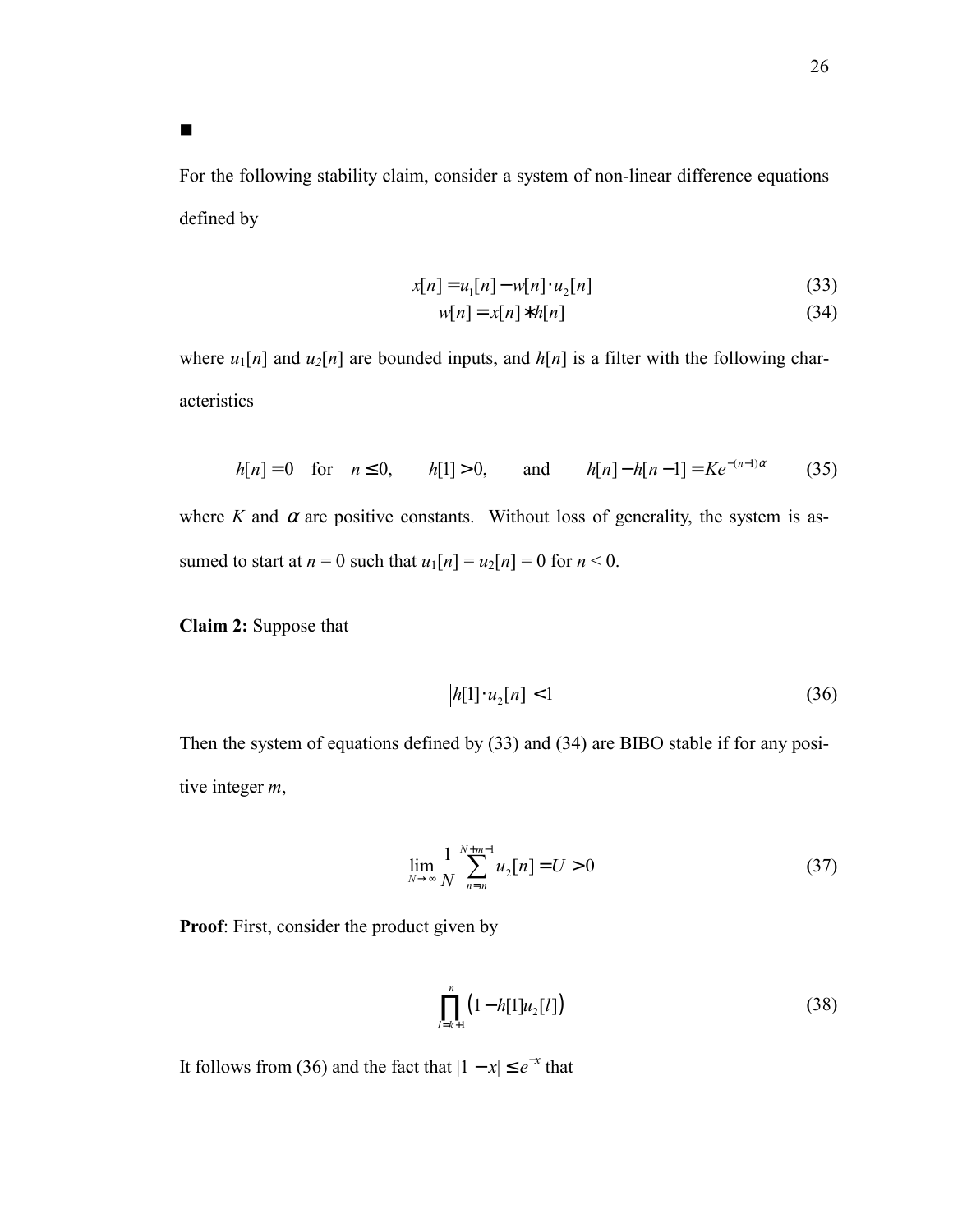■

For the following stability claim, consider a system of non-linear difference equations defined by

$$x[n] = u_1[n] - w[n] \cdot u_2[n] \tag{33}$$

$$w[n] = x[n] * h[n] \tag{34}$$

where $u_1[n]$ and $u_2[n]$ are bounded inputs, and $h[n]$ is a filter with the following characteristics

$$h[n] = 0 \quad \text{for} \quad n \le 0, \qquad h[1] > 0, \qquad \text{and} \qquad h[n] - h[n-1] = Ke^{-(n-1)\alpha} \tag{35}$$

where $K$ and $\alpha$ are positive constants. Without loss of generality, the system is assumed to start at $n = 0$ such that $u_1[n] = u_2[n] = 0$ for $n < 0$.

**Claim 2:** Suppose that

$$\left| h[1] \cdot u_2[n] \right| < 1 \tag{36}$$

Then the system of equations defined by (33) and (34) are BIBO stable if for any positive integer $m$,

$$\lim_{N \to \infty} \frac{1}{N} \sum_{n=m}^{N+m-1} u_2[n] = U > 0 \tag{37}$$

**Proof**: First, consider the product given by

$$\prod_{l=k+1}^{n} \left(1 - h[1] u_2[l]\right) \tag{38}$$

It follows from (36) and the fact that $|1 - x| \le e^{-x}$ that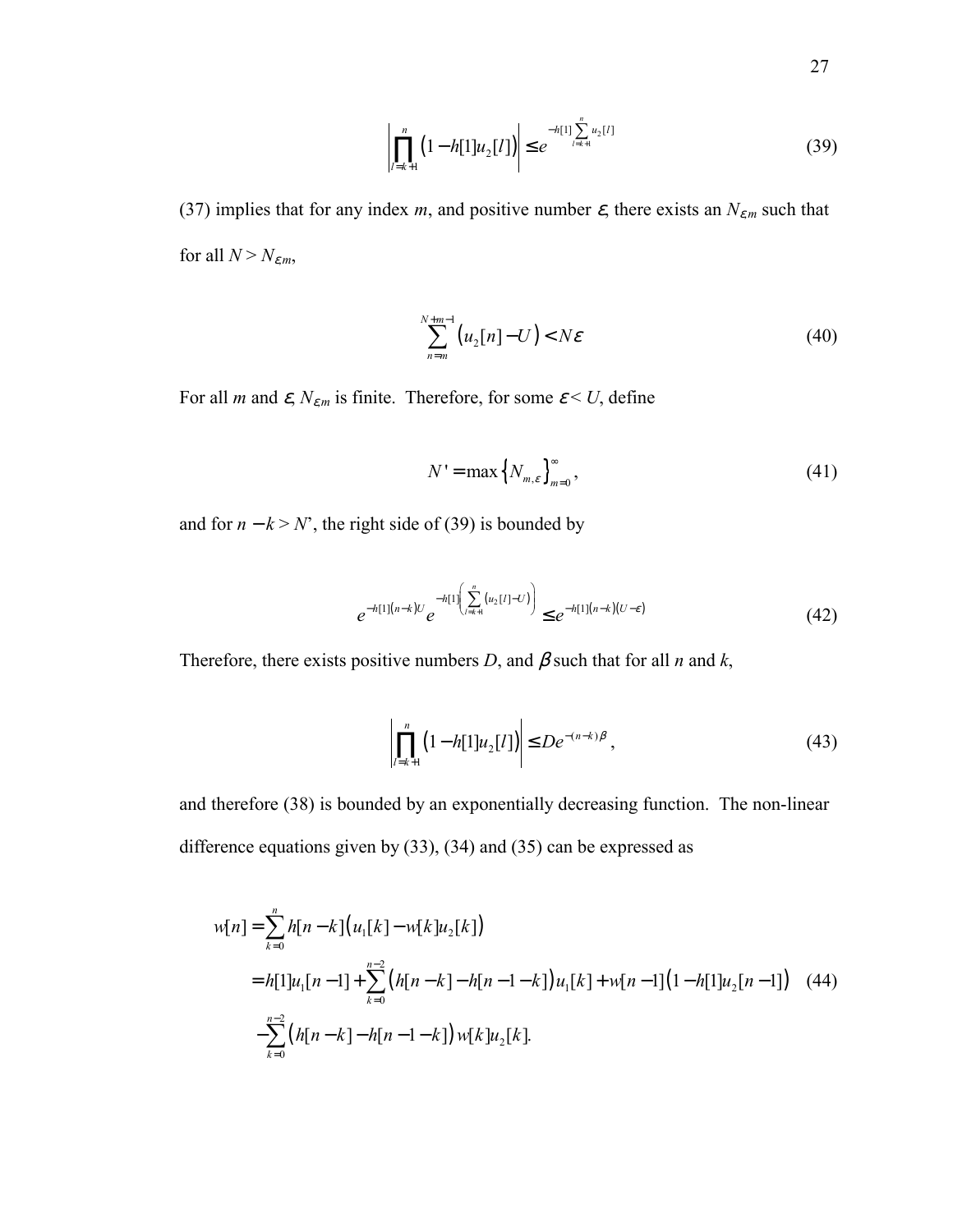$$\left| \prod_{l=k+1}^{n} \left(1 - h[1]u_2[l]\right) \right| \leq e^{-h[1]\sum_{l=k+1}^{n} u_2[l]} \tag{39}$$

(37) implies that for any index $m$, and positive number $\varepsilon$, there exists an $N_{\varepsilon m}$ such that for all $N > N_{\varepsilon m}$,

$$\sum_{n=m}^{N+m-1} \left(u_2[n] - U\right) < N\varepsilon \tag{40}$$

For all $m$ and $\varepsilon$, $N_{\varepsilon m}$ is finite. Therefore, for some $\varepsilon < U$, define

$$N' = \max\left\{N_{m,\varepsilon}\right\}_{m=0}^{\infty}, \tag{41}$$

and for $n - k > N'$, the right side of (39) is bounded by

$$e^{-h[1](n-k)U} e^{-h[1]\left(\sum_{l=k+1}^{n}(u_2[l]-U)\right)} \leq e^{-h[1](n-k)(U-\varepsilon)} \tag{42}$$

Therefore, there exists positive numbers $D$, and $\beta$ such that for all $n$ and $k$,

$$\left| \prod_{l=k+1}^{n} \left(1 - h[1]u_2[l]\right) \right| \leq De^{-(n-k)\beta}, \tag{43}$$

and therefore (38) is bounded by an exponentially decreasing function. The non-linear difference equations given by (33), (34) and (35) can be expressed as

$$\begin{aligned} w[n] &= \sum_{k=0}^{n} h[n-k]\left(u_1[k] - w[k]u_2[k]\right) \\ &= h[1]u_1[n-1] + \sum_{k=0}^{n-2}\left(h[n-k] - h[n-1-k]\right)u_1[k] + w[n-1]\left(1 - h[1]u_2[n-1]\right) \\ &\quad - \sum_{k=0}^{n-2}\left(h[n-k] - h[n-1-k]\right)w[k]u_2[k]. \end{aligned} \tag{44}$$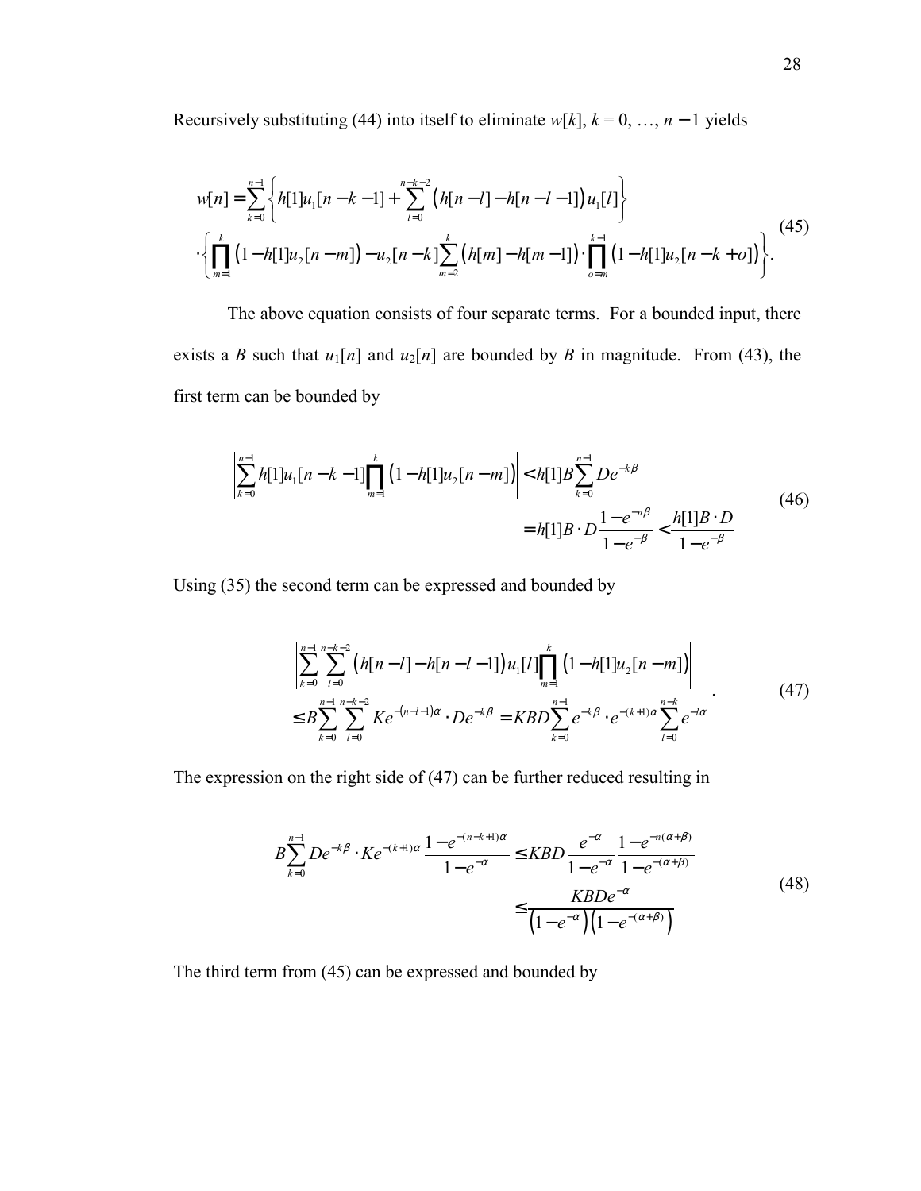Recursively substituting (44) into itself to eliminate $w[k]$, $k = 0, \ldots, n-1$ yields

$$
\begin{aligned}
w[n] = \sum_{k=0}^{n-1} & \left\{ h[1]u_1[n-k-1] + \sum_{l=0}^{n-k-2} \left( h[n-l] - h[n-l-1] \right) u_1[l] \right\} \\
\cdot & \left\{ \prod_{m=1}^{k} \left( 1 - h[1]u_2[n-m] \right) - u_2[n-k] \sum_{m=2}^{k} \left( h[m] - h[m-1] \right) \cdot \prod_{o=m}^{k-1} \left( 1 - h[1]u_2[n-k+o] \right) \right\}.
\end{aligned} \tag{45}
$$

The above equation consists of four separate terms. For a bounded input, there exists a $B$ such that $u_1[n]$ and $u_2[n]$ are bounded by $B$ in magnitude. From (43), the first term can be bounded by

$$
\begin{aligned}
\left| \sum_{k=0}^{n-1} h[1]u_1[n-k-1] \prod_{m=1}^{k} \left( 1 - h[1]u_2[n-m] \right) \right| &< h[1]B \sum_{k=0}^{n-1} De^{-k\beta} \\
&= h[1]B \cdot D \frac{1-e^{-n\beta}}{1-e^{-\beta}} < \frac{h[1]B \cdot D}{1-e^{-\beta}}
\end{aligned} \tag{46}
$$

Using (35) the second term can be expressed and bounded by

$$
\begin{aligned}
& \left| \sum_{k=0}^{n-1} \sum_{l=0}^{n-k-2} \left( h[n-l] - h[n-l-1] \right) u_1[l] \prod_{m=1}^{k} \left( 1 - h[1]u_2[n-m] \right) \right| \\
& \le B \sum_{k=0}^{n-1} \sum_{l=0}^{n-k-2} Ke^{-(n-l-1)\alpha} \cdot De^{-k\beta} = KBD \sum_{k=0}^{n-1} e^{-k\beta} \cdot e^{-(k+1)\alpha} \sum_{l=0}^{n-k} e^{-l\alpha}
\end{aligned} \tag{47}
$$

The expression on the right side of (47) can be further reduced resulting in

$$
\begin{aligned}
B \sum_{k=0}^{n-1} De^{-k\beta} \cdot Ke^{-(k+1)\alpha} \frac{1-e^{-(n-k+1)\alpha}}{1-e^{-\alpha}} &\le KBD \frac{e^{-\alpha}}{1-e^{-\alpha}} \frac{1-e^{-n(\alpha+\beta)}}{1-e^{-(\alpha+\beta)}} \\
&\le \frac{KBDe^{-\alpha}}{\left( 1-e^{-\alpha} \right)\left( 1-e^{-(\alpha+\beta)} \right)}
\end{aligned} \tag{48}
$$

The third term from (45) can be expressed and bounded by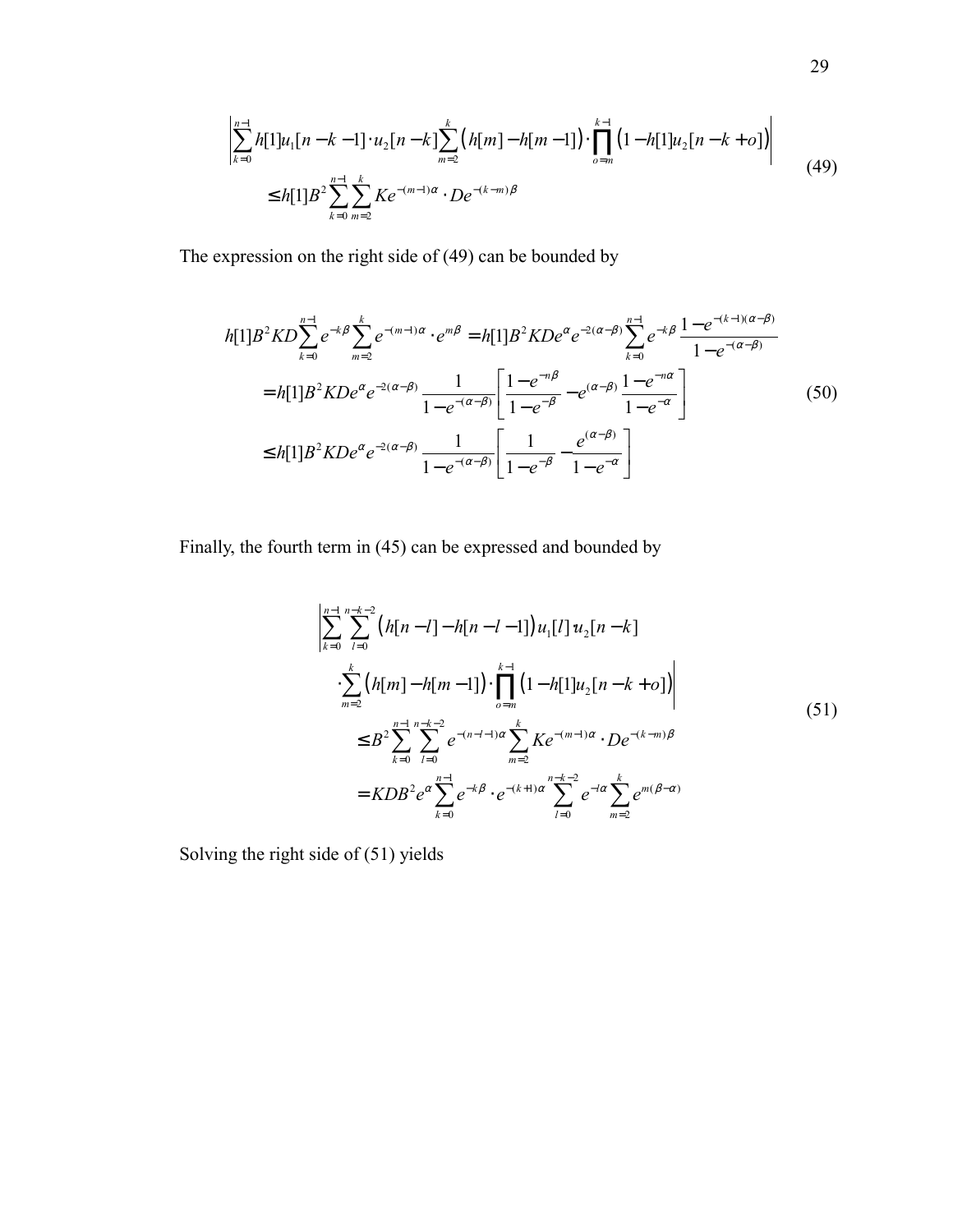$$
\left| \sum_{k=0}^{n-1} h[1] u_1[n-k-1] \cdot u_2[n-k] \sum_{m=2}^{k} \left( h[m] - h[m-1] \right) \cdot \prod_{o=m}^{k-1} \left( 1 - h[1] u_2[n-k+o] \right) \right|
$$

$$
\leq h[1] B^2 \sum_{k=0}^{n-1} \sum_{m=2}^{k} K e^{-(m-1)\alpha} \cdot D e^{-(k-m)\beta} \tag{49}
$$

The expression on the right side of (49) can be bounded by

$$
\begin{aligned}
h[1] B^2 KD \sum_{k=0}^{n-1} e^{-k\beta} \sum_{m=2}^{k} e^{-(m-1)\alpha} \cdot e^{m\beta} &= h[1] B^2 KD e^{\alpha} e^{-2(\alpha-\beta)} \sum_{k=0}^{n-1} e^{-k\beta} \frac{1 - e^{-(k-1)(\alpha-\beta)}}{1 - e^{-(\alpha-\beta)}} \\
&= h[1] B^2 KD e^{\alpha} e^{-2(\alpha-\beta)} \frac{1}{1 - e^{-(\alpha-\beta)}} \left[ \frac{1 - e^{-n\beta}}{1 - e^{-\beta}} - e^{(\alpha-\beta)} \frac{1 - e^{-n\alpha}}{1 - e^{-\alpha}} \right] \\
&\leq h[1] B^2 KD e^{\alpha} e^{-2(\alpha-\beta)} \frac{1}{1 - e^{-(\alpha-\beta)}} \left[ \frac{1}{1 - e^{-\beta}} - \frac{e^{(\alpha-\beta)}}{1 - e^{-\alpha}} \right]
\end{aligned} \tag{50}
$$

Finally, the fourth term in (45) can be expressed and bounded by

$$
\begin{aligned}
&\left| \sum_{k=0}^{n-1} \sum_{l=0}^{n-k-2} \left( h[n-l] - h[n-l-1] \right) u_1[l] \, u_2[n-k] \right. \\
&\quad \left. \cdot \sum_{m=2}^{k} \left( h[m] - h[m-1] \right) \cdot \prod_{o=m}^{k-1} \left( 1 - h[1] u_2[n-k+o] \right) \right| \\
&\quad \leq B^2 \sum_{k=0}^{n-1} \sum_{l=0}^{n-k-2} e^{-(n-l-1)\alpha} \sum_{m=2}^{k} K e^{-(m-1)\alpha} \cdot D e^{-(k-m)\beta} \\
&\quad = KDB^2 e^{\alpha} \sum_{k=0}^{n-1} e^{-k\beta} \cdot e^{-(k+1)\alpha} \sum_{l=0}^{n-k-2} e^{-l\alpha} \sum_{m=2}^{k} e^{m(\beta-\alpha)}
\end{aligned} \tag{51}
$$

Solving the right side of (51) yields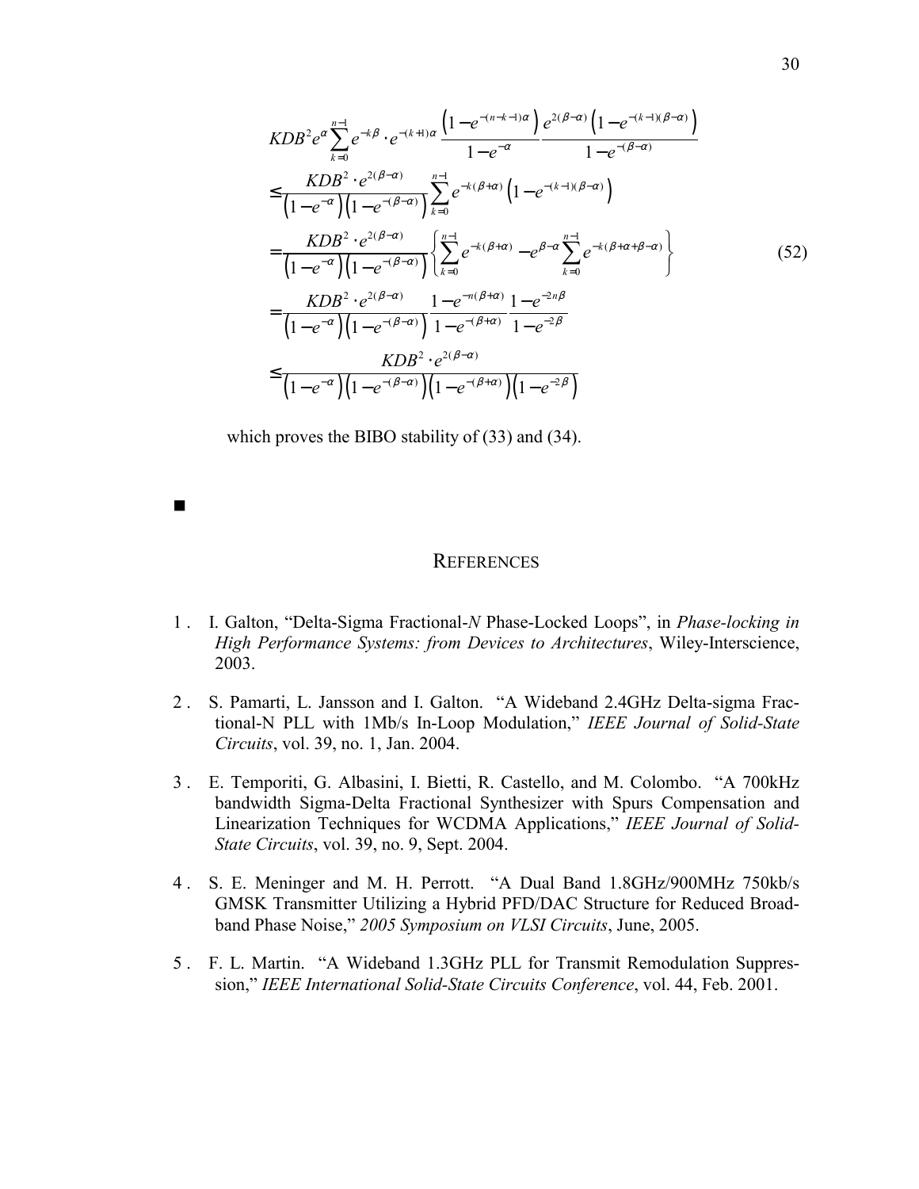$$
\begin{aligned}
& KDB^2 e^{\alpha} \sum_{k=0}^{n-1} e^{-k\beta} \cdot e^{-(k+1)\alpha} \frac{\left(1-e^{-(n-k-1)\alpha}\right)}{1-e^{-\alpha}} \frac{e^{2(\beta-\alpha)}\left(1-e^{-(k-1)(\beta-\alpha)}\right)}{1-e^{-(\beta-\alpha)}} \\
& \leq \frac{KDB^2 \cdot e^{2(\beta-\alpha)}}{\left(1-e^{-\alpha}\right)\left(1-e^{-(\beta-\alpha)}\right)} \sum_{k=0}^{n-1} e^{-k(\beta+\alpha)} \left(1-e^{-(k-1)(\beta-\alpha)}\right) \\
& = \frac{KDB^2 \cdot e^{2(\beta-\alpha)}}{\left(1-e^{-\alpha}\right)\left(1-e^{-(\beta-\alpha)}\right)} \left\{ \sum_{k=0}^{n-1} e^{-k(\beta+\alpha)} - e^{\beta-\alpha} \sum_{k=0}^{n-1} e^{-k(\beta+\alpha+\beta-\alpha)} \right\} \\
& = \frac{KDB^2 \cdot e^{2(\beta-\alpha)}}{\left(1-e^{-\alpha}\right)\left(1-e^{-(\beta-\alpha)}\right)} \frac{1-e^{-n(\beta+\alpha)}}{1-e^{-(\beta+\alpha)}} \frac{1-e^{-2n\beta}}{1-e^{-2\beta}} \\
& \leq \frac{KDB^2 \cdot e^{2(\beta-\alpha)}}{\left(1-e^{-\alpha}\right)\left(1-e^{-(\beta-\alpha)}\right)\left(1-e^{-(\beta+\alpha)}\right)\left(1-e^{-2\beta}\right)}
\end{aligned}
\tag{52}
$$

which proves the BIBO stability of (33) and (34).

■

## References

1. I. Galton, "Delta-Sigma Fractional-*N* Phase-Locked Loops", in *Phase-locking in High Performance Systems: from Devices to Architectures*, Wiley-Interscience, 2003.

2. S. Pamarti, L. Jansson and I. Galton. "A Wideband 2.4GHz Delta-sigma Fractional-N PLL with 1Mb/s In-Loop Modulation," *IEEE Journal of Solid-State Circuits*, vol. 39, no. 1, Jan. 2004.

3. E. Temporiti, G. Albasini, I. Bietti, R. Castello, and M. Colombo. "A 700kHz bandwidth Sigma-Delta Fractional Synthesizer with Spurs Compensation and Linearization Techniques for WCDMA Applications," *IEEE Journal of Solid-State Circuits*, vol. 39, no. 9, Sept. 2004.

4. S. E. Meninger and M. H. Perrott. "A Dual Band 1.8GHz/900MHz 750kb/s GMSK Transmitter Utilizing a Hybrid PFD/DAC Structure for Reduced Broadband Phase Noise," *2005 Symposium on VLSI Circuits*, June, 2005.

5. F. L. Martin. "A Wideband 1.3GHz PLL for Transmit Remodulation Suppression," *IEEE International Solid-State Circuits Conference*, vol. 44, Feb. 2001.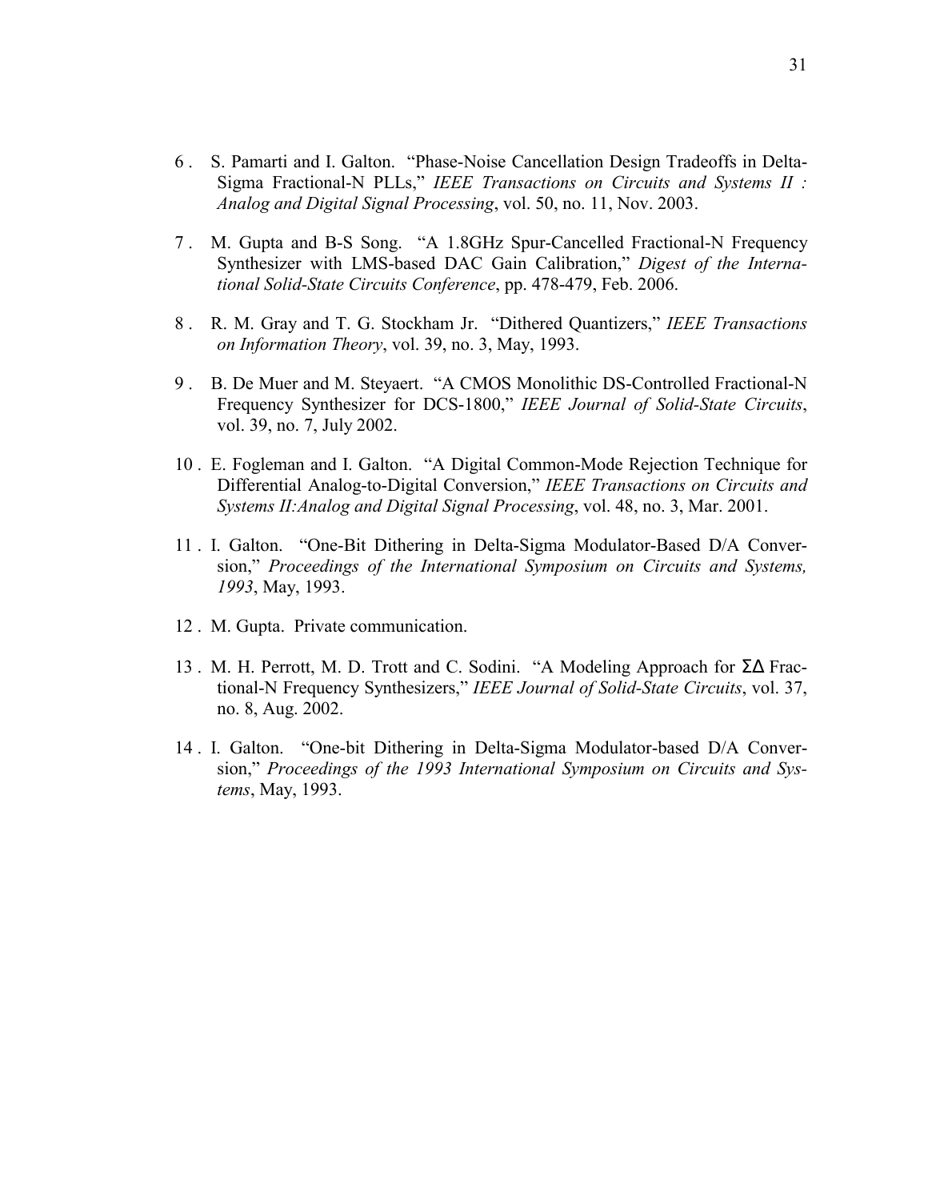6 . S. Pamarti and I. Galton. "Phase-Noise Cancellation Design Tradeoffs in Delta-Sigma Fractional-N PLLs," *IEEE Transactions on Circuits and Systems II : Analog and Digital Signal Processing*, vol. 50, no. 11, Nov. 2003.

7 . M. Gupta and B-S Song. "A 1.8GHz Spur-Cancelled Fractional-N Frequency Synthesizer with LMS-based DAC Gain Calibration," *Digest of the International Solid-State Circuits Conference*, pp. 478-479, Feb. 2006.

8 . R. M. Gray and T. G. Stockham Jr. "Dithered Quantizers," *IEEE Transactions on Information Theory*, vol. 39, no. 3, May, 1993.

9 . B. De Muer and M. Steyaert. "A CMOS Monolithic DS-Controlled Fractional-N Frequency Synthesizer for DCS-1800," *IEEE Journal of Solid-State Circuits*, vol. 39, no. 7, July 2002.

10 . E. Fogleman and I. Galton. "A Digital Common-Mode Rejection Technique for Differential Analog-to-Digital Conversion," *IEEE Transactions on Circuits and Systems II:Analog and Digital Signal Processing*, vol. 48, no. 3, Mar. 2001.

11 . I. Galton. "One-Bit Dithering in Delta-Sigma Modulator-Based D/A Conversion," *Proceedings of the International Symposium on Circuits and Systems, 1993*, May, 1993.

12 . M. Gupta. Private communication.

13 . M. H. Perrott, M. D. Trott and C. Sodini. "A Modeling Approach for ΣΔ Fractional-N Frequency Synthesizers," *IEEE Journal of Solid-State Circuits*, vol. 37, no. 8, Aug. 2002.

14 . I. Galton. "One-bit Dithering in Delta-Sigma Modulator-based D/A Conversion," *Proceedings of the 1993 International Symposium on Circuits and Systems*, May, 1993.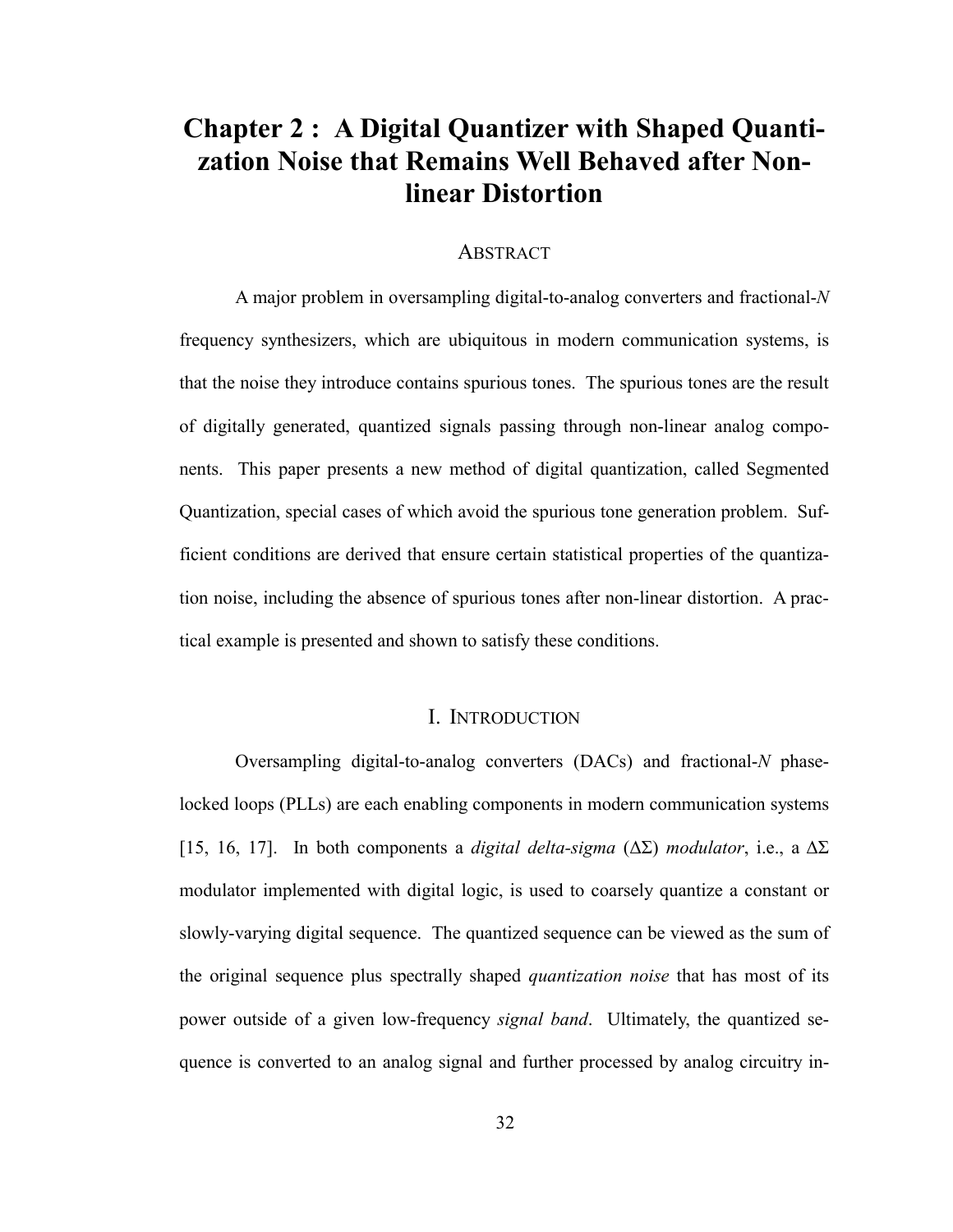# Chapter 2 : A Digital Quantizer with Shaped Quantization Noise that Remains Well Behaved after Nonlinear Distortion

## Abstract

A major problem in oversampling digital-to-analog converters and fractional-*N* frequency synthesizers, which are ubiquitous in modern communication systems, is that the noise they introduce contains spurious tones. The spurious tones are the result of digitally generated, quantized signals passing through non-linear analog components. This paper presents a new method of digital quantization, called Segmented Quantization, special cases of which avoid the spurious tone generation problem. Sufficient conditions are derived that ensure certain statistical properties of the quantization noise, including the absence of spurious tones after non-linear distortion. A practical example is presented and shown to satisfy these conditions.

## I. Introduction

Oversampling digital-to-analog converters (DACs) and fractional-*N* phase-locked loops (PLLs) are each enabling components in modern communication systems [15, 16, 17]. In both components a *digital delta-sigma* ($\Delta\Sigma$) *modulator*, i.e., a $\Delta\Sigma$ modulator implemented with digital logic, is used to coarsely quantize a constant or slowly-varying digital sequence. The quantized sequence can be viewed as the sum of the original sequence plus spectrally shaped *quantization noise* that has most of its power outside of a given low-frequency *signal band*. Ultimately, the quantized sequence is converted to an analog signal and further processed by analog circuitry in-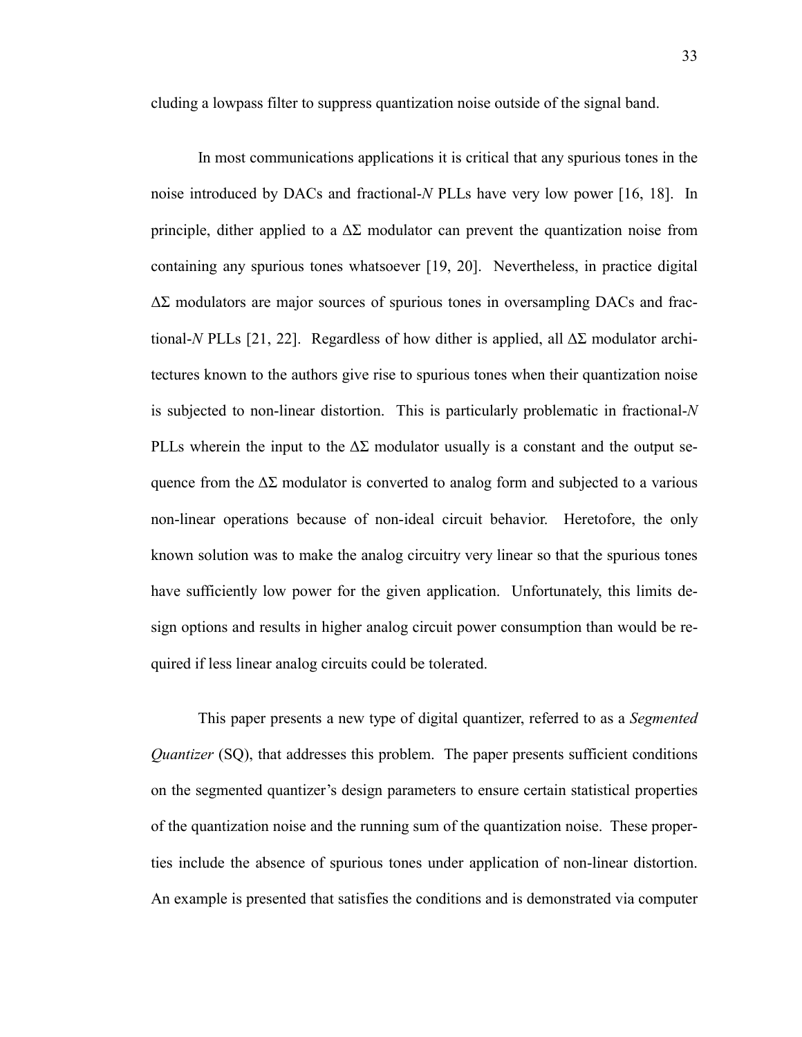cluding a lowpass filter to suppress quantization noise outside of the signal band.

In most communications applications it is critical that any spurious tones in the noise introduced by DACs and fractional-*N* PLLs have very low power [16, 18]. In principle, dither applied to a $\Delta\Sigma$ modulator can prevent the quantization noise from containing any spurious tones whatsoever [19, 20]. Nevertheless, in practice digital $\Delta\Sigma$ modulators are major sources of spurious tones in oversampling DACs and fractional-*N* PLLs [21, 22]. Regardless of how dither is applied, all $\Delta\Sigma$ modulator architectures known to the authors give rise to spurious tones when their quantization noise is subjected to non-linear distortion. This is particularly problematic in fractional-*N* PLLs wherein the input to the $\Delta\Sigma$ modulator usually is a constant and the output sequence from the $\Delta\Sigma$ modulator is converted to analog form and subjected to a various non-linear operations because of non-ideal circuit behavior. Heretofore, the only known solution was to make the analog circuitry very linear so that the spurious tones have sufficiently low power for the given application. Unfortunately, this limits design options and results in higher analog circuit power consumption than would be required if less linear analog circuits could be tolerated.

This paper presents a new type of digital quantizer, referred to as a *Segmented Quantizer* (SQ), that addresses this problem. The paper presents sufficient conditions on the segmented quantizer's design parameters to ensure certain statistical properties of the quantization noise and the running sum of the quantization noise. These properties include the absence of spurious tones under application of non-linear distortion. An example is presented that satisfies the conditions and is demonstrated via computer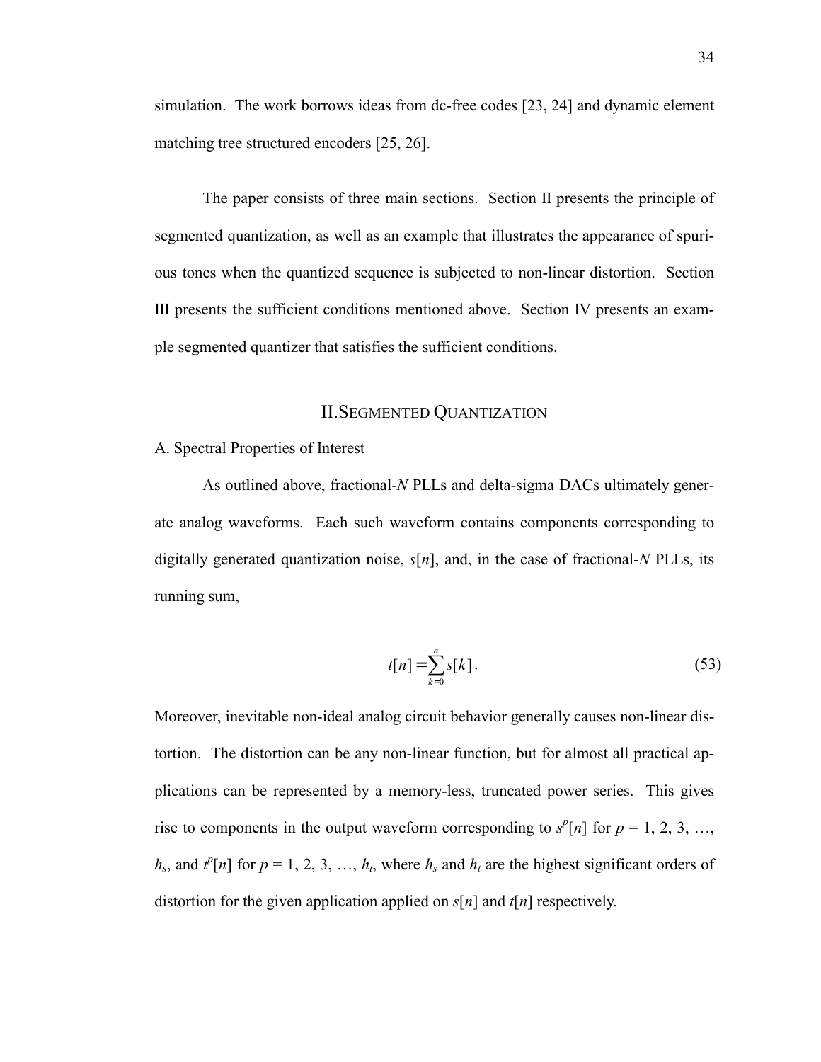simulation. The work borrows ideas from dc-free codes [23, 24] and dynamic element matching tree structured encoders [25, 26].

The paper consists of three main sections. Section II presents the principle of segmented quantization, as well as an example that illustrates the appearance of spurious tones when the quantized sequence is subjected to non-linear distortion. Section III presents the sufficient conditions mentioned above. Section IV presents an example segmented quantizer that satisfies the sufficient conditions.

## II. Segmented Quantization

### A. Spectral Properties of Interest

As outlined above, fractional-$N$ PLLs and delta-sigma DACs ultimately generate analog waveforms. Each such waveform contains components corresponding to digitally generated quantization noise, $s[n]$, and, in the case of fractional-$N$ PLLs, its running sum,

$$t[n] = \sum_{k=0}^{n} s[k]. \tag{53}$$

Moreover, inevitable non-ideal analog circuit behavior generally causes non-linear distortion. The distortion can be any non-linear function, but for almost all practical applications can be represented by a memory-less, truncated power series. This gives rise to components in the output waveform corresponding to $s^p[n]$ for $p = 1, 2, 3, \ldots, h_s$, and $t^p[n]$ for $p = 1, 2, 3, \ldots, h_t$, where $h_s$ and $h_t$ are the highest significant orders of distortion for the given application applied on $s[n]$ and $t[n]$ respectively.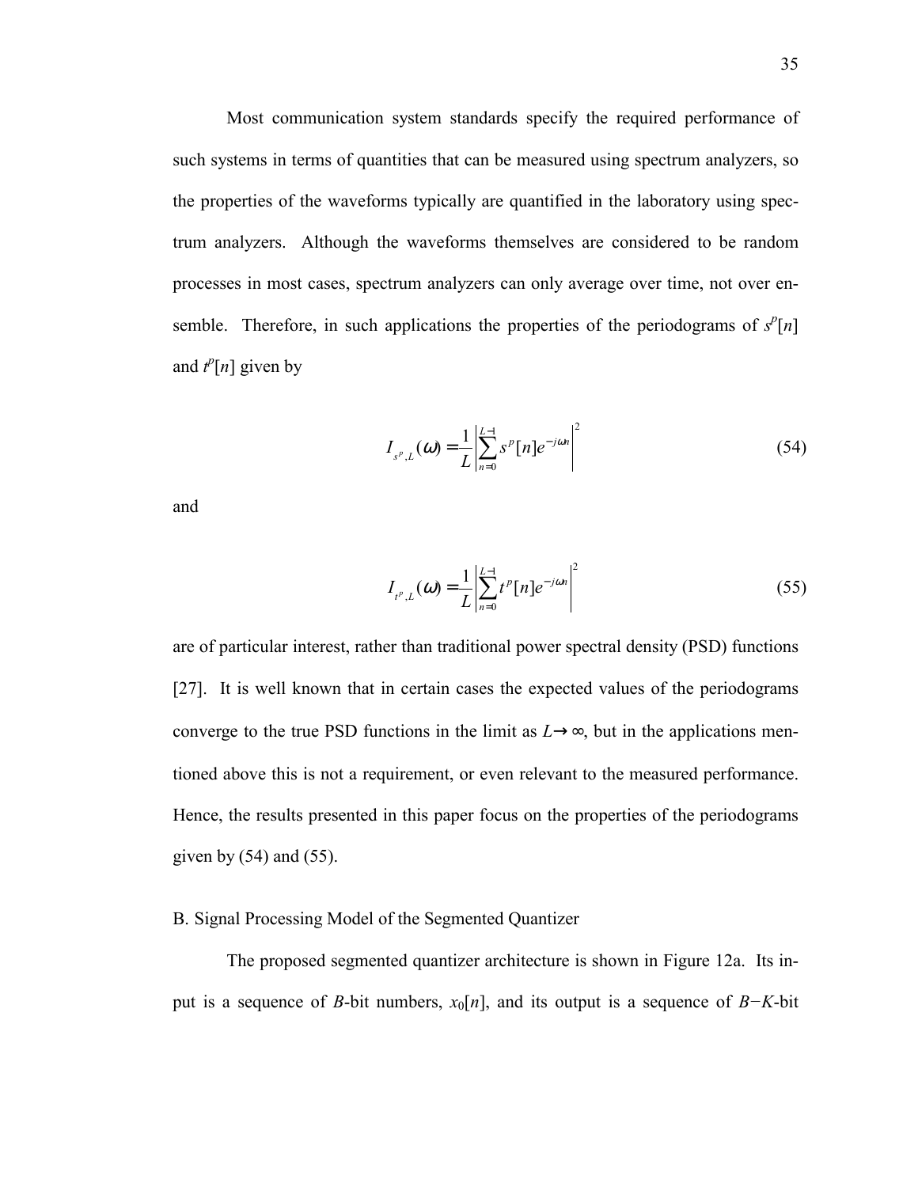Most communication system standards specify the required performance of such systems in terms of quantities that can be measured using spectrum analyzers, so the properties of the waveforms typically are quantified in the laboratory using spectrum analyzers. Although the waveforms themselves are considered to be random processes in most cases, spectrum analyzers can only average over time, not over ensemble. Therefore, in such applications the properties of the periodograms of $s^p[n]$ and $t^p[n]$ given by

$$I_{s^p,L}(\omega) = \frac{1}{L}\left|\sum_{n=0}^{L-1} s^p[n]e^{-j\omega n}\right|^2 \tag{54}$$

and

$$I_{t^p,L}(\omega) = \frac{1}{L}\left|\sum_{n=0}^{L-1} t^p[n]e^{-j\omega n}\right|^2 \tag{55}$$

are of particular interest, rather than traditional power spectral density (PSD) functions [27]. It is well known that in certain cases the expected values of the periodograms converge to the true PSD functions in the limit as $L\to\infty$, but in the applications mentioned above this is not a requirement, or even relevant to the measured performance. Hence, the results presented in this paper focus on the properties of the periodograms given by (54) and (55).

B. Signal Processing Model of the Segmented Quantizer

The proposed segmented quantizer architecture is shown in Figure 12a. Its input is a sequence of $B$-bit numbers, $x_0[n]$, and its output is a sequence of $B-K$-bit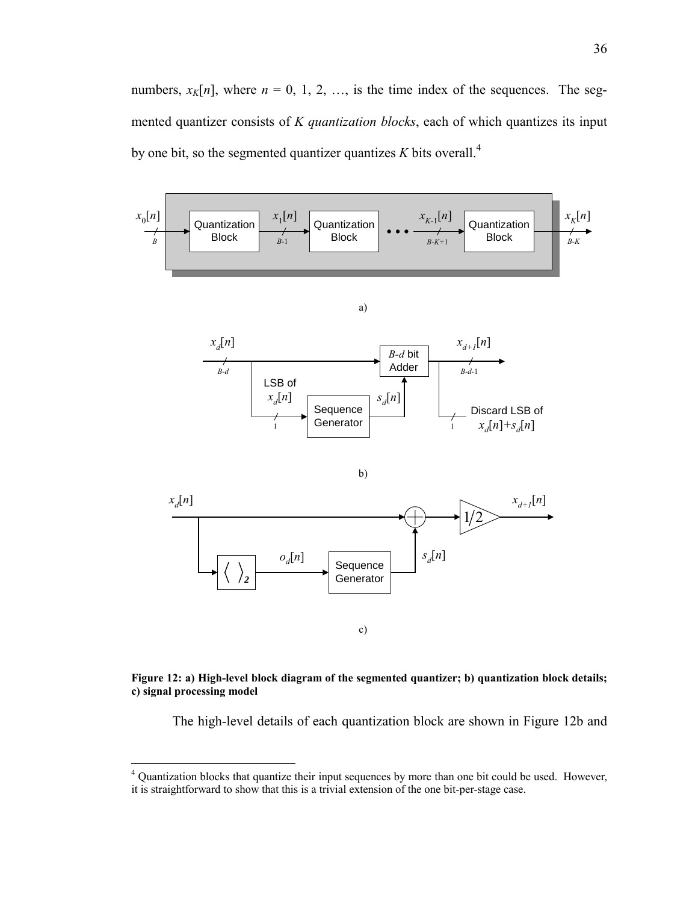numbers, $x_K[n]$, where $n = 0, 1, 2, \ldots$, is the time index of the sequences. The segmented quantizer consists of $K$ *quantization blocks*, each of which quantizes its input by one bit, so the segmented quantizer quantizes $K$ bits overall.[4]

a)

b)

c)

**Figure 12: a) High-level block diagram of the segmented quantizer; b) quantization block details; c) signal processing model**

The high-level details of each quantization block are shown in Figure 12b and

[4] Quantization blocks that quantize their input sequences by more than one bit could be used. However, it is straightforward to show that this is a trivial extension of the one bit-per-stage case.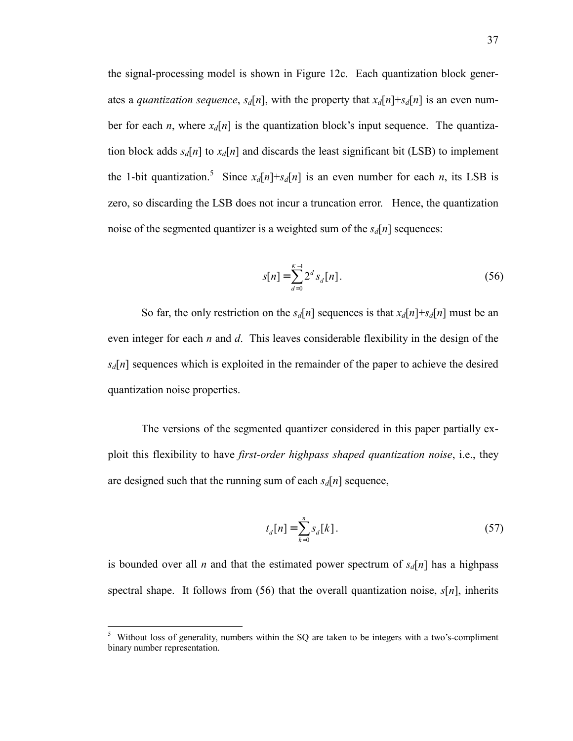the signal-processing model is shown in Figure 12c. Each quantization block generates a *quantization sequence*, $s_d[n]$, with the property that $x_d[n]+s_d[n]$ is an even number for each $n$, where $x_d[n]$ is the quantization block's input sequence. The quantization block adds $s_d[n]$ to $x_d[n]$ and discards the least significant bit (LSB) to implement the 1-bit quantization.[5] Since $x_d[n]+s_d[n]$ is an even number for each $n$, its LSB is zero, so discarding the LSB does not incur a truncation error. Hence, the quantization noise of the segmented quantizer is a weighted sum of the $s_d[n]$ sequences:

$$s[n] = \sum_{d=0}^{K-1} 2^d s_d[n]. \tag{56}$$

So far, the only restriction on the $s_d[n]$ sequences is that $x_d[n]+s_d[n]$ must be an even integer for each $n$ and $d$. This leaves considerable flexibility in the design of the $s_d[n]$ sequences which is exploited in the remainder of the paper to achieve the desired quantization noise properties.

The versions of the segmented quantizer considered in this paper partially exploit this flexibility to have *first-order highpass shaped quantization noise*, i.e., they are designed such that the running sum of each $s_d[n]$ sequence,

$$t_d[n] = \sum_{k=0}^{n} s_d[k]. \tag{57}$$

is bounded over all $n$ and that the estimated power spectrum of $s_d[n]$ has a highpass spectral shape. It follows from (56) that the overall quantization noise, $s[n]$, inherits

---

[5] Without loss of generality, numbers within the SQ are taken to be integers with a two's-compliment binary number representation.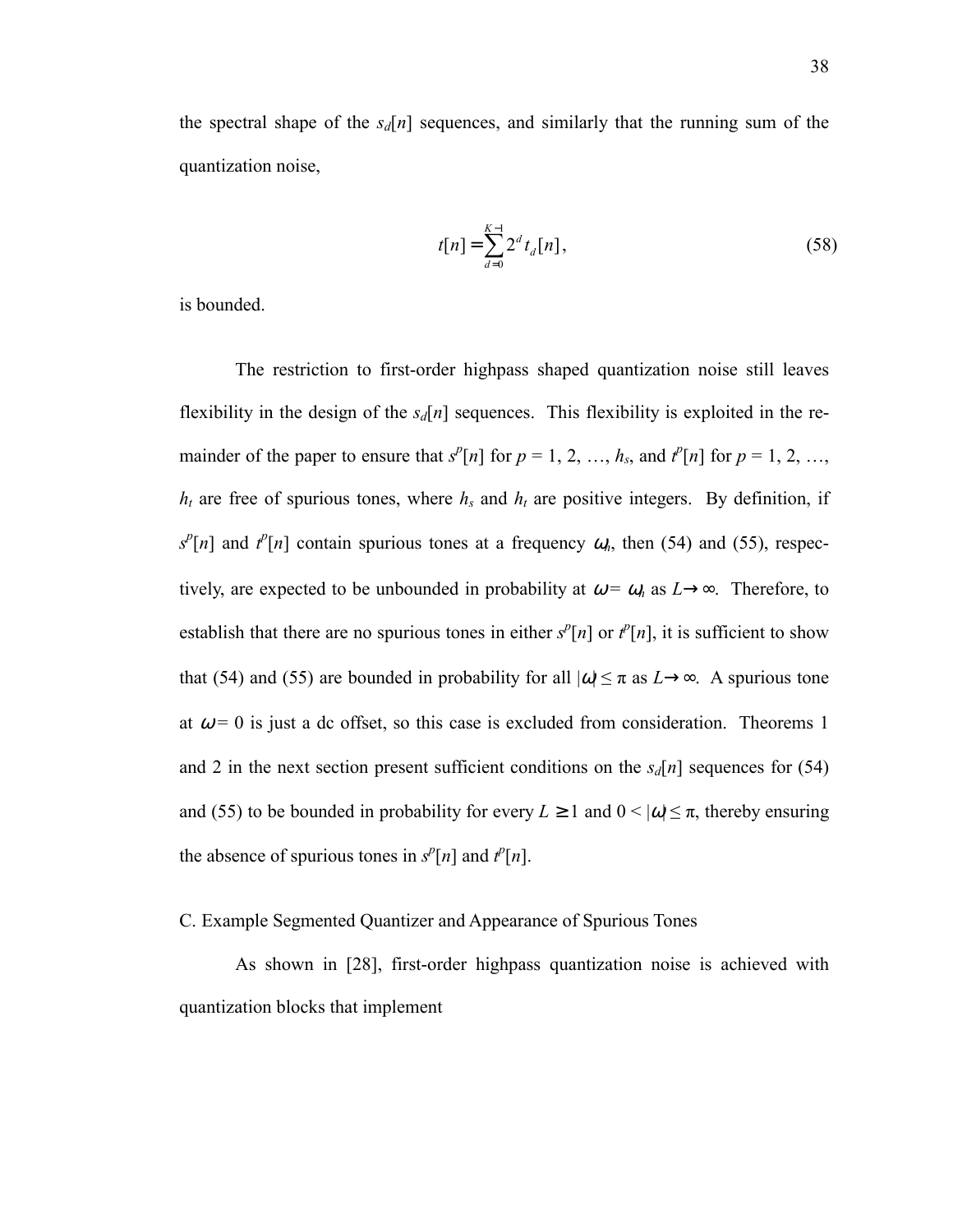the spectral shape of the $s_d[n]$ sequences, and similarly that the running sum of the quantization noise,

$$t[n] = \sum_{d=0}^{K-1} 2^d t_d[n], \tag{58}$$

is bounded.

The restriction to first-order highpass shaped quantization noise still leaves flexibility in the design of the $s_d[n]$ sequences. This flexibility is exploited in the remainder of the paper to ensure that $s^p[n]$ for $p = 1, 2, \ldots, h_s$, and $t^p[n]$ for $p = 1, 2, \ldots, h_t$ are free of spurious tones, where $h_s$ and $h_t$ are positive integers. By definition, if $s^p[n]$ and $t^p[n]$ contain spurious tones at a frequency $\omega_h$, then (54) and (55), respectively, are expected to be unbounded in probability at $\omega = \omega_h$ as $L \to \infty$. Therefore, to establish that there are no spurious tones in either $s^p[n]$ or $t^p[n]$, it is sufficient to show that (54) and (55) are bounded in probability for all $|\omega| \leq \pi$ as $L \to \infty$. A spurious tone at $\omega = 0$ is just a dc offset, so this case is excluded from consideration. Theorems 1 and 2 in the next section present sufficient conditions on the $s_d[n]$ sequences for (54) and (55) to be bounded in probability for every $L \geq 1$ and $0 < |\omega| \leq \pi$, thereby ensuring the absence of spurious tones in $s^p[n]$ and $t^p[n]$.

### C. Example Segmented Quantizer and Appearance of Spurious Tones

As shown in [28], first-order highpass quantization noise is achieved with quantization blocks that implement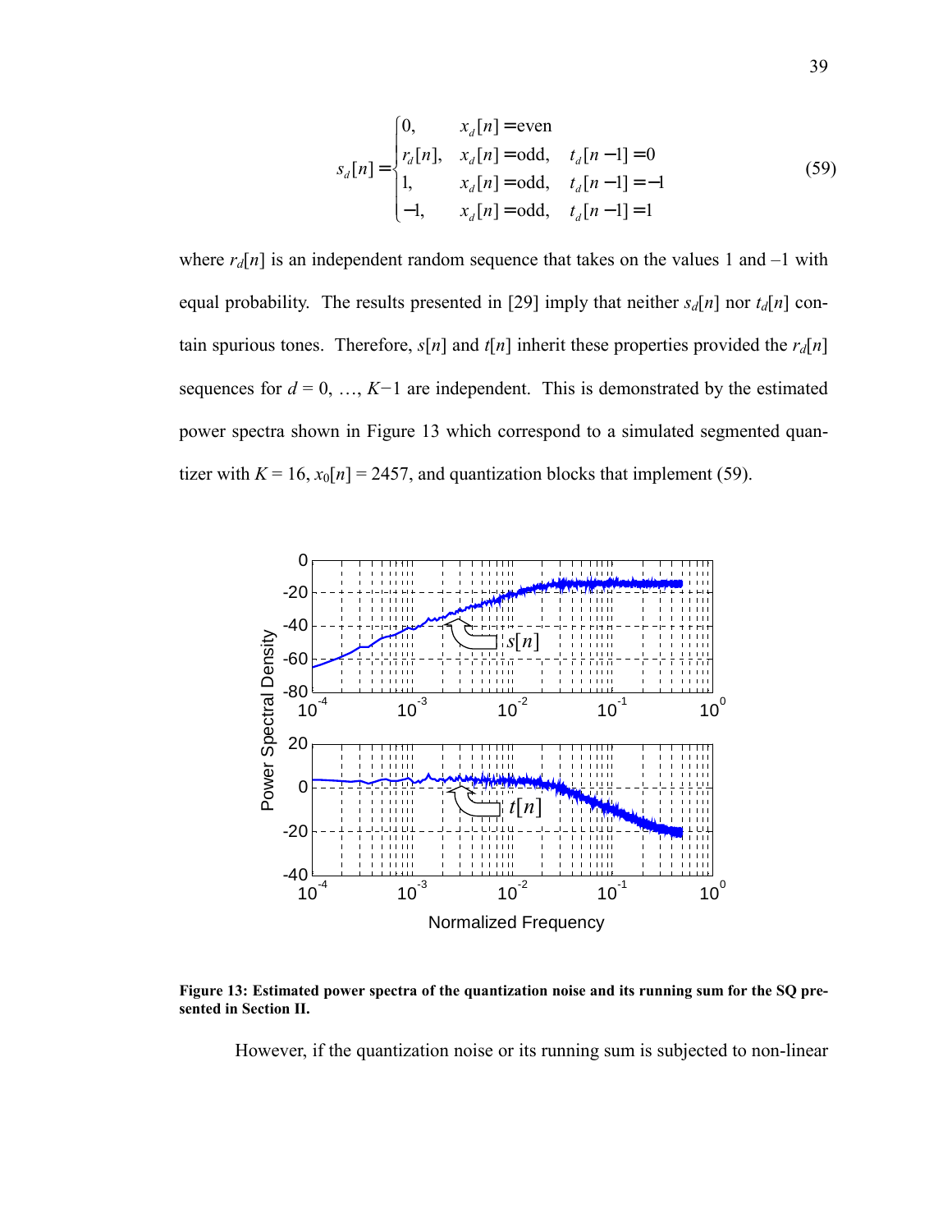$$s_d[n] = \begin{cases} 0, & x_d[n] = \text{even} \\ r_d[n], & x_d[n] = \text{odd}, \quad t_d[n-1] = 0 \\ 1, & x_d[n] = \text{odd}, \quad t_d[n-1] = -1 \\ -1, & x_d[n] = \text{odd}, \quad t_d[n-1] = 1 \end{cases} \tag{59}$$

where $r_d[n]$ is an independent random sequence that takes on the values 1 and –1 with equal probability. The results presented in [29] imply that neither $s_d[n]$ nor $t_d[n]$ contain spurious tones. Therefore, $s[n]$ and $t[n]$ inherit these properties provided the $r_d[n]$ sequences for $d = 0, \ldots, K-1$ are independent. This is demonstrated by the estimated power spectra shown in Figure 13 which correspond to a simulated segmented quantizer with $K = 16$, $x_0[n] = 2457$, and quantization blocks that implement (59).

**Figure 13: Estimated power spectra of the quantization noise and its running sum for the SQ presented in Section II.**

However, if the quantization noise or its running sum is subjected to non-linear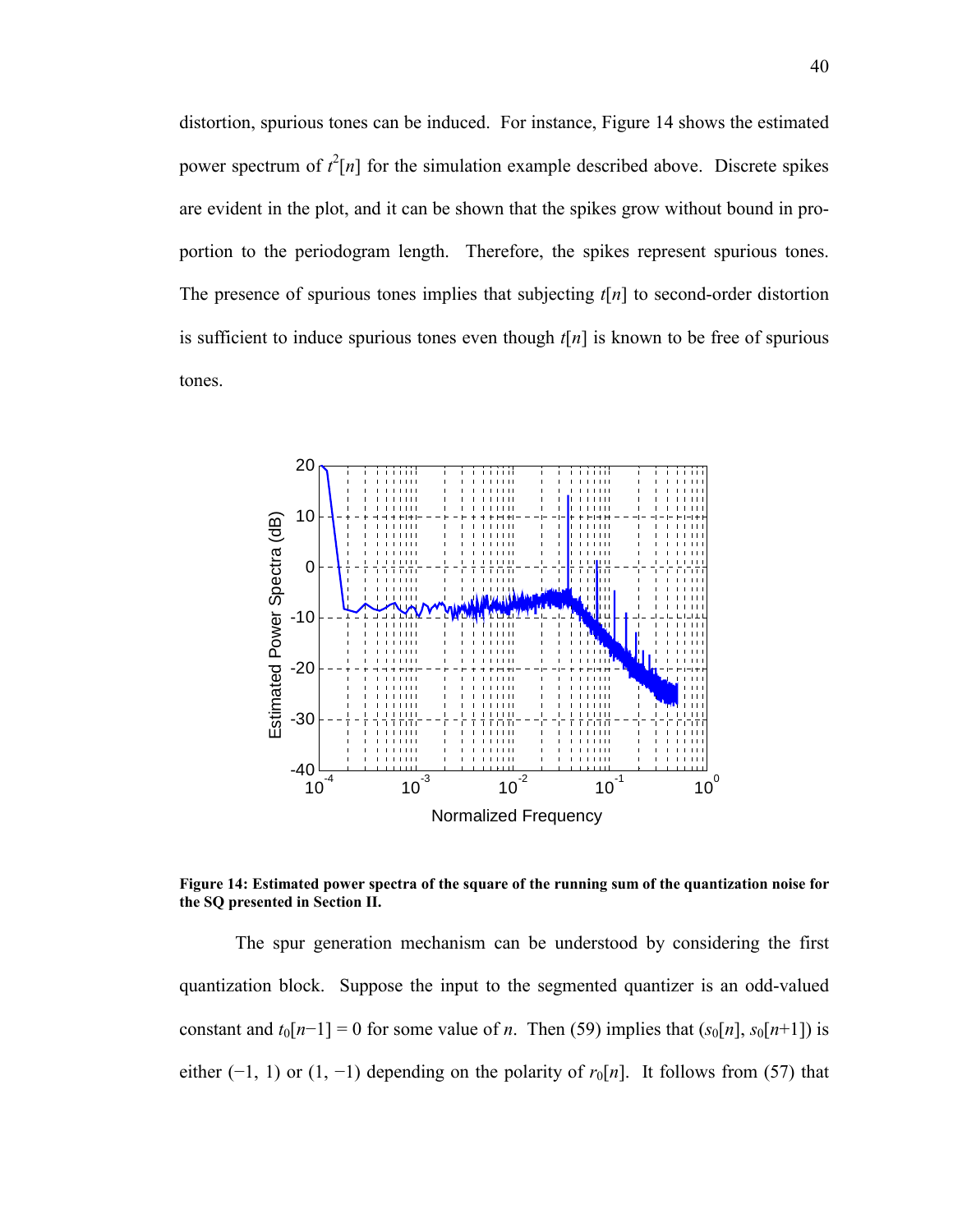distortion, spurious tones can be induced. For instance, Figure 14 shows the estimated power spectrum of $t^2[n]$ for the simulation example described above. Discrete spikes are evident in the plot, and it can be shown that the spikes grow without bound in proportion to the periodogram length. Therefore, the spikes represent spurious tones. The presence of spurious tones implies that subjecting $t[n]$ to second-order distortion is sufficient to induce spurious tones even though $t[n]$ is known to be free of spurious tones.

**Figure 14: Estimated power spectra of the square of the running sum of the quantization noise for the SQ presented in Section II.**

The spur generation mechanism can be understood by considering the first quantization block. Suppose the input to the segmented quantizer is an odd-valued constant and $t_0[n-1] = 0$ for some value of $n$. Then (59) implies that $(s_0[n], s_0[n+1])$ is either $(-1, 1)$ or $(1, -1)$ depending on the polarity of $r_0[n]$. It follows from (57) that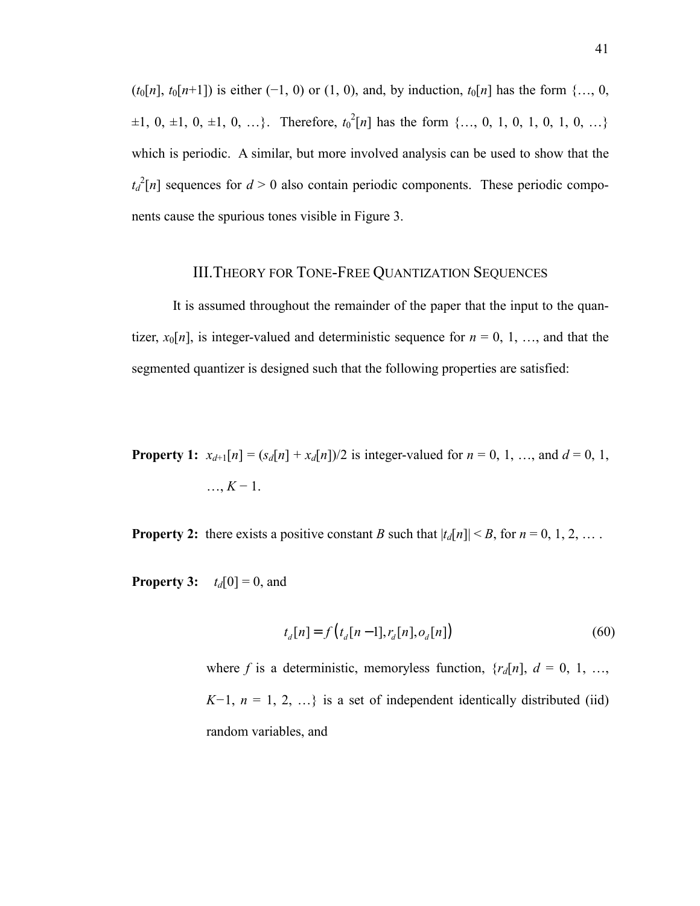($t_0[n]$, $t_0[n+1]$) is either (−1, 0) or (1, 0), and, by induction, $t_0[n]$ has the form {…, 0, ±1, 0, ±1, 0, ±1, 0, …}. Therefore, $t_0^2[n]$ has the form {…, 0, 1, 0, 1, 0, 1, 0, …} which is periodic. A similar, but more involved analysis can be used to show that the $t_d^2[n]$ sequences for $d > 0$ also contain periodic components. These periodic components cause the spurious tones visible in Figure 3.

## III. Theory for Tone-Free Quantization Sequences

It is assumed throughout the remainder of the paper that the input to the quantizer, $x_0[n]$, is integer-valued and deterministic sequence for $n = 0, 1, \ldots$, and that the segmented quantizer is designed such that the following properties are satisfied:

**Property 1:** $x_{d+1}[n] = (s_d[n] + x_d[n])/2$ is integer-valued for $n = 0, 1, \ldots$, and $d = 0, 1, \ldots, K - 1$.

**Property 2:** there exists a positive constant $B$ such that $|t_d[n]| < B$, for $n = 0, 1, 2, \ldots$ .

**Property 3:** $t_d[0] = 0$, and

$$t_d[n] = f\left(t_d[n-1], r_d[n], o_d[n]\right) \tag{60}$$

where $f$ is a deterministic, memoryless function, $\{r_d[n],\ d = 0, 1, \ldots, K-1,\ n = 1, 2, \ldots\}$ is a set of independent identically distributed (iid) random variables, and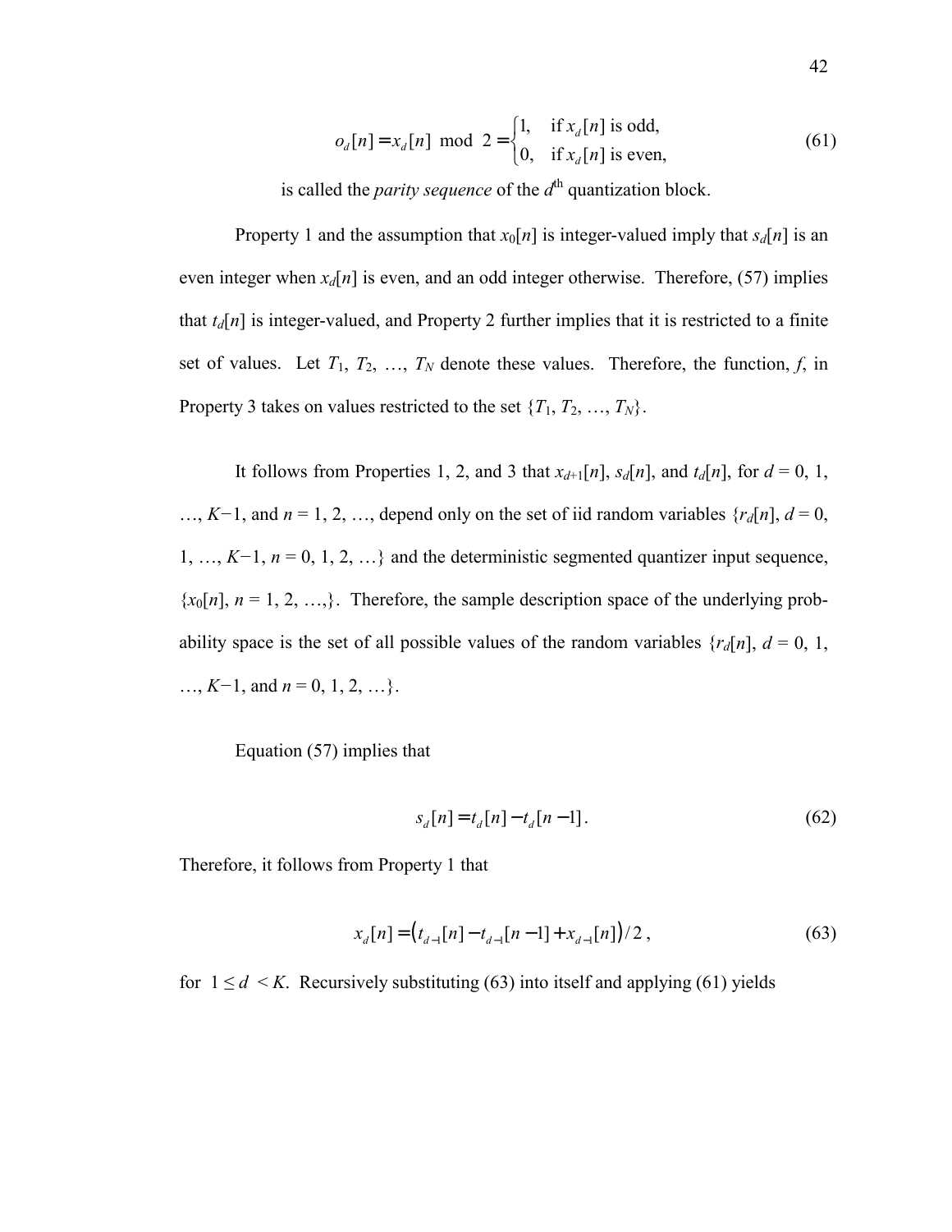$$o_d[n] = x_d[n] \bmod 2 = \begin{cases} 1, & \text{if } x_d[n] \text{ is odd,} \\ 0, & \text{if } x_d[n] \text{ is even,} \end{cases} \tag{61}$$

is called the *parity sequence* of the $d^{\text{th}}$ quantization block.

Property 1 and the assumption that $x_0[n]$ is integer-valued imply that $s_d[n]$ is an even integer when $x_d[n]$ is even, and an odd integer otherwise. Therefore, (57) implies that $t_d[n]$ is integer-valued, and Property 2 further implies that it is restricted to a finite set of values. Let $T_1, T_2, \ldots, T_N$ denote these values. Therefore, the function, $f$, in Property 3 takes on values restricted to the set $\{T_1, T_2, \ldots, T_N\}$.

It follows from Properties 1, 2, and 3 that $x_{d+1}[n]$, $s_d[n]$, and $t_d[n]$, for $d = 0, 1, \ldots, K-1$, and $n = 1, 2, \ldots$, depend only on the set of iid random variables $\{r_d[n], d = 0, 1, \ldots, K-1, n = 0, 1, 2, \ldots\}$ and the deterministic segmented quantizer input sequence, $\{x_0[n], n = 1, 2, \ldots,\}$. Therefore, the sample description space of the underlying probability space is the set of all possible values of the random variables $\{r_d[n], d = 0, 1, \ldots, K-1, \text{ and } n = 0, 1, 2, \ldots\}$.

Equation (57) implies that

$$s_d[n] = t_d[n] - t_d[n-1]. \tag{62}$$

Therefore, it follows from Property 1 that

$$x_d[n] = \left(t_{d-1}[n] - t_{d-1}[n-1] + x_{d-1}[n]\right)/2, \tag{63}$$

for $1 \leq d < K$. Recursively substituting (63) into itself and applying (61) yields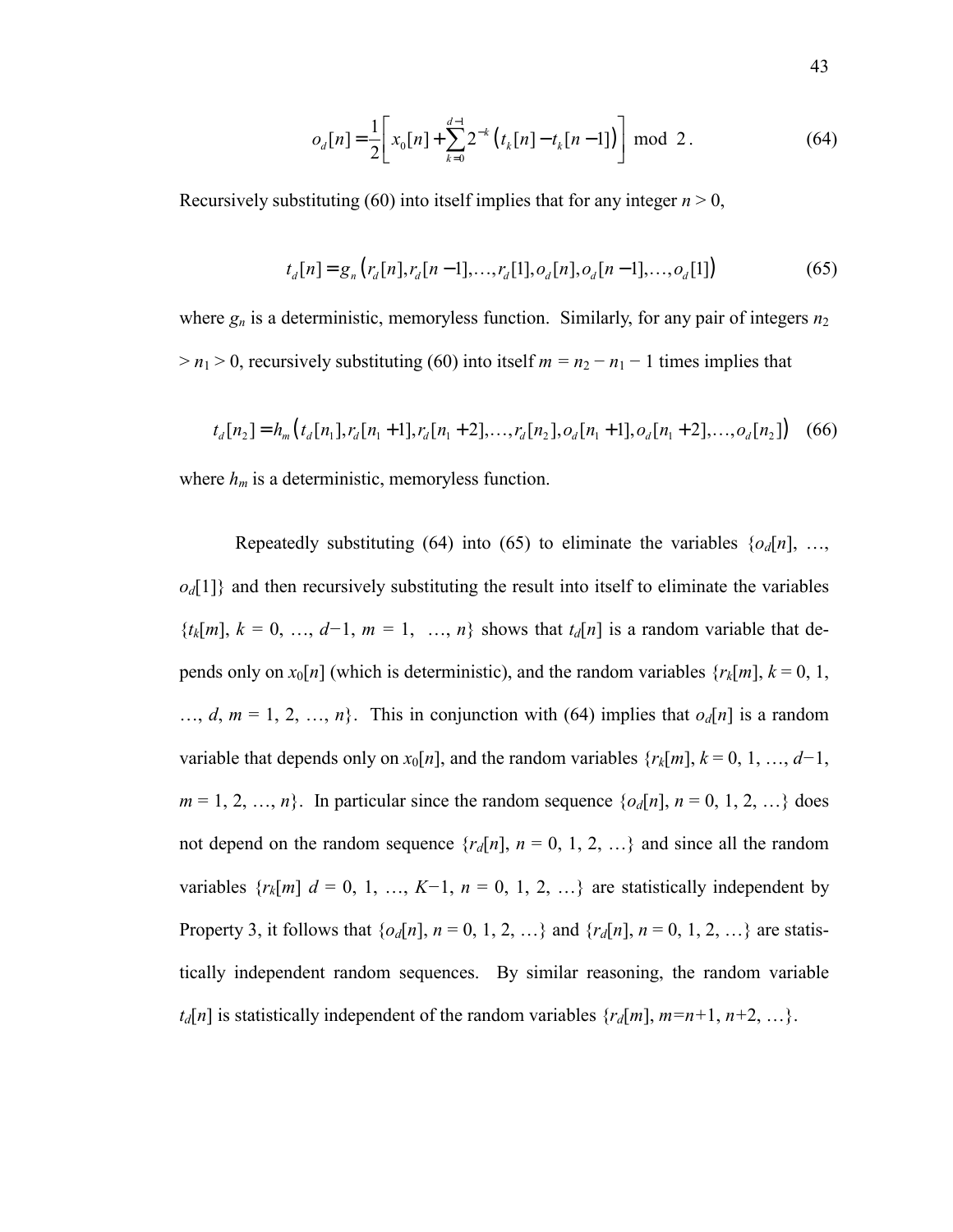$$o_d[n] = \frac{1}{2}\left[ x_0[n] + \sum_{k=0}^{d-1} 2^{-k} \left( t_k[n] - t_k[n-1] \right) \right] \bmod 2. \tag{64}$$

Recursively substituting (60) into itself implies that for any integer $n > 0$,

$$t_d[n] = g_n \left( r_d[n], r_d[n-1], \ldots, r_d[1], o_d[n], o_d[n-1], \ldots, o_d[1] \right) \tag{65}$$

where $g_n$ is a deterministic, memoryless function. Similarly, for any pair of integers $n_2 > n_1 > 0$, recursively substituting (60) into itself $m = n_2 - n_1 - 1$ times implies that

$$t_d[n_2] = h_m \left( t_d[n_1], r_d[n_1+1], r_d[n_1+2], \ldots, r_d[n_2], o_d[n_1+1], o_d[n_1+2], \ldots, o_d[n_2] \right) \tag{66}$$

where $h_m$ is a deterministic, memoryless function.

Repeatedly substituting (64) into (65) to eliminate the variables $\{o_d[n], \ldots, o_d[1]\}$ and then recursively substituting the result into itself to eliminate the variables $\{t_k[m], k = 0, \ldots, d-1, m = 1, \ldots, n\}$ shows that $t_d[n]$ is a random variable that depends only on $x_0[n]$ (which is deterministic), and the random variables $\{r_k[m], k = 0, 1, \ldots, d, m = 1, 2, \ldots, n\}$. This in conjunction with (64) implies that $o_d[n]$ is a random variable that depends only on $x_0[n]$, and the random variables $\{r_k[m], k = 0, 1, \ldots, d-1, m = 1, 2, \ldots, n\}$. In particular since the random sequence $\{o_d[n], n = 0, 1, 2, \ldots\}$ does not depend on the random sequence $\{r_d[n], n = 0, 1, 2, \ldots\}$ and since all the random variables $\{r_k[m]\ d = 0, 1, \ldots, K-1, n = 0, 1, 2, \ldots\}$ are statistically independent by Property 3, it follows that $\{o_d[n], n = 0, 1, 2, \ldots\}$ and $\{r_d[n], n = 0, 1, 2, \ldots\}$ are statistically independent random sequences. By similar reasoning, the random variable $t_d[n]$ is statistically independent of the random variables $\{r_d[m], m = n+1, n+2, \ldots\}$.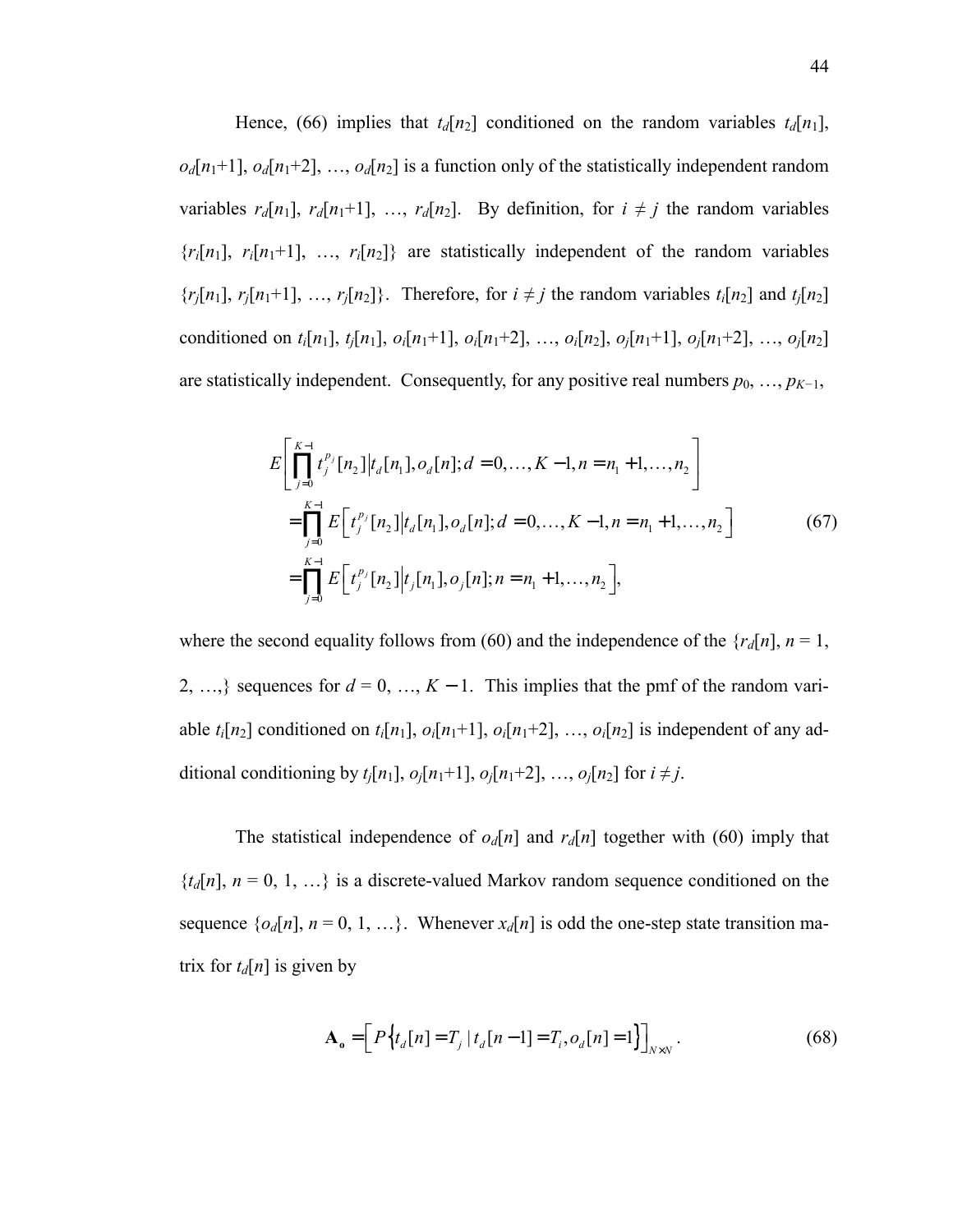Hence, (66) implies that $t_d[n_2]$ conditioned on the random variables $t_d[n_1]$, $o_d[n_1+1]$, $o_d[n_1+2]$, …, $o_d[n_2]$ is a function only of the statistically independent random variables $r_d[n_1]$, $r_d[n_1+1]$, …, $r_d[n_2]$. By definition, for $i \neq j$ the random variables $\{r_i[n_1], r_i[n_1+1], \ldots, r_i[n_2]\}$ are statistically independent of the random variables $\{r_j[n_1], r_j[n_1+1], \ldots, r_j[n_2]\}$. Therefore, for $i \neq j$ the random variables $t_i[n_2]$ and $t_j[n_2]$ conditioned on $t_i[n_1]$, $t_j[n_1]$, $o_i[n_1+1]$, $o_i[n_1+2]$, …, $o_i[n_2]$, $o_j[n_1+1]$, $o_j[n_1+2]$, …, $o_j[n_2]$ are statistically independent. Consequently, for any positive real numbers $p_0$, …, $p_{K-1}$,

$$
\begin{aligned}
E&\left[\prod_{j=0}^{K-1} t_j^{p_j}[n_2] \middle| t_d[n_1], o_d[n]; d = 0, \ldots, K-1, n = n_1+1, \ldots, n_2\right] \\
&= \prod_{j=0}^{K-1} E\left[t_j^{p_j}[n_2] \middle| t_d[n_1], o_d[n]; d = 0, \ldots, K-1, n = n_1+1, \ldots, n_2\right] \\
&= \prod_{j=0}^{K-1} E\left[t_j^{p_j}[n_2] \middle| t_j[n_1], o_j[n]; n = n_1+1, \ldots, n_2\right],
\end{aligned}
\tag{67}
$$

where the second equality follows from (60) and the independence of the $\{r_d[n], n = 1, 2, \ldots,\}$ sequences for $d = 0, \ldots, K-1$. This implies that the pmf of the random variable $t_i[n_2]$ conditioned on $t_i[n_1]$, $o_i[n_1+1]$, $o_i[n_1+2]$, …, $o_i[n_2]$ is independent of any additional conditioning by $t_j[n_1]$, $o_j[n_1+1]$, $o_j[n_1+2]$, …, $o_j[n_2]$ for $i \neq j$.

The statistical independence of $o_d[n]$ and $r_d[n]$ together with (60) imply that $\{t_d[n], n = 0, 1, \ldots\}$ is a discrete-valued Markov random sequence conditioned on the sequence $\{o_d[n], n = 0, 1, \ldots\}$. Whenever $x_d[n]$ is odd the one-step state transition matrix for $t_d[n]$ is given by

$$
\mathbf{A_o} = \left[P\left\{t_d[n] = T_j \mid t_d[n-1] = T_i, o_d[n] = 1\right\}\right]_{N \times N}. \tag{68}
$$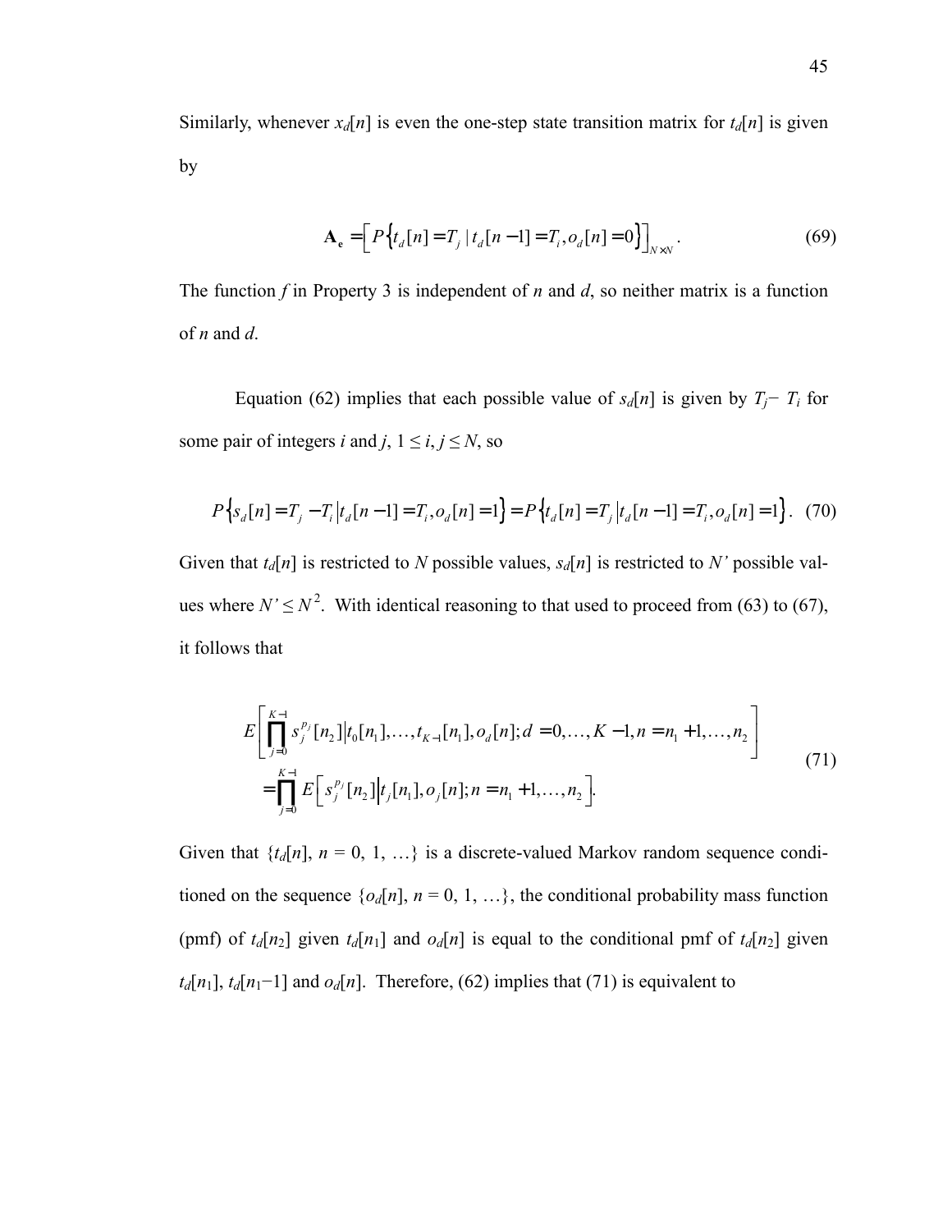Similarly, whenever $x_d[n]$ is even the one-step state transition matrix for $t_d[n]$ is given by

$$\mathbf{A_e} = \left[ P\left\{ t_d[n] = T_j \mid t_d[n-1] = T_i, o_d[n] = 0 \right\} \right]_{N \times N}. \tag{69}$$

The function $f$ in Property 3 is independent of $n$ and $d$, so neither matrix is a function of $n$ and $d$.

Equation (62) implies that each possible value of $s_d[n]$ is given by $T_j - T_i$ for some pair of integers $i$ and $j$, $1 \leq i, j \leq N$, so

$$P\left\{ s_d[n] = T_j - T_i \middle| t_d[n-1] = T_i, o_d[n] = 1 \right\} = P\left\{ t_d[n] = T_j \middle| t_d[n-1] = T_i, o_d[n] = 1 \right\}. \tag{70}$$

Given that $t_d[n]$ is restricted to $N$ possible values, $s_d[n]$ is restricted to $N'$ possible values where $N' \leq N^2$. With identical reasoning to that used to proceed from (63) to (67), it follows that

$$\begin{aligned} &E\left[ \prod_{j=0}^{K-1} s_j^{p_j}[n_2] \middle| t_0[n_1], \ldots, t_{K-1}[n_1], o_d[n]; d = 0, \ldots, K-1, n = n_1+1, \ldots, n_2 \right] \\ &= \prod_{j=0}^{K-1} E\left[ s_j^{p_j}[n_2] \middle| t_j[n_1], o_j[n]; n = n_1+1, \ldots, n_2 \right]. \end{aligned} \tag{71}$$

Given that $\{t_d[n], n = 0, 1, \ldots\}$ is a discrete-valued Markov random sequence conditioned on the sequence $\{o_d[n], n = 0, 1, \ldots\}$, the conditional probability mass function (pmf) of $t_d[n_2]$ given $t_d[n_1]$ and $o_d[n]$ is equal to the conditional pmf of $t_d[n_2]$ given $t_d[n_1]$, $t_d[n_1-1]$ and $o_d[n]$. Therefore, (62) implies that (71) is equivalent to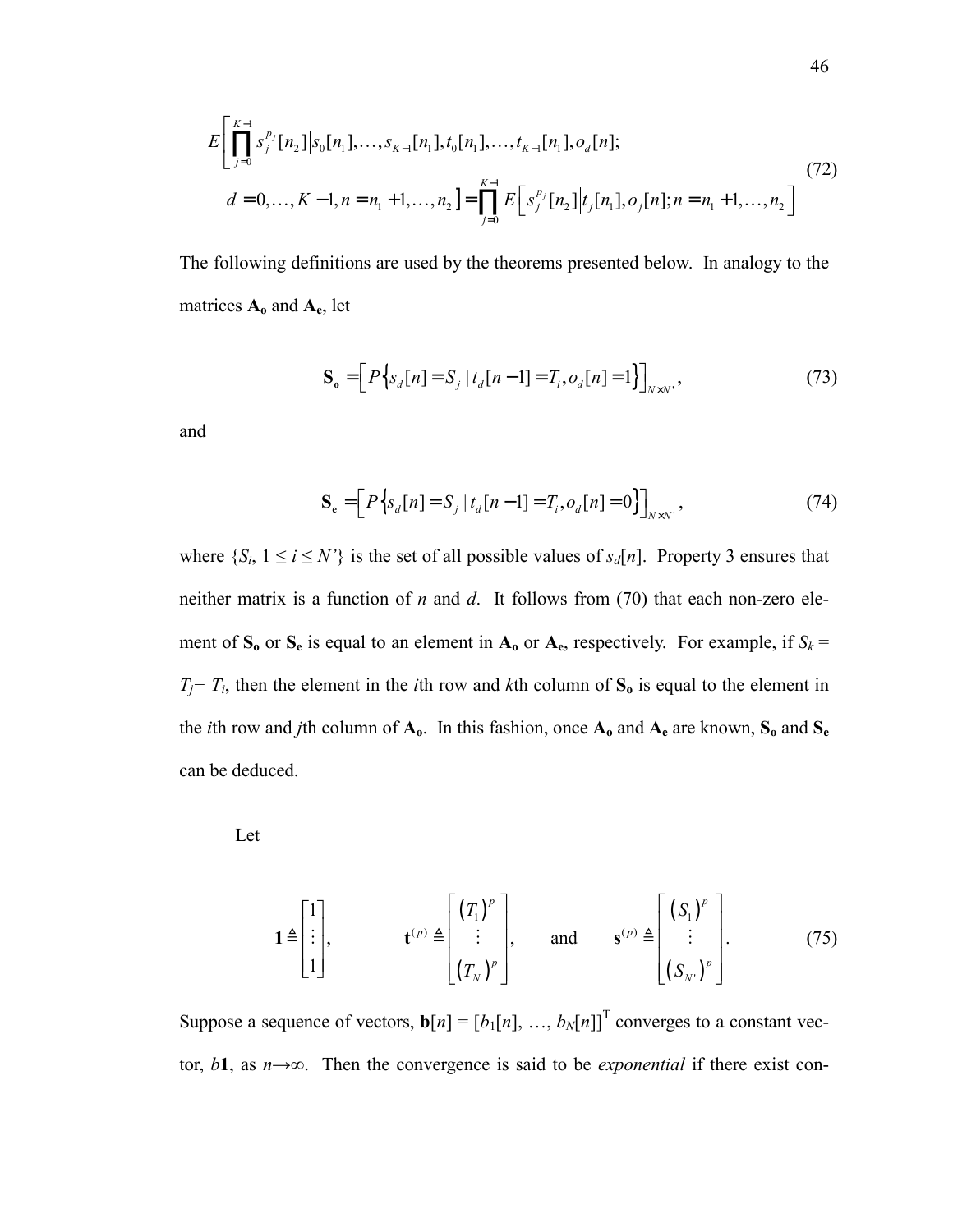$$
\begin{aligned}
&E\left[\prod_{j=0}^{K-1} s_j^{p_j}[n_2] \middle| s_0[n_1],\ldots,s_{K-1}[n_1],t_0[n_1],\ldots,t_{K-1}[n_1],o_d[n];\right.\\
&\left. d=0,\ldots,K-1, n=n_1+1,\ldots,n_2\right] = \prod_{j=0}^{K-1} E\left[s_j^{p_j}[n_2] \middle| t_j[n_1],o_j[n]; n=n_1+1,\ldots,n_2\right]
\end{aligned}
\tag{72}
$$

The following definitions are used by the theorems presented below. In analogy to the matrices $\mathbf{A_o}$ and $\mathbf{A_e}$, let

$$
\mathbf{S_o} = \left[P\left\{s_d[n] = S_j \mid t_d[n-1] = T_i, o_d[n] = 1\right\}\right]_{N \times N'}, \tag{73}
$$

and

$$
\mathbf{S_e} = \left[P\left\{s_d[n] = S_j \mid t_d[n-1] = T_i, o_d[n] = 0\right\}\right]_{N \times N'}, \tag{74}
$$

where $\{S_i, 1 \le i \le N'\}$ is the set of all possible values of $s_d[n]$. Property 3 ensures that neither matrix is a function of $n$ and $d$. It follows from (70) that each non-zero element of $\mathbf{S_o}$ or $\mathbf{S_e}$ is equal to an element in $\mathbf{A_o}$ or $\mathbf{A_e}$, respectively. For example, if $S_k = T_j - T_i$, then the element in the $i$th row and $k$th column of $\mathbf{S_o}$ is equal to the element in the $i$th row and $j$th column of $\mathbf{A_o}$. In this fashion, once $\mathbf{A_o}$ and $\mathbf{A_e}$ are known, $\mathbf{S_o}$ and $\mathbf{S_e}$ can be deduced.

Let

$$
\mathbf{1} \triangleq \begin{bmatrix} 1 \\ \vdots \\ 1 \end{bmatrix}, \qquad \mathbf{t}^{(p)} \triangleq \begin{bmatrix} (T_1)^p \\ \vdots \\ (T_N)^p \end{bmatrix}, \qquad \text{and} \qquad \mathbf{s}^{(p)} \triangleq \begin{bmatrix} (S_1)^p \\ \vdots \\ (S_{N'})^p \end{bmatrix}. \tag{75}
$$

Suppose a sequence of vectors, $\mathbf{b}[n] = [b_1[n], \ldots, b_N[n]]^{\mathrm{T}}$ converges to a constant vector, $b\mathbf{1}$, as $n \to \infty$. Then the convergence is said to be *exponential* if there exist con-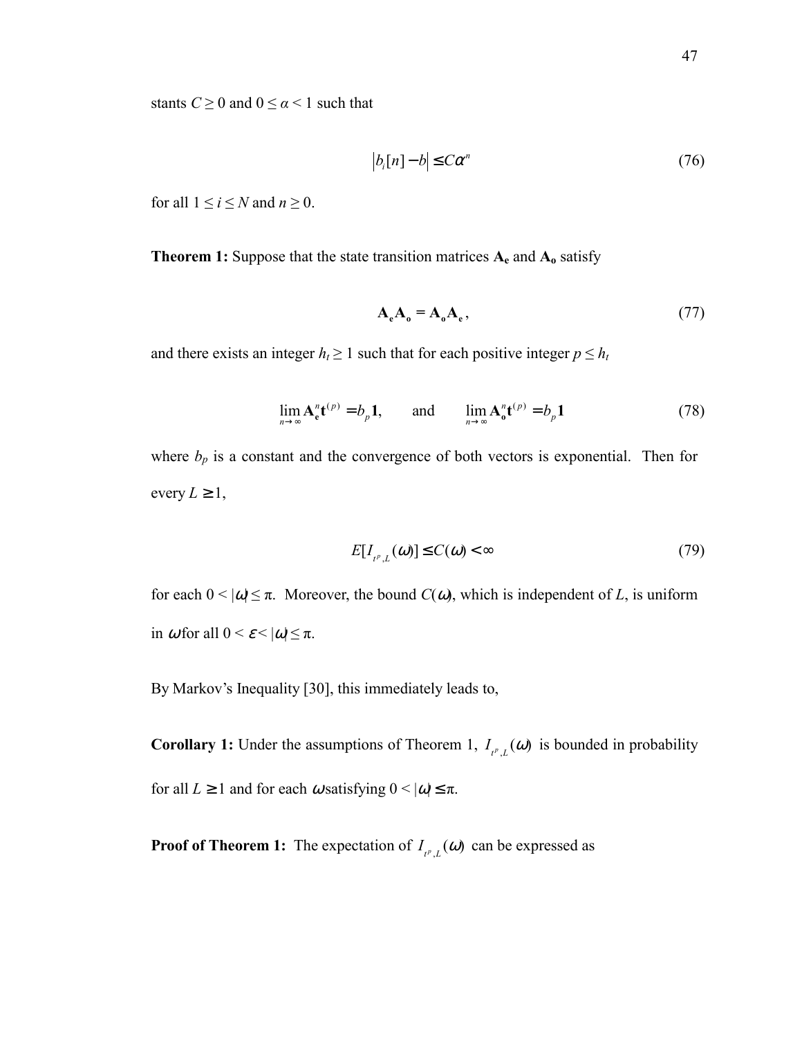stants $C \geq 0$ and $0 \leq \alpha < 1$ such that

$$\left| b_i[n] - b \right| \leq C\alpha^n \tag{76}$$

for all $1 \leq i \leq N$ and $n \geq 0$.

**Theorem 1:** Suppose that the state transition matrices $\mathbf{A_e}$ and $\mathbf{A_o}$ satisfy

$$\mathbf{A_e A_o} = \mathbf{A_o A_e}, \tag{77}$$

and there exists an integer $h_t \geq 1$ such that for each positive integer $p \leq h_t$

$$\lim_{n \to \infty} \mathbf{A_e^n t}^{(p)} = b_p \mathbf{1}, \qquad \text{and} \qquad \lim_{n \to \infty} \mathbf{A_o^n t}^{(p)} = b_p \mathbf{1} \tag{78}$$

where $b_p$ is a constant and the convergence of both vectors is exponential. Then for every $L \geq 1$,

$$E[I_{t^p,L}(\omega)] \leq C(\omega) < \infty \tag{79}$$

for each $0 < |\omega| \leq \pi$. Moreover, the bound $C(\omega)$, which is independent of $L$, is uniform in $\omega$ for all $0 < \varepsilon < |\omega| \leq \pi$.

By Markov's Inequality [30], this immediately leads to,

**Corollary 1:** Under the assumptions of Theorem 1, $I_{t^p,L}(\omega)$ is bounded in probability for all $L \geq 1$ and for each $\omega$ satisfying $0 < |\omega| \leq \pi$.

**Proof of Theorem 1:** The expectation of $I_{t^p,L}(\omega)$ can be expressed as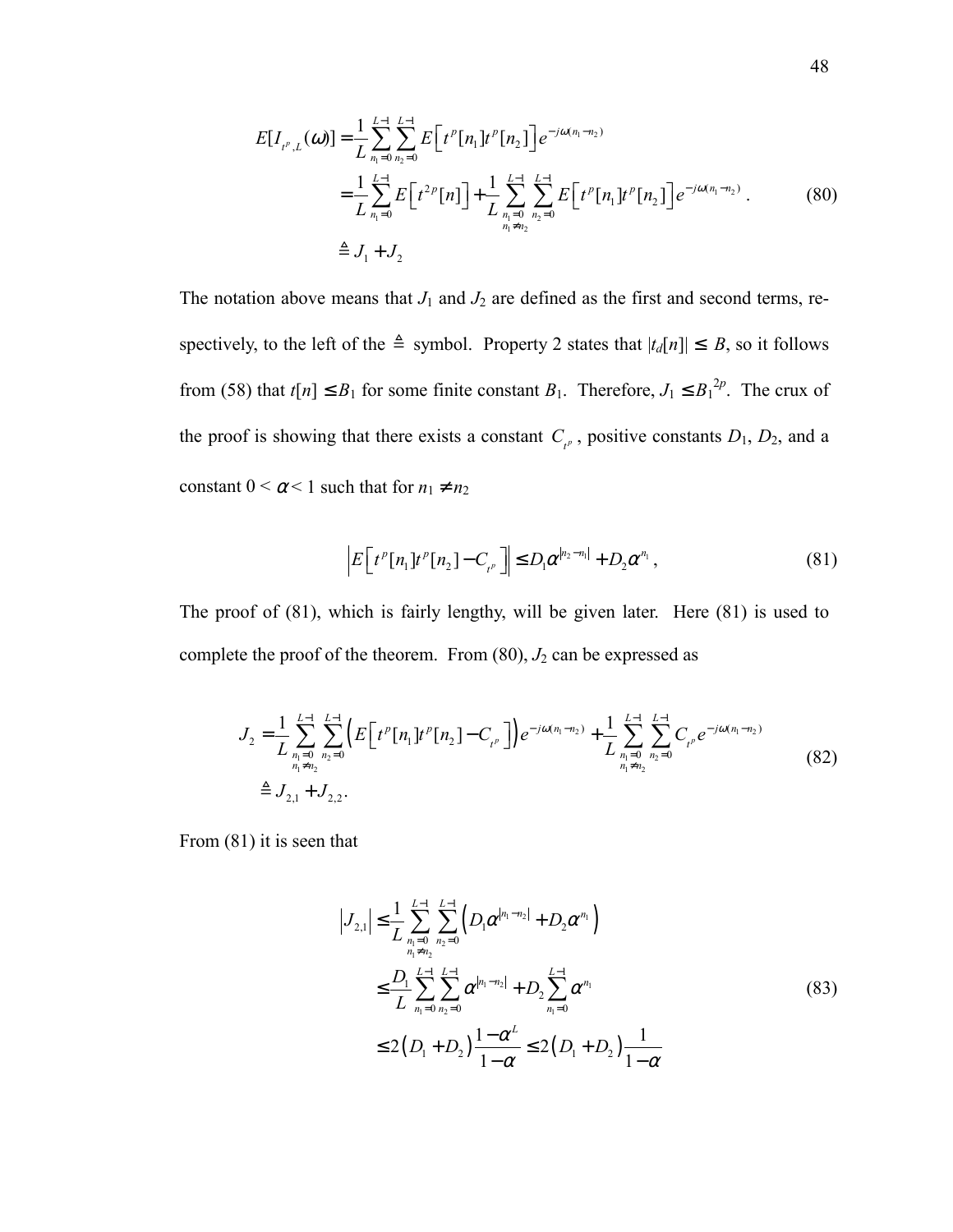$$
\begin{aligned}
E[I_{t^p,L}(\omega)] &= \frac{1}{L}\sum_{n_1=0}^{L-1}\sum_{n_2=0}^{L-1} E\left[t^p[n_1]t^p[n_2]\right]e^{-j\omega(n_1-n_2)} \\
&= \frac{1}{L}\sum_{n_1=0}^{L-1} E\left[t^{2p}[n]\right] + \frac{1}{L}\sum_{\substack{n_1=0 \\ n_1\neq n_2}}^{L-1}\sum_{n_2=0}^{L-1} E\left[t^p[n_1]t^p[n_2]\right]e^{-j\omega(n_1-n_2)} \\
&\triangleq J_1 + J_2
\end{aligned} \quad (80)
$$

The notation above means that $J_1$ and $J_2$ are defined as the first and second terms, respectively, to the left of the $\triangleq$ symbol. Property 2 states that $|t_d[n]| \leq B$, so it follows from (58) that $t[n] \leq B_1$ for some finite constant $B_1$. Therefore, $J_1 \leq {B_1}^{2p}$. The crux of the proof is showing that there exists a constant $C_{t^p}$, positive constants $D_1$, $D_2$, and a constant $0 < \alpha < 1$ such that for $n_1 \neq n_2$

$$
\left| E\left[t^p[n_1]t^p[n_2] - C_{t^p}\right]\right| \leq D_1\alpha^{|n_2-n_1|} + D_2\alpha^{n_1}, \quad (81)
$$

The proof of (81), which is fairly lengthy, will be given later. Here (81) is used to complete the proof of the theorem. From (80), $J_2$ can be expressed as

$$
\begin{aligned}
J_2 &= \frac{1}{L}\sum_{\substack{n_1=0 \\ n_1\neq n_2}}^{L-1}\sum_{n_2=0}^{L-1}\left(E\left[t^p[n_1]t^p[n_2] - C_{t^p}\right]\right)e^{-j\omega(n_1-n_2)} + \frac{1}{L}\sum_{\substack{n_1=0 \\ n_1\neq n_2}}^{L-1}\sum_{n_2=0}^{L-1} C_{t^p}e^{-j\omega(n_1-n_2)} \\
&\triangleq J_{2,1} + J_{2,2}.
\end{aligned} \quad (82)
$$

From (81) it is seen that

$$
\begin{aligned}
\left|J_{2,1}\right| &\leq \frac{1}{L}\sum_{\substack{n_1=0 \\ n_1\neq n_2}}^{L-1}\sum_{n_2=0}^{L-1}\left(D_1\alpha^{|n_1-n_2|} + D_2\alpha^{n_1}\right) \\
&\leq \frac{D_1}{L}\sum_{n_1=0}^{L-1}\sum_{n_2=0}^{L-1}\alpha^{|n_1-n_2|} + D_2\sum_{n_1=0}^{L-1}\alpha^{n_1} \\
&\leq 2\left(D_1 + D_2\right)\frac{1-\alpha^L}{1-\alpha} \leq 2\left(D_1 + D_2\right)\frac{1}{1-\alpha}
\end{aligned} \quad (83)
$$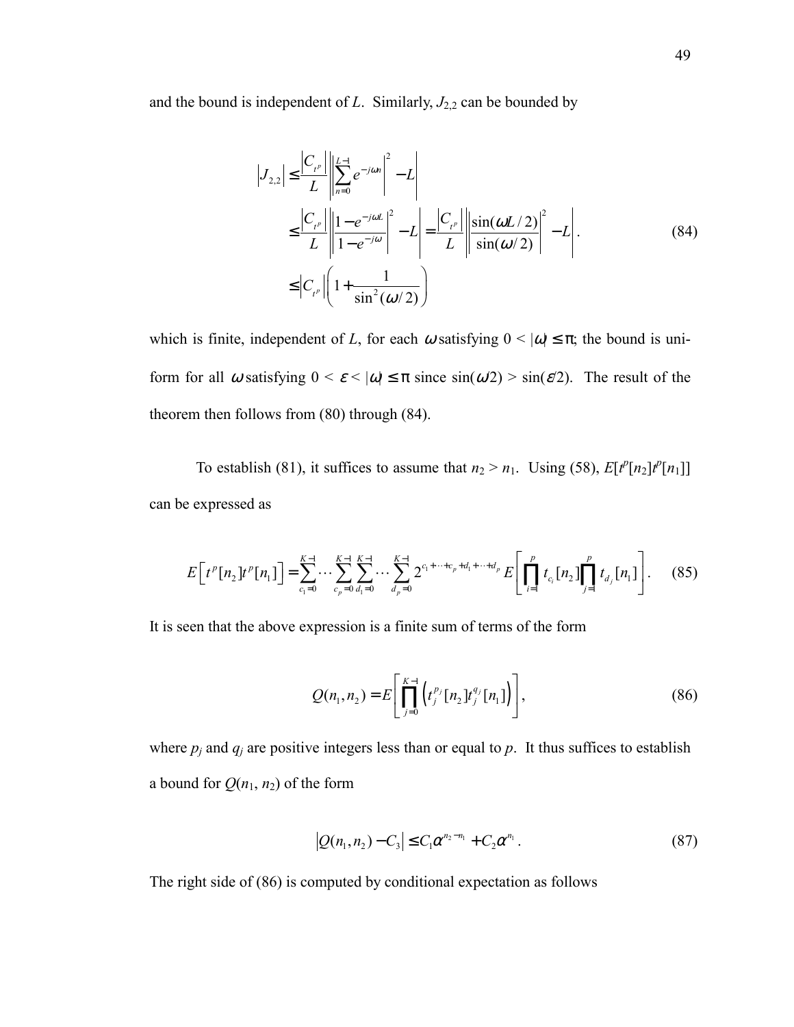and the bound is independent of $L$. Similarly, $J_{2,2}$ can be bounded by

$$
\begin{aligned}
|J_{2,2}| &\leq \frac{|C_{t^p}|}{L}\left|\left|\sum_{n=0}^{L-1} e^{-j\omega n}\right|^2 - L\right| \\
&\leq \frac{|C_{t^p}|}{L}\left|\left|\frac{1-e^{-j\omega L}}{1-e^{-j\omega}}\right|^2 - L\right| = \frac{|C_{t^p}|}{L}\left|\left|\frac{\sin(\omega L/2)}{\sin(\omega/2)}\right|^2 - L\right|. \\
&\leq |C_{t^p}|\left(1 + \frac{1}{\sin^2(\omega/2)}\right)
\end{aligned}
\tag{84}
$$

which is finite, independent of $L$, for each $\omega$ satisfying $0 < |\omega| \leq \pi$; the bound is uniform for all $\omega$ satisfying $0 < \varepsilon < |\omega| \leq \pi$ since $\sin(\omega/2) > \sin(\varepsilon/2)$. The result of the theorem then follows from (80) through (84).

To establish (81), it suffices to assume that $n_2 > n_1$. Using (58), $E[t^p[n_2]t^p[n_1]]$ can be expressed as

$$
E\left[t^p[n_2]t^p[n_1]\right] = \sum_{c_1=0}^{K-1}\cdots\sum_{c_p=0}^{K-1}\sum_{d_1=0}^{K-1}\cdots\sum_{d_p=0}^{K-1} 2^{c_1+\cdots+c_p+d_1+\cdots+d_p} E\left[\prod_{i=1}^{p} t_{c_i}[n_2]\prod_{j=1}^{p} t_{d_j}[n_1]\right]. \tag{85}
$$

It is seen that the above expression is a finite sum of terms of the form

$$
Q(n_1,n_2) = E\left[\prod_{j=0}^{K-1}\left(t_j^{p_j}[n_2]t_j^{q_j}[n_1]\right)\right], \tag{86}
$$

where $p_j$ and $q_j$ are positive integers less than or equal to $p$. It thus suffices to establish a bound for $Q(n_1, n_2)$ of the form

$$
|Q(n_1,n_2) - C_3| \leq C_1\alpha^{n_2-n_1} + C_2\alpha^{n_1}. \tag{87}
$$

The right side of (86) is computed by conditional expectation as follows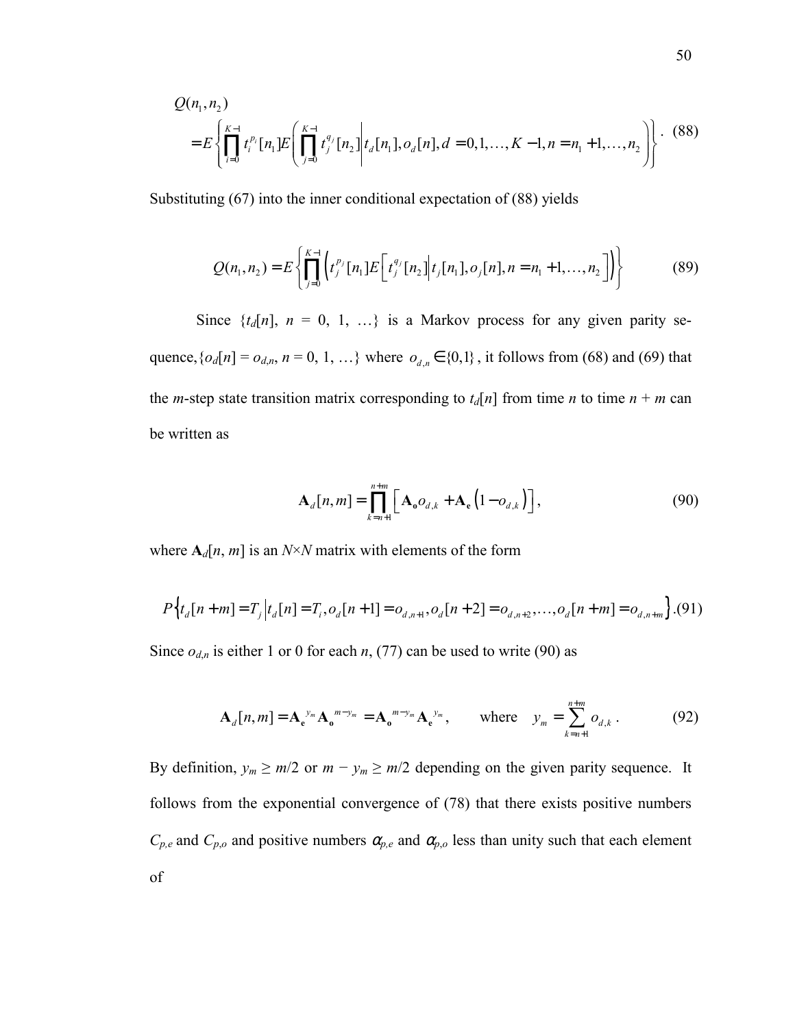$$Q(n_1, n_2) = E\left\{ \prod_{i=0}^{K-1} t_i^{p_i}[n_1] E\left( \prod_{j=0}^{K-1} t_j^{q_j}[n_2] \middle| t_d[n_1], o_d[n], d = 0,1,\ldots,K-1, n = n_1+1,\ldots,n_2 \right) \right\}. \quad (88)$$

Substituting (67) into the inner conditional expectation of (88) yields

$$Q(n_1, n_2) = E\left\{ \prod_{j=0}^{K-1} \left( t_j^{p_j}[n_1] E\left[ t_j^{q_j}[n_2] \middle| t_j[n_1], o_j[n], n = n_1+1,\ldots,n_2 \right] \right) \right\} \quad (89)$$

Since $\{t_d[n],\ n = 0,\ 1,\ \ldots\}$ is a Markov process for any given parity sequence, $\{o_d[n] = o_{d,n},\ n = 0,\ 1,\ \ldots\}$ where $o_{d,n} \in \{0,1\}$, it follows from (68) and (69) that the *m*-step state transition matrix corresponding to $t_d[n]$ from time $n$ to time $n + m$ can be written as

$$\mathbf{A}_d[n,m] = \prod_{k=n+1}^{n+m} \left[ \mathbf{A_o} o_{d,k} + \mathbf{A_e} \left(1 - o_{d,k}\right) \right], \quad (90)$$

where $\mathbf{A}_d[n, m]$ is an $N \times N$ matrix with elements of the form

$$P\left\{ t_d[n+m] = T_j \middle| t_d[n] = T_i, o_d[n+1] = o_{d,n+1}, o_d[n+2] = o_{d,n+2}, \ldots, o_d[n+m] = o_{d,n+m} \right\}. \quad (91)$$

Since $o_{d,n}$ is either 1 or 0 for each $n$, (77) can be used to write (90) as

$$\mathbf{A}_d[n,m] = \mathbf{A_e}^{y_m} \mathbf{A_o}^{m-y_m} = \mathbf{A_o}^{m-y_m} \mathbf{A_e}^{y_m}, \qquad \text{where} \quad y_m = \sum_{k=n+1}^{n+m} o_{d,k}. \quad (92)$$

By definition, $y_m \geq m/2$ or $m - y_m \geq m/2$ depending on the given parity sequence. It follows from the exponential convergence of (78) that there exists positive numbers $C_{p,e}$ and $C_{p,o}$ and positive numbers $\alpha_{p,e}$ and $\alpha_{p,o}$ less than unity such that each element of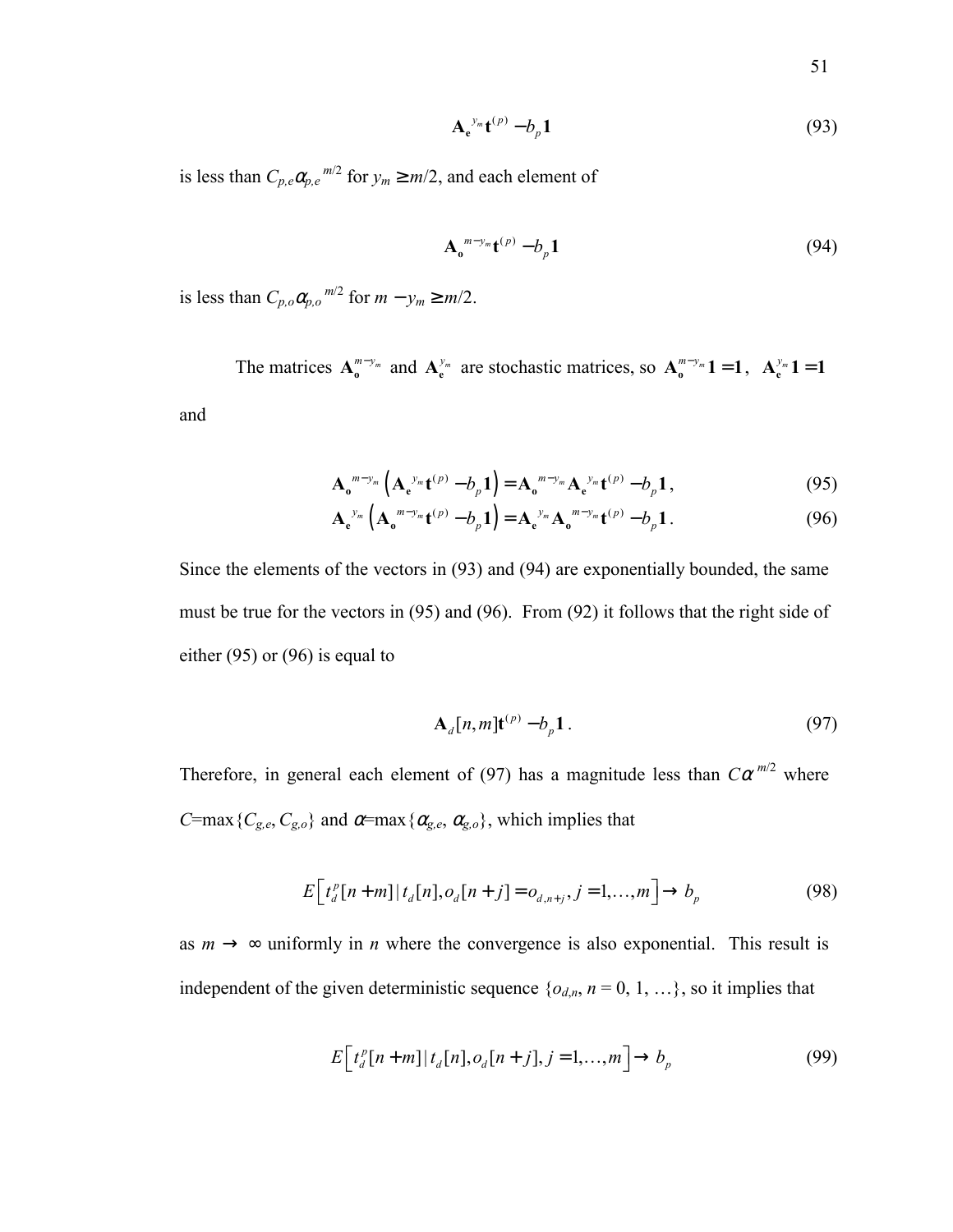$$\mathbf{A_e}^{y_m}\mathbf{t}^{(p)} - b_p\mathbf{1} \tag{93}$$

is less than $C_{p,e}\alpha_{p,e}^{\ m/2}$ for $y_m \geq m/2$, and each element of

$$\mathbf{A_o}^{m-y_m}\mathbf{t}^{(p)} - b_p\mathbf{1} \tag{94}$$

is less than $C_{p,o}\alpha_{p,o}^{\ m/2}$ for $m - y_m \geq m/2$.

The matrices $\mathbf{A_o}^{m-y_m}$ and $\mathbf{A_e}^{y_m}$ are stochastic matrices, so $\mathbf{A_o}^{m-y_m}\mathbf{1} = \mathbf{1}$, $\mathbf{A_e}^{y_m}\mathbf{1} = \mathbf{1}$ and

$$\mathbf{A_o}^{m-y_m}\left(\mathbf{A_e}^{y_m}\mathbf{t}^{(p)} - b_p\mathbf{1}\right) = \mathbf{A_o}^{m-y_m}\mathbf{A_e}^{y_m}\mathbf{t}^{(p)} - b_p\mathbf{1}, \tag{95}$$

$$\mathbf{A_e}^{y_m}\left(\mathbf{A_o}^{m-y_m}\mathbf{t}^{(p)} - b_p\mathbf{1}\right) = \mathbf{A_e}^{y_m}\mathbf{A_o}^{m-y_m}\mathbf{t}^{(p)} - b_p\mathbf{1}. \tag{96}$$

Since the elements of the vectors in (93) and (94) are exponentially bounded, the same must be true for the vectors in (95) and (96). From (92) it follows that the right side of either (95) or (96) is equal to

$$\mathbf{A}_d[n,m]\mathbf{t}^{(p)} - b_p\mathbf{1}. \tag{97}$$

Therefore, in general each element of (97) has a magnitude less than $C\alpha^{\ m/2}$ where $C$=max{$C_{g,e}$, $C_{g,o}$} and $\alpha$=max{$\alpha_{g,e}$, $\alpha_{g,o}$}, which implies that

$$E\left[t_d^p[n+m] \mid t_d[n], o_d[n+j] = o_{d,n+j}, j = 1,\ldots,m\right] \to b_p \tag{98}$$

as $m \to \infty$ uniformly in $n$ where the convergence is also exponential. This result is independent of the given deterministic sequence $\{o_{d,n}, n = 0, 1, \ldots\}$, so it implies that

$$E\left[t_d^p[n+m] \mid t_d[n], o_d[n+j], j = 1,\ldots,m\right] \to b_p \tag{99}$$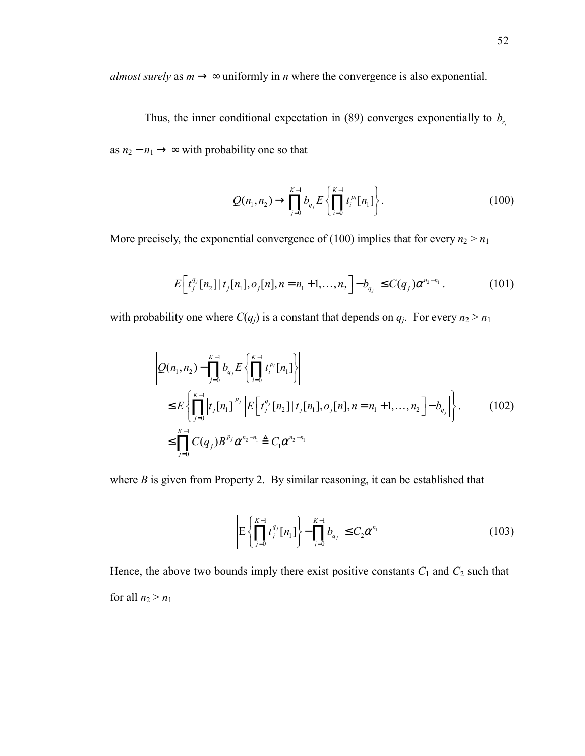*almost surely* as $m \to \infty$ uniformly in $n$ where the convergence is also exponential.

Thus, the inner conditional expectation in (89) converges exponentially to $b_{r_j}$ as $n_2 - n_1 \to \infty$ with probability one so that

$$Q(n_1, n_2) \to \prod_{j=0}^{K-1} b_{q_j} E\left\{\prod_{i=0}^{K-1} t_i^{p_i}[n_1]\right\}. \tag{100}$$

More precisely, the exponential convergence of (100) implies that for every $n_2 > n_1$

$$\left| E\left[t_j^{q_j}[n_2] \mid t_j[n_1], o_j[n], n = n_1+1, \ldots, n_2\right] - b_{q_j} \right| \leq C(q_j)\alpha^{n_2 - n_1}. \tag{101}$$

with probability one where $C(q_j)$ is a constant that depends on $q_j$. For every $n_2 > n_1$

$$\begin{aligned} &\left| Q(n_1, n_2) - \prod_{j=0}^{K-1} b_{q_j} E\left\{\prod_{i=0}^{K-1} t_i^{p_i}[n_1]\right\} \right| \\ &\leq E\left\{ \prod_{j=0}^{K-1} \left| t_j[n_1] \right|^{p_j} \left| E\left[t_j^{q_j}[n_2] \mid t_j[n_1], o_j[n], n = n_1+1, \ldots, n_2\right] - b_{q_j} \right| \right\}. \\ &\leq \prod_{j=0}^{K-1} C(q_j) B^{p_j} \alpha^{n_2 - n_1} \triangleq C_1 \alpha^{n_2 - n_1} \end{aligned} \tag{102}$$

where $B$ is given from Property 2. By similar reasoning, it can be established that

$$\left| \mathrm{E}\left\{\prod_{j=0}^{K-1} t_j^{q_j}[n_1]\right\} - \prod_{j=0}^{K-1} b_{q_j} \right| \leq C_2 \alpha^{n_1} \tag{103}$$

Hence, the above two bounds imply there exist positive constants $C_1$ and $C_2$ such that for all $n_2 > n_1$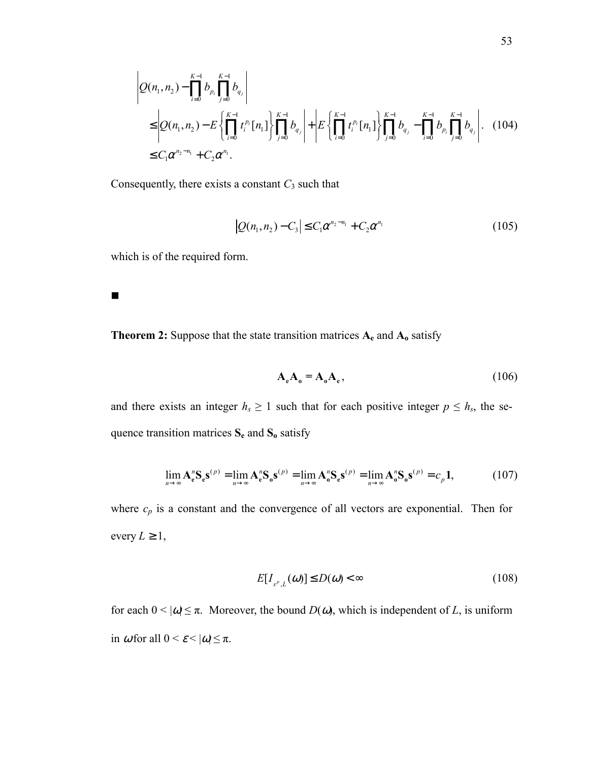$$
\begin{aligned}
&\left| Q(n_1,n_2) - \prod_{i=0}^{K-1} b_{p_i} \prod_{j=0}^{K-1} b_{q_j} \right| \\
&\leq \left| Q(n_1,n_2) - E\left\{ \prod_{i=0}^{K-1} t_i^{p_i}[n_1] \right\} \prod_{j=0}^{K-1} b_{q_j} \right| + \left| E\left\{ \prod_{i=0}^{K-1} t_i^{p_i}[n_1] \right\} \prod_{j=0}^{K-1} b_{q_j} - \prod_{i=0}^{K-1} b_{p_i} \prod_{j=0}^{K-1} b_{q_j} \right|. \quad (104) \\
&\leq C_1 \alpha^{n_2 - n_1} + C_2 \alpha^{n_1}.
\end{aligned}
$$

Consequently, there exists a constant $C_3$ such that

$$
\left| Q(n_1,n_2) - C_3 \right| \leq C_1 \alpha^{n_2 - n_1} + C_2 \alpha^{n_1} \tag{105}
$$

which is of the required form.

■

**Theorem 2:** Suppose that the state transition matrices $\mathbf{A_e}$ and $\mathbf{A_o}$ satisfy

$$
\mathbf{A_e A_o} = \mathbf{A_o A_e}, \tag{106}
$$

and there exists an integer $h_s \geq 1$ such that for each positive integer $p \leq h_s$, the sequence transition matrices $\mathbf{S_e}$ and $\mathbf{S_o}$ satisfy

$$
\lim_{n\to\infty} \mathbf{A_e^n S_e s}^{(p)} = \lim_{n\to\infty} \mathbf{A_e^n S_o s}^{(p)} = \lim_{n\to\infty} \mathbf{A_o^n S_e s}^{(p)} = \lim_{n\to\infty} \mathbf{A_o^n S_o s}^{(p)} = c_p \mathbf{1}, \tag{107}
$$

where $c_p$ is a constant and the convergence of all vectors are exponential. Then for every $L \geq 1$,

$$
E[I_{s^p,L}(\omega)] \leq D(\omega) < \infty \tag{108}
$$

for each $0 < |\omega| \leq \pi$. Moreover, the bound $D(\omega)$, which is independent of $L$, is uniform in $\omega$ for all $0 < \varepsilon < |\omega| \leq \pi$.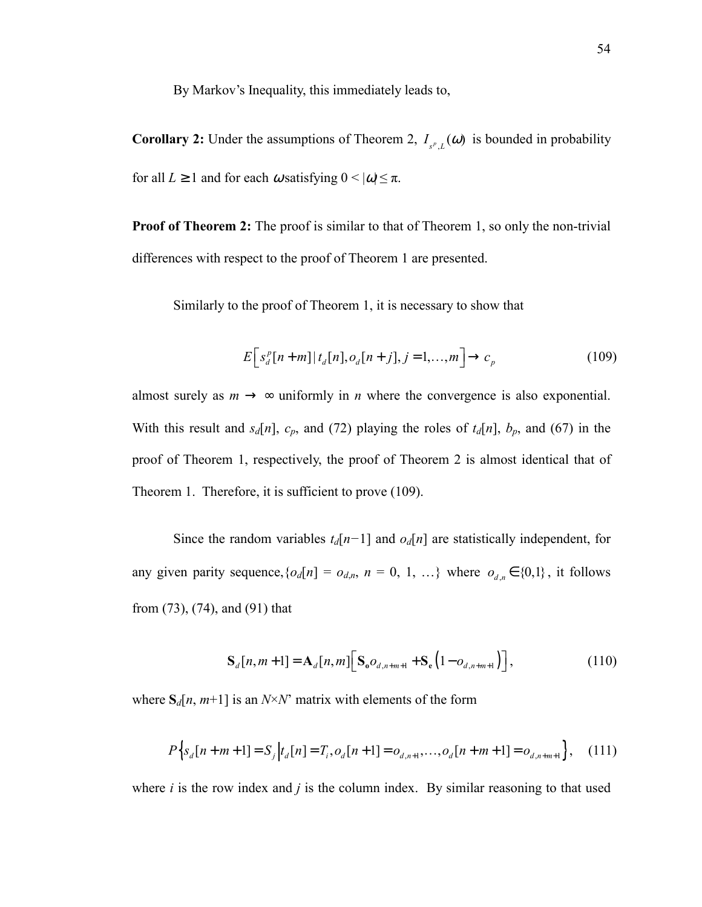By Markov's Inequality, this immediately leads to,

**Corollary 2:** Under the assumptions of Theorem 2, $I_{s^p,L}(\omega)$ is bounded in probability for all $L \geq 1$ and for each $\omega$ satisfying $0 < |\omega| \leq \pi$.

**Proof of Theorem 2:** The proof is similar to that of Theorem 1, so only the non-trivial differences with respect to the proof of Theorem 1 are presented.

Similarly to the proof of Theorem 1, it is necessary to show that

$$E\left[s_d^p[n+m] \,|\, t_d[n], o_d[n+j], j=1,\ldots,m\right] \to c_p \tag{109}$$

almost surely as $m \to \infty$ uniformly in $n$ where the convergence is also exponential. With this result and $s_d[n]$, $c_p$, and (72) playing the roles of $t_d[n]$, $b_p$, and (67) in the proof of Theorem 1, respectively, the proof of Theorem 2 is almost identical that of Theorem 1. Therefore, it is sufficient to prove (109).

Since the random variables $t_d[n-1]$ and $o_d[n]$ are statistically independent, for any given parity sequence, $\{o_d[n] = o_{d,n},\ n = 0, 1, \ldots\}$ where $o_{d,n} \in \{0,1\}$, it follows from (73), (74), and (91) that

$$\mathbf{S}_d[n, m+1] = \mathbf{A}_d[n, m]\left[\mathbf{S_o} o_{d,n+m+1} + \mathbf{S_e}\left(1 - o_{d,n+m+1}\right)\right], \tag{110}$$

where $\mathbf{S}_d[n, m+1]$ is an $N\times N'$ matrix with elements of the form

$$P\left\{s_d[n+m+1] = S_j \,\middle|\, t_d[n] = T_i, o_d[n+1] = o_{d,n+1}, \ldots, o_d[n+m+1] = o_{d,n+m+1}\right\}, \tag{111}$$

where $i$ is the row index and $j$ is the column index. By similar reasoning to that used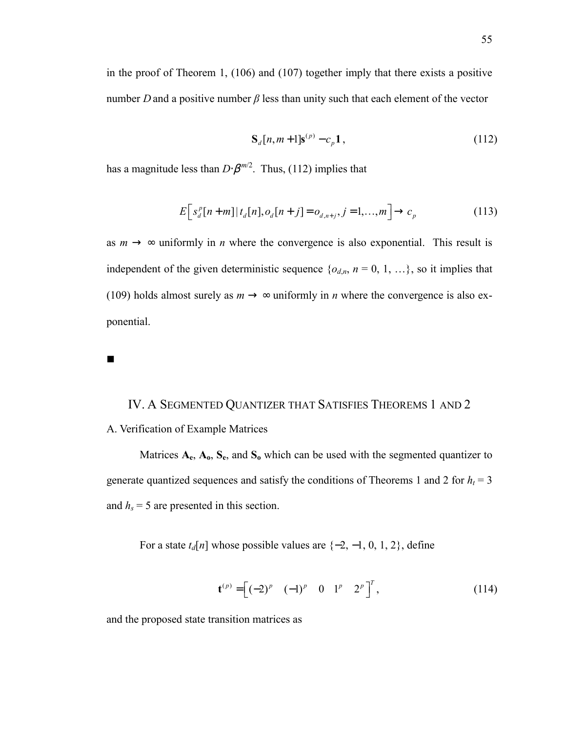in the proof of Theorem 1, (106) and (107) together imply that there exists a positive number $D$ and a positive number $\beta$ less than unity such that each element of the vector

$$\mathbf{S}_d[n, m+1]\mathbf{s}^{(p)} - c_p\mathbf{1}, \tag{112}$$

has a magnitude less than $D \cdot \beta^{m/2}$. Thus, (112) implies that

$$E\left[ s_d^p[n+m] \,|\, t_d[n], o_d[n+j] = o_{d,n+j}, j = 1, \ldots, m \right] \rightarrow c_p \tag{113}$$

as $m \rightarrow \infty$ uniformly in $n$ where the convergence is also exponential. This result is independent of the given deterministic sequence $\{o_{d,n}, n = 0, 1, \ldots\}$, so it implies that (109) holds almost surely as $m \rightarrow \infty$ uniformly in $n$ where the convergence is also exponential.

■

## IV. A Segmented Quantizer that Satisfies Theorems 1 and 2

### A. Verification of Example Matrices

Matrices $\mathbf{A_e}$, $\mathbf{A_o}$, $\mathbf{S_e}$, and $\mathbf{S_o}$ which can be used with the segmented quantizer to generate quantized sequences and satisfy the conditions of Theorems 1 and 2 for $h_t = 3$ and $h_s = 5$ are presented in this section.

For a state $t_d[n]$ whose possible values are $\{-2, -1, 0, 1, 2\}$, define

$$\mathbf{t}^{(p)} = \left[ (-2)^p \quad (-1)^p \quad 0 \quad 1^p \quad 2^p \right]^T, \tag{114}$$

and the proposed state transition matrices as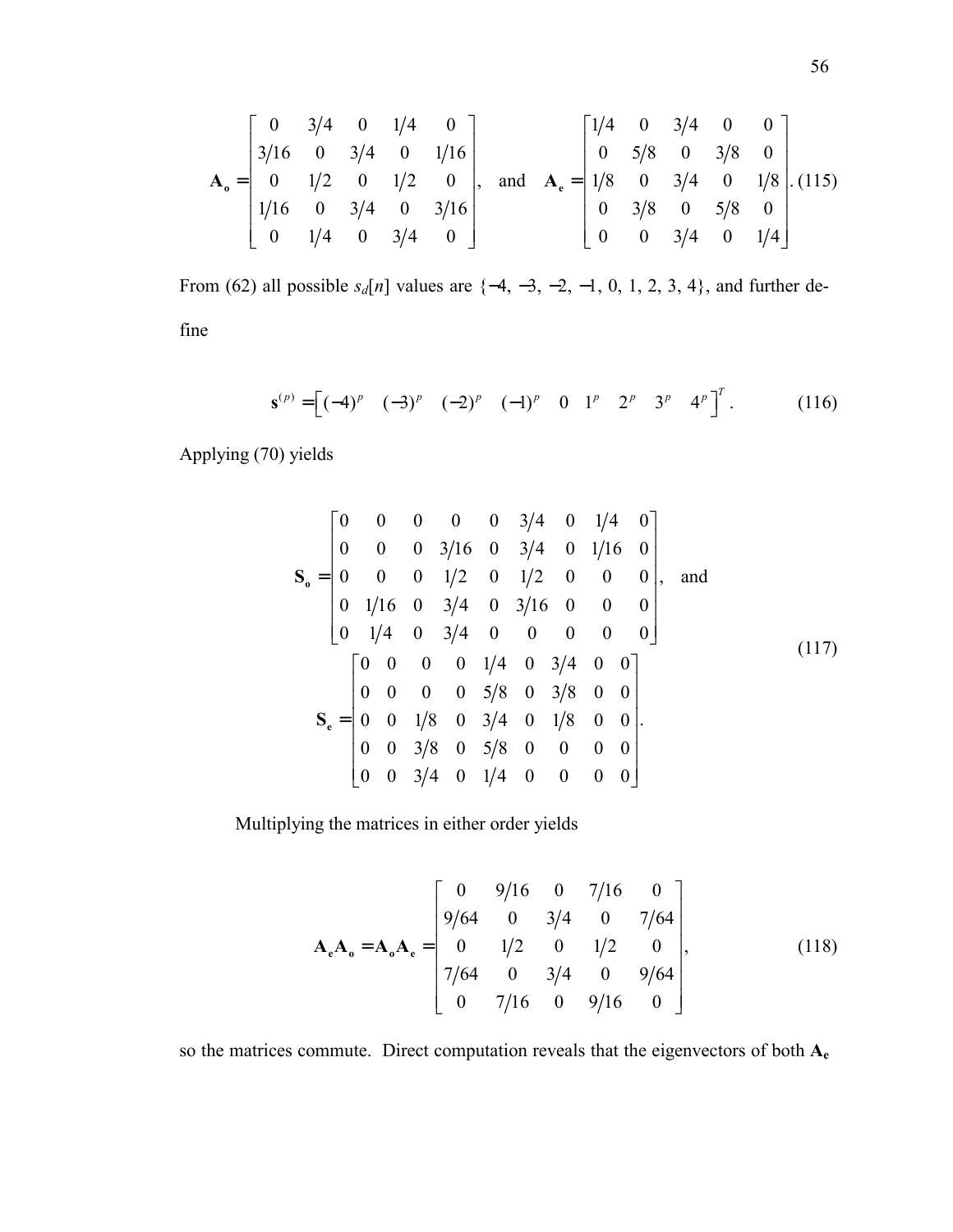$$\mathbf{A_o} = \begin{bmatrix} 0 & 3/4 & 0 & 1/4 & 0 \\ 3/16 & 0 & 3/4 & 0 & 1/16 \\ 0 & 1/2 & 0 & 1/2 & 0 \\ 1/16 & 0 & 3/4 & 0 & 3/16 \\ 0 & 1/4 & 0 & 3/4 & 0 \end{bmatrix}, \quad \text{and} \quad \mathbf{A_e} = \begin{bmatrix} 1/4 & 0 & 3/4 & 0 & 0 \\ 0 & 5/8 & 0 & 3/8 & 0 \\ 1/8 & 0 & 3/4 & 0 & 1/8 \\ 0 & 3/8 & 0 & 5/8 & 0 \\ 0 & 0 & 3/4 & 0 & 1/4 \end{bmatrix}. \tag{115}$$

From (62) all possible $s_d[n]$ values are $\{-4, -3, -2, -1, 0, 1, 2, 3, 4\}$, and further define

$$\mathbf{s}^{(p)} = \begin{bmatrix} (-4)^p & (-3)^p & (-2)^p & (-1)^p & 0 & 1^p & 2^p & 3^p & 4^p \end{bmatrix}^T. \tag{116}$$

Applying (70) yields

$$\mathbf{S_o} = \begin{bmatrix} 0 & 0 & 0 & 0 & 0 & 3/4 & 0 & 1/4 & 0 \\ 0 & 0 & 0 & 3/16 & 0 & 3/4 & 0 & 1/16 & 0 \\ 0 & 0 & 0 & 1/2 & 0 & 1/2 & 0 & 0 & 0 \\ 0 & 1/16 & 0 & 3/4 & 0 & 3/16 & 0 & 0 & 0 \\ 0 & 1/4 & 0 & 3/4 & 0 & 0 & 0 & 0 & 0 \end{bmatrix}, \quad \text{and}$$
$$\mathbf{S_e} = \begin{bmatrix} 0 & 0 & 0 & 0 & 1/4 & 0 & 3/4 & 0 & 0 \\ 0 & 0 & 0 & 0 & 5/8 & 0 & 3/8 & 0 & 0 \\ 0 & 0 & 1/8 & 0 & 3/4 & 0 & 1/8 & 0 & 0 \\ 0 & 0 & 3/8 & 0 & 5/8 & 0 & 0 & 0 & 0 \\ 0 & 0 & 3/4 & 0 & 1/4 & 0 & 0 & 0 & 0 \end{bmatrix}. \tag{117}$$

Multiplying the matrices in either order yields

$$\mathbf{A_e A_o} = \mathbf{A_o A_e} = \begin{bmatrix} 0 & 9/16 & 0 & 7/16 & 0 \\ 9/64 & 0 & 3/4 & 0 & 7/64 \\ 0 & 1/2 & 0 & 1/2 & 0 \\ 7/64 & 0 & 3/4 & 0 & 9/64 \\ 0 & 7/16 & 0 & 9/16 & 0 \end{bmatrix}, \tag{118}$$

so the matrices commute. Direct computation reveals that the eigenvectors of both $\mathbf{A_e}$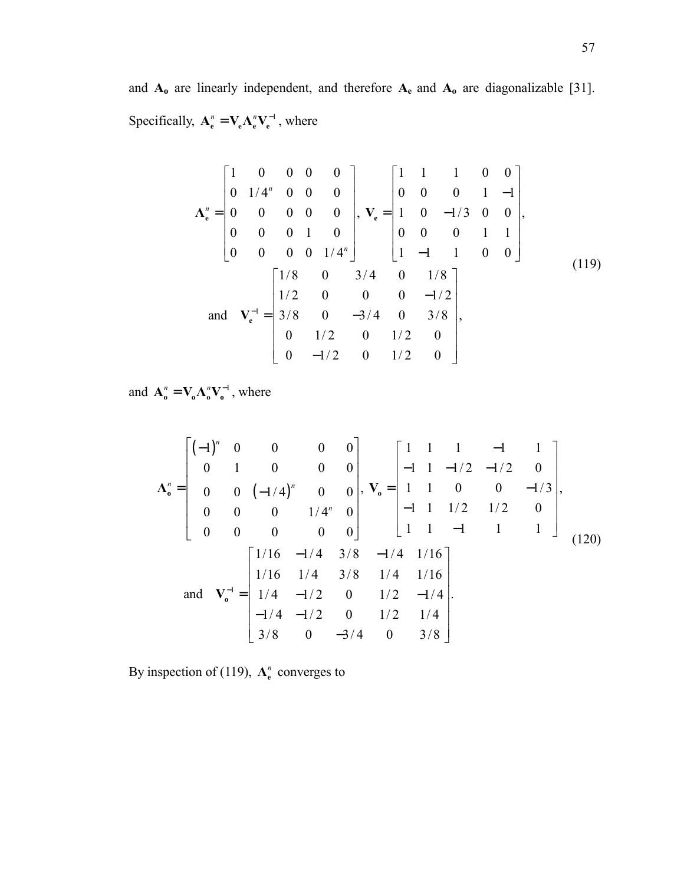and $\mathbf{A_o}$ are linearly independent, and therefore $\mathbf{A_e}$ and $\mathbf{A_o}$ are diagonalizable [31]. Specifically, $\mathbf{A_e^n} = \mathbf{V_e \Lambda_e^n V_e^{-1}}$, where

$$
\mathbf{\Lambda_e^n} = \begin{bmatrix} 1 & 0 & 0 & 0 & 0 \\ 0 & 1/4^n & 0 & 0 & 0 \\ 0 & 0 & 0 & 0 & 0 \\ 0 & 0 & 0 & 1 & 0 \\ 0 & 0 & 0 & 0 & 1/4^n \end{bmatrix}, \ \mathbf{V_e} = \begin{bmatrix} 1 & 1 & 1 & 0 & 0 \\ 0 & 0 & 0 & 1 & -1 \\ 1 & 0 & -1/3 & 0 & 0 \\ 0 & 0 & 0 & 1 & 1 \\ 1 & -1 & 1 & 0 & 0 \end{bmatrix},
$$

$$
\text{and} \quad \mathbf{V_e^{-1}} = \begin{bmatrix} 1/8 & 0 & 3/4 & 0 & 1/8 \\ 1/2 & 0 & 0 & 0 & -1/2 \\ 3/8 & 0 & -3/4 & 0 & 3/8 \\ 0 & 1/2 & 0 & 1/2 & 0 \\ 0 & -1/2 & 0 & 1/2 & 0 \end{bmatrix}, \tag{119}
$$

and $\mathbf{A_o^n} = \mathbf{V_o \Lambda_o^n V_o^{-1}}$, where

$$
\mathbf{\Lambda_o^n} = \begin{bmatrix} (-1)^n & 0 & 0 & 0 & 0 \\ 0 & 1 & 0 & 0 & 0 \\ 0 & 0 & (-1/4)^n & 0 & 0 \\ 0 & 0 & 0 & 1/4^n & 0 \\ 0 & 0 & 0 & 0 & 0 \end{bmatrix}, \ \mathbf{V_o} = \begin{bmatrix} 1 & 1 & 1 & -1 & 1 \\ -1 & 1 & -1/2 & -1/2 & 0 \\ 1 & 1 & 0 & 0 & -1/3 \\ -1 & 1 & 1/2 & 1/2 & 0 \\ 1 & 1 & -1 & 1 & 1 \end{bmatrix},
$$

$$
\text{and} \quad \mathbf{V_o^{-1}} = \begin{bmatrix} 1/16 & -1/4 & 3/8 & -1/4 & 1/16 \\ 1/16 & 1/4 & 3/8 & 1/4 & 1/16 \\ 1/4 & -1/2 & 0 & 1/2 & -1/4 \\ -1/4 & -1/2 & 0 & 1/2 & 1/4 \\ 3/8 & 0 & -3/4 & 0 & 3/8 \end{bmatrix}. \tag{120}
$$

By inspection of (119), $\mathbf{\Lambda_e^n}$ converges to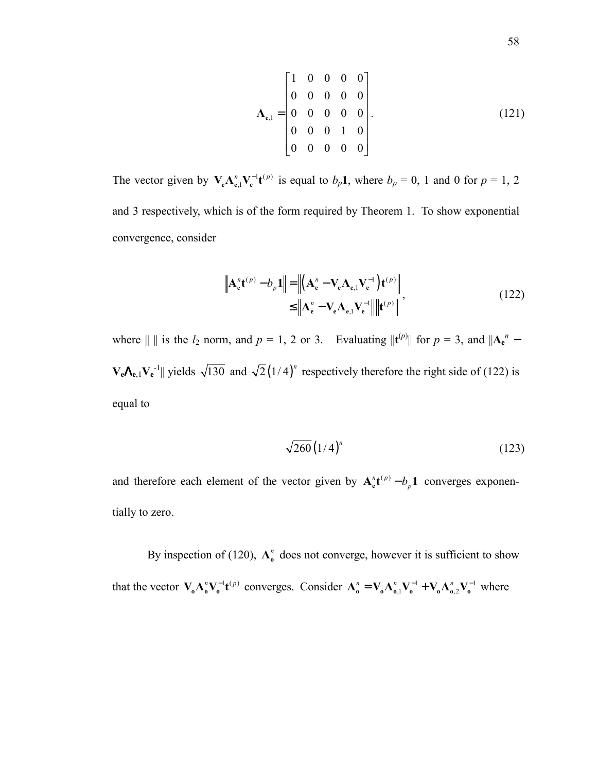$$\mathbf{\Lambda}_{\mathbf{e},1} = \begin{bmatrix} 1 & 0 & 0 & 0 & 0 \\ 0 & 0 & 0 & 0 & 0 \\ 0 & 0 & 0 & 0 & 0 \\ 0 & 0 & 0 & 1 & 0 \\ 0 & 0 & 0 & 0 & 0 \end{bmatrix}. \tag{121}$$

The vector given by $\mathbf{V_e}\mathbf{\Lambda}_{\mathbf{e},1}^n\mathbf{V_e}^{-1}\mathbf{t}^{(p)}$ is equal to $b_p\mathbf{1}$, where $b_p$ = 0, 1 and 0 for $p$ = 1, 2 and 3 respectively, which is of the form required by Theorem 1. To show exponential convergence, consider

$$\begin{aligned} \left\| \mathbf{A_e}^n\mathbf{t}^{(p)} - b_p\mathbf{1} \right\| &= \left\| \left( \mathbf{A_e}^n - \mathbf{V_e}\mathbf{\Lambda}_{\mathbf{e},1}\mathbf{V_e}^{-1} \right) \mathbf{t}^{(p)} \right\| \\ &\leq \left\| \mathbf{A_e}^n - \mathbf{V_e}\mathbf{\Lambda}_{\mathbf{e},1}\mathbf{V_e}^{-1} \right\| \left\| \mathbf{t}^{(p)} \right\| \end{aligned}, \tag{122}$$

where $\| \ \|$ is the $l_2$ norm, and $p$ = 1, 2 or 3. Evaluating $\|\mathbf{t}^{(p)}\|$ for $p$ = 3, and $\|\mathbf{A_e}^n - \mathbf{V_e}\mathbf{\Lambda}_{\mathbf{e},1}\mathbf{V_e}^{-1}\|$ yields $\sqrt{130}$ and $\sqrt{2}\left(1/4\right)^n$ respectively therefore the right side of (122) is equal to

$$\sqrt{260}\left(1/4\right)^n \tag{123}$$

and therefore each element of the vector given by $\mathbf{A_e}^n\mathbf{t}^{(p)} - b_p\mathbf{1}$ converges exponentially to zero.

By inspection of (120), $\mathbf{\Lambda_o}^n$ does not converge, however it is sufficient to show that the vector $\mathbf{V_o}\mathbf{\Lambda_o}^n\mathbf{V_o}^{-1}\mathbf{t}^{(p)}$ converges. Consider $\mathbf{A_o}^n = \mathbf{V_o}\mathbf{\Lambda}_{\mathbf{o},1}^n\mathbf{V_o}^{-1} + \mathbf{V_o}\mathbf{\Lambda}_{\mathbf{o},2}^n\mathbf{V_o}^{-1}$ where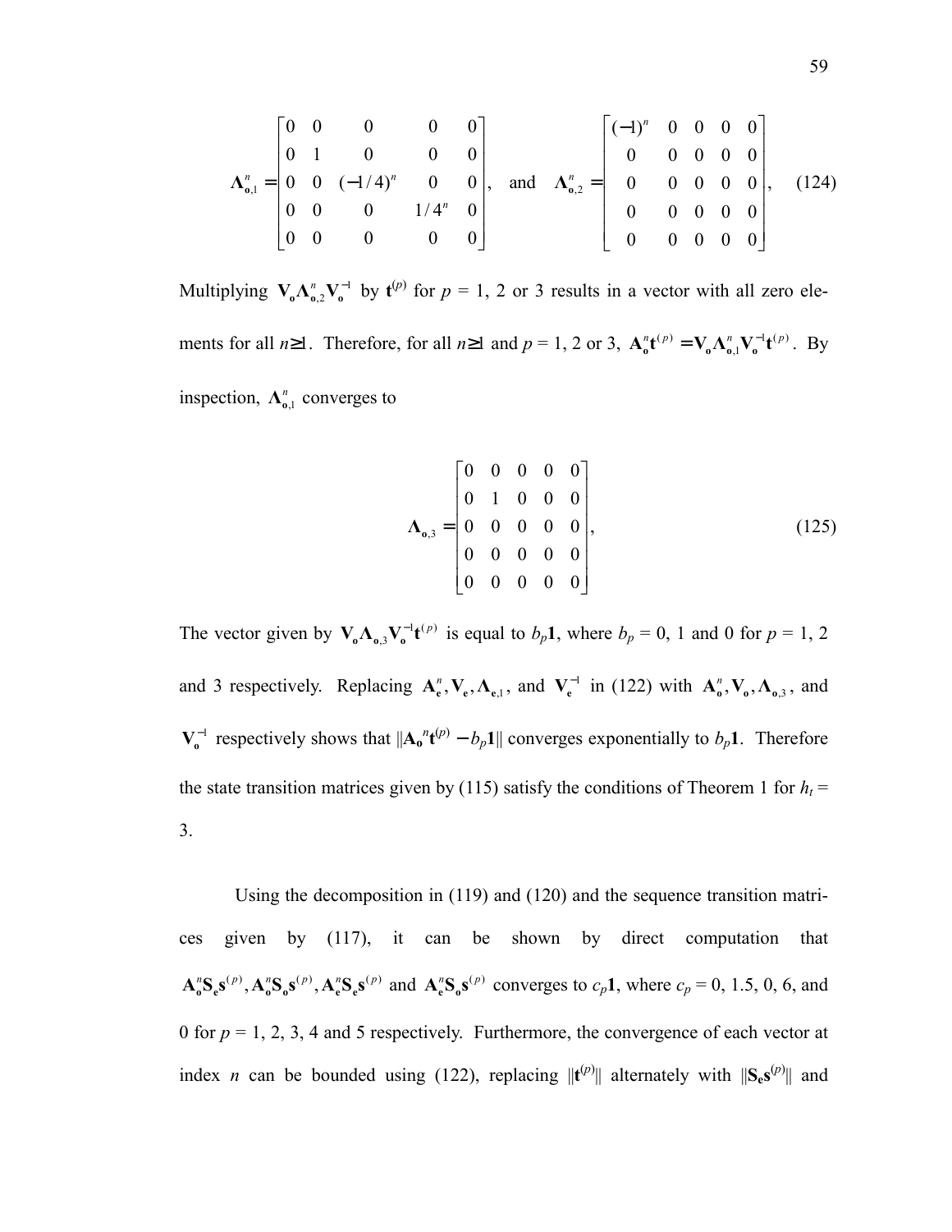$$\mathbf{\Lambda}_{\mathbf{o},1}^{n} = \begin{bmatrix} 0 & 0 & 0 & 0 & 0 \\ 0 & 1 & 0 & 0 & 0 \\ 0 & 0 & (-1/4)^{n} & 0 & 0 \\ 0 & 0 & 0 & 1/4^{n} & 0 \\ 0 & 0 & 0 & 0 & 0 \end{bmatrix}, \quad \text{and} \quad \mathbf{\Lambda}_{\mathbf{o},2}^{n} = \begin{bmatrix} (-1)^{n} & 0 & 0 & 0 & 0 \\ 0 & 0 & 0 & 0 & 0 \\ 0 & 0 & 0 & 0 & 0 \\ 0 & 0 & 0 & 0 & 0 \\ 0 & 0 & 0 & 0 & 0 \end{bmatrix}, \tag{124}$$

Multiplying $\mathbf{V_o}\mathbf{\Lambda}_{\mathbf{o},2}^{n}\mathbf{V_o}^{-1}$ by $\mathbf{t}^{(p)}$ for $p$ = 1, 2 or 3 results in a vector with all zero elements for all $n \geq 1$. Therefore, for all $n \geq 1$ and $p$ = 1, 2 or 3, $\mathbf{A_o}^{n}\mathbf{t}^{(p)} = \mathbf{V_o}\mathbf{\Lambda}_{\mathbf{o},1}^{n}\mathbf{V_o}^{-1}\mathbf{t}^{(p)}$. By inspection, $\mathbf{\Lambda}_{\mathbf{o},1}^{n}$ converges to

$$\mathbf{\Lambda}_{\mathbf{o},3} = \begin{bmatrix} 0 & 0 & 0 & 0 & 0 \\ 0 & 1 & 0 & 0 & 0 \\ 0 & 0 & 0 & 0 & 0 \\ 0 & 0 & 0 & 0 & 0 \\ 0 & 0 & 0 & 0 & 0 \end{bmatrix}, \tag{125}$$

The vector given by $\mathbf{V_o}\mathbf{\Lambda}_{\mathbf{o},3}\mathbf{V_o}^{-1}\mathbf{t}^{(p)}$ is equal to $b_p\mathbf{1}$, where $b_p$ = 0, 1 and 0 for $p$ = 1, 2 and 3 respectively. Replacing $\mathbf{A_e}^{n}, \mathbf{V_e}, \mathbf{\Lambda}_{\mathbf{e},1}$, and $\mathbf{V_e}^{-1}$ in (122) with $\mathbf{A_o}^{n}, \mathbf{V_o}, \mathbf{\Lambda}_{\mathbf{o},3}$, and $\mathbf{V_o}^{-1}$ respectively shows that $\|\mathbf{A_o}^{n}\mathbf{t}^{(p)} - b_p\mathbf{1}\|$ converges exponentially to $b_p\mathbf{1}$. Therefore the state transition matrices given by (115) satisfy the conditions of Theorem 1 for $h_t$ = 3.

Using the decomposition in (119) and (120) and the sequence transition matrices given by (117), it can be shown by direct computation that $\mathbf{A_o}^{n}\mathbf{S_e}\mathbf{s}^{(p)}, \mathbf{A_o}^{n}\mathbf{S_o}\mathbf{s}^{(p)}, \mathbf{A_e}^{n}\mathbf{S_e}\mathbf{s}^{(p)}$ and $\mathbf{A_e}^{n}\mathbf{S_o}\mathbf{s}^{(p)}$ converges to $c_p\mathbf{1}$, where $c_p$ = 0, 1.5, 0, 6, and 0 for $p$ = 1, 2, 3, 4 and 5 respectively. Furthermore, the convergence of each vector at index $n$ can be bounded using (122), replacing $\|\mathbf{t}^{(p)}\|$ alternately with $\|\mathbf{S_e}\mathbf{s}^{(p)}\|$ and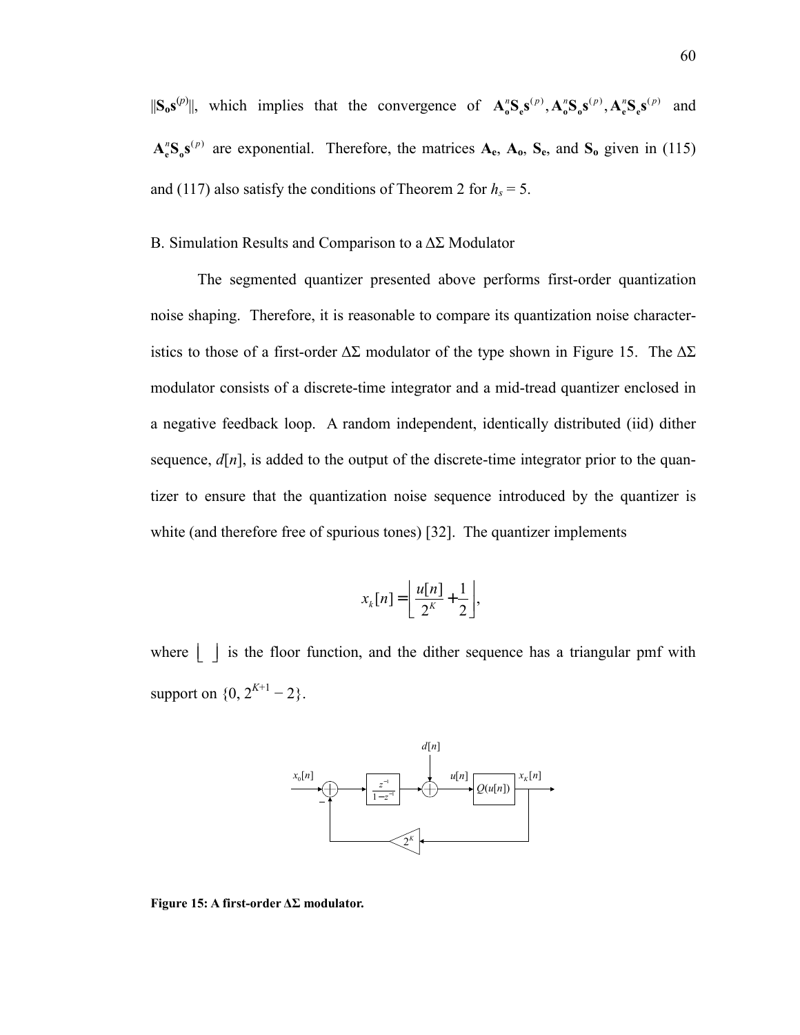$\|\mathbf{S_o s}^{(p)}\|$, which implies that the convergence of $\mathbf{A_o}^n\mathbf{S_e s}^{(p)}, \mathbf{A_o}^n\mathbf{S_o s}^{(p)}, \mathbf{A_e}^n\mathbf{S_e s}^{(p)}$ and $\mathbf{A_e}^n\mathbf{S_o s}^{(p)}$ are exponential. Therefore, the matrices $\mathbf{A_e}$, $\mathbf{A_o}$, $\mathbf{S_e}$, and $\mathbf{S_o}$ given in (115) and (117) also satisfy the conditions of Theorem 2 for $h_s = 5$.

B. Simulation Results and Comparison to a ΔΣ Modulator

The segmented quantizer presented above performs first-order quantization noise shaping. Therefore, it is reasonable to compare its quantization noise characteristics to those of a first-order ΔΣ modulator of the type shown in Figure 15. The ΔΣ modulator consists of a discrete-time integrator and a mid-tread quantizer enclosed in a negative feedback loop. A random independent, identically distributed (iid) dither sequence, $d[n]$, is added to the output of the discrete-time integrator prior to the quantizer to ensure that the quantization noise sequence introduced by the quantizer is white (and therefore free of spurious tones) [32]. The quantizer implements

$$x_k[n] = \left\lfloor \frac{u[n]}{2^K} + \frac{1}{2} \right\rfloor,$$

where $\lfloor \ \rfloor$ is the floor function, and the dither sequence has a triangular pmf with support on $\{0, 2^{K+1} - 2\}$.

**Figure 15: A first-order ΔΣ modulator.**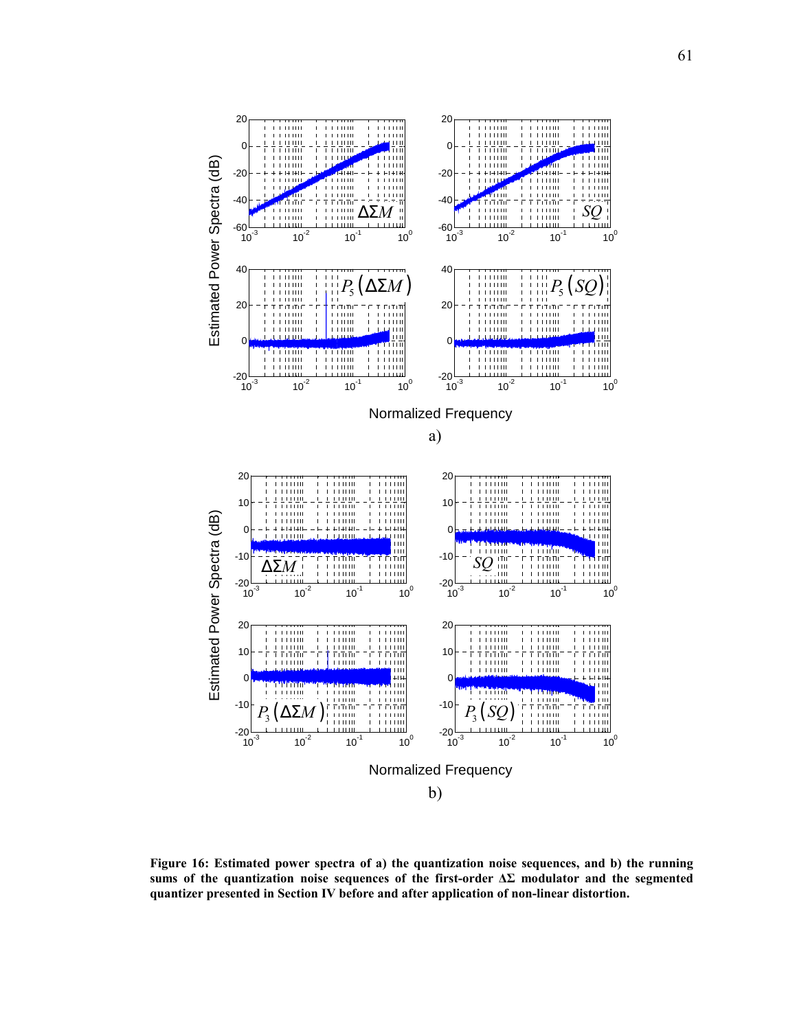Figure 16: Estimated power spectra of a) the quantization noise sequences, and b) the running sums of the quantization noise sequences of the first-order ΔΣ modulator and the segmented quantizer presented in Section IV before and after application of non-linear distortion.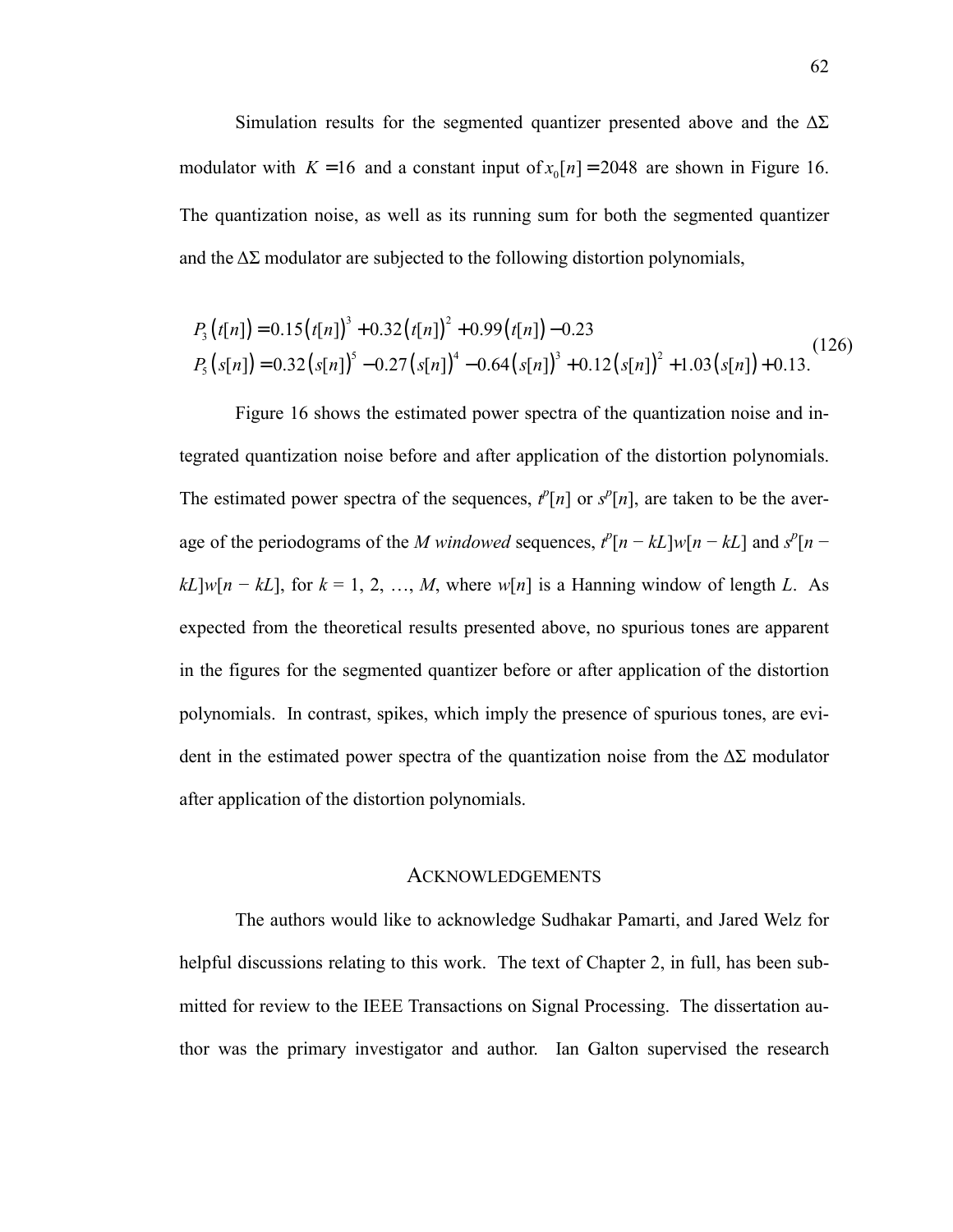Simulation results for the segmented quantizer presented above and the $\Delta\Sigma$ modulator with $K = 16$ and a constant input of $x_0[n] = 2048$ are shown in Figure 16. The quantization noise, as well as its running sum for both the segmented quantizer and the $\Delta\Sigma$ modulator are subjected to the following distortion polynomials,

$$
\begin{aligned}
P_3\left(t[n]\right) &= 0.15\left(t[n]\right)^3 + 0.32\left(t[n]\right)^2 + 0.99\left(t[n]\right) - 0.23 \\
P_5\left(s[n]\right) &= 0.32\left(s[n]\right)^5 - 0.27\left(s[n]\right)^4 - 0.64\left(s[n]\right)^3 + 0.12\left(s[n]\right)^2 + 1.03\left(s[n]\right) + 0.13.
\end{aligned}
\tag{126}
$$

Figure 16 shows the estimated power spectra of the quantization noise and integrated quantization noise before and after application of the distortion polynomials. The estimated power spectra of the sequences, $t^p[n]$ or $s^p[n]$, are taken to be the average of the periodograms of the *M windowed* sequences, $t^p[n - kL]w[n - kL]$ and $s^p[n - kL]w[n - kL]$, for $k = 1, 2, \ldots, M$, where $w[n]$ is a Hanning window of length $L$. As expected from the theoretical results presented above, no spurious tones are apparent in the figures for the segmented quantizer before or after application of the distortion polynomials. In contrast, spikes, which imply the presence of spurious tones, are evident in the estimated power spectra of the quantization noise from the $\Delta\Sigma$ modulator after application of the distortion polynomials.

## ACKNOWLEDGEMENTS

The authors would like to acknowledge Sudhakar Pamarti, and Jared Welz for helpful discussions relating to this work. The text of Chapter 2, in full, has been submitted for review to the IEEE Transactions on Signal Processing. The dissertation author was the primary investigator and author. Ian Galton supervised the research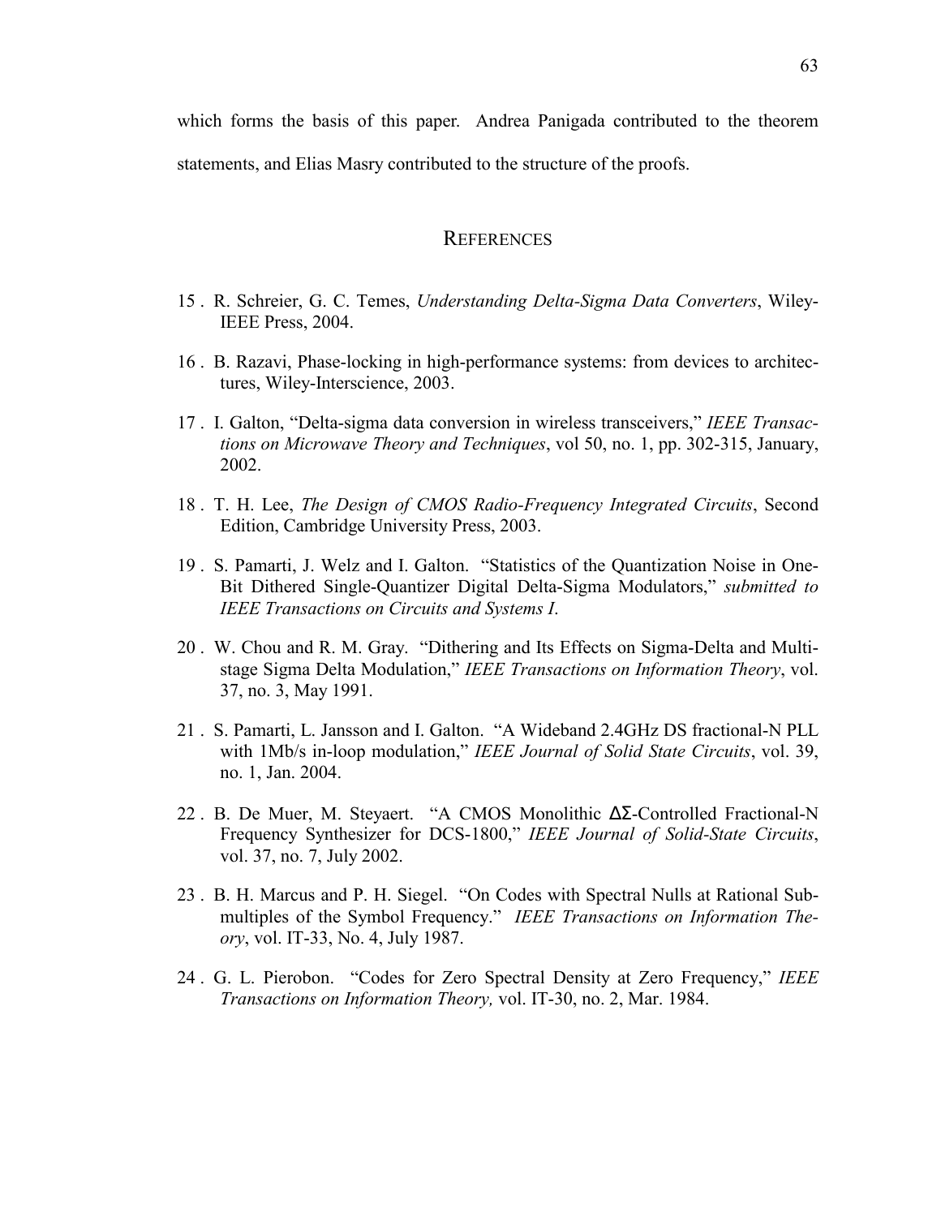which forms the basis of this paper. Andrea Panigada contributed to the theorem statements, and Elias Masry contributed to the structure of the proofs.

## REFERENCES

15 . R. Schreier, G. C. Temes, *Understanding Delta-Sigma Data Converters*, Wiley-IEEE Press, 2004.

16 . B. Razavi, Phase-locking in high-performance systems: from devices to architectures, Wiley-Interscience, 2003.

17 . I. Galton, "Delta-sigma data conversion in wireless transceivers," *IEEE Transactions on Microwave Theory and Techniques*, vol 50, no. 1, pp. 302-315, January, 2002.

18 . T. H. Lee, *The Design of CMOS Radio-Frequency Integrated Circuits*, Second Edition, Cambridge University Press, 2003.

19 . S. Pamarti, J. Welz and I. Galton. "Statistics of the Quantization Noise in One-Bit Dithered Single-Quantizer Digital Delta-Sigma Modulators," *submitted to IEEE Transactions on Circuits and Systems I*.

20 . W. Chou and R. M. Gray. "Dithering and Its Effects on Sigma-Delta and Multistage Sigma Delta Modulation," *IEEE Transactions on Information Theory*, vol. 37, no. 3, May 1991.

21 . S. Pamarti, L. Jansson and I. Galton. "A Wideband 2.4GHz DS fractional-N PLL with 1Mb/s in-loop modulation," *IEEE Journal of Solid State Circuits*, vol. 39, no. 1, Jan. 2004.

22 . B. De Muer, M. Steyaert. "A CMOS Monolithic ΔΣ-Controlled Fractional-N Frequency Synthesizer for DCS-1800," *IEEE Journal of Solid-State Circuits*, vol. 37, no. 7, July 2002.

23 . B. H. Marcus and P. H. Siegel. "On Codes with Spectral Nulls at Rational Submultiples of the Symbol Frequency." *IEEE Transactions on Information Theory*, vol. IT-33, No. 4, July 1987.

24 . G. L. Pierobon. "Codes for Zero Spectral Density at Zero Frequency," *IEEE Transactions on Information Theory,* vol. IT-30, no. 2, Mar. 1984.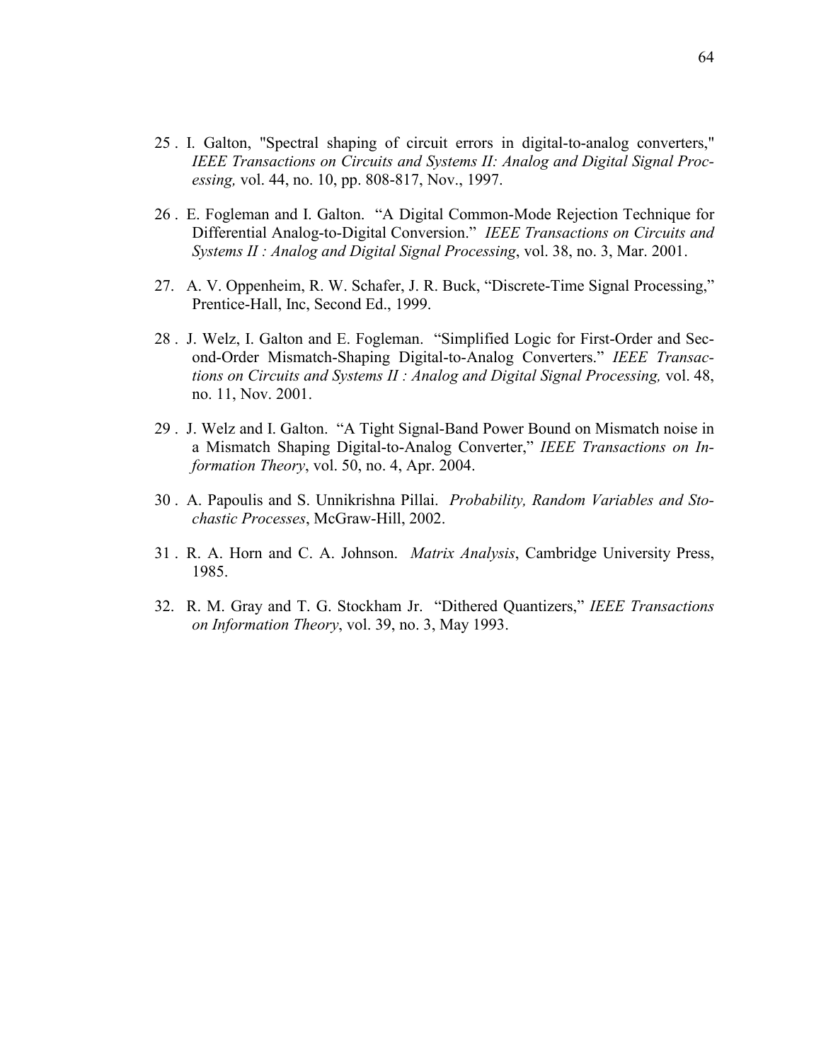25 . I. Galton, "Spectral shaping of circuit errors in digital-to-analog converters," *IEEE Transactions on Circuits and Systems II: Analog and Digital Signal Processing,* vol. 44, no. 10, pp. 808-817, Nov., 1997.

26 . E. Fogleman and I. Galton. "A Digital Common-Mode Rejection Technique for Differential Analog-to-Digital Conversion." *IEEE Transactions on Circuits and Systems II : Analog and Digital Signal Processing*, vol. 38, no. 3, Mar. 2001.

27. A. V. Oppenheim, R. W. Schafer, J. R. Buck, "Discrete-Time Signal Processing," Prentice-Hall, Inc, Second Ed., 1999.

28 . J. Welz, I. Galton and E. Fogleman. "Simplified Logic for First-Order and Second-Order Mismatch-Shaping Digital-to-Analog Converters." *IEEE Transactions on Circuits and Systems II : Analog and Digital Signal Processing,* vol. 48, no. 11, Nov. 2001.

29 . J. Welz and I. Galton. "A Tight Signal-Band Power Bound on Mismatch noise in a Mismatch Shaping Digital-to-Analog Converter," *IEEE Transactions on Information Theory*, vol. 50, no. 4, Apr. 2004.

30 . A. Papoulis and S. Unnikrishna Pillai. *Probability, Random Variables and Stochastic Processes*, McGraw-Hill, 2002.

31 . R. A. Horn and C. A. Johnson. *Matrix Analysis*, Cambridge University Press, 1985.

32. R. M. Gray and T. G. Stockham Jr. "Dithered Quantizers," *IEEE Transactions on Information Theory*, vol. 39, no. 3, May 1993.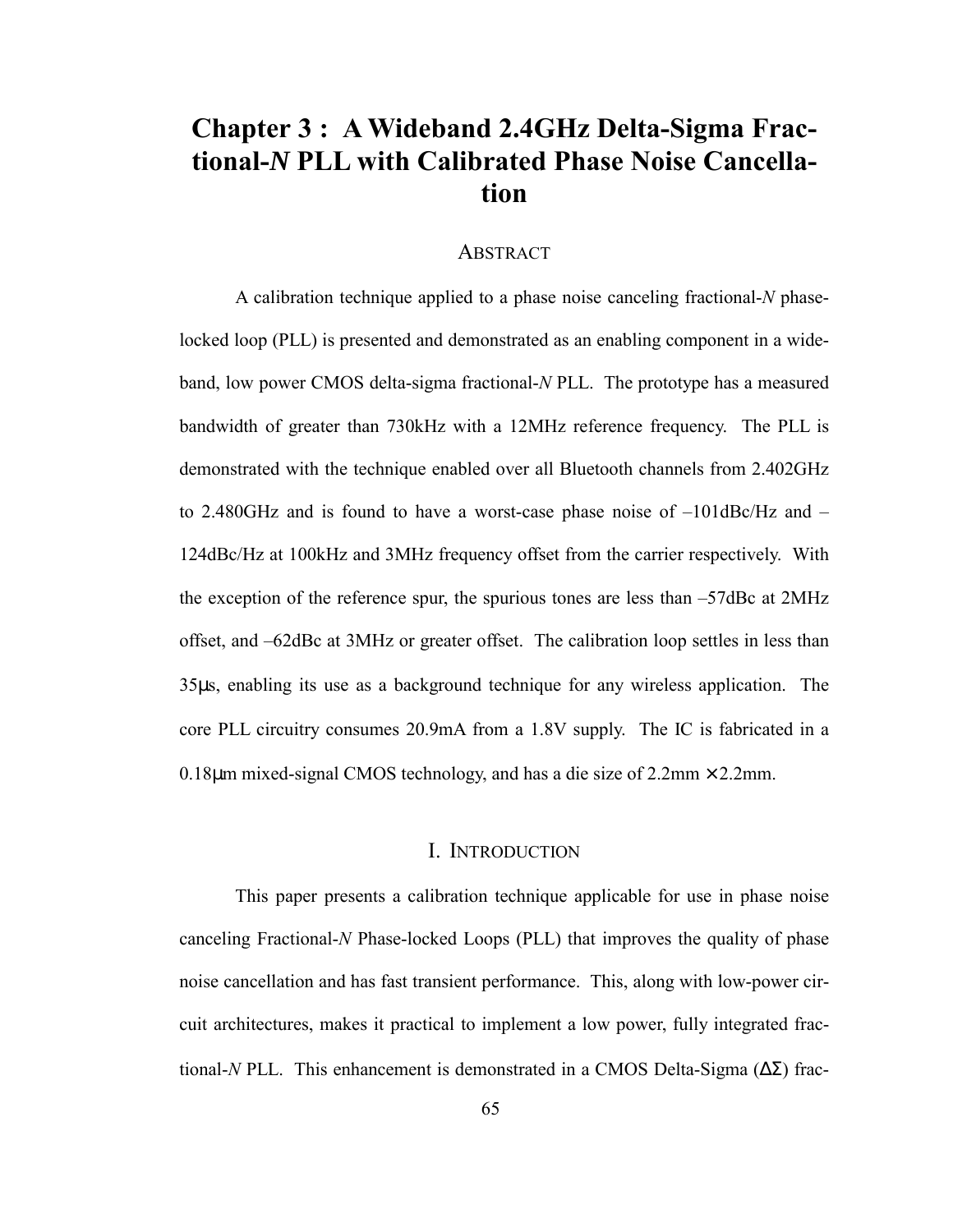# Chapter 3 : A Wideband 2.4GHz Delta-Sigma Fractional-*N* PLL with Calibrated Phase Noise Cancellation

## ABSTRACT

A calibration technique applied to a phase noise canceling fractional-*N* phase-locked loop (PLL) is presented and demonstrated as an enabling component in a wideband, low power CMOS delta-sigma fractional-*N* PLL. The prototype has a measured bandwidth of greater than 730kHz with a 12MHz reference frequency. The PLL is demonstrated with the technique enabled over all Bluetooth channels from 2.402GHz to 2.480GHz and is found to have a worst-case phase noise of –101dBc/Hz and –124dBc/Hz at 100kHz and 3MHz frequency offset from the carrier respectively. With the exception of the reference spur, the spurious tones are less than –57dBc at 2MHz offset, and –62dBc at 3MHz or greater offset. The calibration loop settles in less than 35µs, enabling its use as a background technique for any wireless application. The core PLL circuitry consumes 20.9mA from a 1.8V supply. The IC is fabricated in a 0.18µm mixed-signal CMOS technology, and has a die size of 2.2mm × 2.2mm.

## I. INTRODUCTION

This paper presents a calibration technique applicable for use in phase noise canceling Fractional-*N* Phase-locked Loops (PLL) that improves the quality of phase noise cancellation and has fast transient performance. This, along with low-power circuit architectures, makes it practical to implement a low power, fully integrated fractional-*N* PLL. This enhancement is demonstrated in a CMOS Delta-Sigma ($\Delta\Sigma$) frac-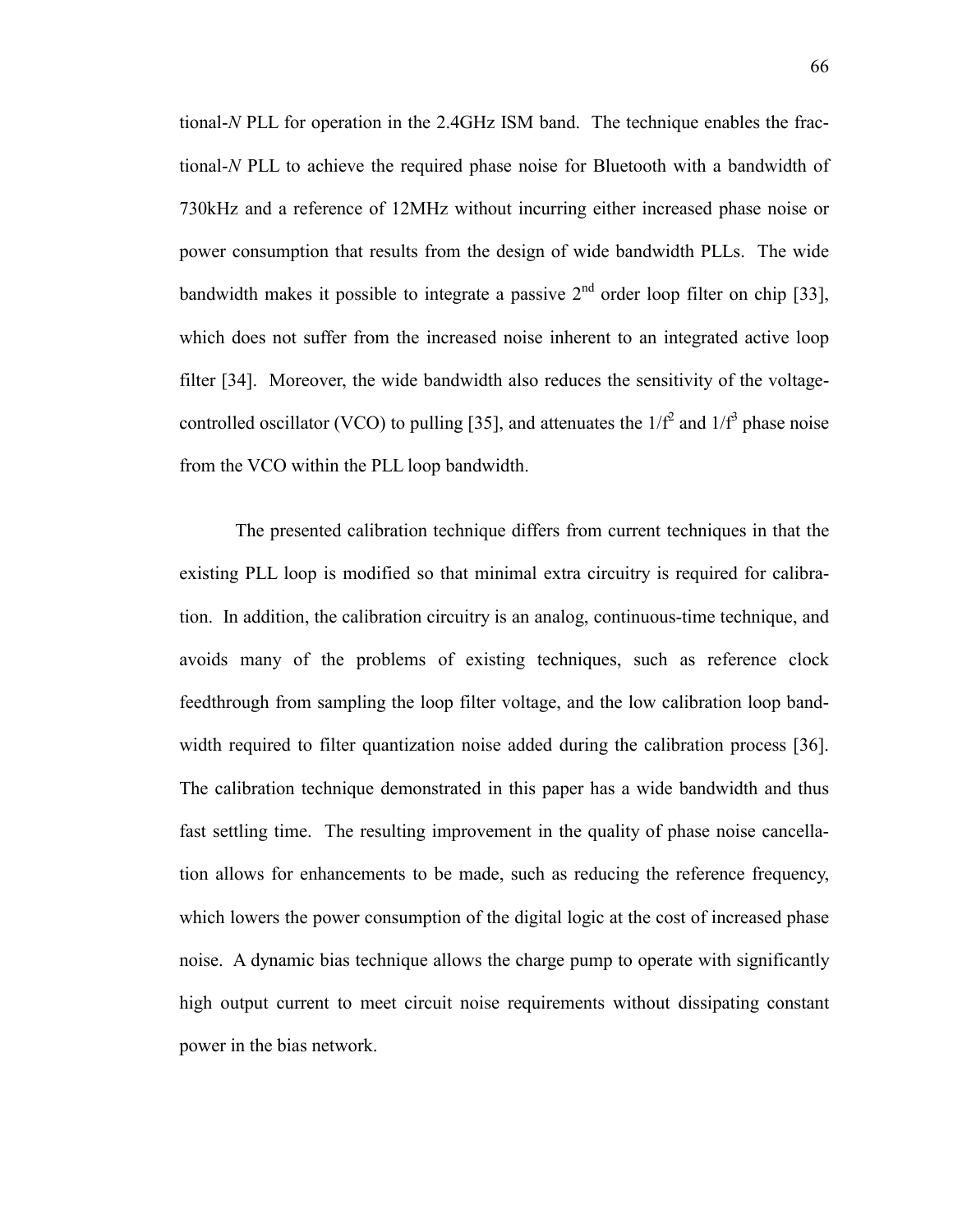tional-*N* PLL for operation in the 2.4GHz ISM band. The technique enables the fractional-*N* PLL to achieve the required phase noise for Bluetooth with a bandwidth of 730kHz and a reference of 12MHz without incurring either increased phase noise or power consumption that results from the design of wide bandwidth PLLs. The wide bandwidth makes it possible to integrate a passive 2nd order loop filter on chip [33], which does not suffer from the increased noise inherent to an integrated active loop filter [34]. Moreover, the wide bandwidth also reduces the sensitivity of the voltage-controlled oscillator (VCO) to pulling [35], and attenuates the $1/f^2$ and $1/f^3$ phase noise from the VCO within the PLL loop bandwidth.

The presented calibration technique differs from current techniques in that the existing PLL loop is modified so that minimal extra circuitry is required for calibration. In addition, the calibration circuitry is an analog, continuous-time technique, and avoids many of the problems of existing techniques, such as reference clock feedthrough from sampling the loop filter voltage, and the low calibration loop bandwidth required to filter quantization noise added during the calibration process [36]. The calibration technique demonstrated in this paper has a wide bandwidth and thus fast settling time. The resulting improvement in the quality of phase noise cancellation allows for enhancements to be made, such as reducing the reference frequency, which lowers the power consumption of the digital logic at the cost of increased phase noise. A dynamic bias technique allows the charge pump to operate with significantly high output current to meet circuit noise requirements without dissipating constant power in the bias network.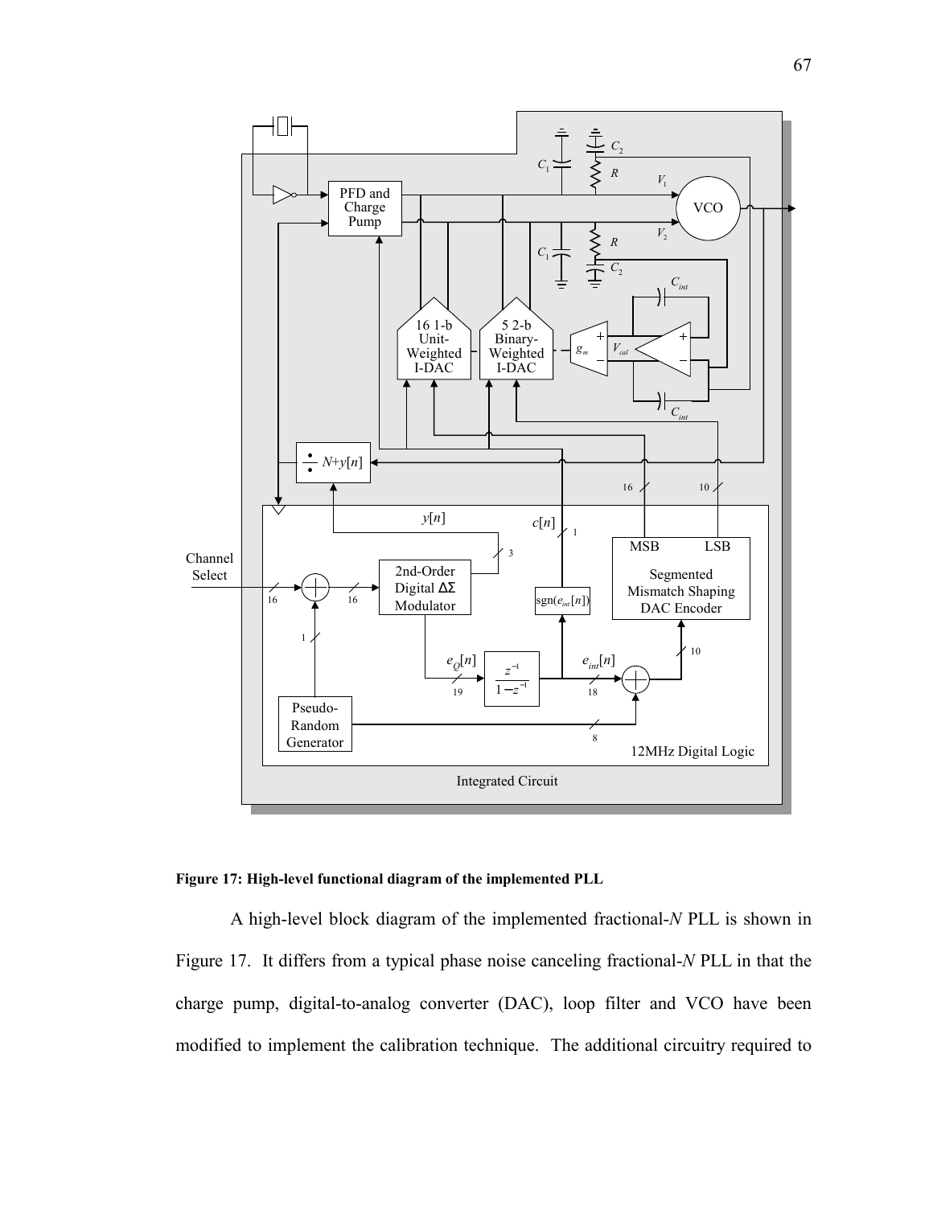**Figure 17: High-level functional diagram of the implemented PLL**

A high-level block diagram of the implemented fractional-*N* PLL is shown in Figure 17. It differs from a typical phase noise canceling fractional-*N* PLL in that the charge pump, digital-to-analog converter (DAC), loop filter and VCO have been modified to implement the calibration technique. The additional circuitry required to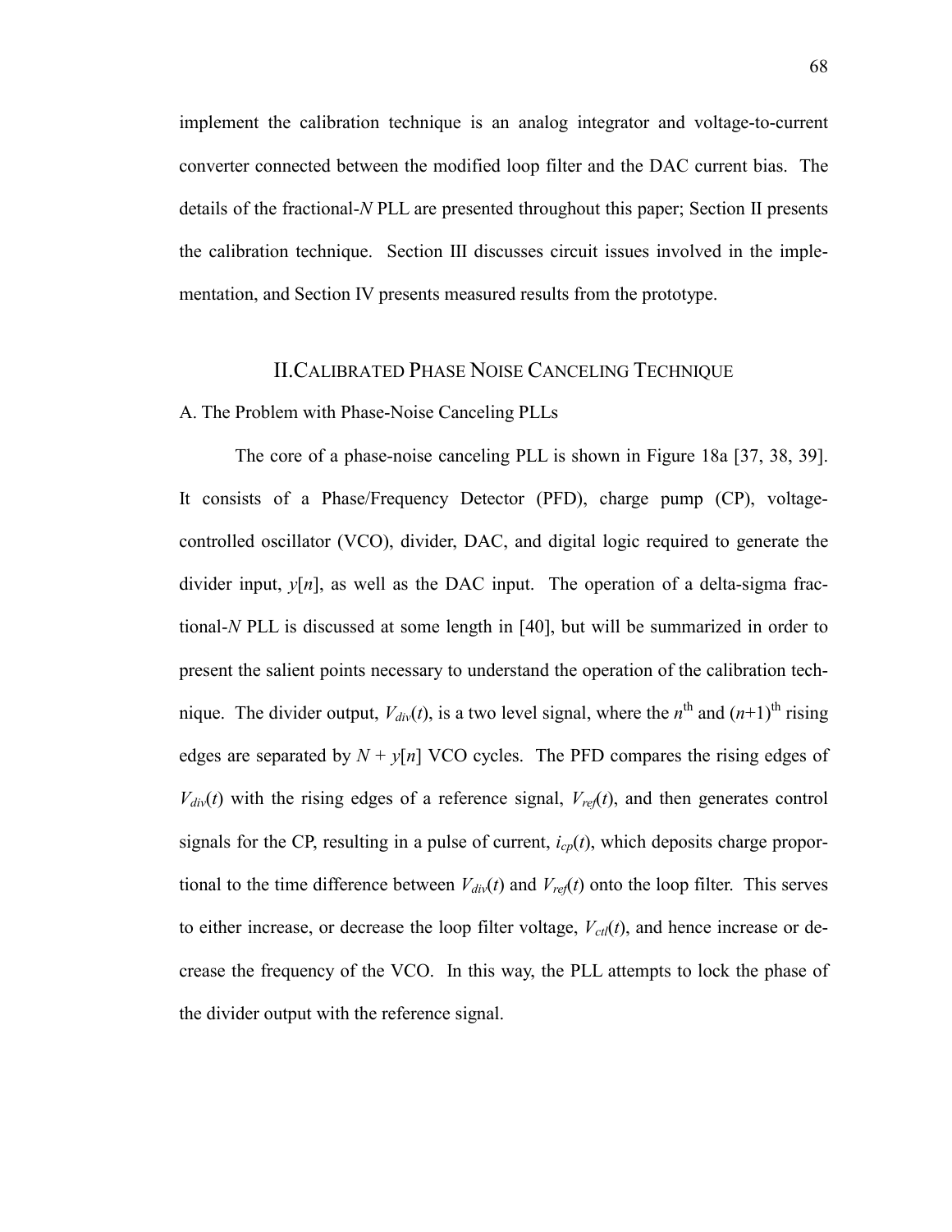implement the calibration technique is an analog integrator and voltage-to-current converter connected between the modified loop filter and the DAC current bias. The details of the fractional-*N* PLL are presented throughout this paper; Section II presents the calibration technique. Section III discusses circuit issues involved in the implementation, and Section IV presents measured results from the prototype.

## II. CALIBRATED PHASE NOISE CANCELING TECHNIQUE

### A. The Problem with Phase-Noise Canceling PLLs

The core of a phase-noise canceling PLL is shown in Figure 18a [37, 38, 39]. It consists of a Phase/Frequency Detector (PFD), charge pump (CP), voltage-controlled oscillator (VCO), divider, DAC, and digital logic required to generate the divider input, $y[n]$, as well as the DAC input. The operation of a delta-sigma fractional-*N* PLL is discussed at some length in [40], but will be summarized in order to present the salient points necessary to understand the operation of the calibration technique. The divider output, $V_{div}(t)$, is a two level signal, where the $n^{th}$ and $(n+1)^{th}$ rising edges are separated by $N + y[n]$ VCO cycles. The PFD compares the rising edges of $V_{div}(t)$ with the rising edges of a reference signal, $V_{ref}(t)$, and then generates control signals for the CP, resulting in a pulse of current, $i_{cp}(t)$, which deposits charge proportional to the time difference between $V_{div}(t)$ and $V_{ref}(t)$ onto the loop filter. This serves to either increase, or decrease the loop filter voltage, $V_{ctl}(t)$, and hence increase or decrease the frequency of the VCO. In this way, the PLL attempts to lock the phase of the divider output with the reference signal.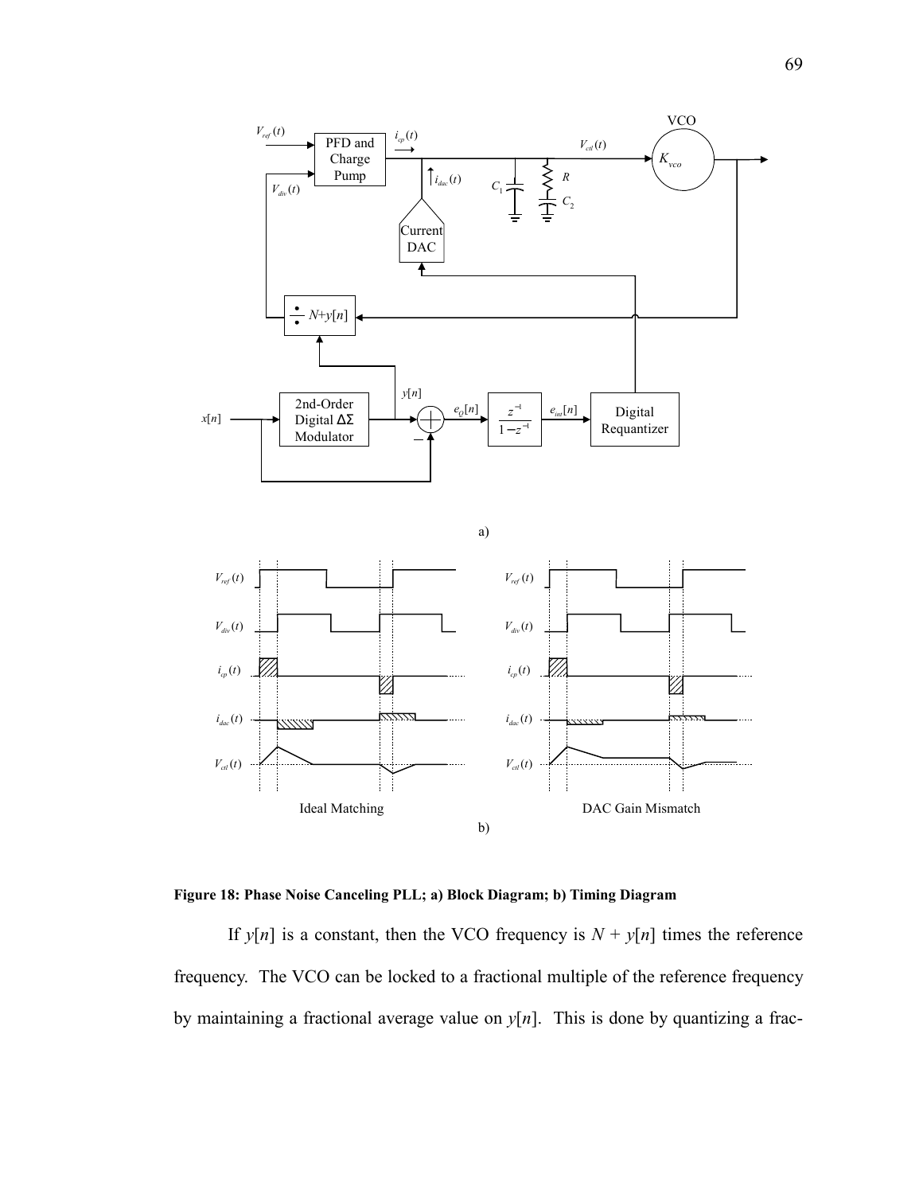**Figure 18: Phase Noise Canceling PLL; a) Block Diagram; b) Timing Diagram**

If $y[n]$ is a constant, then the VCO frequency is $N + y[n]$ times the reference frequency. The VCO can be locked to a fractional multiple of the reference frequency by maintaining a fractional average value on $y[n]$. This is done by quantizing a frac-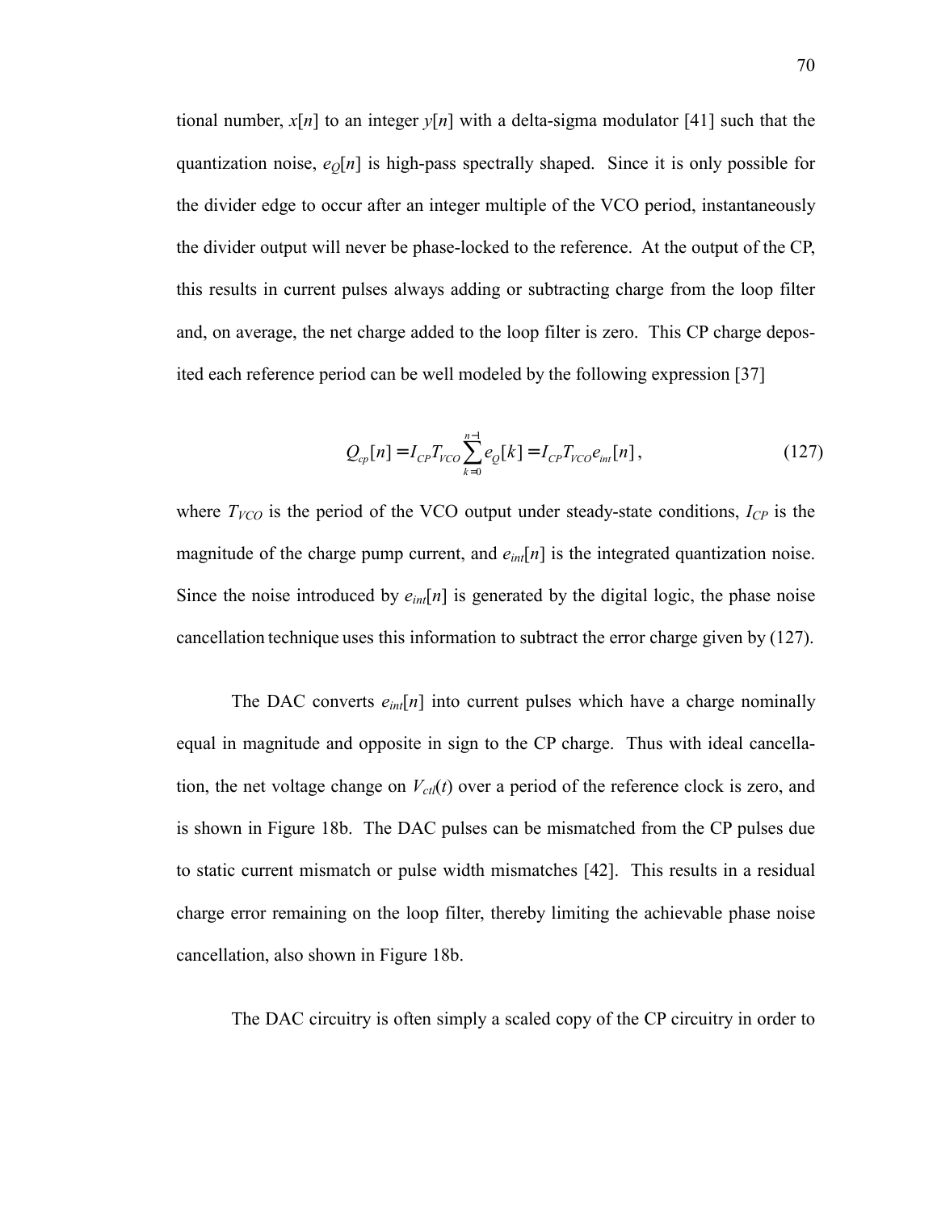tional number, $x[n]$ to an integer $y[n]$ with a delta-sigma modulator [41] such that the quantization noise, $e_Q[n]$ is high-pass spectrally shaped. Since it is only possible for the divider edge to occur after an integer multiple of the VCO period, instantaneously the divider output will never be phase-locked to the reference. At the output of the CP, this results in current pulses always adding or subtracting charge from the loop filter and, on average, the net charge added to the loop filter is zero. This CP charge deposited each reference period can be well modeled by the following expression [37]

$$Q_{cp}[n] = I_{CP} T_{VCO} \sum_{k=0}^{n-1} e_Q[k] = I_{CP} T_{VCO} e_{int}[n], \tag{127}$$

where $T_{VCO}$ is the period of the VCO output under steady-state conditions, $I_{CP}$ is the magnitude of the charge pump current, and $e_{int}[n]$ is the integrated quantization noise. Since the noise introduced by $e_{int}[n]$ is generated by the digital logic, the phase noise cancellation technique uses this information to subtract the error charge given by (127).

The DAC converts $e_{int}[n]$ into current pulses which have a charge nominally equal in magnitude and opposite in sign to the CP charge. Thus with ideal cancellation, the net voltage change on $V_{ctl}(t)$ over a period of the reference clock is zero, and is shown in Figure 18b. The DAC pulses can be mismatched from the CP pulses due to static current mismatch or pulse width mismatches [42]. This results in a residual charge error remaining on the loop filter, thereby limiting the achievable phase noise cancellation, also shown in Figure 18b.

The DAC circuitry is often simply a scaled copy of the CP circuitry in order to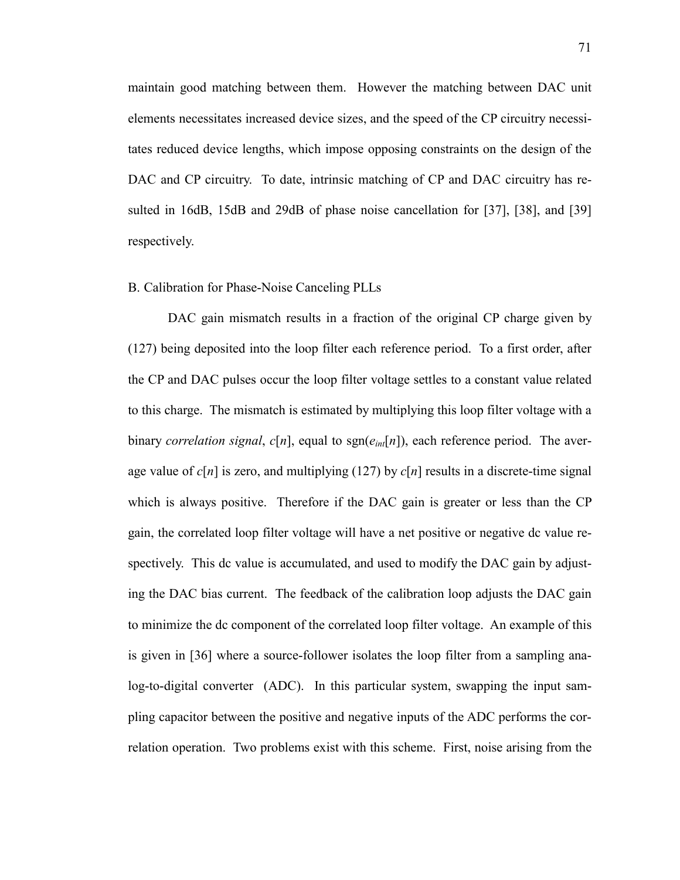maintain good matching between them. However the matching between DAC unit elements necessitates increased device sizes, and the speed of the CP circuitry necessitates reduced device lengths, which impose opposing constraints on the design of the DAC and CP circuitry. To date, intrinsic matching of CP and DAC circuitry has resulted in 16dB, 15dB and 29dB of phase noise cancellation for [37], [38], and [39] respectively.

### B. Calibration for Phase-Noise Canceling PLLs

DAC gain mismatch results in a fraction of the original CP charge given by (127) being deposited into the loop filter each reference period. To a first order, after the CP and DAC pulses occur the loop filter voltage settles to a constant value related to this charge. The mismatch is estimated by multiplying this loop filter voltage with a binary *correlation signal*, $c[n]$, equal to $\text{sgn}(e_{int}[n])$, each reference period. The average value of $c[n]$ is zero, and multiplying (127) by $c[n]$ results in a discrete-time signal which is always positive. Therefore if the DAC gain is greater or less than the CP gain, the correlated loop filter voltage will have a net positive or negative dc value respectively. This dc value is accumulated, and used to modify the DAC gain by adjusting the DAC bias current. The feedback of the calibration loop adjusts the DAC gain to minimize the dc component of the correlated loop filter voltage. An example of this is given in [36] where a source-follower isolates the loop filter from a sampling analog-to-digital converter (ADC). In this particular system, swapping the input sampling capacitor between the positive and negative inputs of the ADC performs the correlation operation. Two problems exist with this scheme. First, noise arising from the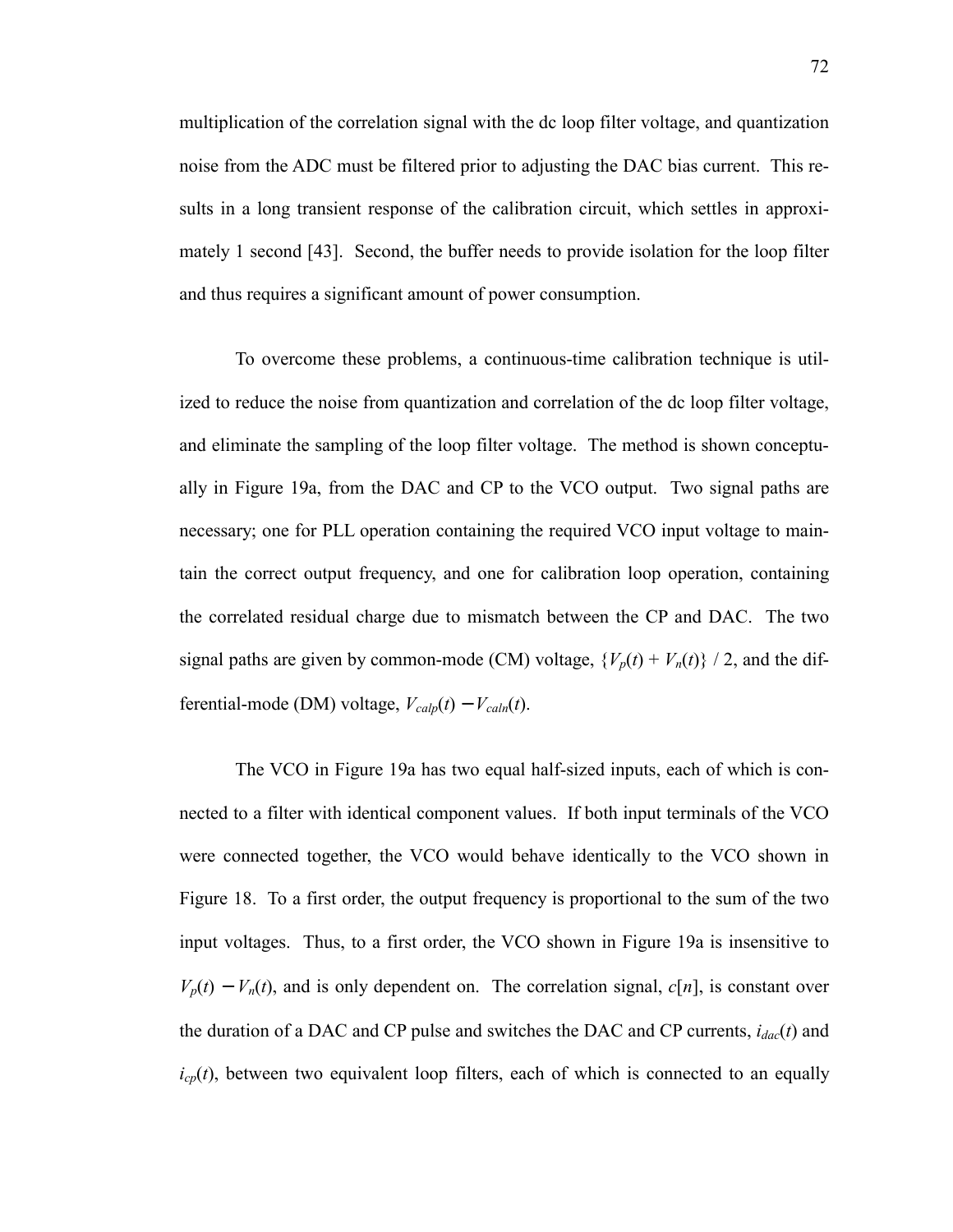multiplication of the correlation signal with the dc loop filter voltage, and quantization noise from the ADC must be filtered prior to adjusting the DAC bias current. This results in a long transient response of the calibration circuit, which settles in approximately 1 second [43]. Second, the buffer needs to provide isolation for the loop filter and thus requires a significant amount of power consumption.

To overcome these problems, a continuous-time calibration technique is utilized to reduce the noise from quantization and correlation of the dc loop filter voltage, and eliminate the sampling of the loop filter voltage. The method is shown conceptually in Figure 19a, from the DAC and CP to the VCO output. Two signal paths are necessary; one for PLL operation containing the required VCO input voltage to maintain the correct output frequency, and one for calibration loop operation, containing the correlated residual charge due to mismatch between the CP and DAC. The two signal paths are given by common-mode (CM) voltage, $\{V_p(t) + V_n(t)\} / 2$, and the differential-mode (DM) voltage, $V_{calp}(t) - V_{caln}(t)$.

The VCO in Figure 19a has two equal half-sized inputs, each of which is connected to a filter with identical component values. If both input terminals of the VCO were connected together, the VCO would behave identically to the VCO shown in Figure 18. To a first order, the output frequency is proportional to the sum of the two input voltages. Thus, to a first order, the VCO shown in Figure 19a is insensitive to $V_p(t) - V_n(t)$, and is only dependent on. The correlation signal, $c[n]$, is constant over the duration of a DAC and CP pulse and switches the DAC and CP currents, $i_{dac}(t)$ and $i_{cp}(t)$, between two equivalent loop filters, each of which is connected to an equally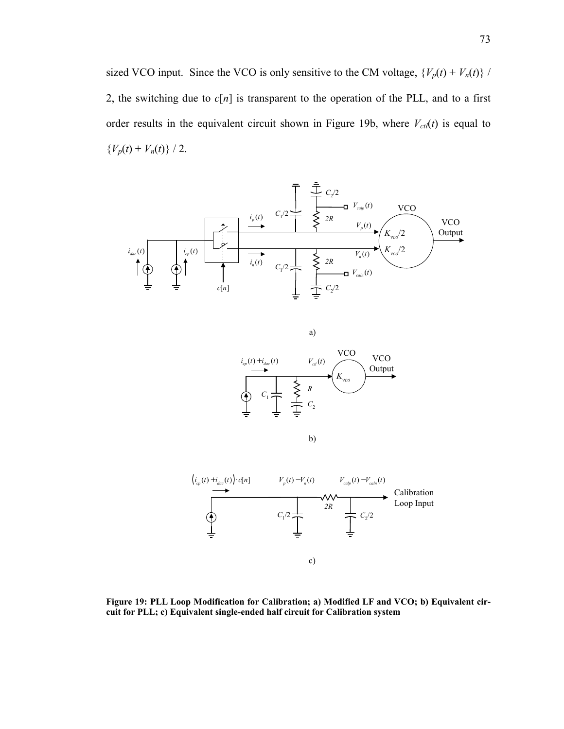sized VCO input. Since the VCO is only sensitive to the CM voltage, $\{V_p(t) + V_n(t)\}$ / 2, the switching due to $c[n]$ is transparent to the operation of the PLL, and to a first order results in the equivalent circuit shown in Figure 19b, where $V_{ctl}(t)$ is equal to $\{V_p(t) + V_n(t)\}$ / 2.

a)

b)

c)

**Figure 19: PLL Loop Modification for Calibration; a) Modified LF and VCO; b) Equivalent circuit for PLL; c) Equivalent single-ended half circuit for Calibration system**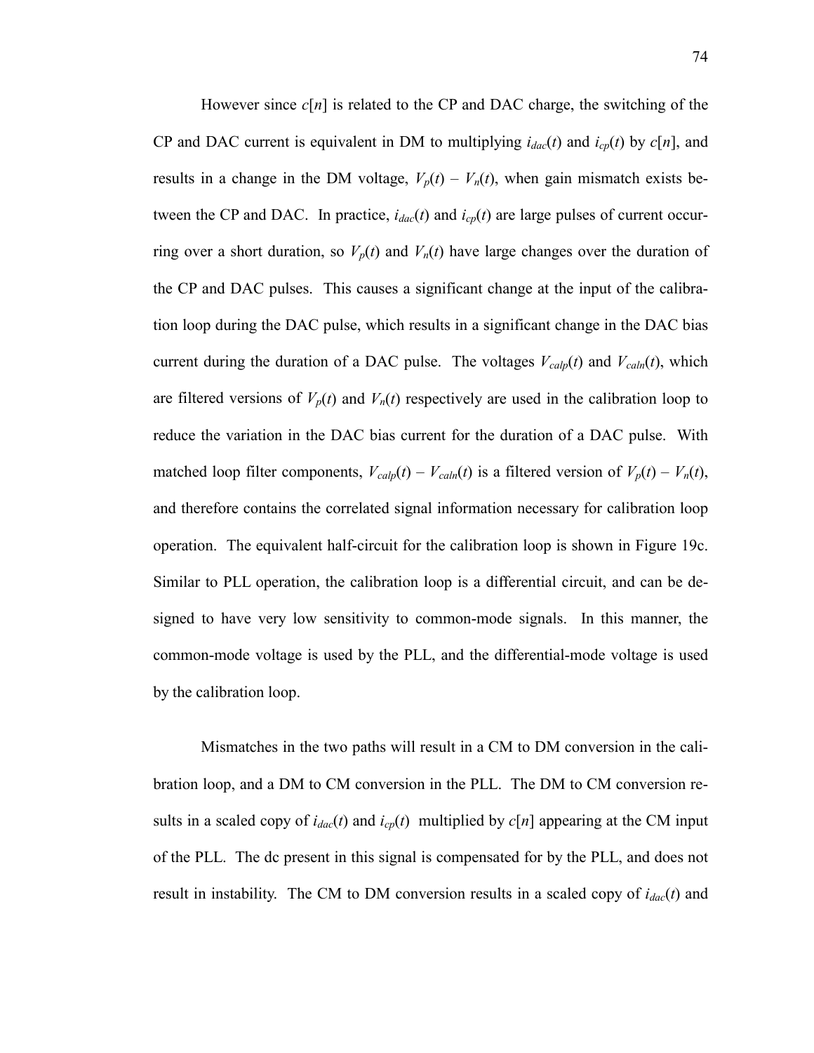However since $c[n]$ is related to the CP and DAC charge, the switching of the CP and DAC current is equivalent in DM to multiplying $i_{dac}(t)$ and $i_{cp}(t)$ by $c[n]$, and results in a change in the DM voltage, $V_p(t) - V_n(t)$, when gain mismatch exists between the CP and DAC. In practice, $i_{dac}(t)$ and $i_{cp}(t)$ are large pulses of current occurring over a short duration, so $V_p(t)$ and $V_n(t)$ have large changes over the duration of the CP and DAC pulses. This causes a significant change at the input of the calibration loop during the DAC pulse, which results in a significant change in the DAC bias current during the duration of a DAC pulse. The voltages $V_{calp}(t)$ and $V_{caln}(t)$, which are filtered versions of $V_p(t)$ and $V_n(t)$ respectively are used in the calibration loop to reduce the variation in the DAC bias current for the duration of a DAC pulse. With matched loop filter components, $V_{calp}(t) - V_{caln}(t)$ is a filtered version of $V_p(t) - V_n(t)$, and therefore contains the correlated signal information necessary for calibration loop operation. The equivalent half-circuit for the calibration loop is shown in Figure 19c. Similar to PLL operation, the calibration loop is a differential circuit, and can be designed to have very low sensitivity to common-mode signals. In this manner, the common-mode voltage is used by the PLL, and the differential-mode voltage is used by the calibration loop.

Mismatches in the two paths will result in a CM to DM conversion in the calibration loop, and a DM to CM conversion in the PLL. The DM to CM conversion results in a scaled copy of $i_{dac}(t)$ and $i_{cp}(t)$ multiplied by $c[n]$ appearing at the CM input of the PLL. The dc present in this signal is compensated for by the PLL, and does not result in instability. The CM to DM conversion results in a scaled copy of $i_{dac}(t)$ and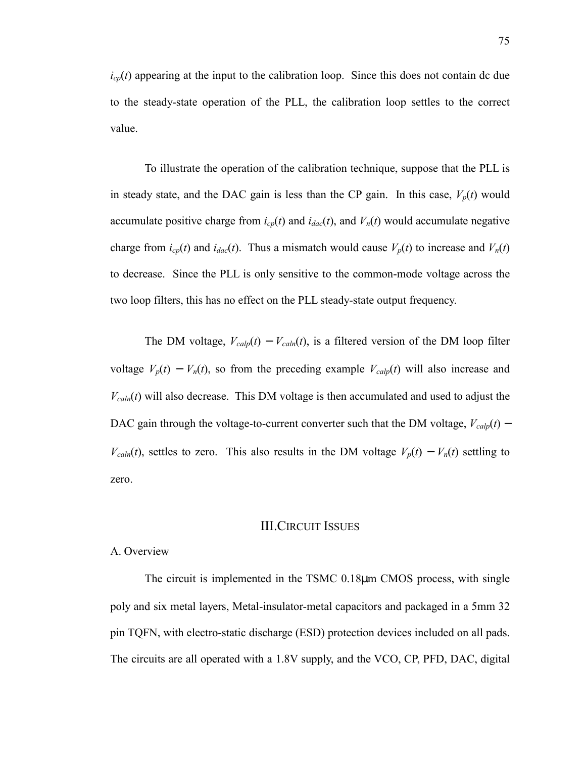$i_{cp}(t)$ appearing at the input to the calibration loop. Since this does not contain dc due to the steady-state operation of the PLL, the calibration loop settles to the correct value.

To illustrate the operation of the calibration technique, suppose that the PLL is in steady state, and the DAC gain is less than the CP gain. In this case, $V_p(t)$ would accumulate positive charge from $i_{cp}(t)$ and $i_{dac}(t)$, and $V_n(t)$ would accumulate negative charge from $i_{cp}(t)$ and $i_{dac}(t)$. Thus a mismatch would cause $V_p(t)$ to increase and $V_n(t)$ to decrease. Since the PLL is only sensitive to the common-mode voltage across the two loop filters, this has no effect on the PLL steady-state output frequency.

The DM voltage, $V_{calp}(t) - V_{caln}(t)$, is a filtered version of the DM loop filter voltage $V_p(t) - V_n(t)$, so from the preceding example $V_{calp}(t)$ will also increase and $V_{caln}(t)$ will also decrease. This DM voltage is then accumulated and used to adjust the DAC gain through the voltage-to-current converter such that the DM voltage, $V_{calp}(t) - V_{caln}(t)$, settles to zero. This also results in the DM voltage $V_p(t) - V_n(t)$ settling to zero.

## III. CIRCUIT ISSUES

### A. Overview

The circuit is implemented in the TSMC 0.18μm CMOS process, with single poly and six metal layers, Metal-insulator-metal capacitors and packaged in a 5mm 32 pin TQFN, with electro-static discharge (ESD) protection devices included on all pads. The circuits are all operated with a 1.8V supply, and the VCO, CP, PFD, DAC, digital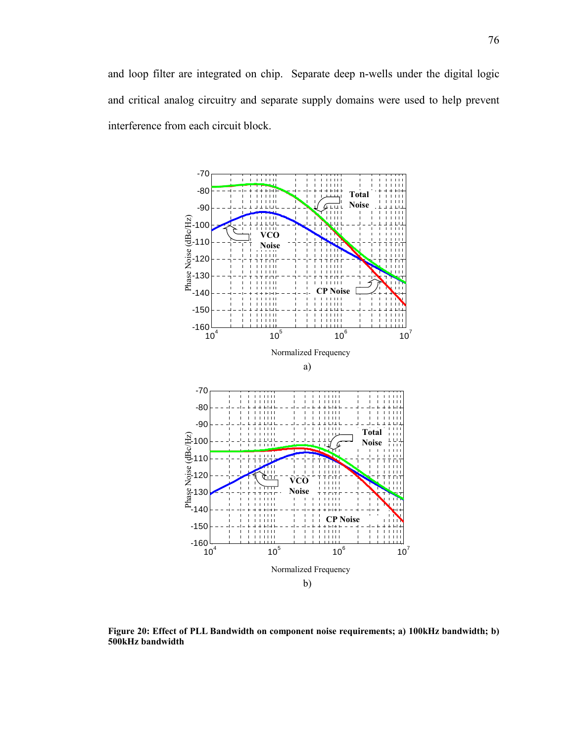and loop filter are integrated on chip. Separate deep n-wells under the digital logic and critical analog circuitry and separate supply domains were used to help prevent interference from each circuit block.

**Figure 20: Effect of PLL Bandwidth on component noise requirements; a) 100kHz bandwidth; b) 500kHz bandwidth**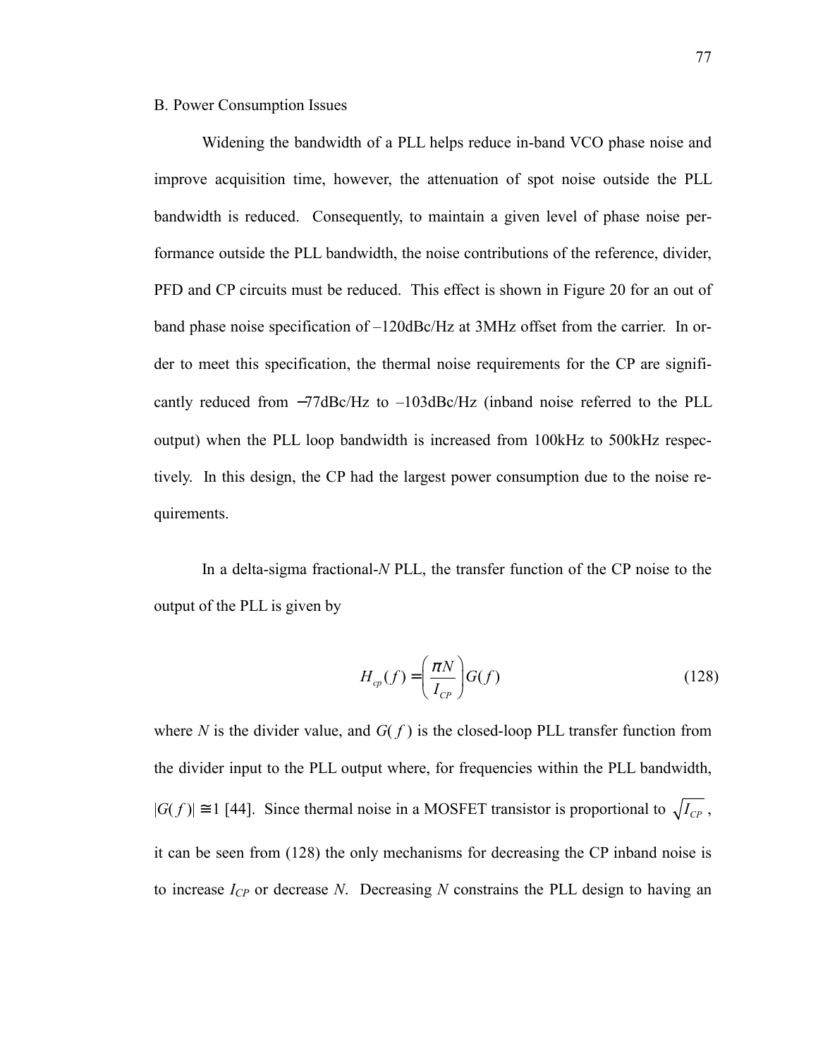B. Power Consumption Issues

Widening the bandwidth of a PLL helps reduce in-band VCO phase noise and improve acquisition time, however, the attenuation of spot noise outside the PLL bandwidth is reduced. Consequently, to maintain a given level of phase noise performance outside the PLL bandwidth, the noise contributions of the reference, divider, PFD and CP circuits must be reduced. This effect is shown in Figure 20 for an out of band phase noise specification of –120dBc/Hz at 3MHz offset from the carrier. In order to meet this specification, the thermal noise requirements for the CP are significantly reduced from −77dBc/Hz to –103dBc/Hz (inband noise referred to the PLL output) when the PLL loop bandwidth is increased from 100kHz to 500kHz respectively. In this design, the CP had the largest power consumption due to the noise requirements.

In a delta-sigma fractional-*N* PLL, the transfer function of the CP noise to the output of the PLL is given by

$$H_{cp}(f) = \left(\frac{\pi N}{I_{CP}}\right) G(f) \tag{128}$$

where $N$ is the divider value, and $G(f)$ is the closed-loop PLL transfer function from the divider input to the PLL output where, for frequencies within the PLL bandwidth, $|G(f)| \cong 1$ [44]. Since thermal noise in a MOSFET transistor is proportional to $\sqrt{I_{CP}}$, it can be seen from (128) the only mechanisms for decreasing the CP inband noise is to increase $I_{CP}$ or decrease $N$. Decreasing $N$ constrains the PLL design to having an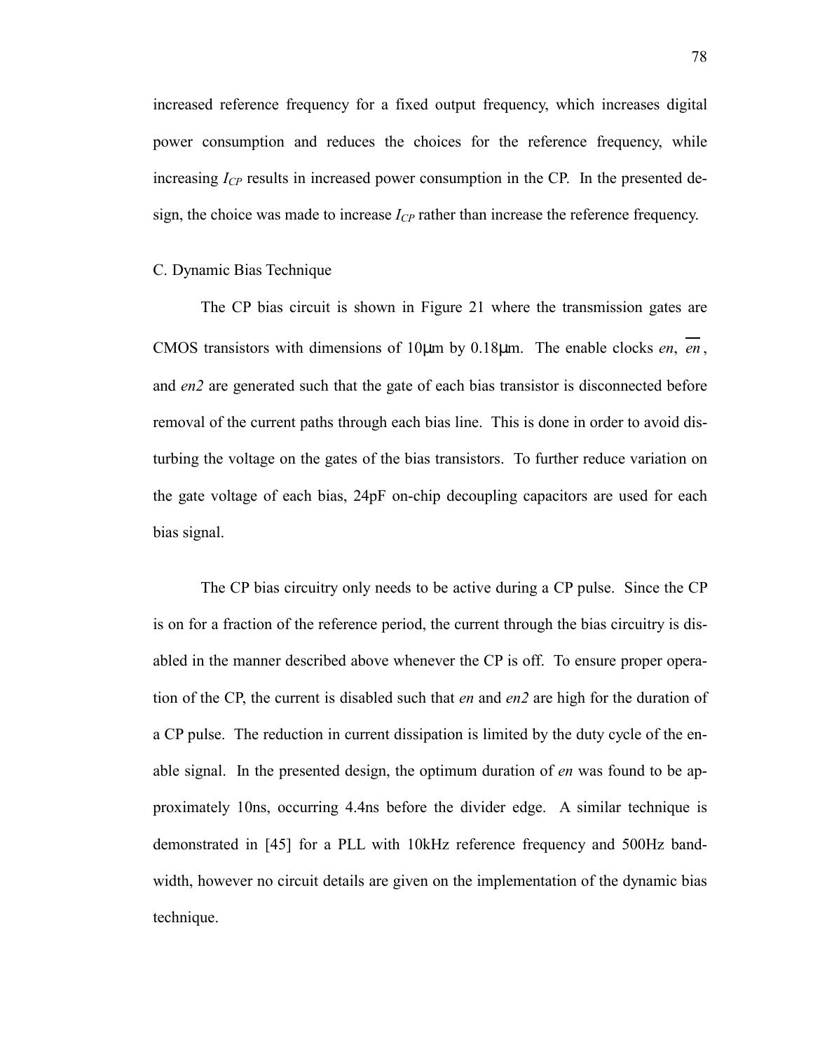increased reference frequency for a fixed output frequency, which increases digital power consumption and reduces the choices for the reference frequency, while increasing $I_{CP}$ results in increased power consumption in the CP. In the presented design, the choice was made to increase $I_{CP}$ rather than increase the reference frequency.

### C. Dynamic Bias Technique

The CP bias circuit is shown in Figure 21 where the transmission gates are CMOS transistors with dimensions of 10μm by 0.18μm. The enable clocks *en*, $\overline{en}$, and *en2* are generated such that the gate of each bias transistor is disconnected before removal of the current paths through each bias line. This is done in order to avoid disturbing the voltage on the gates of the bias transistors. To further reduce variation on the gate voltage of each bias, 24pF on-chip decoupling capacitors are used for each bias signal.

The CP bias circuitry only needs to be active during a CP pulse. Since the CP is on for a fraction of the reference period, the current through the bias circuitry is disabled in the manner described above whenever the CP is off. To ensure proper operation of the CP, the current is disabled such that *en* and *en2* are high for the duration of a CP pulse. The reduction in current dissipation is limited by the duty cycle of the enable signal. In the presented design, the optimum duration of *en* was found to be approximately 10ns, occurring 4.4ns before the divider edge. A similar technique is demonstrated in [45] for a PLL with 10kHz reference frequency and 500Hz bandwidth, however no circuit details are given on the implementation of the dynamic bias technique.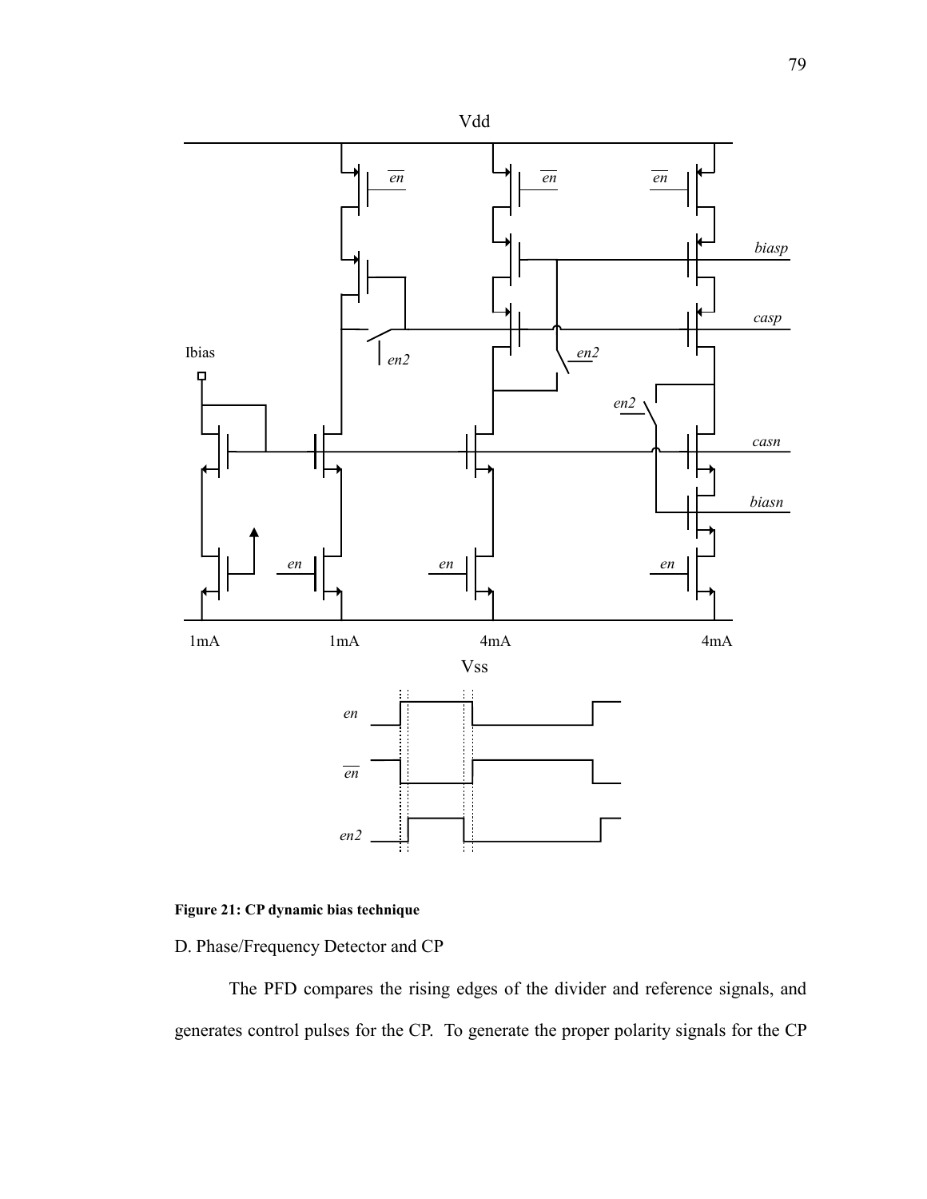**Figure 21: CP dynamic bias technique**

D. Phase/Frequency Detector and CP

The PFD compares the rising edges of the divider and reference signals, and generates control pulses for the CP. To generate the proper polarity signals for the CP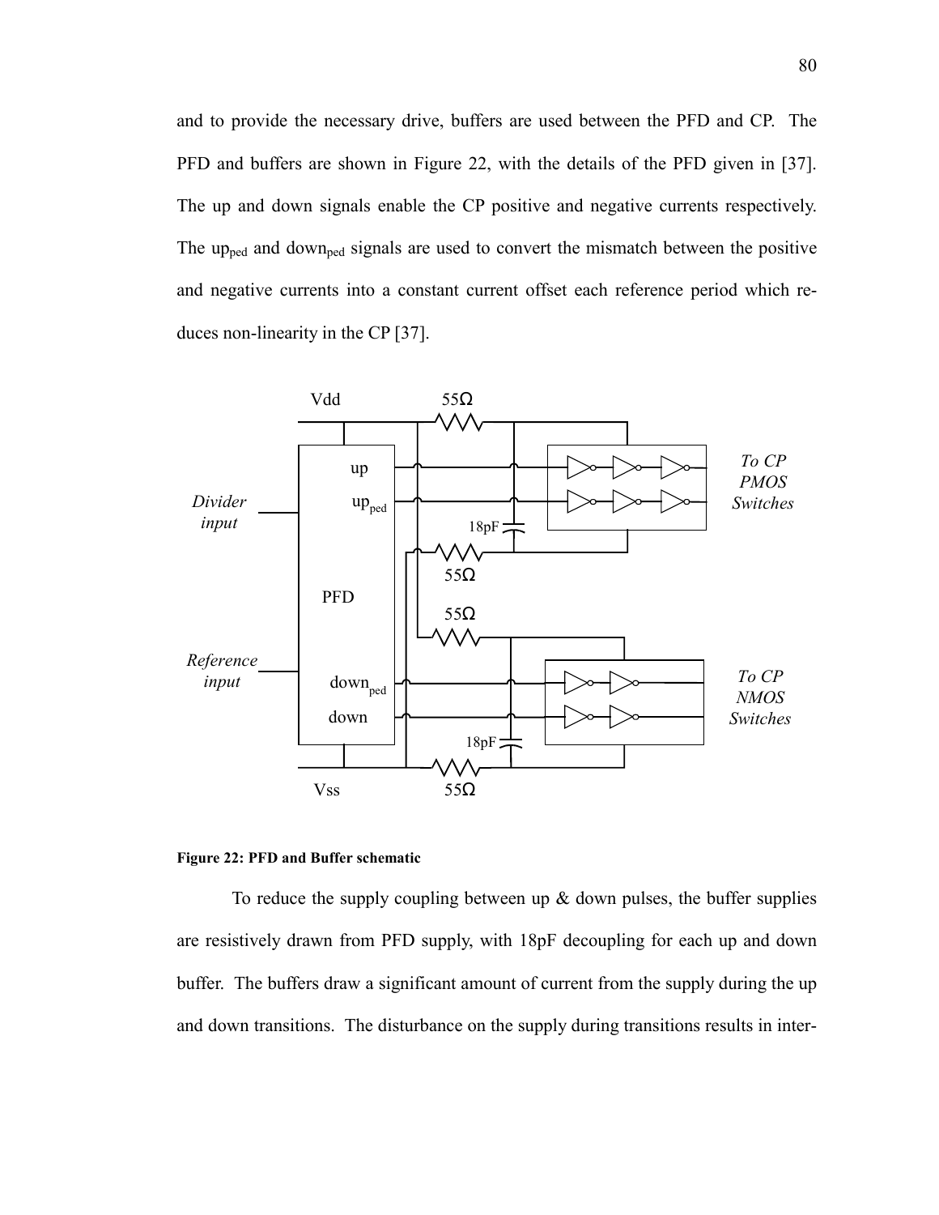and to provide the necessary drive, buffers are used between the PFD and CP. The PFD and buffers are shown in Figure 22, with the details of the PFD given in [37]. The up and down signals enable the CP positive and negative currents respectively. The $up_{ped}$ and $down_{ped}$ signals are used to convert the mismatch between the positive and negative currents into a constant current offset each reference period which reduces non-linearity in the CP [37].

**Figure 22: PFD and Buffer schematic**

To reduce the supply coupling between up & down pulses, the buffer supplies are resistively drawn from PFD supply, with 18pF decoupling for each up and down buffer. The buffers draw a significant amount of current from the supply during the up and down transitions. The disturbance on the supply during transitions results in inter-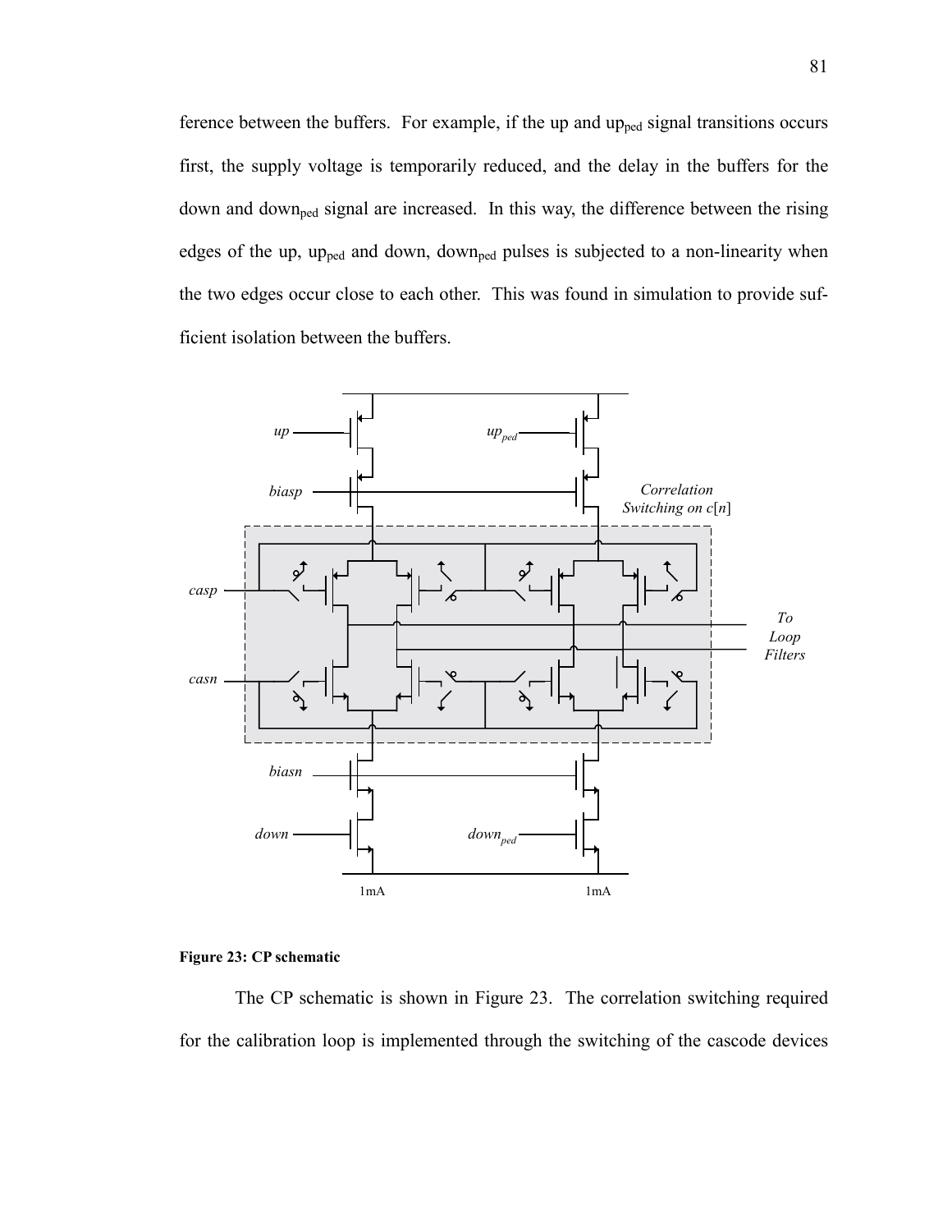ference between the buffers. For example, if the up and $up_{ped}$ signal transitions occurs first, the supply voltage is temporarily reduced, and the delay in the buffers for the down and $down_{ped}$ signal are increased. In this way, the difference between the rising edges of the up, $up_{ped}$ and down, $down_{ped}$ pulses is subjected to a non-linearity when the two edges occur close to each other. This was found in simulation to provide sufficient isolation between the buffers.

**Figure 23: CP schematic**

The CP schematic is shown in Figure 23. The correlation switching required for the calibration loop is implemented through the switching of the cascode devices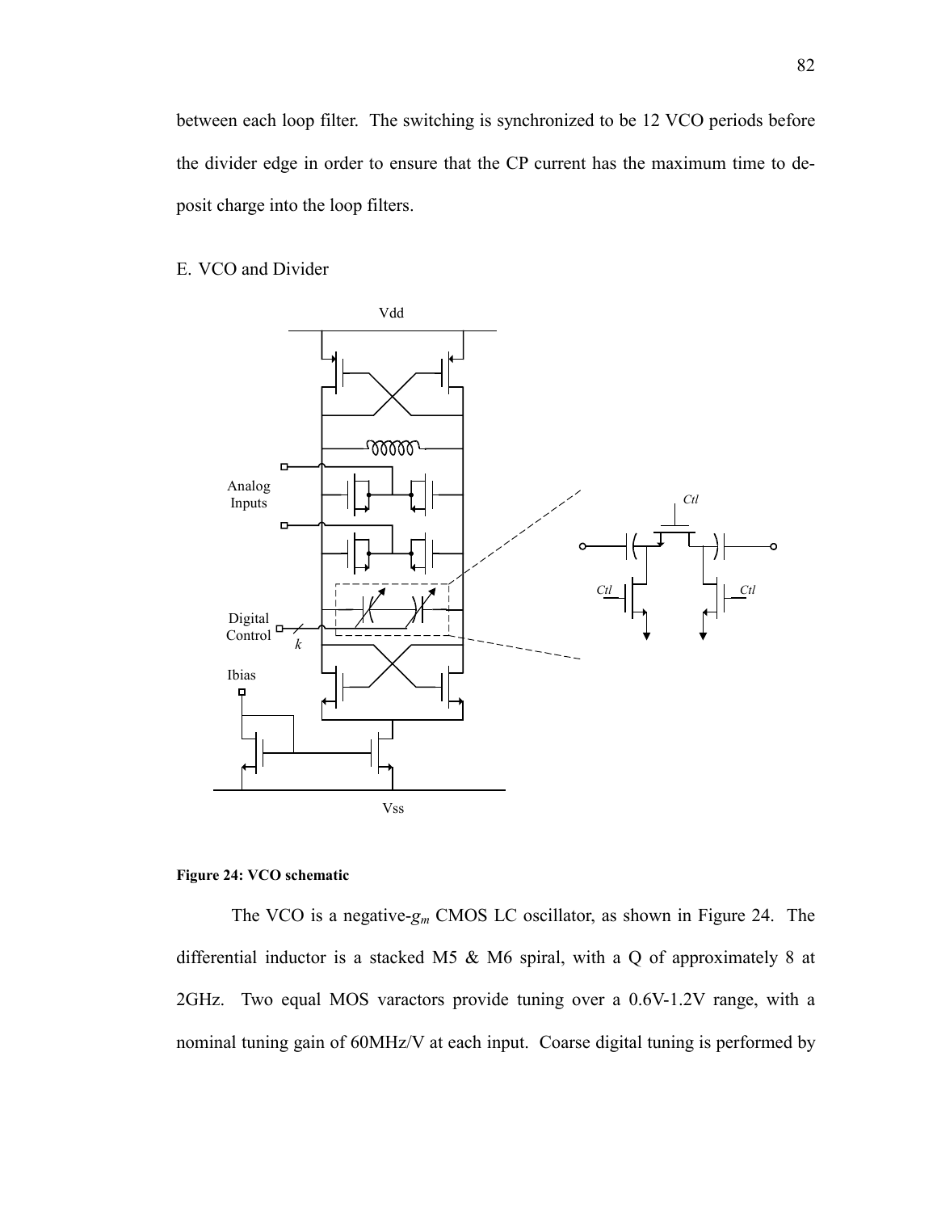between each loop filter. The switching is synchronized to be 12 VCO periods before the divider edge in order to ensure that the CP current has the maximum time to deposit charge into the loop filters.

## E. VCO and Divider

**Figure 24: VCO schematic**

The VCO is a negative-$g_m$ CMOS LC oscillator, as shown in Figure 24. The differential inductor is a stacked M5 & M6 spiral, with a Q of approximately 8 at 2GHz. Two equal MOS varactors provide tuning over a 0.6V-1.2V range, with a nominal tuning gain of 60MHz/V at each input. Coarse digital tuning is performed by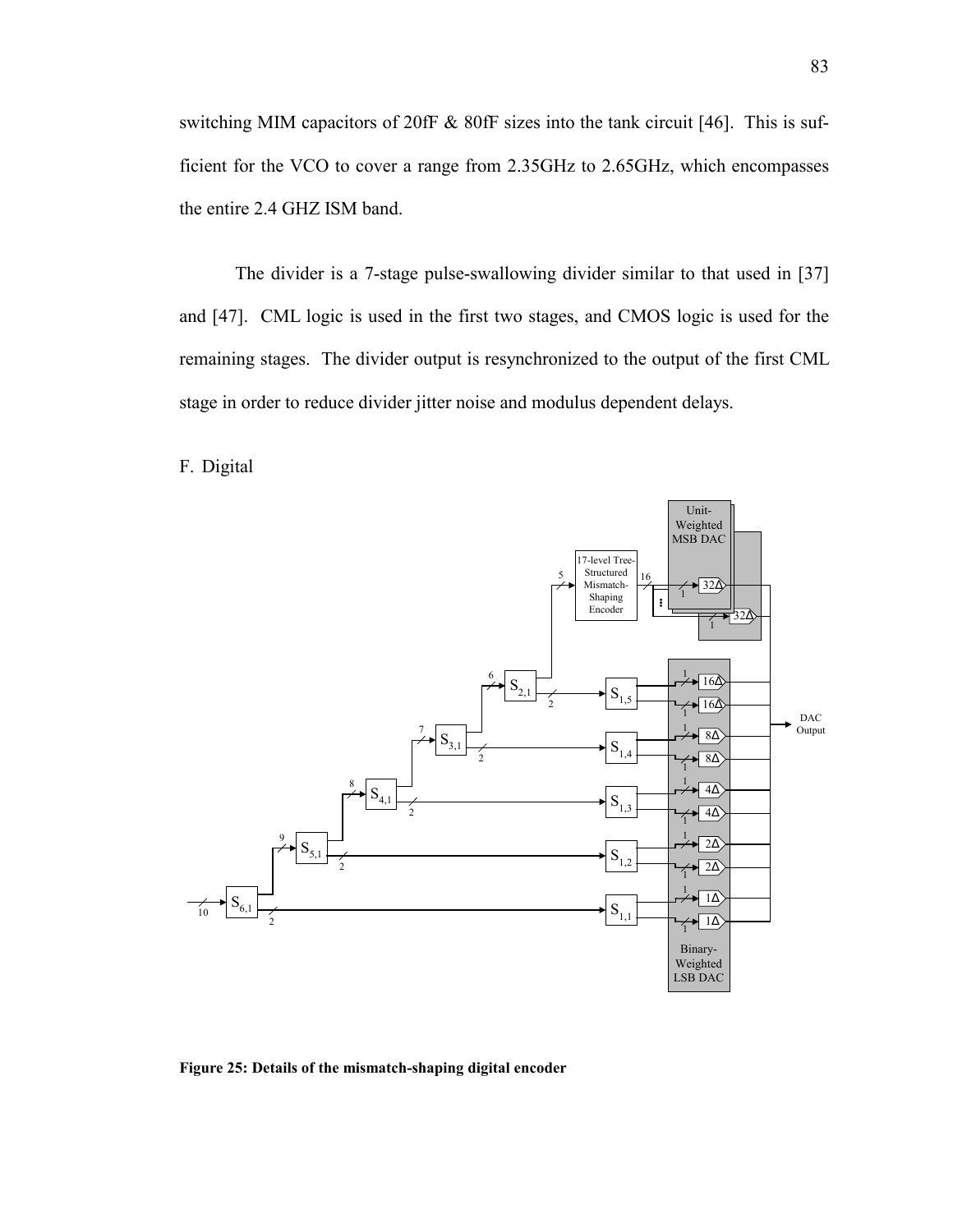switching MIM capacitors of 20fF & 80fF sizes into the tank circuit [46]. This is sufficient for the VCO to cover a range from 2.35GHz to 2.65GHz, which encompasses the entire 2.4 GHZ ISM band.

The divider is a 7-stage pulse-swallowing divider similar to that used in [37] and [47]. CML logic is used in the first two stages, and CMOS logic is used for the remaining stages. The divider output is resynchronized to the output of the first CML stage in order to reduce divider jitter noise and modulus dependent delays.

## F. Digital

**Figure 25: Details of the mismatch-shaping digital encoder**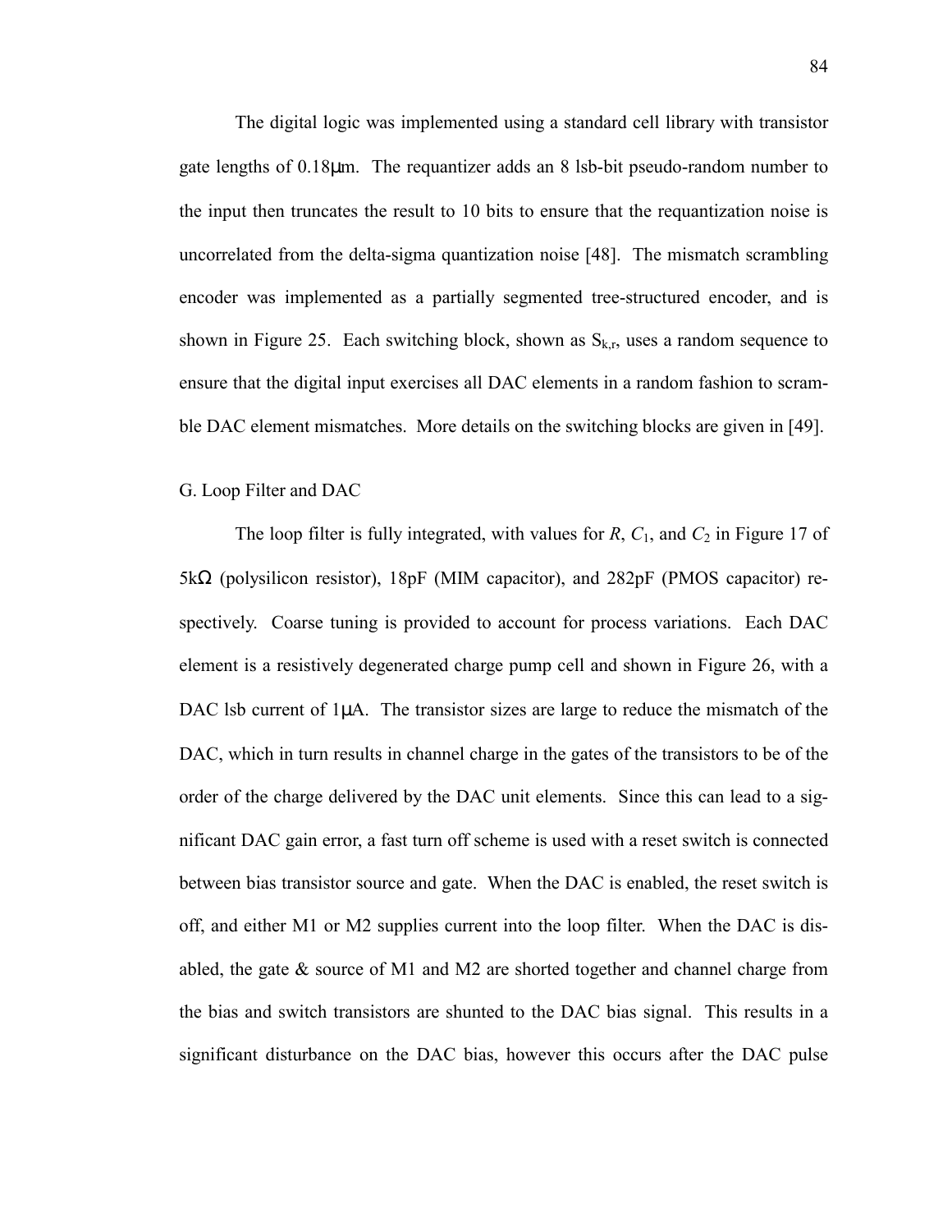The digital logic was implemented using a standard cell library with transistor gate lengths of 0.18μm. The requantizer adds an 8 lsb-bit pseudo-random number to the input then truncates the result to 10 bits to ensure that the requantization noise is uncorrelated from the delta-sigma quantization noise [48]. The mismatch scrambling encoder was implemented as a partially segmented tree-structured encoder, and is shown in Figure 25. Each switching block, shown as $S_{k,r}$, uses a random sequence to ensure that the digital input exercises all DAC elements in a random fashion to scramble DAC element mismatches. More details on the switching blocks are given in [49].

## G. Loop Filter and DAC

The loop filter is fully integrated, with values for $R$, $C_1$, and $C_2$ in Figure 17 of 5kΩ (polysilicon resistor), 18pF (MIM capacitor), and 282pF (PMOS capacitor) respectively. Coarse tuning is provided to account for process variations. Each DAC element is a resistively degenerated charge pump cell and shown in Figure 26, with a DAC lsb current of 1μA. The transistor sizes are large to reduce the mismatch of the DAC, which in turn results in channel charge in the gates of the transistors to be of the order of the charge delivered by the DAC unit elements. Since this can lead to a significant DAC gain error, a fast turn off scheme is used with a reset switch is connected between bias transistor source and gate. When the DAC is enabled, the reset switch is off, and either M1 or M2 supplies current into the loop filter. When the DAC is disabled, the gate & source of M1 and M2 are shorted together and channel charge from the bias and switch transistors are shunted to the DAC bias signal. This results in a significant disturbance on the DAC bias, however this occurs after the DAC pulse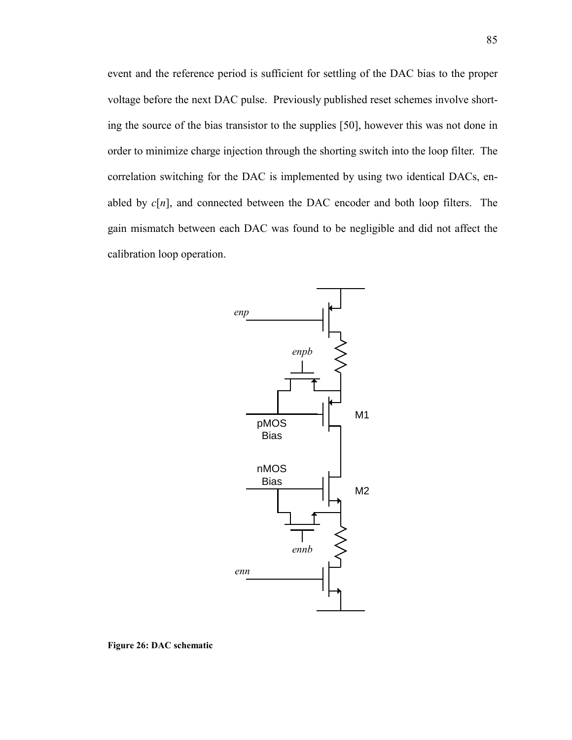event and the reference period is sufficient for settling of the DAC bias to the proper voltage before the next DAC pulse. Previously published reset schemes involve shorting the source of the bias transistor to the supplies [50], however this was not done in order to minimize charge injection through the shorting switch into the loop filter. The correlation switching for the DAC is implemented by using two identical DACs, enabled by $c[n]$, and connected between the DAC encoder and both loop filters. The gain mismatch between each DAC was found to be negligible and did not affect the calibration loop operation.

**Figure 26: DAC schematic**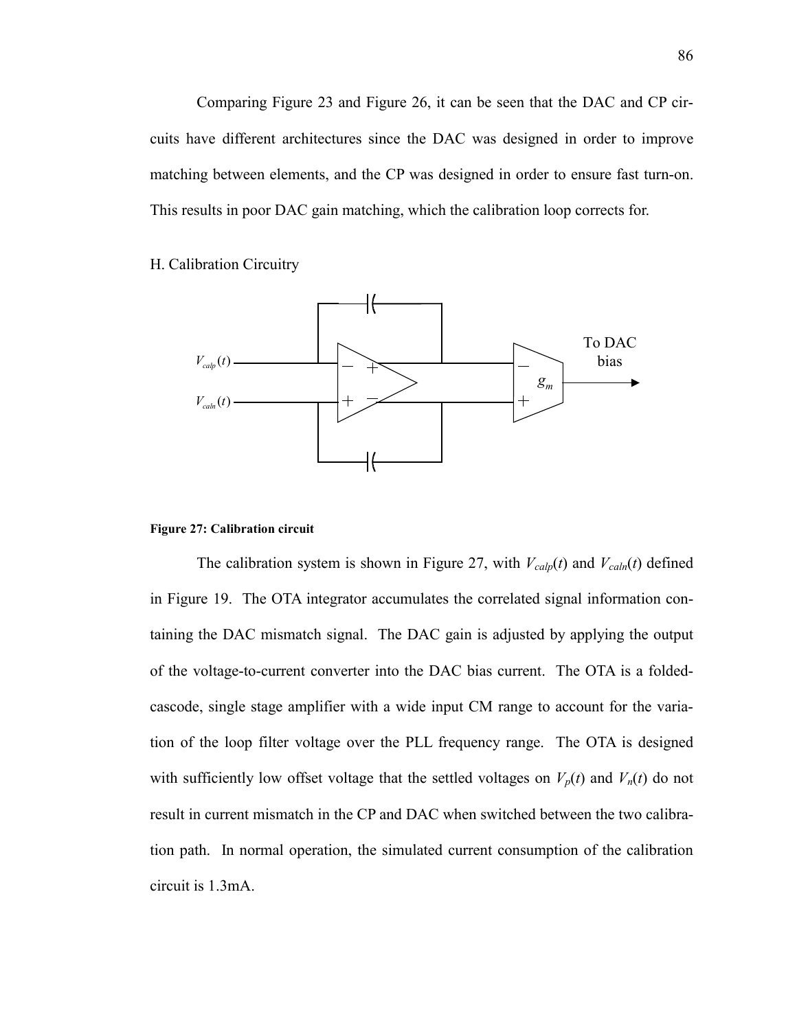Comparing Figure 23 and Figure 26, it can be seen that the DAC and CP circuits have different architectures since the DAC was designed in order to improve matching between elements, and the CP was designed in order to ensure fast turn-on. This results in poor DAC gain matching, which the calibration loop corrects for.

## H. Calibration Circuitry

**Figure 27: Calibration circuit**

The calibration system is shown in Figure 27, with $V_{calp}(t)$ and $V_{caln}(t)$ defined in Figure 19. The OTA integrator accumulates the correlated signal information containing the DAC mismatch signal. The DAC gain is adjusted by applying the output of the voltage-to-current converter into the DAC bias current. The OTA is a folded-cascode, single stage amplifier with a wide input CM range to account for the variation of the loop filter voltage over the PLL frequency range. The OTA is designed with sufficiently low offset voltage that the settled voltages on $V_p(t)$ and $V_n(t)$ do not result in current mismatch in the CP and DAC when switched between the two calibration path. In normal operation, the simulated current consumption of the calibration circuit is 1.3mA.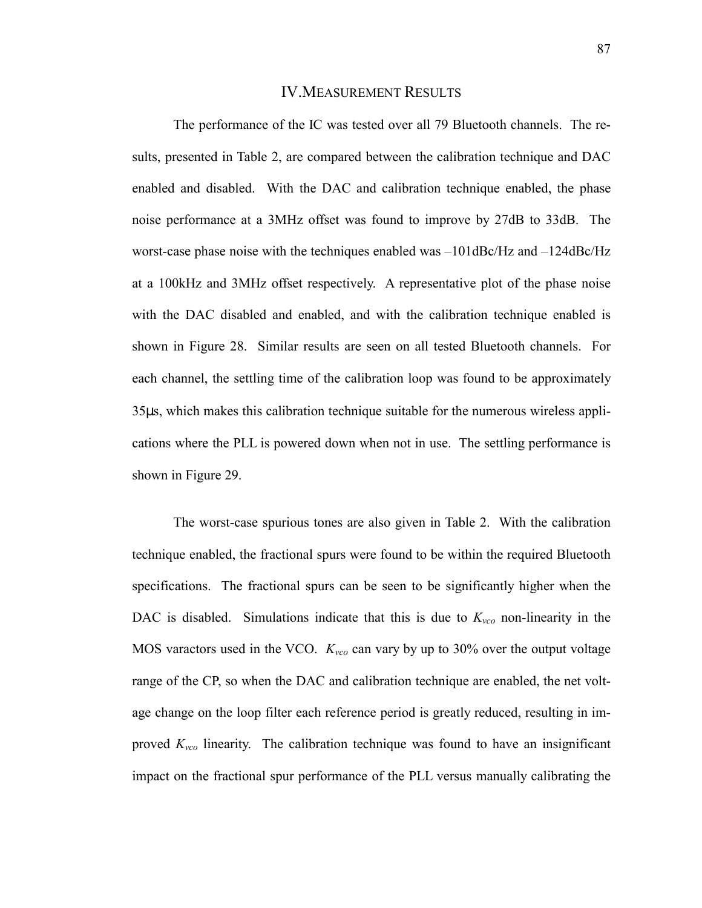# IV. Measurement Results

The performance of the IC was tested over all 79 Bluetooth channels. The results, presented in Table 2, are compared between the calibration technique and DAC enabled and disabled. With the DAC and calibration technique enabled, the phase noise performance at a 3MHz offset was found to improve by 27dB to 33dB. The worst-case phase noise with the techniques enabled was –101dBc/Hz and –124dBc/Hz at a 100kHz and 3MHz offset respectively. A representative plot of the phase noise with the DAC disabled and enabled, and with the calibration technique enabled is shown in Figure 28. Similar results are seen on all tested Bluetooth channels. For each channel, the settling time of the calibration loop was found to be approximately 35μs, which makes this calibration technique suitable for the numerous wireless applications where the PLL is powered down when not in use. The settling performance is shown in Figure 29.

The worst-case spurious tones are also given in Table 2. With the calibration technique enabled, the fractional spurs were found to be within the required Bluetooth specifications. The fractional spurs can be seen to be significantly higher when the DAC is disabled. Simulations indicate that this is due to $K_{vco}$ non-linearity in the MOS varactors used in the VCO. $K_{vco}$ can vary by up to 30% over the output voltage range of the CP, so when the DAC and calibration technique are enabled, the net voltage change on the loop filter each reference period is greatly reduced, resulting in improved $K_{vco}$ linearity. The calibration technique was found to have an insignificant impact on the fractional spur performance of the PLL versus manually calibrating the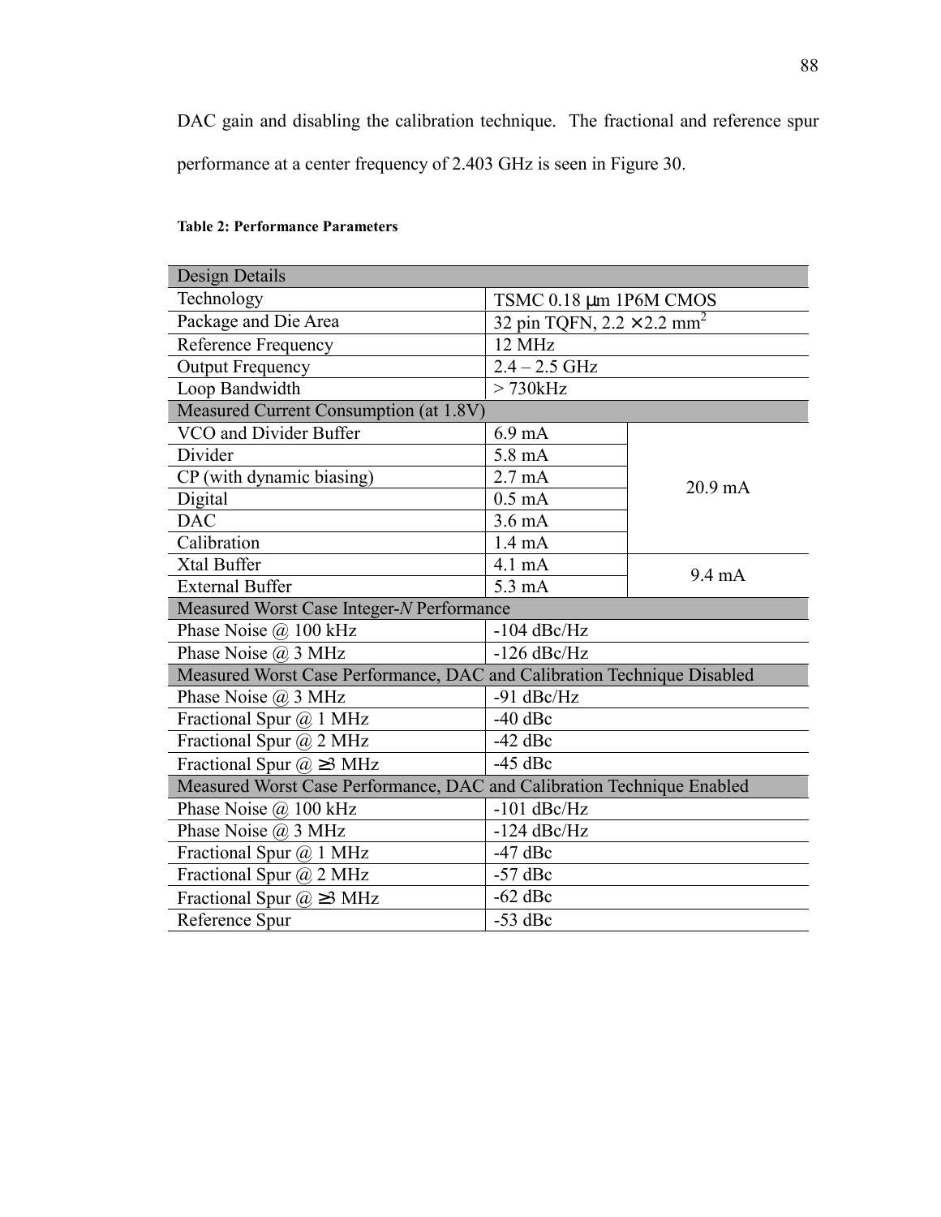DAC gain and disabling the calibration technique. The fractional and reference spur performance at a center frequency of 2.403 GHz is seen in Figure 30.

**Table 2: Performance Parameters**

| Design Details | | |
|---|---|---|
| Technology | TSMC 0.18 μm 1P6M CMOS | |
| Package and Die Area | 32 pin TQFN, 2.2 × 2.2 mm$^2$ | |
| Reference Frequency | 12 MHz | |
| Output Frequency | 2.4 – 2.5 GHz | |
| Loop Bandwidth | > 730kHz | |
| **Measured Current Consumption (at 1.8V)** | | |
| VCO and Divider Buffer | 6.9 mA | 20.9 mA |
| Divider | 5.8 mA | |
| CP (with dynamic biasing) | 2.7 mA | |
| Digital | 0.5 mA | |
| DAC | 3.6 mA | |
| Calibration | 1.4 mA | |
| Xtal Buffer | 4.1 mA | 9.4 mA |
| External Buffer | 5.3 mA | |
| **Measured Worst Case Integer-*N* Performance** | | |
| Phase Noise @ 100 kHz | -104 dBc/Hz | |
| Phase Noise @ 3 MHz | -126 dBc/Hz | |
| **Measured Worst Case Performance, DAC and Calibration Technique Disabled** | | |
| Phase Noise @ 3 MHz | -91 dBc/Hz | |
| Fractional Spur @ 1 MHz | -40 dBc | |
| Fractional Spur @ 2 MHz | -42 dBc | |
| Fractional Spur @ ≥3 MHz | -45 dBc | |
| **Measured Worst Case Performance, DAC and Calibration Technique Enabled** | | |
| Phase Noise @ 100 kHz | -101 dBc/Hz | |
| Phase Noise @ 3 MHz | -124 dBc/Hz | |
| Fractional Spur @ 1 MHz | -47 dBc | |
| Fractional Spur @ 2 MHz | -57 dBc | |
| Fractional Spur @ ≥3 MHz | -62 dBc | |
| Reference Spur | -53 dBc | |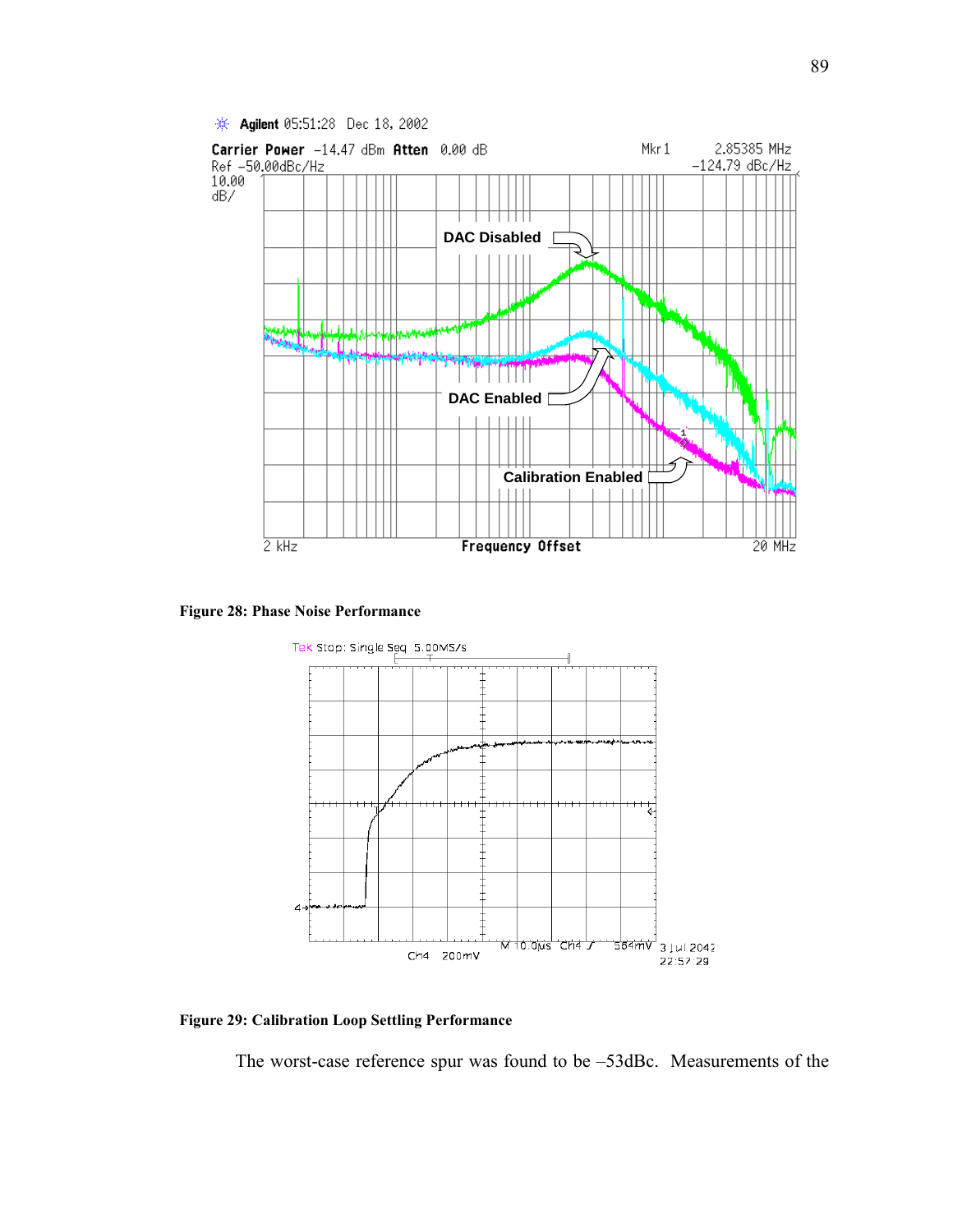**Figure 28: Phase Noise Performance**

**Figure 29: Calibration Loop Settling Performance**

The worst-case reference spur was found to be –53dBc. Measurements of the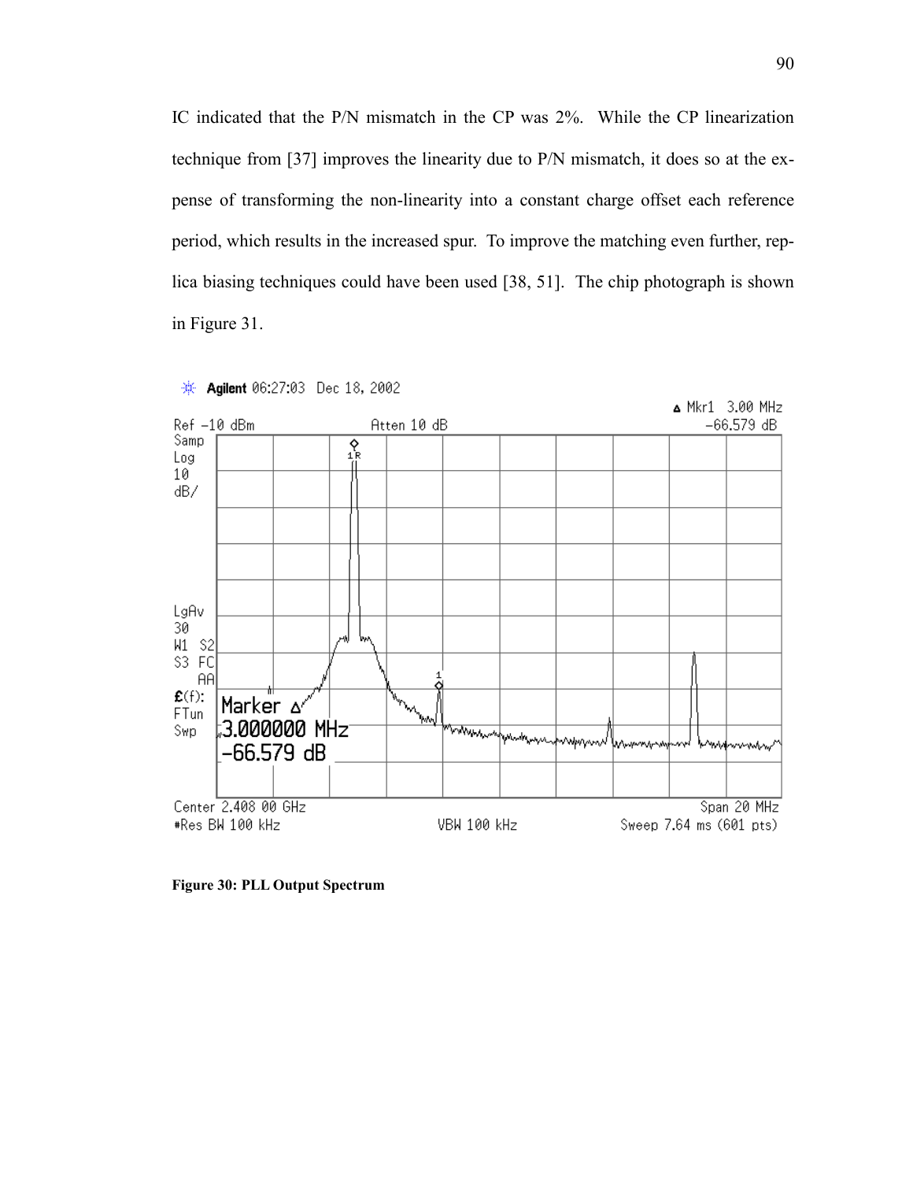IC indicated that the P/N mismatch in the CP was 2%. While the CP linearization technique from [37] improves the linearity due to P/N mismatch, it does so at the expense of transforming the non-linearity into a constant charge offset each reference period, which results in the increased spur. To improve the matching even further, replica biasing techniques could have been used [38, 51]. The chip photograph is shown in Figure 31.

**Figure 30: PLL Output Spectrum**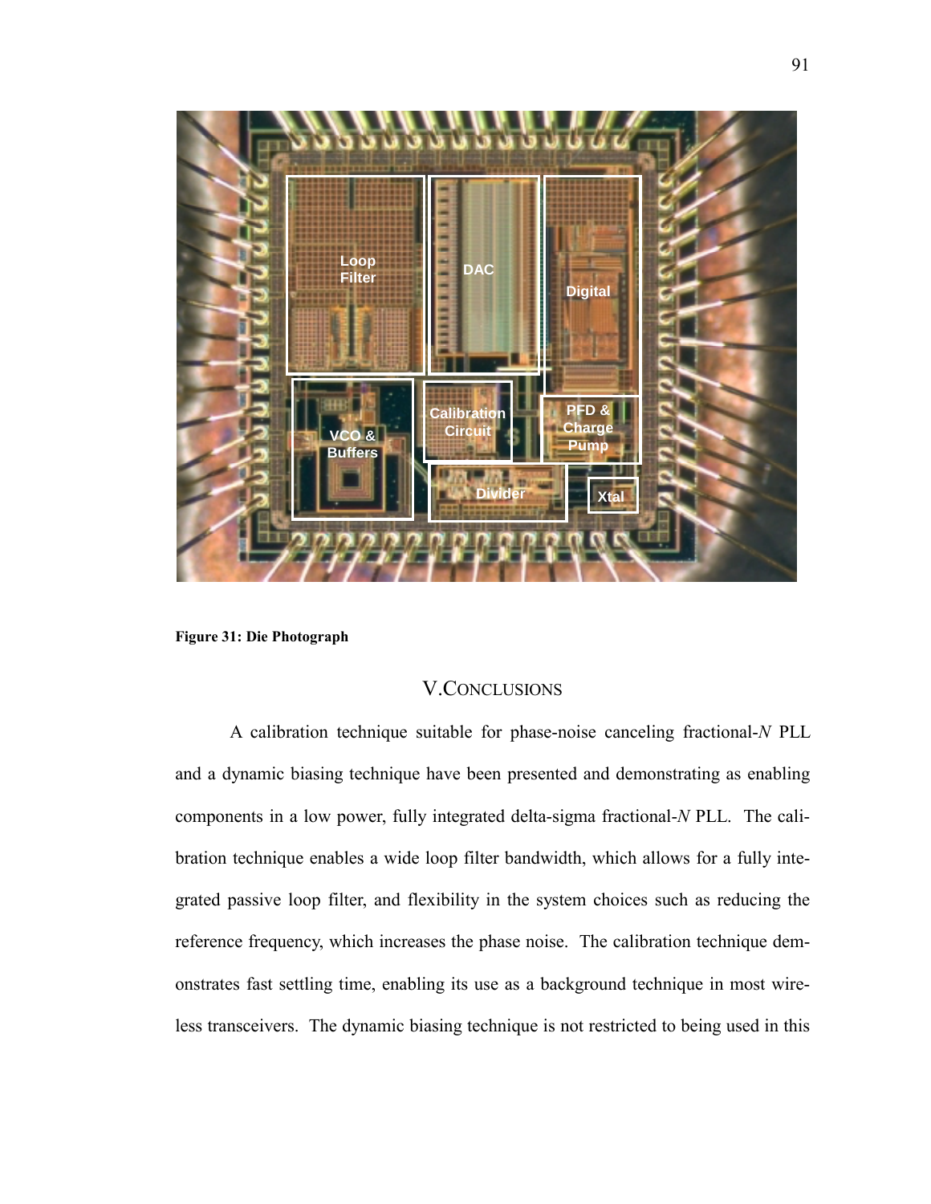Figure 31: Die Photograph

# V. CONCLUSIONS

A calibration technique suitable for phase-noise canceling fractional-*N* PLL and a dynamic biasing technique have been presented and demonstrating as enabling components in a low power, fully integrated delta-sigma fractional-*N* PLL. The calibration technique enables a wide loop filter bandwidth, which allows for a fully integrated passive loop filter, and flexibility in the system choices such as reducing the reference frequency, which increases the phase noise. The calibration technique demonstrates fast settling time, enabling its use as a background technique in most wireless transceivers. The dynamic biasing technique is not restricted to being used in this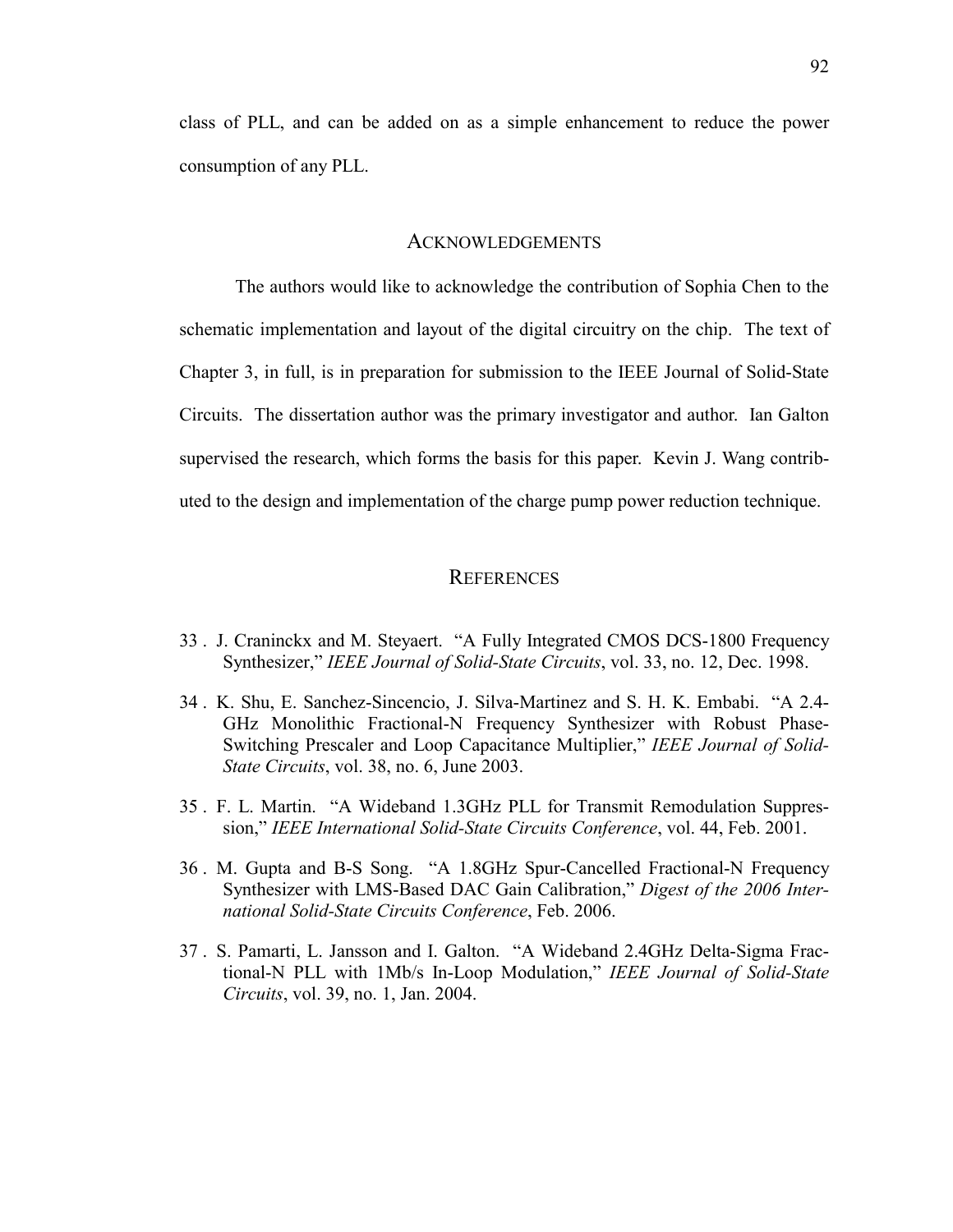class of PLL, and can be added on as a simple enhancement to reduce the power consumption of any PLL.

## Acknowledgements

The authors would like to acknowledge the contribution of Sophia Chen to the schematic implementation and layout of the digital circuitry on the chip. The text of Chapter 3, in full, is in preparation for submission to the IEEE Journal of Solid-State Circuits. The dissertation author was the primary investigator and author. Ian Galton supervised the research, which forms the basis for this paper. Kevin J. Wang contributed to the design and implementation of the charge pump power reduction technique.

## References

33 . J. Craninckx and M. Steyaert. "A Fully Integrated CMOS DCS-1800 Frequency Synthesizer," *IEEE Journal of Solid-State Circuits*, vol. 33, no. 12, Dec. 1998.

34 . K. Shu, E. Sanchez-Sincencio, J. Silva-Martinez and S. H. K. Embabi. "A 2.4-GHz Monolithic Fractional-N Frequency Synthesizer with Robust Phase-Switching Prescaler and Loop Capacitance Multiplier," *IEEE Journal of Solid-State Circuits*, vol. 38, no. 6, June 2003.

35 . F. L. Martin. "A Wideband 1.3GHz PLL for Transmit Remodulation Suppression," *IEEE International Solid-State Circuits Conference*, vol. 44, Feb. 2001.

36 . M. Gupta and B-S Song. "A 1.8GHz Spur-Cancelled Fractional-N Frequency Synthesizer with LMS-Based DAC Gain Calibration," *Digest of the 2006 International Solid-State Circuits Conference*, Feb. 2006.

37 . S. Pamarti, L. Jansson and I. Galton. "A Wideband 2.4GHz Delta-Sigma Fractional-N PLL with 1Mb/s In-Loop Modulation," *IEEE Journal of Solid-State Circuits*, vol. 39, no. 1, Jan. 2004.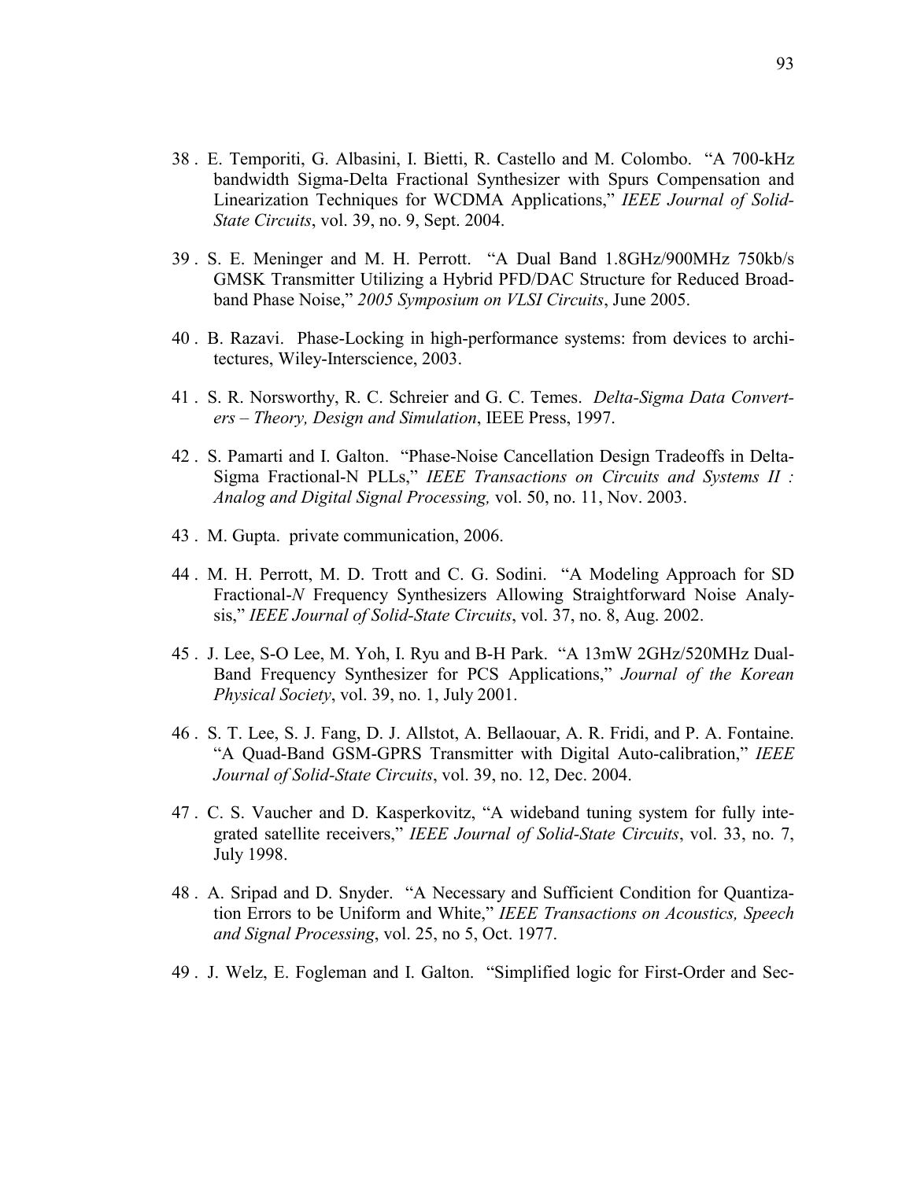38 . E. Temporiti, G. Albasini, I. Bietti, R. Castello and M. Colombo. "A 700-kHz bandwidth Sigma-Delta Fractional Synthesizer with Spurs Compensation and Linearization Techniques for WCDMA Applications," *IEEE Journal of Solid-State Circuits*, vol. 39, no. 9, Sept. 2004.

39 . S. E. Meninger and M. H. Perrott. "A Dual Band 1.8GHz/900MHz 750kb/s GMSK Transmitter Utilizing a Hybrid PFD/DAC Structure for Reduced Broadband Phase Noise," *2005 Symposium on VLSI Circuits*, June 2005.

40 . B. Razavi. Phase-Locking in high-performance systems: from devices to architectures, Wiley-Interscience, 2003.

41 . S. R. Norsworthy, R. C. Schreier and G. C. Temes. *Delta-Sigma Data Converters – Theory, Design and Simulation*, IEEE Press, 1997.

42 . S. Pamarti and I. Galton. "Phase-Noise Cancellation Design Tradeoffs in Delta-Sigma Fractional-N PLLs," *IEEE Transactions on Circuits and Systems II : Analog and Digital Signal Processing,* vol. 50, no. 11, Nov. 2003.

43 . M. Gupta. private communication, 2006.

44 . M. H. Perrott, M. D. Trott and C. G. Sodini. "A Modeling Approach for SD Fractional-*N* Frequency Synthesizers Allowing Straightforward Noise Analysis," *IEEE Journal of Solid-State Circuits*, vol. 37, no. 8, Aug. 2002.

45 . J. Lee, S-O Lee, M. Yoh, I. Ryu and B-H Park. "A 13mW 2GHz/520MHz Dual-Band Frequency Synthesizer for PCS Applications," *Journal of the Korean Physical Society*, vol. 39, no. 1, July 2001.

46 . S. T. Lee, S. J. Fang, D. J. Allstot, A. Bellaouar, A. R. Fridi, and P. A. Fontaine. "A Quad-Band GSM-GPRS Transmitter with Digital Auto-calibration," *IEEE Journal of Solid-State Circuits*, vol. 39, no. 12, Dec. 2004.

47 . C. S. Vaucher and D. Kasperkovitz, "A wideband tuning system for fully integrated satellite receivers," *IEEE Journal of Solid-State Circuits*, vol. 33, no. 7, July 1998.

48 . A. Sripad and D. Snyder. "A Necessary and Sufficient Condition for Quantization Errors to be Uniform and White," *IEEE Transactions on Acoustics, Speech and Signal Processing*, vol. 25, no 5, Oct. 1977.

49 . J. Welz, E. Fogleman and I. Galton. "Simplified logic for First-Order and Sec-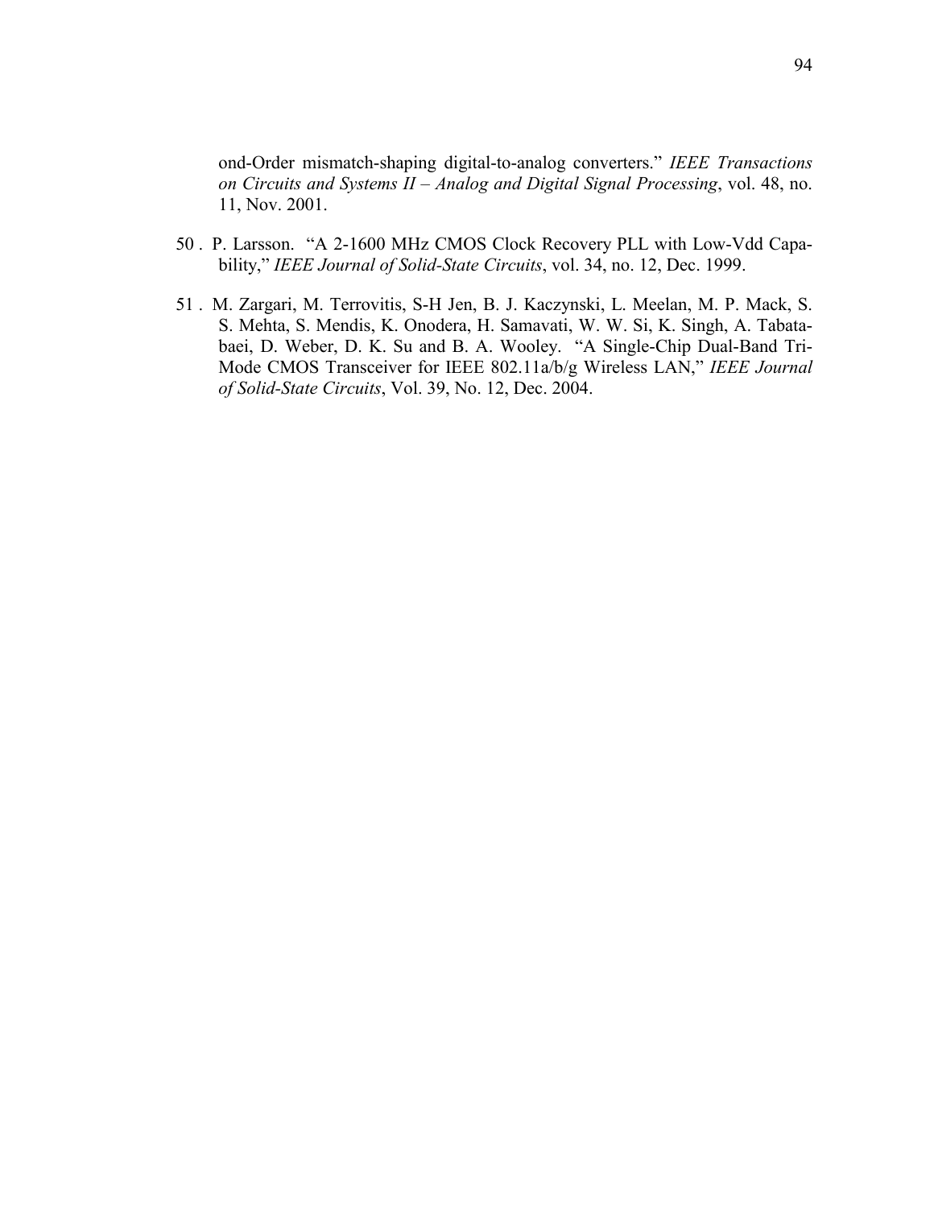ond-Order mismatch-shaping digital-to-analog converters." *IEEE Transactions on Circuits and Systems II – Analog and Digital Signal Processing*, vol. 48, no. 11, Nov. 2001.

50 . P. Larsson. "A 2-1600 MHz CMOS Clock Recovery PLL with Low-Vdd Capability," *IEEE Journal of Solid-State Circuits*, vol. 34, no. 12, Dec. 1999.

51 . M. Zargari, M. Terrovitis, S-H Jen, B. J. Kaczynski, L. Meelan, M. P. Mack, S. S. Mehta, S. Mendis, K. Onodera, H. Samavati, W. W. Si, K. Singh, A. Tabatabaei, D. Weber, D. K. Su and B. A. Wooley. "A Single-Chip Dual-Band Tri-Mode CMOS Transceiver for IEEE 802.11a/b/g Wireless LAN," *IEEE Journal of Solid-State Circuits*, Vol. 39, No. 12, Dec. 2004.